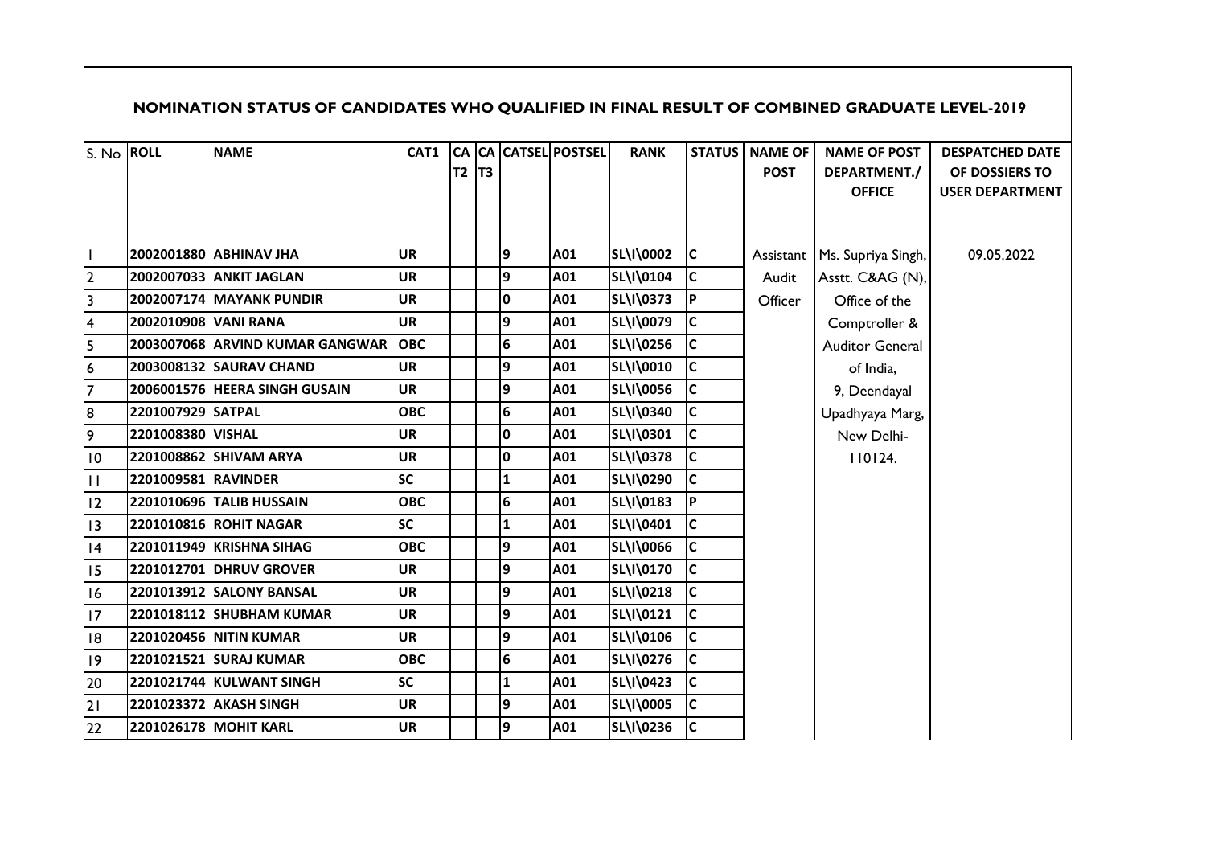# NOMINATION STATUS OF CANDIDATES WHO QUALIFIED IN FINAL RESULT OF COMBINED GRADUATE LEVEL-2019

| S. No | ROLL | NAME | CAT1 | CA T2 | CA T3 | CATSEL | POSTSEL | RANK | STATUS | NAME OF POST | NAME OF POST DEPARTMENT./ OFFICE | DESPATCHED DATE OF DOSSIERS TO USER DEPARTMENT |
|---|---|---|---|---|---|---|---|---|---|---|---|---|
| 1 | 2002001880 | ABHINAV JHA | UR | | | 9 | A01 | SL\I\0002 | C | Assistant Audit Officer | Ms. Supriya Singh, Asstt. C&AG (N), Office of the Comptroller & Auditor General of India, 9, Deendayal Upadhyaya Marg, New Delhi-110124. | 09.05.2022 |
| 2 | 2002007033 | ANKIT JAGLAN | UR | | | 9 | A01 | SL\I\0104 | C | | | |
| 3 | 2002007174 | MAYANK PUNDIR | UR | | | 0 | A01 | SL\I\0373 | P | | | |
| 4 | 2002010908 | VANI RANA | UR | | | 9 | A01 | SL\I\0079 | C | | | |
| 5 | 2003007068 | ARVIND KUMAR GANGWAR | OBC | | | 6 | A01 | SL\I\0256 | C | | | |
| 6 | 2003008132 | SAURAV CHAND | UR | | | 9 | A01 | SL\I\0010 | C | | | |
| 7 | 2006001576 | HEERA SINGH GUSAIN | UR | | | 9 | A01 | SL\I\0056 | C | | | |
| 8 | 2201007929 | SATPAL | OBC | | | 6 | A01 | SL\I\0340 | C | | | |
| 9 | 2201008380 | VISHAL | UR | | | 0 | A01 | SL\I\0301 | C | | | |
| 10 | 2201008862 | SHIVAM ARYA | UR | | | 0 | A01 | SL\I\0378 | C | | | |
| 11 | 2201009581 | RAVINDER | SC | | | 1 | A01 | SL\I\0290 | C | | | |
| 12 | 2201010696 | TALIB HUSSAIN | OBC | | | 6 | A01 | SL\I\0183 | P | | | |
| 13 | 2201010816 | ROHIT NAGAR | SC | | | 1 | A01 | SL\I\0401 | C | | | |
| 14 | 2201011949 | KRISHNA SIHAG | OBC | | | 9 | A01 | SL\I\0066 | C | | | |
| 15 | 2201012701 | DHRUV GROVER | UR | | | 9 | A01 | SL\I\0170 | C | | | |
| 16 | 2201013912 | SALONY BANSAL | UR | | | 9 | A01 | SL\I\0218 | C | | | |
| 17 | 2201018112 | SHUBHAM KUMAR | UR | | | 9 | A01 | SL\I\0121 | C | | | |
| 18 | 2201020456 | NITIN KUMAR | UR | | | 9 | A01 | SL\I\0106 | C | | | |
| 19 | 2201021521 | SURAJ KUMAR | OBC | | | 6 | A01 | SL\I\0276 | C | | | |
| 20 | 2201021744 | KULWANT SINGH | SC | | | 1 | A01 | SL\I\0423 | C | | | |
| 21 | 2201023372 | AKASH SINGH | UR | | | 9 | A01 | SL\I\0005 | C | | | |
| 22 | 2201026178 | MOHIT KARL | UR | | | 9 | A01 | SL\I\0236 | C | | | |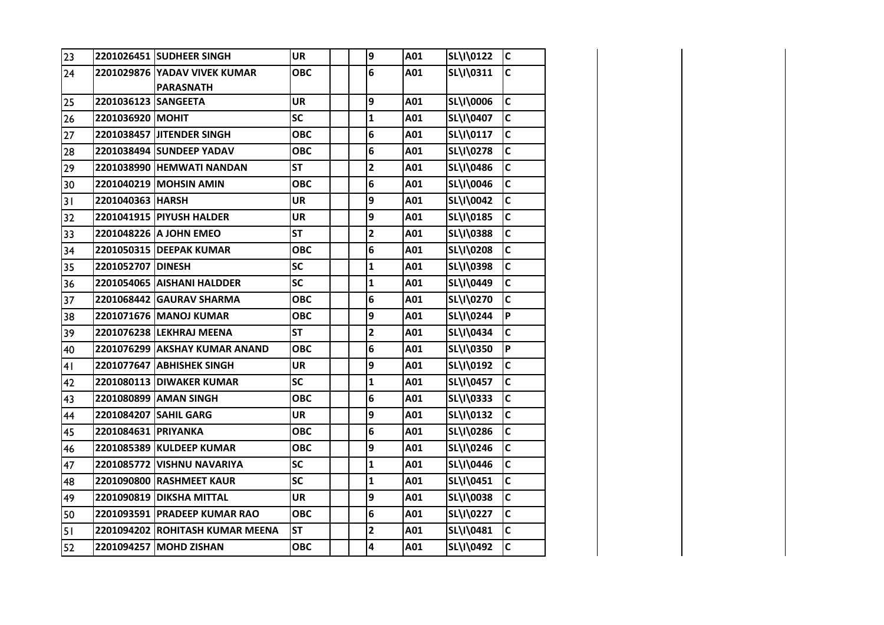| | | | | | | | | | |
|---|---|---|---|---|---|---|---|---|---|
| 23 | 2201026451 | SUDHEER SINGH | UR | | | 9 | A01 | SL\I\0122 | C |
| 24 | 2201029876 | YADAV VIVEK KUMAR PARASNATH | OBC | | | 6 | A01 | SL\I\0311 | C |
| 25 | 2201036123 | SANGEETA | UR | | | 9 | A01 | SL\I\0006 | C |
| 26 | 2201036920 | MOHIT | SC | | | 1 | A01 | SL\I\0407 | C |
| 27 | 2201038457 | JITENDER SINGH | OBC | | | 6 | A01 | SL\I\0117 | C |
| 28 | 2201038494 | SUNDEEP YADAV | OBC | | | 6 | A01 | SL\I\0278 | C |
| 29 | 2201038990 | HEMWATI NANDAN | ST | | | 2 | A01 | SL\I\0486 | C |
| 30 | 2201040219 | MOHSIN AMIN | OBC | | | 6 | A01 | SL\I\0046 | C |
| 31 | 2201040363 | HARSH | UR | | | 9 | A01 | SL\I\0042 | C |
| 32 | 2201041915 | PIYUSH HALDER | UR | | | 9 | A01 | SL\I\0185 | C |
| 33 | 2201048226 | A JOHN EMEO | ST | | | 2 | A01 | SL\I\0388 | C |
| 34 | 2201050315 | DEEPAK KUMAR | OBC | | | 6 | A01 | SL\I\0208 | C |
| 35 | 2201052707 | DINESH | SC | | | 1 | A01 | SL\I\0398 | C |
| 36 | 2201054065 | AISHANI HALDDER | SC | | | 1 | A01 | SL\I\0449 | C |
| 37 | 2201068442 | GAURAV SHARMA | OBC | | | 6 | A01 | SL\I\0270 | C |
| 38 | 2201071676 | MANOJ KUMAR | OBC | | | 9 | A01 | SL\I\0244 | P |
| 39 | 2201076238 | LEKHRAJ MEENA | ST | | | 2 | A01 | SL\I\0434 | C |
| 40 | 2201076299 | AKSHAY KUMAR ANAND | OBC | | | 6 | A01 | SL\I\0350 | P |
| 41 | 2201077647 | ABHISHEK SINGH | UR | | | 9 | A01 | SL\I\0192 | C |
| 42 | 2201080113 | DIWAKER KUMAR | SC | | | 1 | A01 | SL\I\0457 | C |
| 43 | 2201080899 | AMAN SINGH | OBC | | | 6 | A01 | SL\I\0333 | C |
| 44 | 2201084207 | SAHIL GARG | UR | | | 9 | A01 | SL\I\0132 | C |
| 45 | 2201084631 | PRIYANKA | OBC | | | 6 | A01 | SL\I\0286 | C |
| 46 | 2201085389 | KULDEEP KUMAR | OBC | | | 9 | A01 | SL\I\0246 | C |
| 47 | 2201085772 | VISHNU NAVARIYA | SC | | | 1 | A01 | SL\I\0446 | C |
| 48 | 2201090800 | RASHMEET KAUR | SC | | | 1 | A01 | SL\I\0451 | C |
| 49 | 2201090819 | DIKSHA MITTAL | UR | | | 9 | A01 | SL\I\0038 | C |
| 50 | 2201093591 | PRADEEP KUMAR RAO | OBC | | | 6 | A01 | SL\I\0227 | C |
| 51 | 2201094202 | ROHITASH KUMAR MEENA | ST | | | 2 | A01 | SL\I\0481 | C |
| 52 | 2201094257 | MOHD ZISHAN | OBC | | | 4 | A01 | SL\I\0492 | C |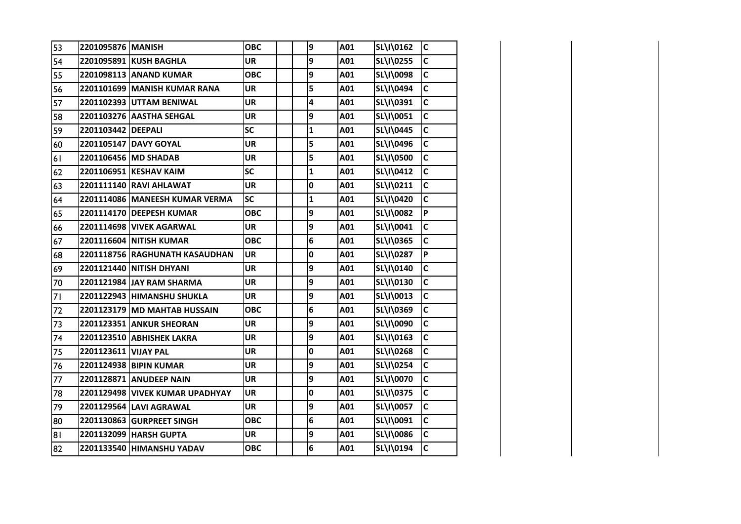| | | | | | | | | | | | | |
|---|---|---|---|---|---|---|---|---|---|---|---|---|
| 53 | 2201095876 | MANISH | OBC | | | 9 | A01 | SL\I\0162 | C | | | |
| 54 | 2201095891 | KUSH BAGHLA | UR | | | 9 | A01 | SL\I\0255 | C | | | |
| 55 | 2201098113 | ANAND KUMAR | OBC | | | 9 | A01 | SL\I\0098 | C | | | |
| 56 | 2201101699 | MANISH KUMAR RANA | UR | | | 5 | A01 | SL\I\0494 | C | | | |
| 57 | 2201102393 | UTTAM BENIWAL | UR | | | 4 | A01 | SL\I\0391 | C | | | |
| 58 | 2201103276 | AASTHA SEHGAL | UR | | | 9 | A01 | SL\I\0051 | C | | | |
| 59 | 2201103442 | DEEPALI | SC | | | 1 | A01 | SL\I\0445 | C | | | |
| 60 | 2201105147 | DAVY GOYAL | UR | | | 5 | A01 | SL\I\0496 | C | | | |
| 61 | 2201106456 | MD SHADAB | UR | | | 5 | A01 | SL\I\0500 | C | | | |
| 62 | 2201106951 | KESHAV KAIM | SC | | | 1 | A01 | SL\I\0412 | C | | | |
| 63 | 2201111140 | RAVI AHLAWAT | UR | | | 0 | A01 | SL\I\0211 | C | | | |
| 64 | 2201114086 | MANEESH KUMAR VERMA | SC | | | 1 | A01 | SL\I\0420 | C | | | |
| 65 | 2201114170 | DEEPESH KUMAR | OBC | | | 9 | A01 | SL\I\0082 | P | | | |
| 66 | 2201114698 | VIVEK AGARWAL | UR | | | 9 | A01 | SL\I\0041 | C | | | |
| 67 | 2201116604 | NITISH KUMAR | OBC | | | 6 | A01 | SL\I\0365 | C | | | |
| 68 | 2201118756 | RAGHUNATH KASAUDHAN | UR | | | 0 | A01 | SL\I\0287 | P | | | |
| 69 | 2201121440 | NITISH DHYANI | UR | | | 9 | A01 | SL\I\0140 | C | | | |
| 70 | 2201121984 | JAY RAM SHARMA | UR | | | 9 | A01 | SL\I\0130 | C | | | |
| 71 | 2201122943 | HIMANSHU SHUKLA | UR | | | 9 | A01 | SL\I\0013 | C | | | |
| 72 | 2201123179 | MD MAHTAB HUSSAIN | OBC | | | 6 | A01 | SL\I\0369 | C | | | |
| 73 | 2201123351 | ANKUR SHEORAN | UR | | | 9 | A01 | SL\I\0090 | C | | | |
| 74 | 2201123510 | ABHISHEK LAKRA | UR | | | 9 | A01 | SL\I\0163 | C | | | |
| 75 | 2201123611 | VIJAY PAL | UR | | | 0 | A01 | SL\I\0268 | C | | | |
| 76 | 2201124938 | BIPIN KUMAR | UR | | | 9 | A01 | SL\I\0254 | C | | | |
| 77 | 2201128871 | ANUDEEP NAIN | UR | | | 9 | A01 | SL\I\0070 | C | | | |
| 78 | 2201129498 | VIVEK KUMAR UPADHYAY | UR | | | 0 | A01 | SL\I\0375 | C | | | |
| 79 | 2201129564 | LAVI AGRAWAL | UR | | | 9 | A01 | SL\I\0057 | C | | | |
| 80 | 2201130863 | GURPREET SINGH | OBC | | | 6 | A01 | SL\I\0091 | C | | | |
| 81 | 2201132099 | HARSH GUPTA | UR | | | 9 | A01 | SL\I\0086 | C | | | |
| 82 | 2201133540 | HIMANSHU YADAV | OBC | | | 6 | A01 | SL\I\0194 | C | | | |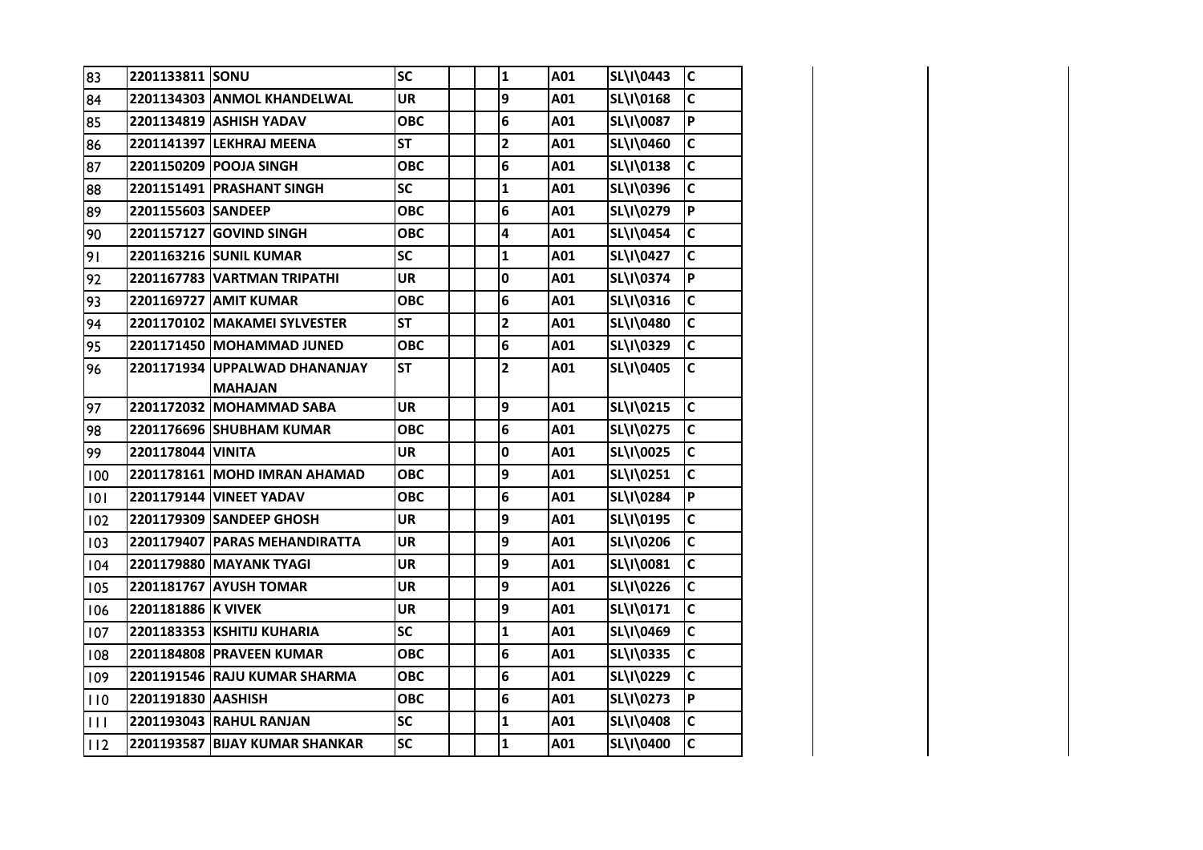| | | | | | | | | | |
|---|---|---|---|---|---|---|---|---|---|
| 83 | 2201133811 | SONU | SC | | | 1 | A01 | SL\I\0443 | C |
| 84 | 2201134303 | ANMOL KHANDELWAL | UR | | | 9 | A01 | SL\I\0168 | C |
| 85 | 2201134819 | ASHISH YADAV | OBC | | | 6 | A01 | SL\I\0087 | P |
| 86 | 2201141397 | LEKHRAJ MEENA | ST | | | 2 | A01 | SL\I\0460 | C |
| 87 | 2201150209 | POOJA SINGH | OBC | | | 6 | A01 | SL\I\0138 | C |
| 88 | 2201151491 | PRASHANT SINGH | SC | | | 1 | A01 | SL\I\0396 | C |
| 89 | 2201155603 | SANDEEP | OBC | | | 6 | A01 | SL\I\0279 | P |
| 90 | 2201157127 | GOVIND SINGH | OBC | | | 4 | A01 | SL\I\0454 | C |
| 91 | 2201163216 | SUNIL KUMAR | SC | | | 1 | A01 | SL\I\0427 | C |
| 92 | 2201167783 | VARTMAN TRIPATHI | UR | | | 0 | A01 | SL\I\0374 | P |
| 93 | 2201169727 | AMIT KUMAR | OBC | | | 6 | A01 | SL\I\0316 | C |
| 94 | 2201170102 | MAKAMEI SYLVESTER | ST | | | 2 | A01 | SL\I\0480 | C |
| 95 | 2201171450 | MOHAMMAD JUNED | OBC | | | 6 | A01 | SL\I\0329 | C |
| 96 | 2201171934 | UPPALWAD DHANANJAY MAHAJAN | ST | | | 2 | A01 | SL\I\0405 | C |
| 97 | 2201172032 | MOHAMMAD SABA | UR | | | 9 | A01 | SL\I\0215 | C |
| 98 | 2201176696 | SHUBHAM KUMAR | OBC | | | 6 | A01 | SL\I\0275 | C |
| 99 | 2201178044 | VINITA | UR | | | 0 | A01 | SL\I\0025 | C |
| 100 | 2201178161 | MOHD IMRAN AHAMAD | OBC | | | 9 | A01 | SL\I\0251 | C |
| 101 | 2201179144 | VINEET YADAV | OBC | | | 6 | A01 | SL\I\0284 | P |
| 102 | 2201179309 | SANDEEP GHOSH | UR | | | 9 | A01 | SL\I\0195 | C |
| 103 | 2201179407 | PARAS MEHANDIRATTA | UR | | | 9 | A01 | SL\I\0206 | C |
| 104 | 2201179880 | MAYANK TYAGI | UR | | | 9 | A01 | SL\I\0081 | C |
| 105 | 2201181767 | AYUSH TOMAR | UR | | | 9 | A01 | SL\I\0226 | C |
| 106 | 2201181886 | K VIVEK | UR | | | 9 | A01 | SL\I\0171 | C |
| 107 | 2201183353 | KSHITIJ KUHARIA | SC | | | 1 | A01 | SL\I\0469 | C |
| 108 | 2201184808 | PRAVEEN KUMAR | OBC | | | 6 | A01 | SL\I\0335 | C |
| 109 | 2201191546 | RAJU KUMAR SHARMA | OBC | | | 6 | A01 | SL\I\0229 | C |
| 110 | 2201191830 | AASHISH | OBC | | | 6 | A01 | SL\I\0273 | P |
| 111 | 2201193043 | RAHUL RANJAN | SC | | | 1 | A01 | SL\I\0408 | C |
| 112 | 2201193587 | BIJAY KUMAR SHANKAR | SC | | | 1 | A01 | SL\I\0400 | C |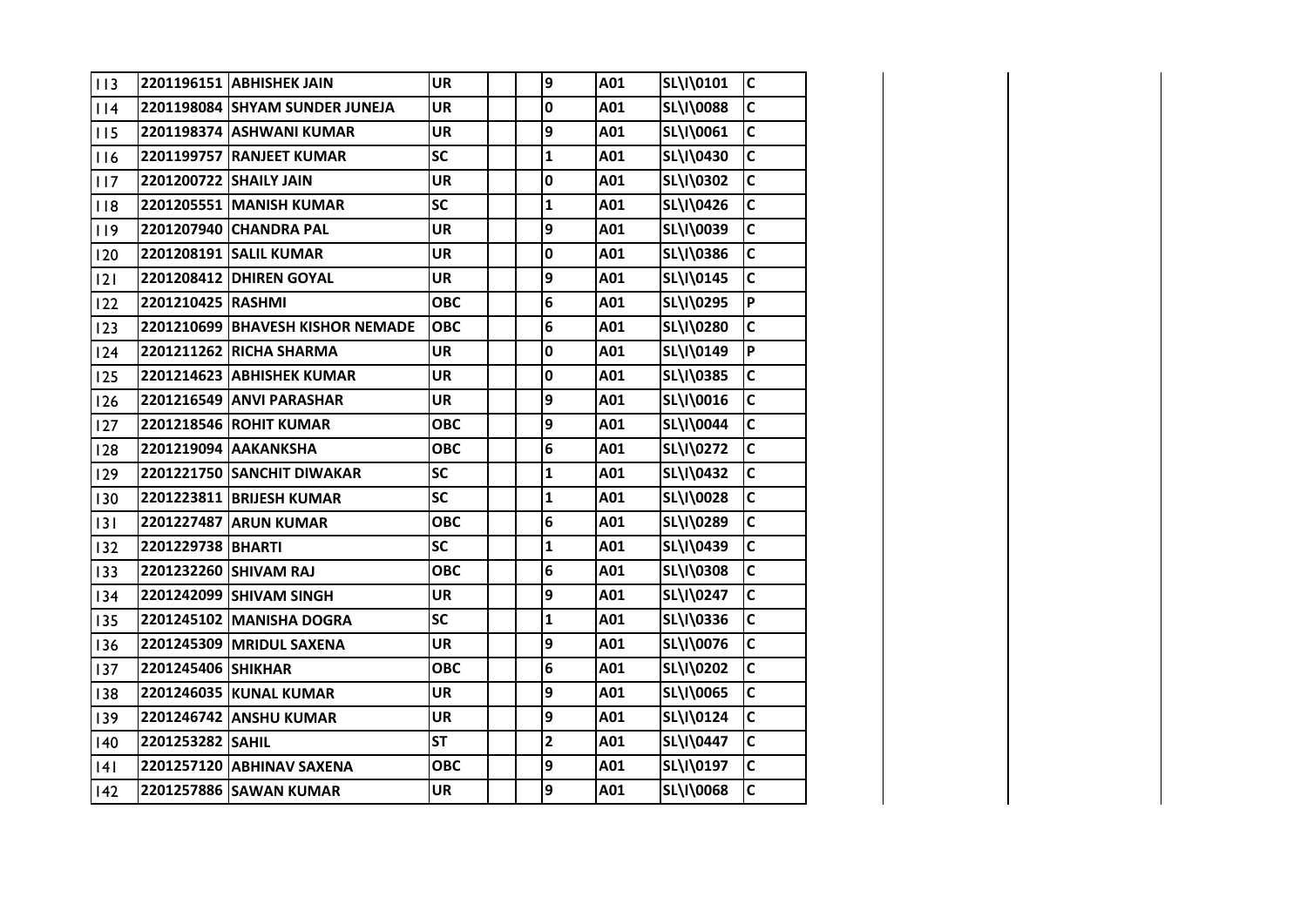| | | | | | | | | | |
|---|---|---|---|---|---|---|---|---|---|
| 113 | 2201196151 | ABHISHEK JAIN | UR | | | 9 | A01 | SL\I\0101 | C |
| 114 | 2201198084 | SHYAM SUNDER JUNEJA | UR | | | 0 | A01 | SL\I\0088 | C |
| 115 | 2201198374 | ASHWANI KUMAR | UR | | | 9 | A01 | SL\I\0061 | C |
| 116 | 2201199757 | RANJEET KUMAR | SC | | | 1 | A01 | SL\I\0430 | C |
| 117 | 2201200722 | SHAILY JAIN | UR | | | 0 | A01 | SL\I\0302 | C |
| 118 | 2201205551 | MANISH KUMAR | SC | | | 1 | A01 | SL\I\0426 | C |
| 119 | 2201207940 | CHANDRA PAL | UR | | | 9 | A01 | SL\I\0039 | C |
| 120 | 2201208191 | SALIL KUMAR | UR | | | 0 | A01 | SL\I\0386 | C |
| 121 | 2201208412 | DHIREN GOYAL | UR | | | 9 | A01 | SL\I\0145 | C |
| 122 | 2201210425 | RASHMI | OBC | | | 6 | A01 | SL\I\0295 | P |
| 123 | 2201210699 | BHAVESH KISHOR NEMADE | OBC | | | 6 | A01 | SL\I\0280 | C |
| 124 | 2201211262 | RICHA SHARMA | UR | | | 0 | A01 | SL\I\0149 | P |
| 125 | 2201214623 | ABHISHEK KUMAR | UR | | | 0 | A01 | SL\I\0385 | C |
| 126 | 2201216549 | ANVI PARASHAR | UR | | | 9 | A01 | SL\I\0016 | C |
| 127 | 2201218546 | ROHIT KUMAR | OBC | | | 9 | A01 | SL\I\0044 | C |
| 128 | 2201219094 | AAKANKSHA | OBC | | | 6 | A01 | SL\I\0272 | C |
| 129 | 2201221750 | SANCHIT DIWAKAR | SC | | | 1 | A01 | SL\I\0432 | C |
| 130 | 2201223811 | BRIJESH KUMAR | SC | | | 1 | A01 | SL\I\0028 | C |
| 131 | 2201227487 | ARUN KUMAR | OBC | | | 6 | A01 | SL\I\0289 | C |
| 132 | 2201229738 | BHARTI | SC | | | 1 | A01 | SL\I\0439 | C |
| 133 | 2201232260 | SHIVAM RAJ | OBC | | | 6 | A01 | SL\I\0308 | C |
| 134 | 2201242099 | SHIVAM SINGH | UR | | | 9 | A01 | SL\I\0247 | C |
| 135 | 2201245102 | MANISHA DOGRA | SC | | | 1 | A01 | SL\I\0336 | C |
| 136 | 2201245309 | MRIDUL SAXENA | UR | | | 9 | A01 | SL\I\0076 | C |
| 137 | 2201245406 | SHIKHAR | OBC | | | 6 | A01 | SL\I\0202 | C |
| 138 | 2201246035 | KUNAL KUMAR | UR | | | 9 | A01 | SL\I\0065 | C |
| 139 | 2201246742 | ANSHU KUMAR | UR | | | 9 | A01 | SL\I\0124 | C |
| 140 | 2201253282 | SAHIL | ST | | | 2 | A01 | SL\I\0447 | C |
| 141 | 2201257120 | ABHINAV SAXENA | OBC | | | 9 | A01 | SL\I\0197 | C |
| 142 | 2201257886 | SAWAN KUMAR | UR | | | 9 | A01 | SL\I\0068 | C |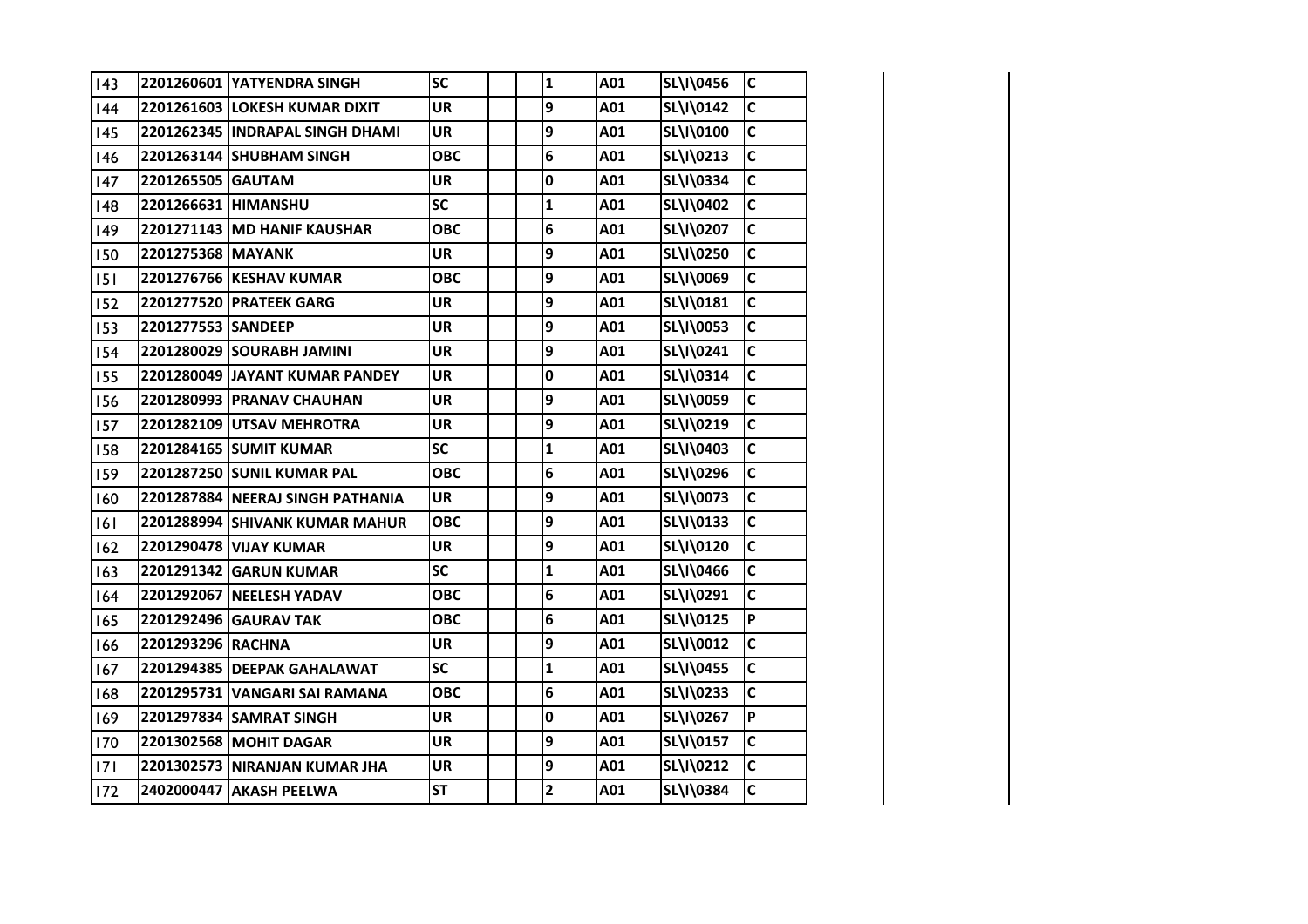| | | | | | | | | | |
|---|---|---|---|---|---|---|---|---|---|
| 143 | 2201260601 | YATYENDRA SINGH | SC | | | 1 | A01 | SL\I\0456 | C |
| 144 | 2201261603 | LOKESH KUMAR DIXIT | UR | | | 9 | A01 | SL\I\0142 | C |
| 145 | 2201262345 | INDRAPAL SINGH DHAMI | UR | | | 9 | A01 | SL\I\0100 | C |
| 146 | 2201263144 | SHUBHAM SINGH | OBC | | | 6 | A01 | SL\I\0213 | C |
| 147 | 2201265505 | GAUTAM | UR | | | 0 | A01 | SL\I\0334 | C |
| 148 | 2201266631 | HIMANSHU | SC | | | 1 | A01 | SL\I\0402 | C |
| 149 | 2201271143 | MD HANIF KAUSHAR | OBC | | | 6 | A01 | SL\I\0207 | C |
| 150 | 2201275368 | MAYANK | UR | | | 9 | A01 | SL\I\0250 | C |
| 151 | 2201276766 | KESHAV KUMAR | OBC | | | 9 | A01 | SL\I\0069 | C |
| 152 | 2201277520 | PRATEEK GARG | UR | | | 9 | A01 | SL\I\0181 | C |
| 153 | 2201277553 | SANDEEP | UR | | | 9 | A01 | SL\I\0053 | C |
| 154 | 2201280029 | SOURABH JAMINI | UR | | | 9 | A01 | SL\I\0241 | C |
| 155 | 2201280049 | JAYANT KUMAR PANDEY | UR | | | 0 | A01 | SL\I\0314 | C |
| 156 | 2201280993 | PRANAV CHAUHAN | UR | | | 9 | A01 | SL\I\0059 | C |
| 157 | 2201282109 | UTSAV MEHROTRA | UR | | | 9 | A01 | SL\I\0219 | C |
| 158 | 2201284165 | SUMIT KUMAR | SC | | | 1 | A01 | SL\I\0403 | C |
| 159 | 2201287250 | SUNIL KUMAR PAL | OBC | | | 6 | A01 | SL\I\0296 | C |
| 160 | 2201287884 | NEERAJ SINGH PATHANIA | UR | | | 9 | A01 | SL\I\0073 | C |
| 161 | 2201288994 | SHIVANK KUMAR MAHUR | OBC | | | 9 | A01 | SL\I\0133 | C |
| 162 | 2201290478 | VIJAY KUMAR | UR | | | 9 | A01 | SL\I\0120 | C |
| 163 | 2201291342 | GARUN KUMAR | SC | | | 1 | A01 | SL\I\0466 | C |
| 164 | 2201292067 | NEELESH YADAV | OBC | | | 6 | A01 | SL\I\0291 | C |
| 165 | 2201292496 | GAURAV TAK | OBC | | | 6 | A01 | SL\I\0125 | P |
| 166 | 2201293296 | RACHNA | UR | | | 9 | A01 | SL\I\0012 | C |
| 167 | 2201294385 | DEEPAK GAHALAWAT | SC | | | 1 | A01 | SL\I\0455 | C |
| 168 | 2201295731 | VANGARI SAI RAMANA | OBC | | | 6 | A01 | SL\I\0233 | C |
| 169 | 2201297834 | SAMRAT SINGH | UR | | | 0 | A01 | SL\I\0267 | P |
| 170 | 2201302568 | MOHIT DAGAR | UR | | | 9 | A01 | SL\I\0157 | C |
| 171 | 2201302573 | NIRANJAN KUMAR JHA | UR | | | 9 | A01 | SL\I\0212 | C |
| 172 | 2402000447 | AKASH PEELWA | ST | | | 2 | A01 | SL\I\0384 | C |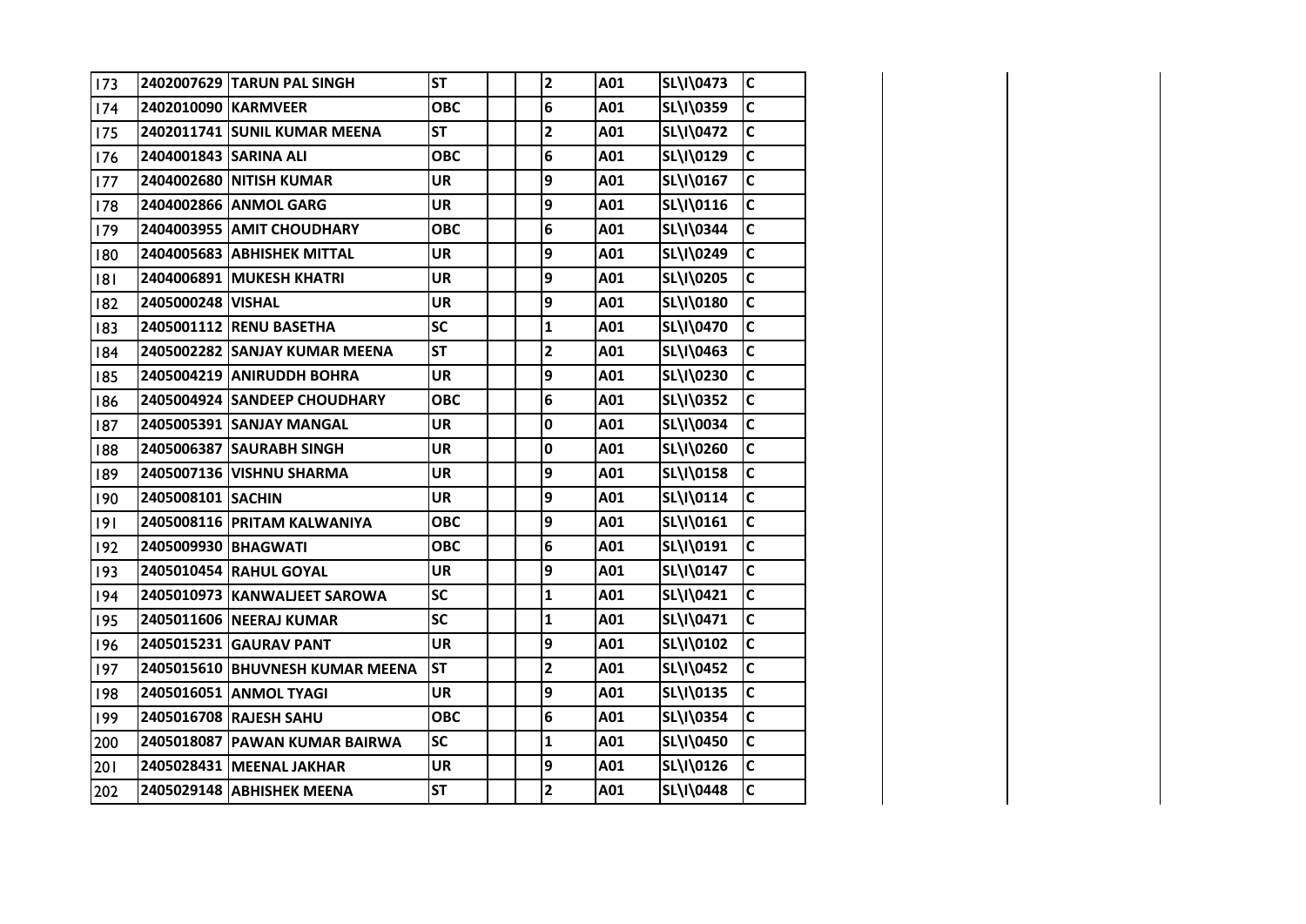| 173 | 2402007629 | TARUN PAL SINGH | ST | | | 2 | A01 | SL\I\0473 | C |
|---|---|---|---|---|---|---|---|---|---|
| 174 | 2402010090 | KARMVEER | OBC | | | 6 | A01 | SL\I\0359 | C |
| 175 | 2402011741 | SUNIL KUMAR MEENA | ST | | | 2 | A01 | SL\I\0472 | C |
| 176 | 2404001843 | SARINA ALI | OBC | | | 6 | A01 | SL\I\0129 | C |
| 177 | 2404002680 | NITISH KUMAR | UR | | | 9 | A01 | SL\I\0167 | C |
| 178 | 2404002866 | ANMOL GARG | UR | | | 9 | A01 | SL\I\0116 | C |
| 179 | 2404003955 | AMIT CHOUDHARY | OBC | | | 6 | A01 | SL\I\0344 | C |
| 180 | 2404005683 | ABHISHEK MITTAL | UR | | | 9 | A01 | SL\I\0249 | C |
| 181 | 2404006891 | MUKESH KHATRI | UR | | | 9 | A01 | SL\I\0205 | C |
| 182 | 2405000248 | VISHAL | UR | | | 9 | A01 | SL\I\0180 | C |
| 183 | 2405001112 | RENU BASETHA | SC | | | 1 | A01 | SL\I\0470 | C |
| 184 | 2405002282 | SANJAY KUMAR MEENA | ST | | | 2 | A01 | SL\I\0463 | C |
| 185 | 2405004219 | ANIRUDDH BOHRA | UR | | | 9 | A01 | SL\I\0230 | C |
| 186 | 2405004924 | SANDEEP CHOUDHARY | OBC | | | 6 | A01 | SL\I\0352 | C |
| 187 | 2405005391 | SANJAY MANGAL | UR | | | 0 | A01 | SL\I\0034 | C |
| 188 | 2405006387 | SAURABH SINGH | UR | | | 0 | A01 | SL\I\0260 | C |
| 189 | 2405007136 | VISHNU SHARMA | UR | | | 9 | A01 | SL\I\0158 | C |
| 190 | 2405008101 | SACHIN | UR | | | 9 | A01 | SL\I\0114 | C |
| 191 | 2405008116 | PRITAM KALWANIYA | OBC | | | 9 | A01 | SL\I\0161 | C |
| 192 | 2405009930 | BHAGWATI | OBC | | | 6 | A01 | SL\I\0191 | C |
| 193 | 2405010454 | RAHUL GOYAL | UR | | | 9 | A01 | SL\I\0147 | C |
| 194 | 2405010973 | KANWALJEET SAROWA | SC | | | 1 | A01 | SL\I\0421 | C |
| 195 | 2405011606 | NEERAJ KUMAR | SC | | | 1 | A01 | SL\I\0471 | C |
| 196 | 2405015231 | GAURAV PANT | UR | | | 9 | A01 | SL\I\0102 | C |
| 197 | 2405015610 | BHUVNESH KUMAR MEENA | ST | | | 2 | A01 | SL\I\0452 | C |
| 198 | 2405016051 | ANMOL TYAGI | UR | | | 9 | A01 | SL\I\0135 | C |
| 199 | 2405016708 | RAJESH SAHU | OBC | | | 6 | A01 | SL\I\0354 | C |
| 200 | 2405018087 | PAWAN KUMAR BAIRWA | SC | | | 1 | A01 | SL\I\0450 | C |
| 201 | 2405028431 | MEENAL JAKHAR | UR | | | 9 | A01 | SL\I\0126 | C |
| 202 | 2405029148 | ABHISHEK MEENA | ST | | | 2 | A01 | SL\I\0448 | C |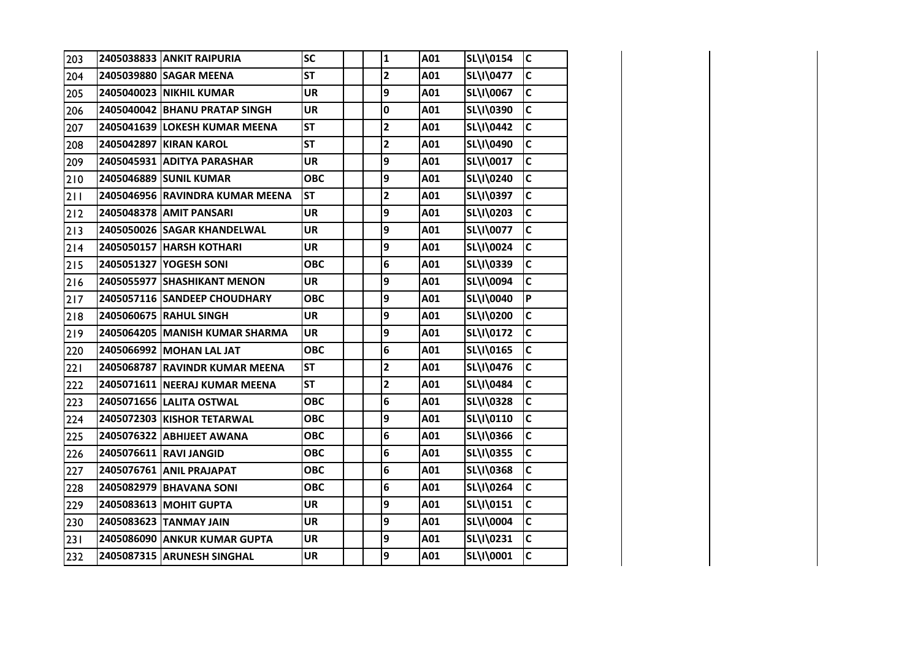| | | | | | | | | | |
|---|---|---|---|---|---|---|---|---|---|
| 203 | 2405038833 | ANKIT RAIPURIA | SC | | | 1 | A01 | SL\I\0154 | C |
| 204 | 2405039880 | SAGAR MEENA | ST | | | 2 | A01 | SL\I\0477 | C |
| 205 | 2405040023 | NIKHIL KUMAR | UR | | | 9 | A01 | SL\I\0067 | C |
| 206 | 2405040042 | BHANU PRATAP SINGH | UR | | | 0 | A01 | SL\I\0390 | C |
| 207 | 2405041639 | LOKESH KUMAR MEENA | ST | | | 2 | A01 | SL\I\0442 | C |
| 208 | 2405042897 | KIRAN KAROL | ST | | | 2 | A01 | SL\I\0490 | C |
| 209 | 2405045931 | ADITYA PARASHAR | UR | | | 9 | A01 | SL\I\0017 | C |
| 210 | 2405046889 | SUNIL KUMAR | OBC | | | 9 | A01 | SL\I\0240 | C |
| 211 | 2405046956 | RAVINDRA KUMAR MEENA | ST | | | 2 | A01 | SL\I\0397 | C |
| 212 | 2405048378 | AMIT PANSARI | UR | | | 9 | A01 | SL\I\0203 | C |
| 213 | 2405050026 | SAGAR KHANDELWAL | UR | | | 9 | A01 | SL\I\0077 | C |
| 214 | 2405050157 | HARSH KOTHARI | UR | | | 9 | A01 | SL\I\0024 | C |
| 215 | 2405051327 | YOGESH SONI | OBC | | | 6 | A01 | SL\I\0339 | C |
| 216 | 2405055977 | SHASHIKANT MENON | UR | | | 9 | A01 | SL\I\0094 | C |
| 217 | 2405057116 | SANDEEP CHOUDHARY | OBC | | | 9 | A01 | SL\I\0040 | P |
| 218 | 2405060675 | RAHUL SINGH | UR | | | 9 | A01 | SL\I\0200 | C |
| 219 | 2405064205 | MANISH KUMAR SHARMA | UR | | | 9 | A01 | SL\I\0172 | C |
| 220 | 2405066992 | MOHAN LAL JAT | OBC | | | 6 | A01 | SL\I\0165 | C |
| 221 | 2405068787 | RAVINDR KUMAR MEENA | ST | | | 2 | A01 | SL\I\0476 | C |
| 222 | 2405071611 | NEERAJ KUMAR MEENA | ST | | | 2 | A01 | SL\I\0484 | C |
| 223 | 2405071656 | LALITA OSTWAL | OBC | | | 6 | A01 | SL\I\0328 | C |
| 224 | 2405072303 | KISHOR TETARWAL | OBC | | | 9 | A01 | SL\I\0110 | C |
| 225 | 2405076322 | ABHIJEET AWANA | OBC | | | 6 | A01 | SL\I\0366 | C |
| 226 | 2405076611 | RAVI JANGID | OBC | | | 6 | A01 | SL\I\0355 | C |
| 227 | 2405076761 | ANIL PRAJAPAT | OBC | | | 6 | A01 | SL\I\0368 | C |
| 228 | 2405082979 | BHAVANA SONI | OBC | | | 6 | A01 | SL\I\0264 | C |
| 229 | 2405083613 | MOHIT GUPTA | UR | | | 9 | A01 | SL\I\0151 | C |
| 230 | 2405083623 | TANMAY JAIN | UR | | | 9 | A01 | SL\I\0004 | C |
| 231 | 2405086090 | ANKUR KUMAR GUPTA | UR | | | 9 | A01 | SL\I\0231 | C |
| 232 | 2405087315 | ARUNESH SINGHAL | UR | | | 9 | A01 | SL\I\0001 | C |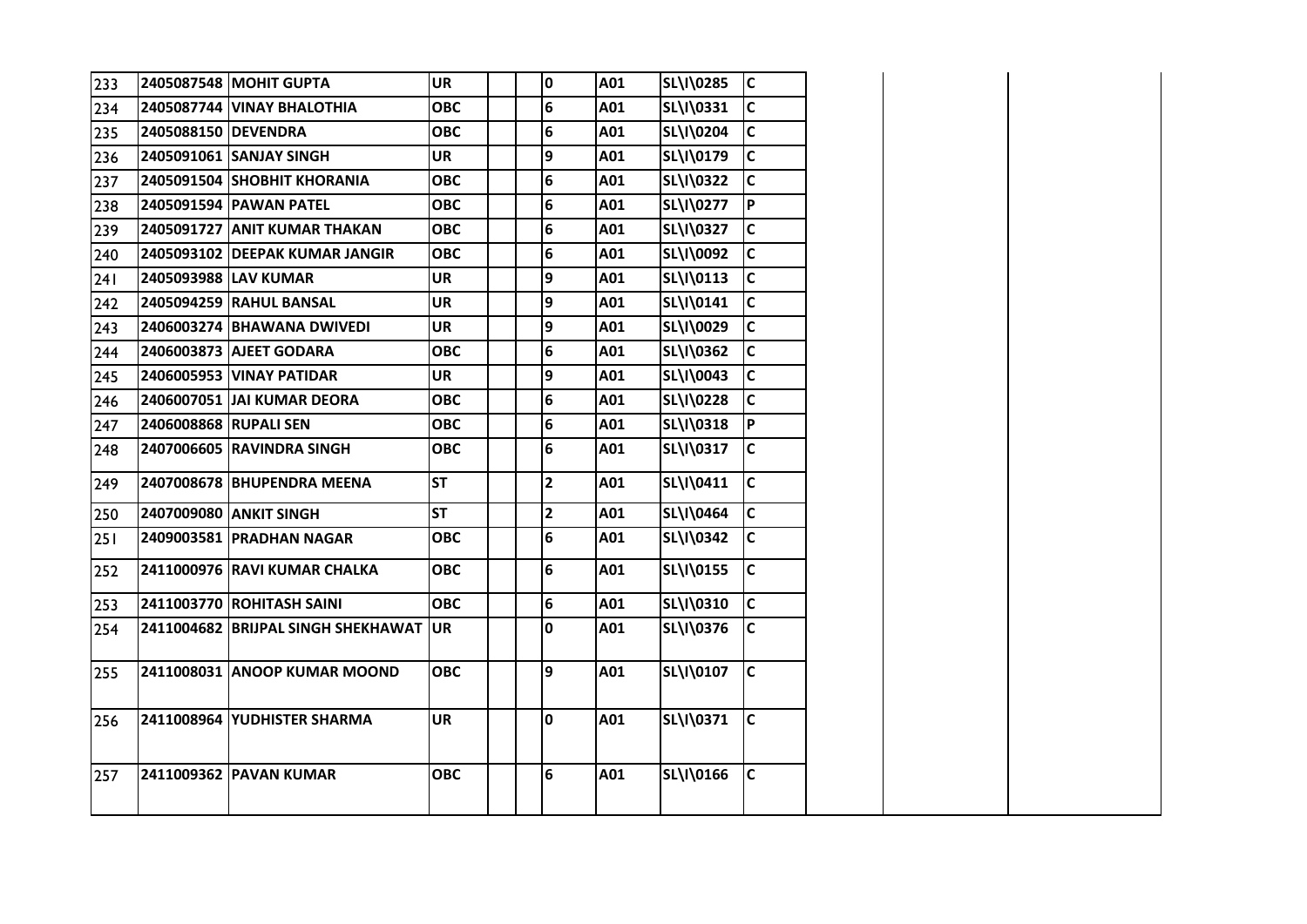| 233 | 2405087548 | MOHIT GUPTA | UR | | | 0 | A01 | SL\I\0285 | C | | | |
|---|---|---|---|---|---|---|---|---|---|---|---|---|
| 234 | 2405087744 | VINAY BHALOTHIA | OBC | | | 6 | A01 | SL\I\0331 | C | | | |
| 235 | 2405088150 | DEVENDRA | OBC | | | 6 | A01 | SL\I\0204 | C | | | |
| 236 | 2405091061 | SANJAY SINGH | UR | | | 9 | A01 | SL\I\0179 | C | | | |
| 237 | 2405091504 | SHOBHIT KHORANIA | OBC | | | 6 | A01 | SL\I\0322 | C | | | |
| 238 | 2405091594 | PAWAN PATEL | OBC | | | 6 | A01 | SL\I\0277 | P | | | |
| 239 | 2405091727 | ANIT KUMAR THAKAN | OBC | | | 6 | A01 | SL\I\0327 | C | | | |
| 240 | 2405093102 | DEEPAK KUMAR JANGIR | OBC | | | 6 | A01 | SL\I\0092 | C | | | |
| 241 | 2405093988 | LAV KUMAR | UR | | | 9 | A01 | SL\I\0113 | C | | | |
| 242 | 2405094259 | RAHUL BANSAL | UR | | | 9 | A01 | SL\I\0141 | C | | | |
| 243 | 2406003274 | BHAWANA DWIVEDI | UR | | | 9 | A01 | SL\I\0029 | C | | | |
| 244 | 2406003873 | AJEET GODARA | OBC | | | 6 | A01 | SL\I\0362 | C | | | |
| 245 | 2406005953 | VINAY PATIDAR | UR | | | 9 | A01 | SL\I\0043 | C | | | |
| 246 | 2406007051 | JAI KUMAR DEORA | OBC | | | 6 | A01 | SL\I\0228 | C | | | |
| 247 | 2406008868 | RUPALI SEN | OBC | | | 6 | A01 | SL\I\0318 | P | | | |
| 248 | 2407006605 | RAVINDRA SINGH | OBC | | | 6 | A01 | SL\I\0317 | C | | | |
| 249 | 2407008678 | BHUPENDRA MEENA | ST | | | 2 | A01 | SL\I\0411 | C | | | |
| 250 | 2407009080 | ANKIT SINGH | ST | | | 2 | A01 | SL\I\0464 | C | | | |
| 251 | 2409003581 | PRADHAN NAGAR | OBC | | | 6 | A01 | SL\I\0342 | C | | | |
| 252 | 2411000976 | RAVI KUMAR CHALKA | OBC | | | 6 | A01 | SL\I\0155 | C | | | |
| 253 | 2411003770 | ROHITASH SAINI | OBC | | | 6 | A01 | SL\I\0310 | C | | | |
| 254 | 2411004682 | BRIJPAL SINGH SHEKHAWAT | UR | | | 0 | A01 | SL\I\0376 | C | | | |
| 255 | 2411008031 | ANOOP KUMAR MOOND | OBC | | | 9 | A01 | SL\I\0107 | C | | | |
| 256 | 2411008964 | YUDHISTER SHARMA | UR | | | 0 | A01 | SL\I\0371 | C | | | |
| 257 | 2411009362 | PAVAN KUMAR | OBC | | | 6 | A01 | SL\I\0166 | C | | | |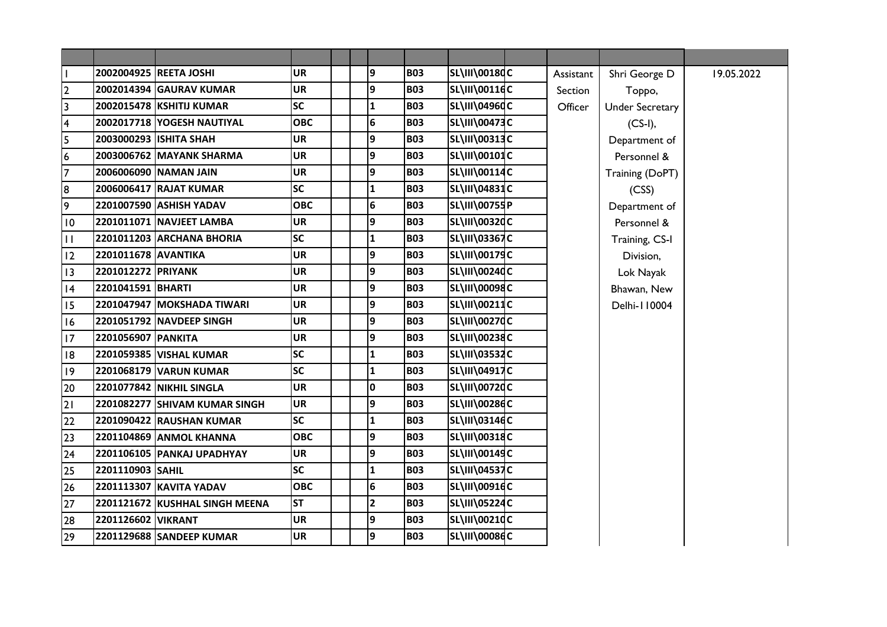| | | | | | | | | | | | | |
|---|---|---|---|---|---|---|---|---|---|---|---|---|
| 1 | 2002004925 | REETA JOSHI | UR | | | 9 | B03 | SL\III\00180 | C | Assistant Section Officer | Shri George D Toppo, Under Secretary (CS-I), Department of Personnel & Training (DoPT) (CSS) Department of Personnel & Training, CS-I Division, Lok Nayak Bhawan, New Delhi-110004 | 19.05.2022 |
| 2 | 2002014394 | GAURAV KUMAR | UR | | | 9 | B03 | SL\III\00116 | C | | | |
| 3 | 2002015478 | KSHITIJ KUMAR | SC | | | 1 | B03 | SL\III\04960 | C | | | |
| 4 | 2002017718 | YOGESH NAUTIYAL | OBC | | | 6 | B03 | SL\III\00473 | C | | | |
| 5 | 2003000293 | ISHITA SHAH | UR | | | 9 | B03 | SL\III\00313 | C | | | |
| 6 | 2003006762 | MAYANK SHARMA | UR | | | 9 | B03 | SL\III\00101 | C | | | |
| 7 | 2006006090 | NAMAN JAIN | UR | | | 9 | B03 | SL\III\00114 | C | | | |
| 8 | 2006006417 | RAJAT KUMAR | SC | | | 1 | B03 | SL\III\04831 | C | | | |
| 9 | 2201007590 | ASHISH YADAV | OBC | | | 6 | B03 | SL\III\00755 | P | | | |
| 10 | 2201011071 | NAVJEET LAMBA | UR | | | 9 | B03 | SL\III\00320 | C | | | |
| 11 | 2201011203 | ARCHANA BHORIA | SC | | | 1 | B03 | SL\III\03367 | C | | | |
| 12 | 2201011678 | AVANTIKA | UR | | | 9 | B03 | SL\III\00179 | C | | | |
| 13 | 2201012272 | PRIYANK | UR | | | 9 | B03 | SL\III\00240 | C | | | |
| 14 | 2201041591 | BHARTI | UR | | | 9 | B03 | SL\III\00098 | C | | | |
| 15 | 2201047947 | MOKSHADA TIWARI | UR | | | 9 | B03 | SL\III\00211 | C | | | |
| 16 | 2201051792 | NAVDEEP SINGH | UR | | | 9 | B03 | SL\III\00270 | C | | | |
| 17 | 2201056907 | PANKITA | UR | | | 9 | B03 | SL\III\00238 | C | | | |
| 18 | 2201059385 | VISHAL KUMAR | SC | | | 1 | B03 | SL\III\03532 | C | | | |
| 19 | 2201068179 | VARUN KUMAR | SC | | | 1 | B03 | SL\III\04917 | C | | | |
| 20 | 2201077842 | NIKHIL SINGLA | UR | | | 0 | B03 | SL\III\00720 | C | | | |
| 21 | 2201082277 | SHIVAM KUMAR SINGH | UR | | | 9 | B03 | SL\III\00286 | C | | | |
| 22 | 2201090422 | RAUSHAN KUMAR | SC | | | 1 | B03 | SL\III\03146 | C | | | |
| 23 | 2201104869 | ANMOL KHANNA | OBC | | | 9 | B03 | SL\III\00318 | C | | | |
| 24 | 2201106105 | PANKAJ UPADHYAY | UR | | | 9 | B03 | SL\III\00149 | C | | | |
| 25 | 2201110903 | SAHIL | SC | | | 1 | B03 | SL\III\04537 | C | | | |
| 26 | 2201113307 | KAVITA YADAV | OBC | | | 6 | B03 | SL\III\00916 | C | | | |
| 27 | 2201121672 | KUSHHAL SINGH MEENA | ST | | | 2 | B03 | SL\III\05224 | C | | | |
| 28 | 2201126602 | VIKRANT | UR | | | 9 | B03 | SL\III\00210 | C | | | |
| 29 | 2201129688 | SANDEEP KUMAR | UR | | | 9 | B03 | SL\III\00086 | C | | | |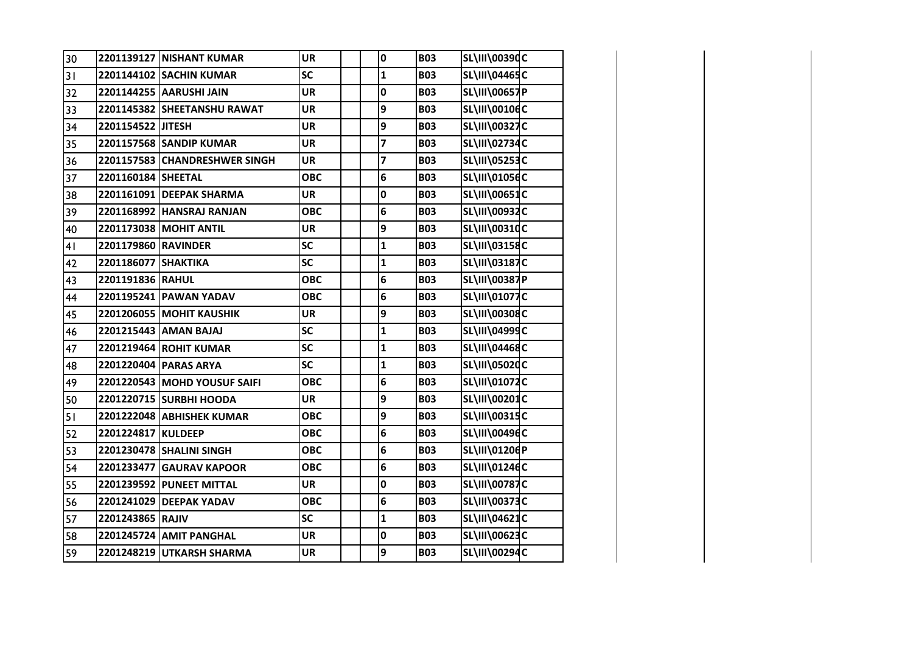| | | | | | | | | | |
|---|---|---|---|---|---|---|---|---|---|
| 30 | 2201139127 | NISHANT KUMAR | UR | | | 0 | B03 | SL\III\00390 | C |
| 31 | 2201144102 | SACHIN KUMAR | SC | | | 1 | B03 | SL\III\04465 | C |
| 32 | 2201144255 | AARUSHI JAIN | UR | | | 0 | B03 | SL\III\00657 | P |
| 33 | 2201145382 | SHEETANSHU RAWAT | UR | | | 9 | B03 | SL\III\00106 | C |
| 34 | 2201154522 | JITESH | UR | | | 9 | B03 | SL\III\00327 | C |
| 35 | 2201157568 | SANDIP KUMAR | UR | | | 7 | B03 | SL\III\02734 | C |
| 36 | 2201157583 | CHANDRESHWER SINGH | UR | | | 7 | B03 | SL\III\05253 | C |
| 37 | 2201160184 | SHEETAL | OBC | | | 6 | B03 | SL\III\01056 | C |
| 38 | 2201161091 | DEEPAK SHARMA | UR | | | 0 | B03 | SL\III\00651 | C |
| 39 | 2201168992 | HANSRAJ RANJAN | OBC | | | 6 | B03 | SL\III\00932 | C |
| 40 | 2201173038 | MOHIT ANTIL | UR | | | 9 | B03 | SL\III\00310 | C |
| 41 | 2201179860 | RAVINDER | SC | | | 1 | B03 | SL\III\03158 | C |
| 42 | 2201186077 | SHAKTIKA | SC | | | 1 | B03 | SL\III\03187 | C |
| 43 | 2201191836 | RAHUL | OBC | | | 6 | B03 | SL\III\00387 | P |
| 44 | 2201195241 | PAWAN YADAV | OBC | | | 6 | B03 | SL\III\01077 | C |
| 45 | 2201206055 | MOHIT KAUSHIK | UR | | | 9 | B03 | SL\III\00308 | C |
| 46 | 2201215443 | AMAN BAJAJ | SC | | | 1 | B03 | SL\III\04999 | C |
| 47 | 2201219464 | ROHIT KUMAR | SC | | | 1 | B03 | SL\III\04468 | C |
| 48 | 2201220404 | PARAS ARYA | SC | | | 1 | B03 | SL\III\05020 | C |
| 49 | 2201220543 | MOHD YOUSUF SAIFI | OBC | | | 6 | B03 | SL\III\01072 | C |
| 50 | 2201220715 | SURBHI HOODA | UR | | | 9 | B03 | SL\III\00201 | C |
| 51 | 2201222048 | ABHISHEK KUMAR | OBC | | | 9 | B03 | SL\III\00315 | C |
| 52 | 2201224817 | KULDEEP | OBC | | | 6 | B03 | SL\III\00496 | C |
| 53 | 2201230478 | SHALINI SINGH | OBC | | | 6 | B03 | SL\III\01206 | P |
| 54 | 2201233477 | GAURAV KAPOOR | OBC | | | 6 | B03 | SL\III\01246 | C |
| 55 | 2201239592 | PUNEET MITTAL | UR | | | 0 | B03 | SL\III\00787 | C |
| 56 | 2201241029 | DEEPAK YADAV | OBC | | | 6 | B03 | SL\III\00373 | C |
| 57 | 2201243865 | RAJIV | SC | | | 1 | B03 | SL\III\04621 | C |
| 58 | 2201245724 | AMIT PANGHAL | UR | | | 0 | B03 | SL\III\00623 | C |
| 59 | 2201248219 | UTKARSH SHARMA | UR | | | 9 | B03 | SL\III\00294 | C |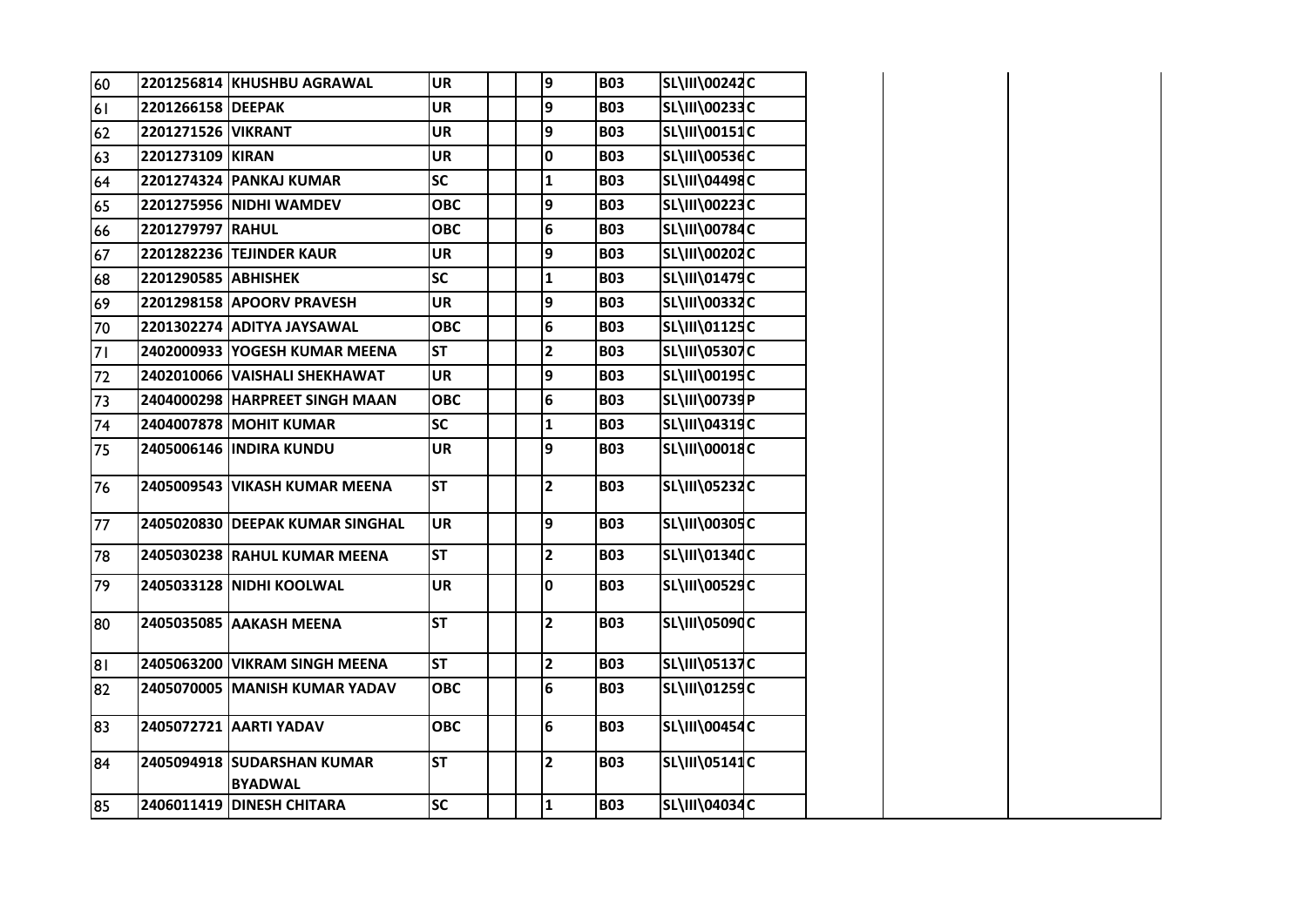| | | | | | | | | | | | | |
|---|---|---|---|---|---|---|---|---|---|---|---|---|
| 60 | 2201256814 | KHUSHBU AGRAWAL | UR | | | 9 | B03 | SL\III\00242 | C | | | |
| 61 | 2201266158 | DEEPAK | UR | | | 9 | B03 | SL\III\00233 | C | | | |
| 62 | 2201271526 | VIKRANT | UR | | | 9 | B03 | SL\III\00151 | C | | | |
| 63 | 2201273109 | KIRAN | UR | | | 0 | B03 | SL\III\00536 | C | | | |
| 64 | 2201274324 | PANKAJ KUMAR | SC | | | 1 | B03 | SL\III\04498 | C | | | |
| 65 | 2201275956 | NIDHI WAMDEV | OBC | | | 9 | B03 | SL\III\00223 | C | | | |
| 66 | 2201279797 | RAHUL | OBC | | | 6 | B03 | SL\III\00784 | C | | | |
| 67 | 2201282236 | TEJINDER KAUR | UR | | | 9 | B03 | SL\III\00202 | C | | | |
| 68 | 2201290585 | ABHISHEK | SC | | | 1 | B03 | SL\III\01479 | C | | | |
| 69 | 2201298158 | APOORV PRAVESH | UR | | | 9 | B03 | SL\III\00332 | C | | | |
| 70 | 2201302274 | ADITYA JAYSAWAL | OBC | | | 6 | B03 | SL\III\01125 | C | | | |
| 71 | 2402000933 | YOGESH KUMAR MEENA | ST | | | 2 | B03 | SL\III\05307 | C | | | |
| 72 | 2402010066 | VAISHALI SHEKHAWAT | UR | | | 9 | B03 | SL\III\00195 | C | | | |
| 73 | 2404000298 | HARPREET SINGH MAAN | OBC | | | 6 | B03 | SL\III\00739 | P | | | |
| 74 | 2404007878 | MOHIT KUMAR | SC | | | 1 | B03 | SL\III\04319 | C | | | |
| 75 | 2405006146 | INDIRA KUNDU | UR | | | 9 | B03 | SL\III\00018 | C | | | |
| 76 | 2405009543 | VIKASH KUMAR MEENA | ST | | | 2 | B03 | SL\III\05232 | C | | | |
| 77 | 2405020830 | DEEPAK KUMAR SINGHAL | UR | | | 9 | B03 | SL\III\00305 | C | | | |
| 78 | 2405030238 | RAHUL KUMAR MEENA | ST | | | 2 | B03 | SL\III\01340 | C | | | |
| 79 | 2405033128 | NIDHI KOOLWAL | UR | | | 0 | B03 | SL\III\00529 | C | | | |
| 80 | 2405035085 | AAKASH MEENA | ST | | | 2 | B03 | SL\III\05090 | C | | | |
| 81 | 2405063200 | VIKRAM SINGH MEENA | ST | | | 2 | B03 | SL\III\05137 | C | | | |
| 82 | 2405070005 | MANISH KUMAR YADAV | OBC | | | 6 | B03 | SL\III\01259 | C | | | |
| 83 | 2405072721 | AARTI YADAV | OBC | | | 6 | B03 | SL\III\00454 | C | | | |
| 84 | 2405094918 | SUDARSHAN KUMAR BYADWAL | ST | | | 2 | B03 | SL\III\05141 | C | | | |
| 85 | 2406011419 | DINESH CHITARA | SC | | | 1 | B03 | SL\III\04034 | C | | | |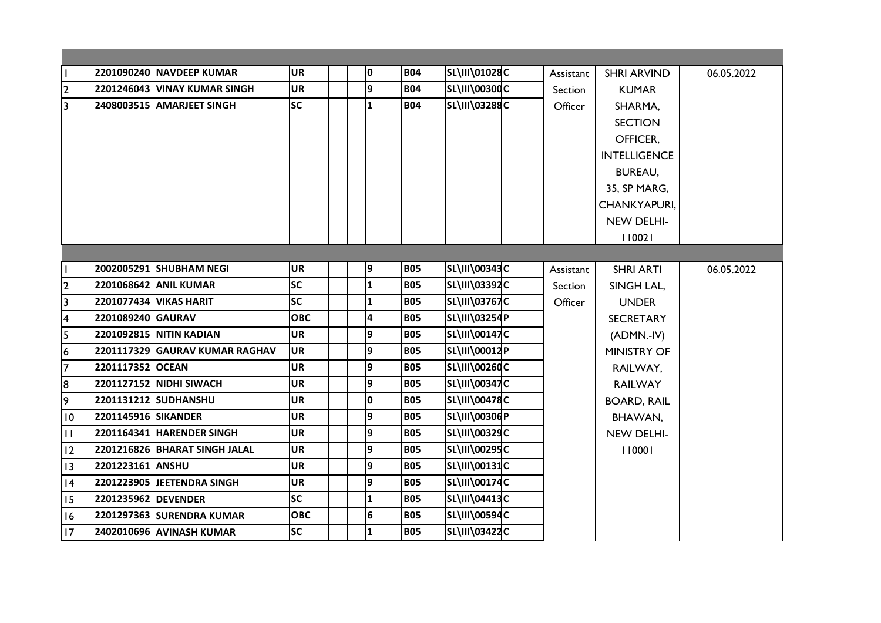| | | | | | | | | | | | | |
|---|---|---|---|---|---|---|---|---|---|---|---|---|
| | | | | | | | | | | | | |
| 1 | 2201090240 | NAVDEEP KUMAR | UR | | | 0 | B04 | SL\III\01028 | C | Assistant Section Officer | SHRI ARVIND KUMAR SHARMA, SECTION OFFICER, INTELLIGENCE BUREAU, 35, SP MARG, CHANKYAPURI, NEW DELHI-110021 | 06.05.2022 |
| 2 | 2201246043 | VINAY KUMAR SINGH | UR | | | 9 | B04 | SL\III\00300 | C | | | |
| 3 | 2408003515 | AMARJEET SINGH | SC | | | 1 | B04 | SL\III\03288 | C | | | |
| | | | | | | | | | | | | |
| 1 | 2002005291 | SHUBHAM NEGI | UR | | | 9 | B05 | SL\III\00343 | C | Assistant Section Officer | SHRI ARTI SINGH LAL, UNDER SECRETARY (ADMN.-IV) MINISTRY OF RAILWAY, RAILWAY BOARD, RAIL BHAWAN, NEW DELHI-110001 | 06.05.2022 |
| 2 | 2201068642 | ANIL KUMAR | SC | | | 1 | B05 | SL\III\03392 | C | | | |
| 3 | 2201077434 | VIKAS HARIT | SC | | | 1 | B05 | SL\III\03767 | C | | | |
| 4 | 2201089240 | GAURAV | OBC | | | 4 | B05 | SL\III\03254 | P | | | |
| 5 | 2201092815 | NITIN KADIAN | UR | | | 9 | B05 | SL\III\00147 | C | | | |
| 6 | 2201117329 | GAURAV KUMAR RAGHAV | UR | | | 9 | B05 | SL\III\00012 | P | | | |
| 7 | 2201117352 | OCEAN | UR | | | 9 | B05 | SL\III\00260 | C | | | |
| 8 | 2201127152 | NIDHI SIWACH | UR | | | 9 | B05 | SL\III\00347 | C | | | |
| 9 | 2201131212 | SUDHANSHU | UR | | | 0 | B05 | SL\III\00478 | C | | | |
| 10 | 2201145916 | SIKANDER | UR | | | 9 | B05 | SL\III\00306 | P | | | |
| 11 | 2201164341 | HARENDER SINGH | UR | | | 9 | B05 | SL\III\00329 | C | | | |
| 12 | 2201216826 | BHARAT SINGH JALAL | UR | | | 9 | B05 | SL\III\00295 | C | | | |
| 13 | 2201223161 | ANSHU | UR | | | 9 | B05 | SL\III\00131 | C | | | |
| 14 | 2201223905 | JEETENDRA SINGH | UR | | | 9 | B05 | SL\III\00174 | C | | | |
| 15 | 2201235962 | DEVENDER | SC | | | 1 | B05 | SL\III\04413 | C | | | |
| 16 | 2201297363 | SURENDRA KUMAR | OBC | | | 6 | B05 | SL\III\00594 | C | | | |
| 17 | 2402010696 | AVINASH KUMAR | SC | | | 1 | B05 | SL\III\03422 | C | | | |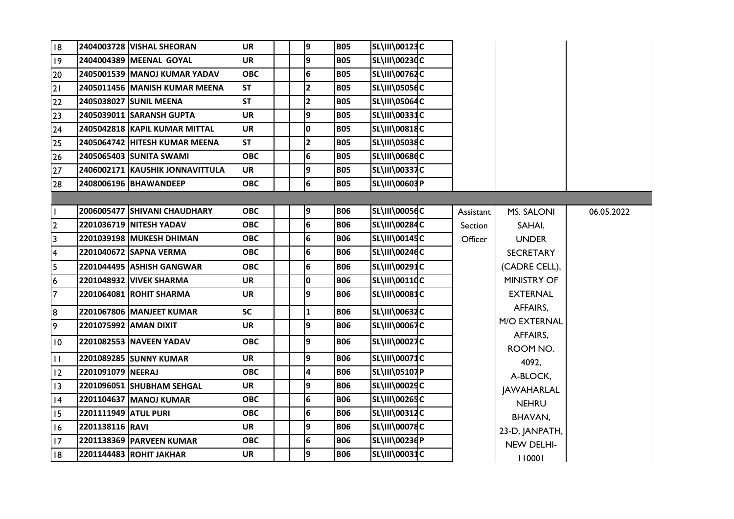| | | | | | | | | | | | |
|---|---|---|---|---|---|---|---|---|---|---|---|
| 18 | 2404003728 | VISHAL SHEORAN | UR | | | 9 | B05 | SL\III\00123 | C | | | |
| 19 | 2404004389 | MEENAL GOYAL | UR | | | 9 | B05 | SL\III\00230 | C | | | |
| 20 | 2405001539 | MANOJ KUMAR YADAV | OBC | | | 6 | B05 | SL\III\00762 | C | | | |
| 21 | 2405011456 | MANISH KUMAR MEENA | ST | | | 2 | B05 | SL\III\05056 | C | | | |
| 22 | 2405038027 | SUNIL MEENA | ST | | | 2 | B05 | SL\III\05064 | C | | | |
| 23 | 2405039011 | SARANSH GUPTA | UR | | | 9 | B05 | SL\III\00331 | C | | | |
| 24 | 2405042818 | KAPIL KUMAR MITTAL | UR | | | 0 | B05 | SL\III\00818 | C | | | |
| 25 | 2405064742 | HITESH KUMAR MEENA | ST | | | 2 | B05 | SL\III\05038 | C | | | |
| 26 | 2405065403 | SUNITA SWAMI | OBC | | | 6 | B05 | SL\III\00686 | C | | | |
| 27 | 2406002171 | KAUSHIK JONNAVITTULA | UR | | | 9 | B05 | SL\III\00337 | C | | | |
| 28 | 2408006196 | BHAWANDEEP | OBC | | | 6 | B05 | SL\III\00603 | P | | | |
| | | | | | | | | | | | | |
| 1 | 2006005477 | SHIVANI CHAUDHARY | OBC | | | 9 | B06 | SL\III\00056 | C | Assistant Section Officer | MS. SALONI SAHAI, UNDER SECRETARY (CADRE CELL), MINISTRY OF EXTERNAL AFFAIRS, M/O EXTERNAL AFFAIRS, ROOM NO. 4092, A-BLOCK, JAWAHARLAL NEHRU BHAVAN, 23-D, JANPATH, NEW DELHI-110001 | 06.05.2022 |
| 2 | 2201036719 | NITESH YADAV | OBC | | | 6 | B06 | SL\III\00284 | C | | | |
| 3 | 2201039198 | MUKESH DHIMAN | OBC | | | 6 | B06 | SL\III\00145 | C | | | |
| 4 | 2201040672 | SAPNA VERMA | OBC | | | 6 | B06 | SL\III\00246 | C | | | |
| 5 | 2201044495 | ASHISH GANGWAR | OBC | | | 6 | B06 | SL\III\00291 | C | | | |
| 6 | 2201048932 | VIVEK SHARMA | UR | | | 0 | B06 | SL\III\00110 | C | | | |
| 7 | 2201064081 | ROHIT SHARMA | UR | | | 9 | B06 | SL\III\00081 | C | | | |
| 8 | 2201067806 | MANJEET KUMAR | SC | | | 1 | B06 | SL\III\00632 | C | | | |
| 9 | 2201075992 | AMAN DIXIT | UR | | | 9 | B06 | SL\III\00067 | C | | | |
| 10 | 2201082553 | NAVEEN YADAV | OBC | | | 9 | B06 | SL\III\00027 | C | | | |
| 11 | 2201089285 | SUNNY KUMAR | UR | | | 9 | B06 | SL\III\00071 | C | | | |
| 12 | 2201091079 | NEERAJ | OBC | | | 4 | B06 | SL\III\05107 | P | | | |
| 13 | 2201096051 | SHUBHAM SEHGAL | UR | | | 9 | B06 | SL\III\00029 | C | | | |
| 14 | 2201104637 | MANOJ KUMAR | OBC | | | 6 | B06 | SL\III\00265 | C | | | |
| 15 | 2201111949 | ATUL PURI | OBC | | | 6 | B06 | SL\III\00312 | C | | | |
| 16 | 2201138116 | RAVI | UR | | | 9 | B06 | SL\III\00078 | C | | | |
| 17 | 2201138369 | PARVEEN KUMAR | OBC | | | 6 | B06 | SL\III\00236 | P | | | |
| 18 | 2201144483 | ROHIT JAKHAR | UR | | | 9 | B06 | SL\III\00031 | C | | | |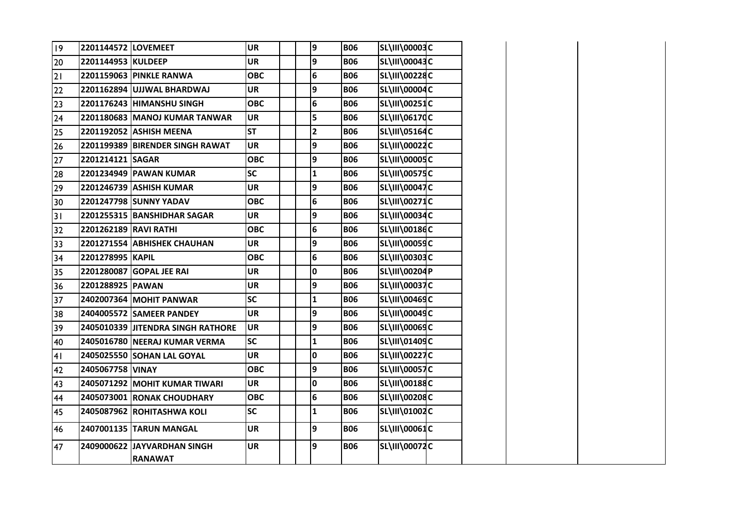| 19 | 2201144572 | LOVEMEET | UR | | | 9 | B06 | SL\III\00003 | C | | | |
|---|---|---|---|---|---|---|---|---|---|---|---|---|
| 20 | 2201144953 | KULDEEP | UR | | | 9 | B06 | SL\III\00043 | C | | | |
| 21 | 2201159063 | PINKLE RANWA | OBC | | | 6 | B06 | SL\III\00228 | C | | | |
| 22 | 2201162894 | UJJWAL BHARDWAJ | UR | | | 9 | B06 | SL\III\00004 | C | | | |
| 23 | 2201176243 | HIMANSHU SINGH | OBC | | | 6 | B06 | SL\III\00251 | C | | | |
| 24 | 2201180683 | MANOJ KUMAR TANWAR | UR | | | 5 | B06 | SL\III\06170 | C | | | |
| 25 | 2201192052 | ASHISH MEENA | ST | | | 2 | B06 | SL\III\05164 | C | | | |
| 26 | 2201199389 | BIRENDER SINGH RAWAT | UR | | | 9 | B06 | SL\III\00022 | C | | | |
| 27 | 2201214121 | SAGAR | OBC | | | 9 | B06 | SL\III\00005 | C | | | |
| 28 | 2201234949 | PAWAN KUMAR | SC | | | 1 | B06 | SL\III\00575 | C | | | |
| 29 | 2201246739 | ASHISH KUMAR | UR | | | 9 | B06 | SL\III\00047 | C | | | |
| 30 | 2201247798 | SUNNY YADAV | OBC | | | 6 | B06 | SL\III\00271 | C | | | |
| 31 | 2201255315 | BANSHIDHAR SAGAR | UR | | | 9 | B06 | SL\III\00034 | C | | | |
| 32 | 2201262189 | RAVI RATHI | OBC | | | 6 | B06 | SL\III\00186 | C | | | |
| 33 | 2201271554 | ABHISHEK CHAUHAN | UR | | | 9 | B06 | SL\III\00059 | C | | | |
| 34 | 2201278995 | KAPIL | OBC | | | 6 | B06 | SL\III\00303 | C | | | |
| 35 | 2201280087 | GOPAL JEE RAI | UR | | | 0 | B06 | SL\III\00204 | P | | | |
| 36 | 2201288925 | PAWAN | UR | | | 9 | B06 | SL\III\00037 | C | | | |
| 37 | 2402007364 | MOHIT PANWAR | SC | | | 1 | B06 | SL\III\00469 | C | | | |
| 38 | 2404005572 | SAMEER PANDEY | UR | | | 9 | B06 | SL\III\00049 | C | | | |
| 39 | 2405010339 | JITENDRA SINGH RATHORE | UR | | | 9 | B06 | SL\III\00069 | C | | | |
| 40 | 2405016780 | NEERAJ KUMAR VERMA | SC | | | 1 | B06 | SL\III\01409 | C | | | |
| 41 | 2405025550 | SOHAN LAL GOYAL | UR | | | 0 | B06 | SL\III\00227 | C | | | |
| 42 | 2405067758 | VINAY | OBC | | | 9 | B06 | SL\III\00057 | C | | | |
| 43 | 2405071292 | MOHIT KUMAR TIWARI | UR | | | 0 | B06 | SL\III\00188 | C | | | |
| 44 | 2405073001 | RONAK CHOUDHARY | OBC | | | 6 | B06 | SL\III\00208 | C | | | |
| 45 | 2405087962 | ROHITASHWA KOLI | SC | | | 1 | B06 | SL\III\01002 | C | | | |
| 46 | 2407001135 | TARUN MANGAL | UR | | | 9 | B06 | SL\III\00061 | C | | | |
| 47 | 2409000622 | JAYVARDHAN SINGH RANAWAT | UR | | | 9 | B06 | SL\III\00072 | C | | | |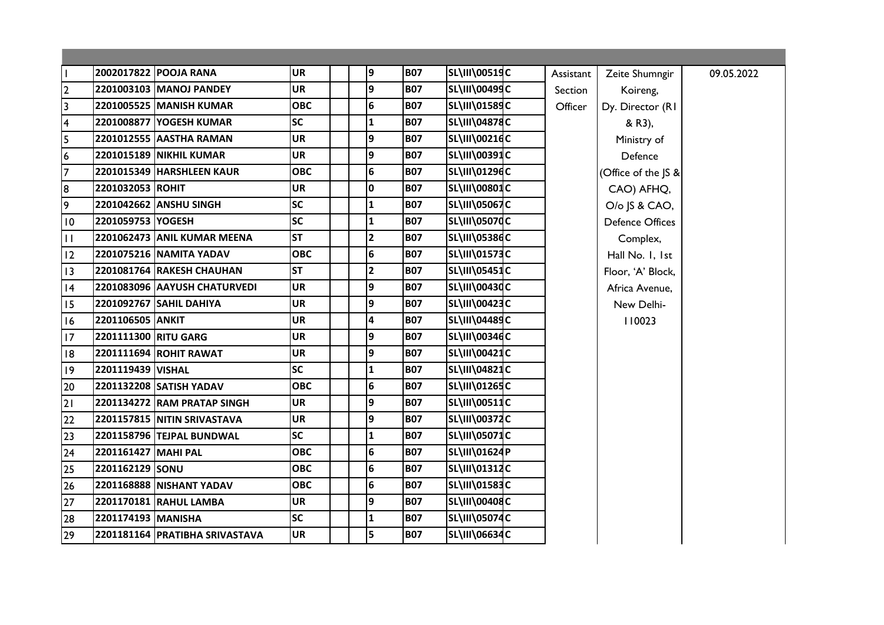| | | | | | | | | | | | |
|---|---|---|---|---|---|---|---|---|---|---|---|
| 1 | 2002017822 | POOJA RANA | UR | | | 9 | B07 | SL\III\00519 | C | Assistant Section Officer | Zeite Shumngir Koireng, Dy. Director (R1 & R3), Ministry of Defence (Office of the JS & CAO) AFHQ, O/o JS & CAO, Defence Offices Complex, Hall No. 1, 1st Floor, 'A' Block, Africa Avenue, New Delhi-110023 | 09.05.2022 |
| 2 | 2201003103 | MANOJ PANDEY | UR | | | 9 | B07 | SL\III\00499 | C | | | |
| 3 | 2201005525 | MANISH KUMAR | OBC | | | 6 | B07 | SL\III\01589 | C | | | |
| 4 | 2201008877 | YOGESH KUMAR | SC | | | 1 | B07 | SL\III\04878 | C | | | |
| 5 | 2201012555 | AASTHA RAMAN | UR | | | 9 | B07 | SL\III\00216 | C | | | |
| 6 | 2201015189 | NIKHIL KUMAR | UR | | | 9 | B07 | SL\III\00391 | C | | | |
| 7 | 2201015349 | HARSHLEEN KAUR | OBC | | | 6 | B07 | SL\III\01296 | C | | | |
| 8 | 2201032053 | ROHIT | UR | | | 0 | B07 | SL\III\00801 | C | | | |
| 9 | 2201042662 | ANSHU SINGH | SC | | | 1 | B07 | SL\III\05067 | C | | | |
| 10 | 2201059753 | YOGESH | SC | | | 1 | B07 | SL\III\05070 | C | | | |
| 11 | 2201062473 | ANIL KUMAR MEENA | ST | | | 2 | B07 | SL\III\05386 | C | | | |
| 12 | 2201075216 | NAMITA YADAV | OBC | | | 6 | B07 | SL\III\01573 | C | | | |
| 13 | 2201081764 | RAKESH CHAUHAN | ST | | | 2 | B07 | SL\III\05451 | C | | | |
| 14 | 2201083096 | AAYUSH CHATURVEDI | UR | | | 9 | B07 | SL\III\00430 | C | | | |
| 15 | 2201092767 | SAHIL DAHIYA | UR | | | 9 | B07 | SL\III\00423 | C | | | |
| 16 | 2201106505 | ANKIT | UR | | | 4 | B07 | SL\III\04489 | C | | | |
| 17 | 2201111300 | RITU GARG | UR | | | 9 | B07 | SL\III\00346 | C | | | |
| 18 | 2201111694 | ROHIT RAWAT | UR | | | 9 | B07 | SL\III\00421 | C | | | |
| 19 | 2201119439 | VISHAL | SC | | | 1 | B07 | SL\III\04821 | C | | | |
| 20 | 2201132208 | SATISH YADAV | OBC | | | 6 | B07 | SL\III\01265 | C | | | |
| 21 | 2201134272 | RAM PRATAP SINGH | UR | | | 9 | B07 | SL\III\00511 | C | | | |
| 22 | 2201157815 | NITIN SRIVASTAVA | UR | | | 9 | B07 | SL\III\00372 | C | | | |
| 23 | 2201158796 | TEJPAL BUNDWAL | SC | | | 1 | B07 | SL\III\05071 | C | | | |
| 24 | 2201161427 | MAHI PAL | OBC | | | 6 | B07 | SL\III\01624 | P | | | |
| 25 | 2201162129 | SONU | OBC | | | 6 | B07 | SL\III\01312 | C | | | |
| 26 | 2201168888 | NISHANT YADAV | OBC | | | 6 | B07 | SL\III\01583 | C | | | |
| 27 | 2201170181 | RAHUL LAMBA | UR | | | 9 | B07 | SL\III\00408 | C | | | |
| 28 | 2201174193 | MANISHA | SC | | | 1 | B07 | SL\III\05074 | C | | | |
| 29 | 2201181164 | PRATIBHA SRIVASTAVA | UR | | | 5 | B07 | SL\III\06634 | C | | | |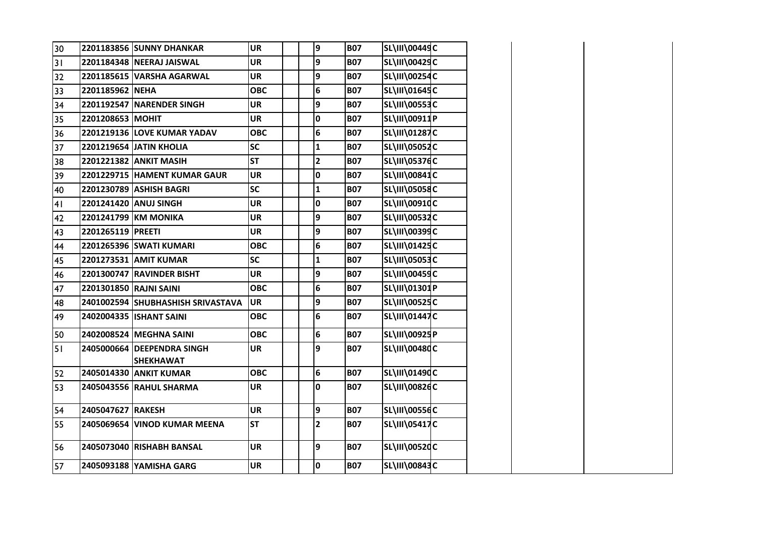| | | | | | | | | | | | | |
|---|---|---|---|---|---|---|---|---|---|---|---|---|
| 30 | 2201183856 | SUNNY DHANKAR | UR | | | 9 | B07 | SL\III\00449 | C | | | |
| 31 | 2201184348 | NEERAJ JAISWAL | UR | | | 9 | B07 | SL\III\00429 | C | | | |
| 32 | 2201185615 | VARSHA AGARWAL | UR | | | 9 | B07 | SL\III\00254 | C | | | |
| 33 | 2201185962 | NEHA | OBC | | | 6 | B07 | SL\III\01645 | C | | | |
| 34 | 2201192547 | NARENDER SINGH | UR | | | 9 | B07 | SL\III\00553 | C | | | |
| 35 | 2201208653 | MOHIT | UR | | | 0 | B07 | SL\III\00911 | P | | | |
| 36 | 2201219136 | LOVE KUMAR YADAV | OBC | | | 6 | B07 | SL\III\01287 | C | | | |
| 37 | 2201219654 | JATIN KHOLIA | SC | | | 1 | B07 | SL\III\05052 | C | | | |
| 38 | 2201221382 | ANKIT MASIH | ST | | | 2 | B07 | SL\III\05376 | C | | | |
| 39 | 2201229715 | HAMENT KUMAR GAUR | UR | | | 0 | B07 | SL\III\00841 | C | | | |
| 40 | 2201230789 | ASHISH BAGRI | SC | | | 1 | B07 | SL\III\05058 | C | | | |
| 41 | 2201241420 | ANUJ SINGH | UR | | | 0 | B07 | SL\III\00910 | C | | | |
| 42 | 2201241799 | KM MONIKA | UR | | | 9 | B07 | SL\III\00532 | C | | | |
| 43 | 2201265119 | PREETI | UR | | | 9 | B07 | SL\III\00399 | C | | | |
| 44 | 2201265396 | SWATI KUMARI | OBC | | | 6 | B07 | SL\III\01425 | C | | | |
| 45 | 2201273531 | AMIT KUMAR | SC | | | 1 | B07 | SL\III\05053 | C | | | |
| 46 | 2201300747 | RAVINDER BISHT | UR | | | 9 | B07 | SL\III\00459 | C | | | |
| 47 | 2201301850 | RAJNI SAINI | OBC | | | 6 | B07 | SL\III\01301 | P | | | |
| 48 | 2401002594 | SHUBHASHISH SRIVASTAVA | UR | | | 9 | B07 | SL\III\00525 | C | | | |
| 49 | 2402004335 | ISHANT SAINI | OBC | | | 6 | B07 | SL\III\01447 | C | | | |
| 50 | 2402008524 | MEGHNA SAINI | OBC | | | 6 | B07 | SL\III\00925 | P | | | |
| 51 | 2405000664 | DEEPENDRA SINGH SHEKHAWAT | UR | | | 9 | B07 | SL\III\00480 | C | | | |
| 52 | 2405014330 | ANKIT KUMAR | OBC | | | 6 | B07 | SL\III\01490 | C | | | |
| 53 | 2405043556 | RAHUL SHARMA | UR | | | 0 | B07 | SL\III\00826 | C | | | |
| 54 | 2405047627 | RAKESH | UR | | | 9 | B07 | SL\III\00556 | C | | | |
| 55 | 2405069654 | VINOD KUMAR MEENA | ST | | | 2 | B07 | SL\III\05417 | C | | | |
| 56 | 2405073040 | RISHABH BANSAL | UR | | | 9 | B07 | SL\III\00520 | C | | | |
| 57 | 2405093188 | YAMISHA GARG | UR | | | 0 | B07 | SL\III\00843 | C | | | |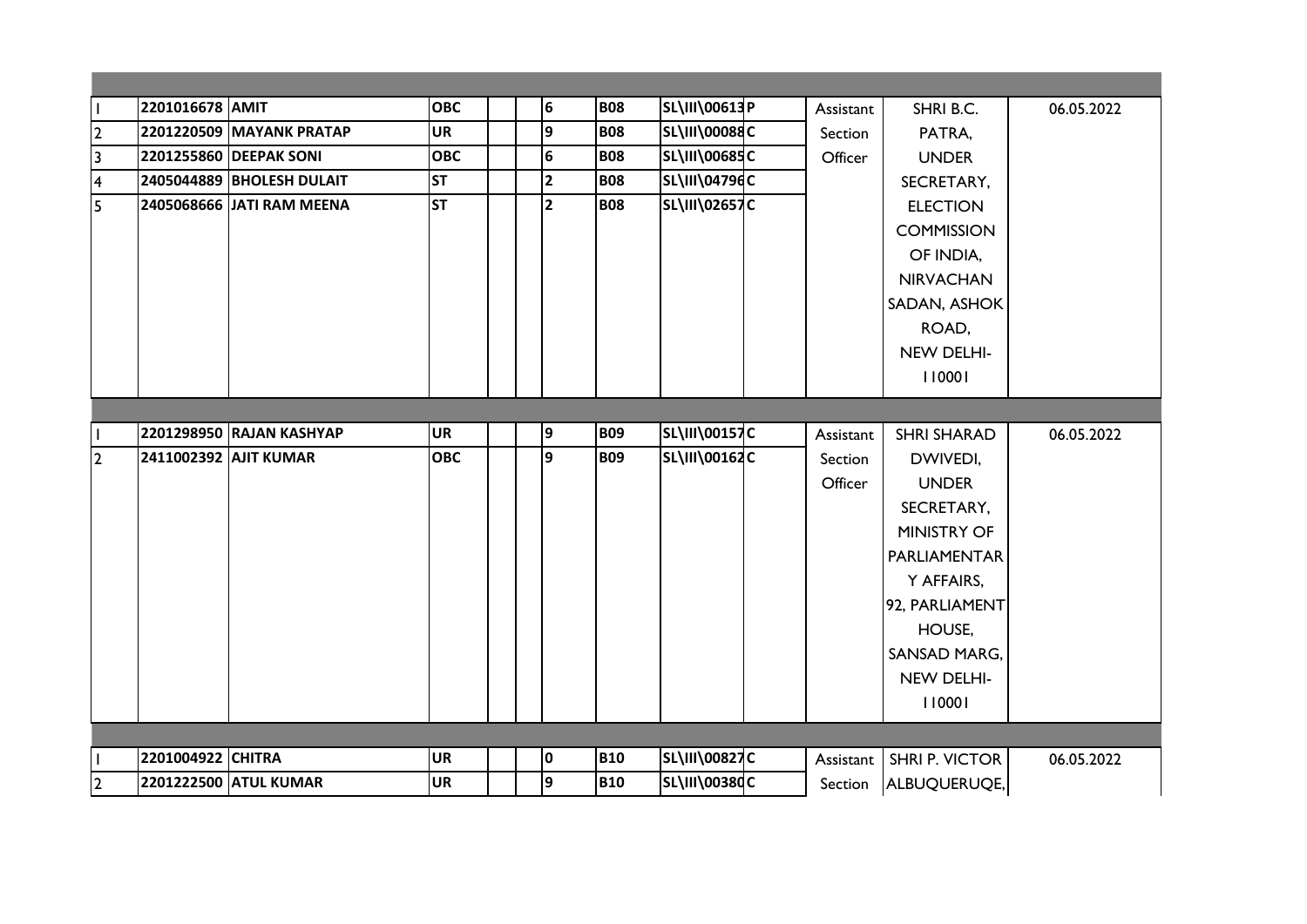| | | | | | | | | | | | | |
|---|---|---|---|---|---|---|---|---|---|---|---|---|
| | | | | | | | | | | | | |
| 1 | 2201016678 | AMIT | OBC | | | 6 | B08 | SL\III\00613 | P | Assistant Section Officer | SHRI B.C. PATRA, UNDER SECRETARY, ELECTION COMMISSION OF INDIA, NIRVACHAN SADAN, ASHOK ROAD, NEW DELHI-110001 | 06.05.2022 |
| 2 | 2201220509 | MAYANK PRATAP | UR | | | 9 | B08 | SL\III\00088 | C | | | |
| 3 | 2201255860 | DEEPAK SONI | OBC | | | 6 | B08 | SL\III\00685 | C | | | |
| 4 | 2405044889 | BHOLESH DULAIT | ST | | | 2 | B08 | SL\III\04796 | C | | | |
| 5 | 2405068666 | JATI RAM MEENA | ST | | | 2 | B08 | SL\III\02657 | C | | | |
| | | | | | | | | | | | | |
| 1 | 2201298950 | RAJAN KASHYAP | UR | | | 9 | B09 | SL\III\00157 | C | Assistant Section Officer | SHRI SHARAD DWIVEDI, UNDER SECRETARY, MINISTRY OF PARLIAMENTARY AFFAIRS, 92, PARLIAMENT HOUSE, SANSAD MARG, NEW DELHI-110001 | 06.05.2022 |
| 2 | 2411002392 | AJIT KUMAR | OBC | | | 9 | B09 | SL\III\00162 | C | | | |
| | | | | | | | | | | | | |
| 1 | 2201004922 | CHITRA | UR | | | 0 | B10 | SL\III\00827 | C | Assistant Section | SHRI P. VICTOR ALBUQUERUQE, | 06.05.2022 |
| 2 | 2201222500 | ATUL KUMAR | UR | | | 9 | B10 | SL\III\00380 | C | | | |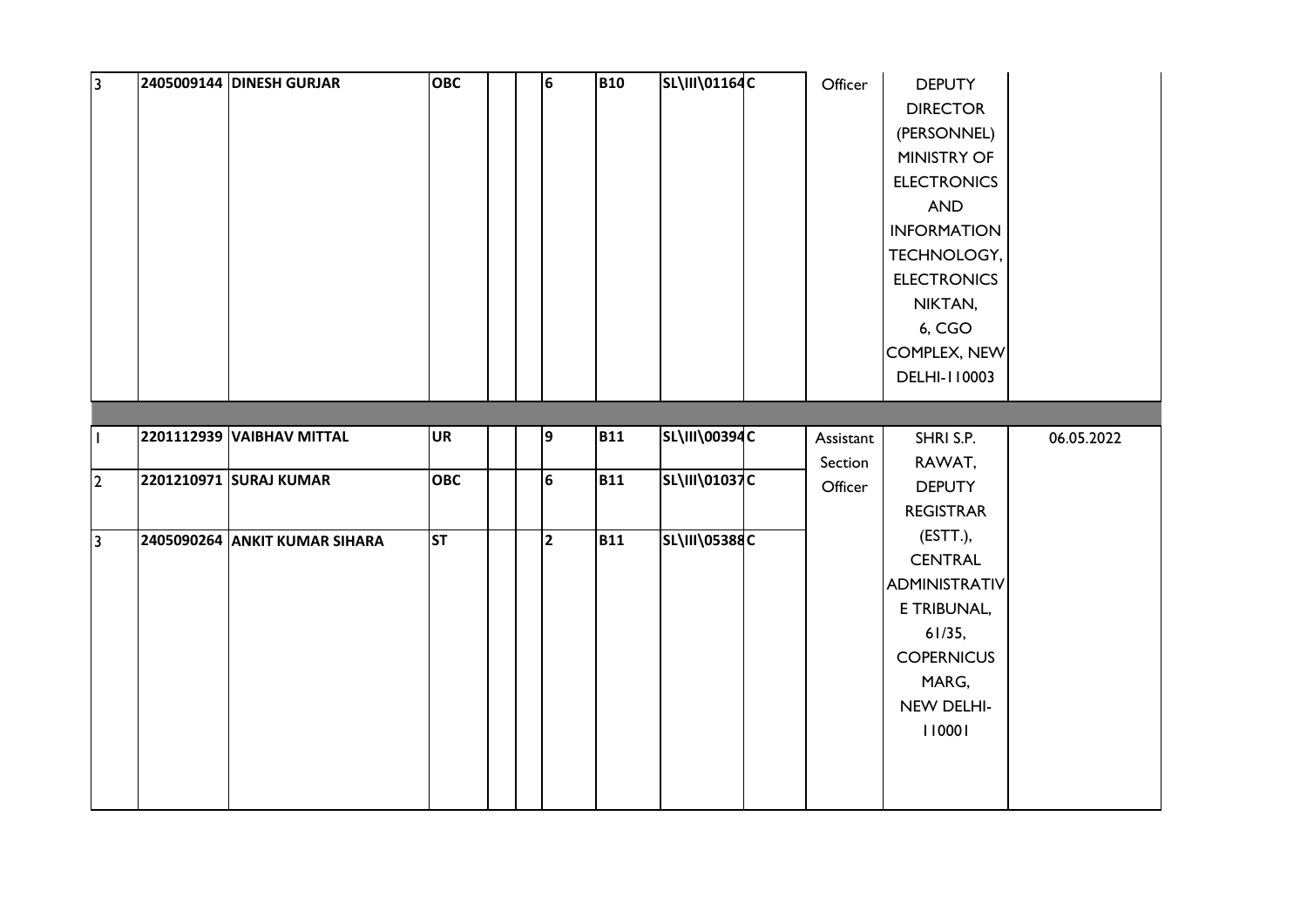| 3 | 2405009144 | DINESH GURJAR | OBC | | | 6 | B10 | SL\III\01164 | C | Officer | DEPUTY DIRECTOR (PERSONNEL) MINISTRY OF ELECTRONICS AND INFORMATION TECHNOLOGY, ELECTRONICS NIKTAN, 6, CGO COMPLEX, NEW DELHI-110003 | |
|---|---|---|---|---|---|---|---|---|---|---|---|---|
| | | | | | | | | | | | | |
| 1 | 2201112939 | VAIBHAV MITTAL | UR | | | 9 | B11 | SL\III\00394 | C | Assistant Section Officer | SHRI S.P. RAWAT, DEPUTY REGISTRAR (ESTT.), CENTRAL ADMINISTRATIVE TRIBUNAL, 61/35, COPERNICUS MARG, NEW DELHI-110001 | 06.05.2022 |
| 2 | 2201210971 | SURAJ KUMAR | OBC | | | 6 | B11 | SL\III\01037 | C | | | |
| 3 | 2405090264 | ANKIT KUMAR SIHARA | ST | | | 2 | B11 | SL\III\05388 | C | | | |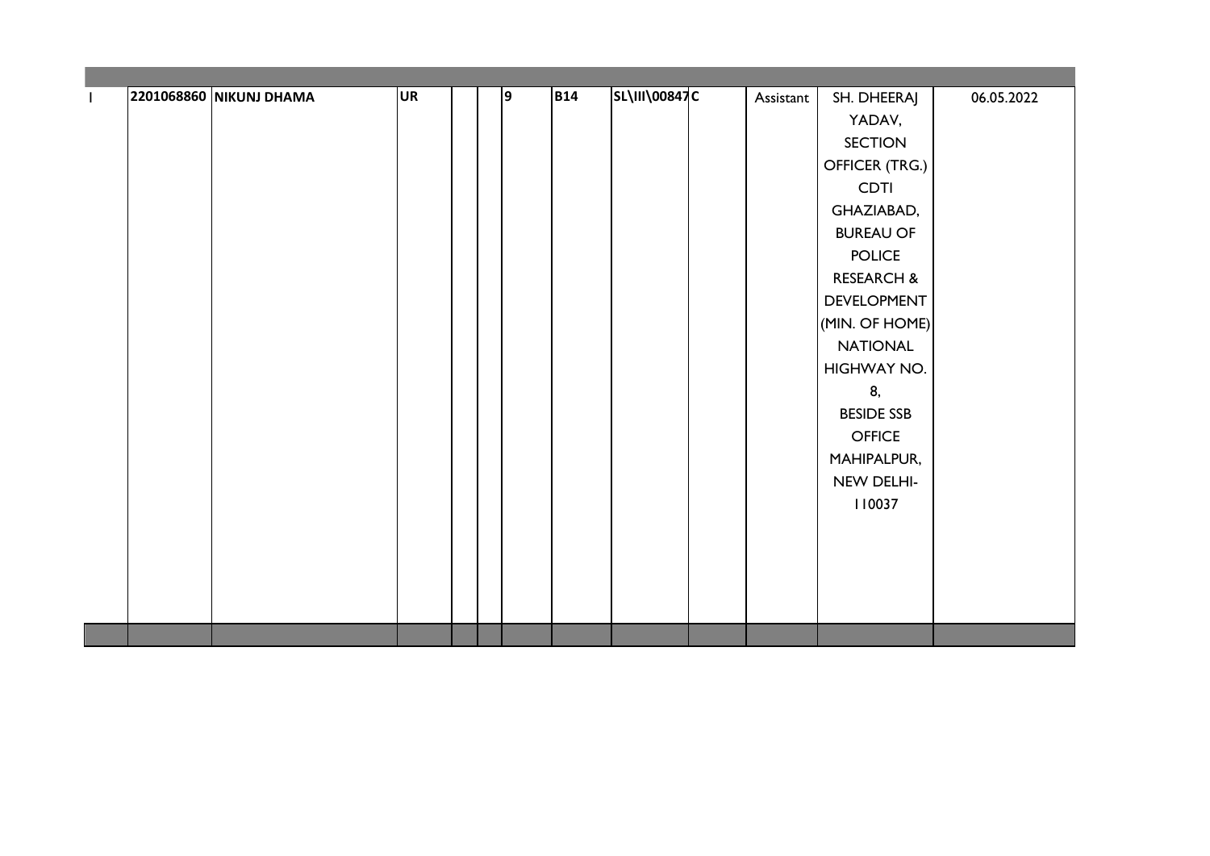| | | | | | | | | | | | | |
|---|---|---|---|---|---|---|---|---|---|---|---|---|
| 1 | **2201068860** | **NIKUNJ DHAMA** | **UR** | | | **9** | **B14** | **SL\III\00847** | **C** | Assistant | SH. DHEERAJ YADAV, SECTION OFFICER (TRG.) CDTI GHAZIABAD, BUREAU OF POLICE RESEARCH & DEVELOPMENT (MIN. OF HOME) NATIONAL HIGHWAY NO. 8, BESIDE SSB OFFICE MAHIPALPUR, NEW DELHI-110037 | 06.05.2022 |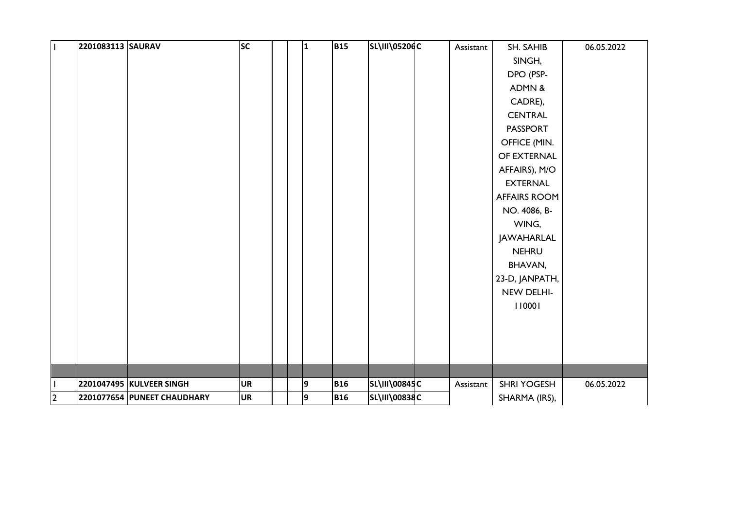| | | | | | | | | | | | | |
|---|---|---|---|---|---|---|---|---|---|---|---|---|
| 1 | 2201083113 | **SAURAV** | **SC** | | | **1** | **B15** | **SL\III\05206** | **C** | Assistant | SH. SAHIB SINGH, DPO (PSP-ADMN & CADRE), CENTRAL PASSPORT OFFICE (MIN. OF EXTERNAL AFFAIRS), M/O EXTERNAL AFFAIRS ROOM NO. 4086, B-WING, JAWAHARLAL NEHRU BHAVAN, 23-D, JANPATH, NEW DELHI-110001 | 06.05.2022 |
| | | | | | | | | | | | | |
| 1 | **2201047495** | **KULVEER SINGH** | **UR** | | | **9** | **B16** | **SL\III\00845** | **C** | Assistant | SHRI YOGESH SHARMA (IRS), | 06.05.2022 |
| 2 | **2201077654** | **PUNEET CHAUDHARY** | **UR** | | | **9** | **B16** | **SL\III\00838** | **C** | | | |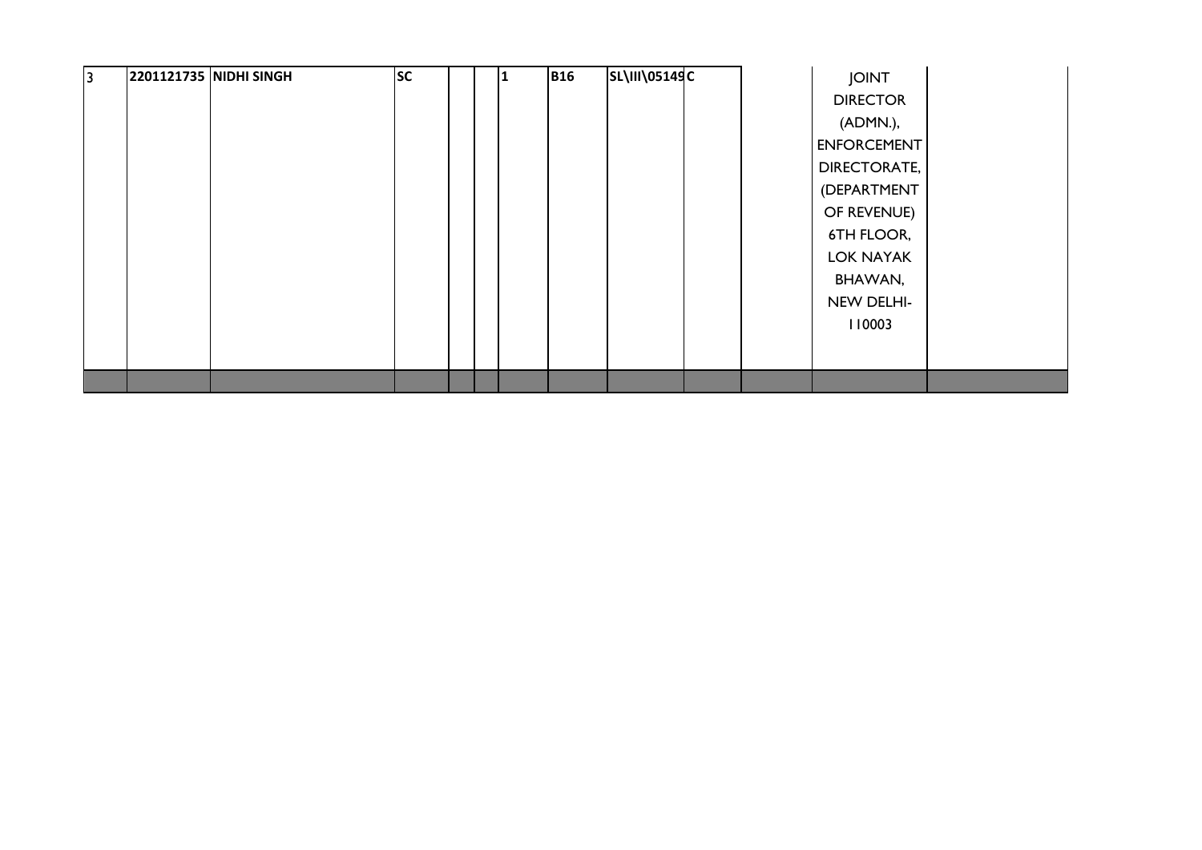| | | | | | | | | | | | | |
|---|---|---|---|---|---|---|---|---|---|---|---|---|
| 3 | **2201121735** | **NIDHI SINGH** | **SC** | | | **1** | **B16** | **SL\III\05149** | **C** | | JOINT DIRECTOR (ADMN.), ENFORCEMENT DIRECTORATE, (DEPARTMENT OF REVENUE) 6TH FLOOR, LOK NAYAK BHAWAN, NEW DELHI-110003 | |
| | | | | | | | | | | | | |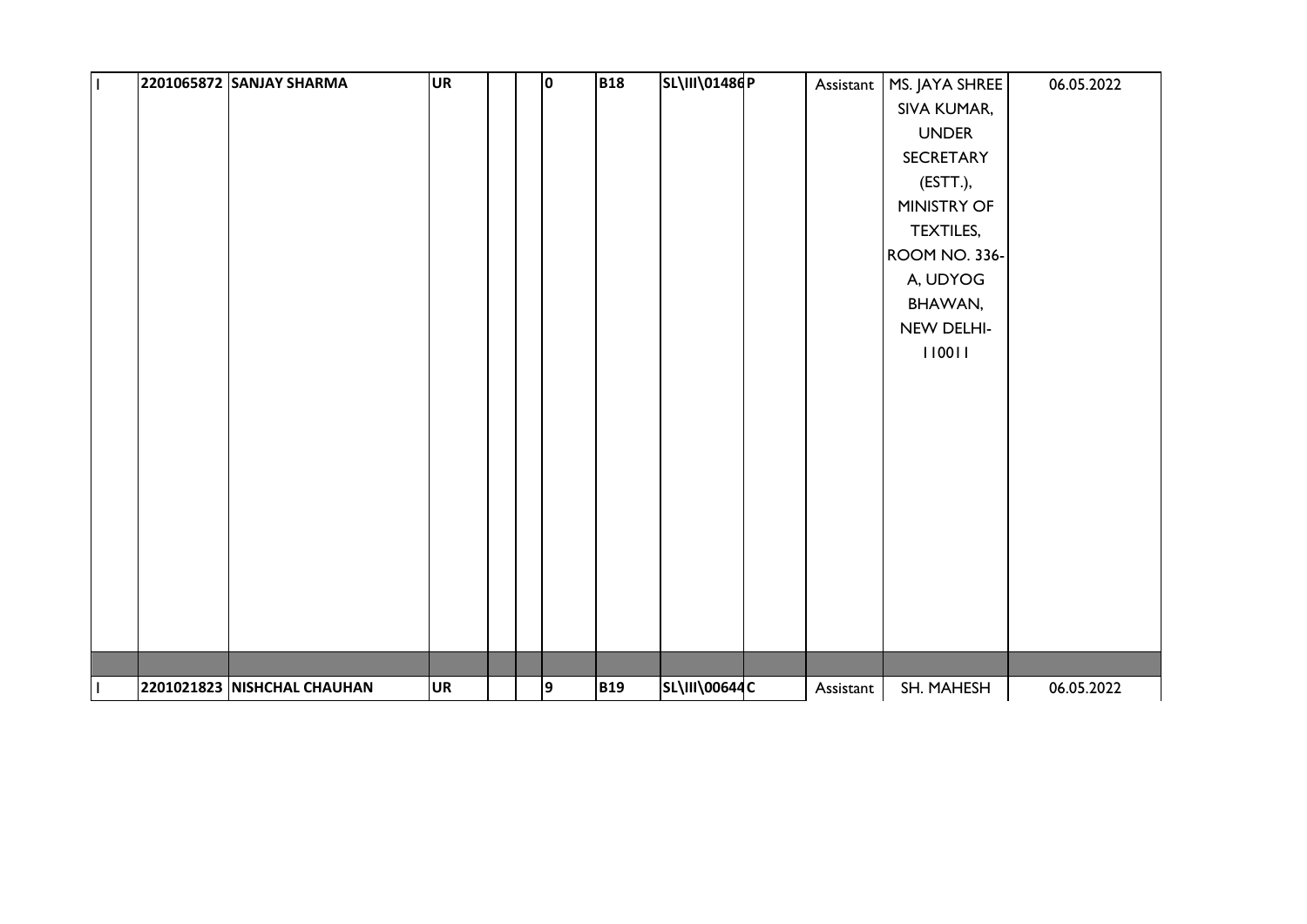| | | | | | | | | | | | | |
|---|---|---|---|---|---|---|---|---|---|---|---|---|
| 1 | 2201065872 | SANJAY SHARMA | UR | | | 0 | B18 | SL\III\01486 | P | Assistant | MS. JAYA SHREE SIVA KUMAR, UNDER SECRETARY (ESTT.), MINISTRY OF TEXTILES, ROOM NO. 336-A, UDYOG BHAWAN, NEW DELHI-110011 | 06.05.2022 |
| | | | | | | | | | | | | |
| 1 | 2201021823 | NISHCHAL CHAUHAN | UR | | | 9 | B19 | SL\III\00644 | C | Assistant | SH. MAHESH | 06.05.2022 |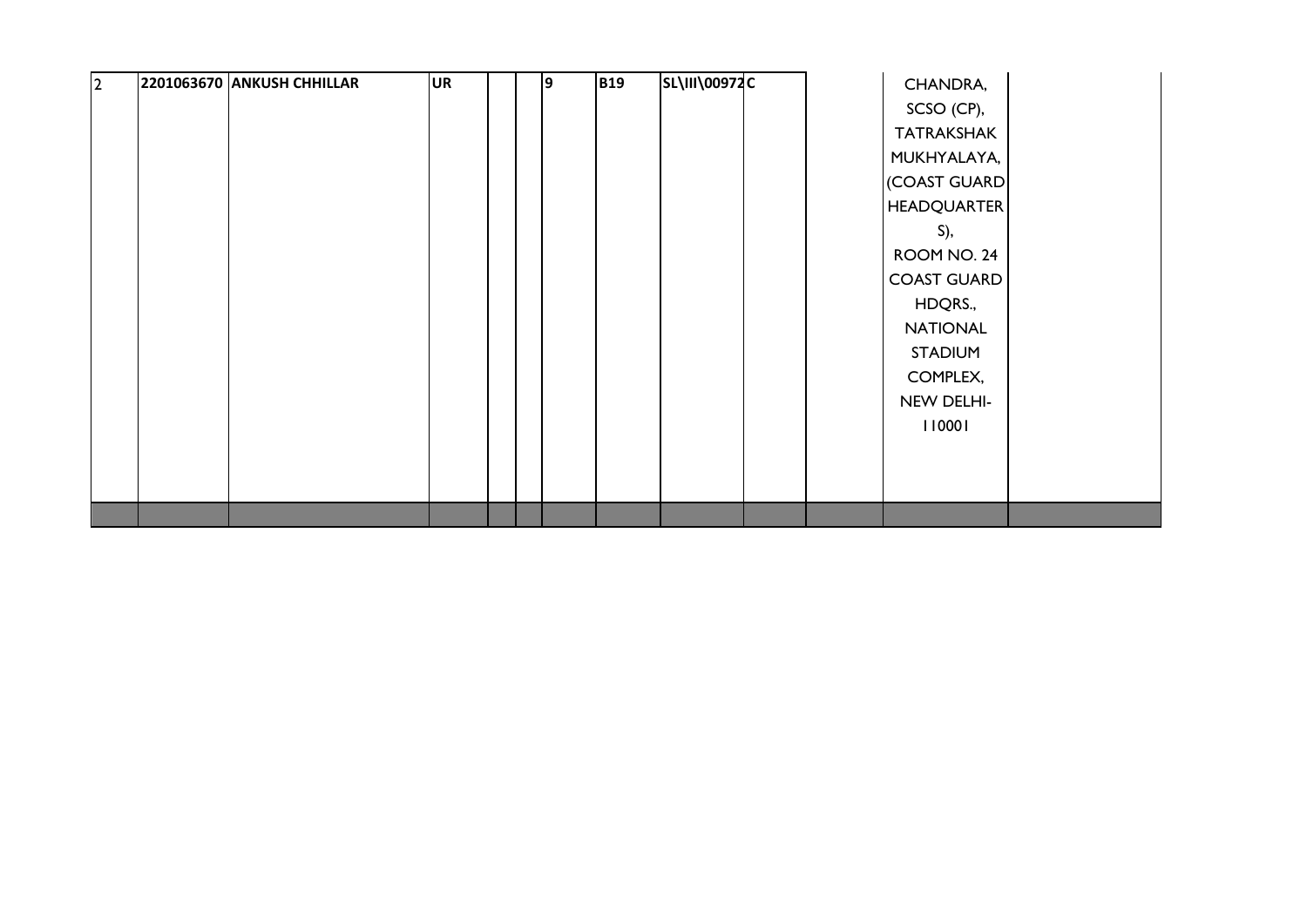| | | | | | | | | | | | | |
|---|---|---|---|---|---|---|---|---|---|---|---|---|
| 2 | **2201063670** | **ANKUSH CHHILLAR** | **UR** | | | **9** | **B19** | **SL\III\00972** | **C** | | CHANDRA, SCSO (CP), TATRAKSHAK MUKHYALAYA, (COAST GUARD HEADQUARTERS), ROOM NO. 24 COAST GUARD HDQRS., NATIONAL STADIUM COMPLEX, NEW DELHI-110001 | |
| | | | | | | | | | | | | |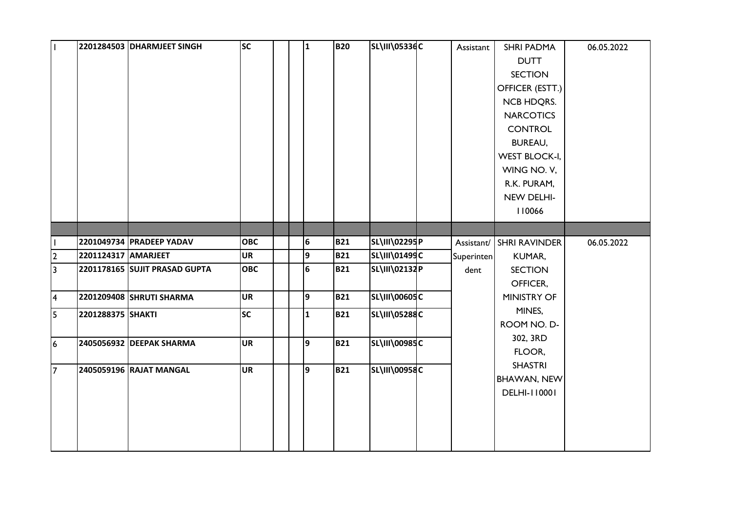| | | | | | | | | | | | | |
|---|---|---|---|---|---|---|---|---|---|---|---|---|
| 1 | 2201284503 | **DHARMJEET SINGH** | **SC** | | | **1** | **B20** | **SL\III\05336** | **C** | Assistant | SHRI PADMA DUTT SECTION OFFICER (ESTT.) NCB HDQRS. NARCOTICS CONTROL BUREAU, WEST BLOCK-I, WING NO. V, R.K. PURAM, NEW DELHI-110066 | 06.05.2022 |
| | | | | | | | | | | | | |
| 1 | **2201049734** | **PRADEEP YADAV** | **OBC** | | | **6** | **B21** | **SL\III\02295** | **P** | Assistant/ Superintendent | SHRI RAVINDER KUMAR, SECTION OFFICER, MINISTRY OF MINES, ROOM NO. D-302, 3RD FLOOR, SHASTRI BHAWAN, NEW DELHI-110001 | 06.05.2022 |
| 2 | **2201124317** | **AMARJEET** | **UR** | | | **9** | **B21** | **SL\III\01499** | **C** | | | |
| 3 | **2201178165** | **SUJIT PRASAD GUPTA** | **OBC** | | | **6** | **B21** | **SL\III\02132** | **P** | | | |
| 4 | **2201209408** | **SHRUTI SHARMA** | **UR** | | | **9** | **B21** | **SL\III\00605** | **C** | | | |
| 5 | **2201288375** | **SHAKTI** | **SC** | | | **1** | **B21** | **SL\III\05288** | **C** | | | |
| 6 | **2405056932** | **DEEPAK SHARMA** | **UR** | | | **9** | **B21** | **SL\III\00985** | **C** | | | |
| 7 | **2405059196** | **RAJAT MANGAL** | **UR** | | | **9** | **B21** | **SL\III\00958** | **C** | | | |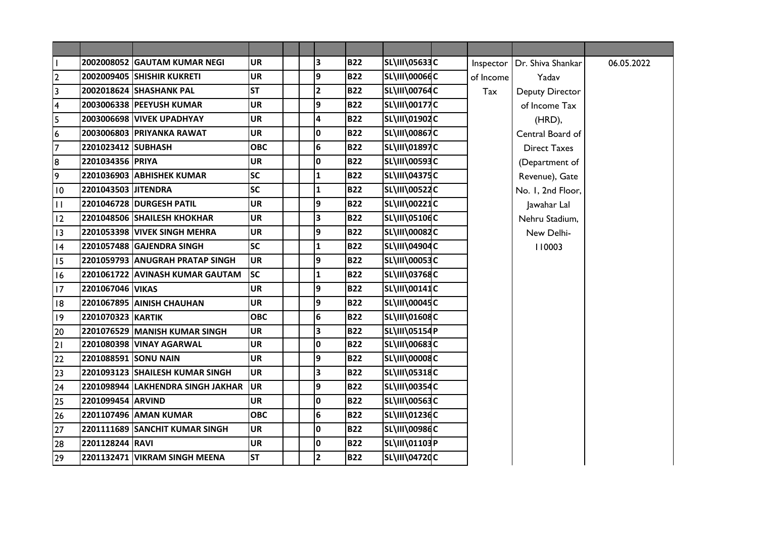| | | | | | | | | | | | | |
|---|---|---|---|---|---|---|---|---|---|---|---|---|
| 1 | 2002008052 | GAUTAM KUMAR NEGI | UR | | | 3 | B22 | SL\III\05633 | C | Inspector of Income Tax | Dr. Shiva Shankar Yadav Deputy Director of Income Tax (HRD), Central Board of Direct Taxes (Department of Revenue), Gate No. 1, 2nd Floor, Jawahar Lal Nehru Stadium, New Delhi-110003 | 06.05.2022 |
| 2 | 2002009405 | SHISHIR KUKRETI | UR | | | 9 | B22 | SL\III\00066 | C | | | |
| 3 | 2002018624 | SHASHANK PAL | ST | | | 2 | B22 | SL\III\00764 | C | | | |
| 4 | 2003006338 | PEEYUSH KUMAR | UR | | | 9 | B22 | SL\III\00177 | C | | | |
| 5 | 2003006698 | VIVEK UPADHYAY | UR | | | 4 | B22 | SL\III\01902 | C | | | |
| 6 | 2003006803 | PRIYANKA RAWAT | UR | | | 0 | B22 | SL\III\00867 | C | | | |
| 7 | 2201023412 | SUBHASH | OBC | | | 6 | B22 | SL\III\01897 | C | | | |
| 8 | 2201034356 | PRIYA | UR | | | 0 | B22 | SL\III\00593 | C | | | |
| 9 | 2201036903 | ABHISHEK KUMAR | SC | | | 1 | B22 | SL\III\04375 | C | | | |
| 10 | 2201043503 | JITENDRA | SC | | | 1 | B22 | SL\III\00522 | C | | | |
| 11 | 2201046728 | DURGESH PATIL | UR | | | 9 | B22 | SL\III\00221 | C | | | |
| 12 | 2201048506 | SHAILESH KHOKHAR | UR | | | 3 | B22 | SL\III\05106 | C | | | |
| 13 | 2201053398 | VIVEK SINGH MEHRA | UR | | | 9 | B22 | SL\III\00082 | C | | | |
| 14 | 2201057488 | GAJENDRA SINGH | SC | | | 1 | B22 | SL\III\04904 | C | | | |
| 15 | 2201059793 | ANUGRAH PRATAP SINGH | UR | | | 9 | B22 | SL\III\00053 | C | | | |
| 16 | 2201061722 | AVINASH KUMAR GAUTAM | SC | | | 1 | B22 | SL\III\03768 | C | | | |
| 17 | 2201067046 | VIKAS | UR | | | 9 | B22 | SL\III\00141 | C | | | |
| 18 | 2201067895 | AINISH CHAUHAN | UR | | | 9 | B22 | SL\III\00045 | C | | | |
| 19 | 2201070323 | KARTIK | OBC | | | 6 | B22 | SL\III\01608 | C | | | |
| 20 | 2201076529 | MANISH KUMAR SINGH | UR | | | 3 | B22 | SL\III\05154 | P | | | |
| 21 | 2201080398 | VINAY AGARWAL | UR | | | 0 | B22 | SL\III\00683 | C | | | |
| 22 | 2201088591 | SONU NAIN | UR | | | 9 | B22 | SL\III\00008 | C | | | |
| 23 | 2201093123 | SHAILESH KUMAR SINGH | UR | | | 3 | B22 | SL\III\05318 | C | | | |
| 24 | 2201098944 | LAKHENDRA SINGH JAKHAR | UR | | | 9 | B22 | SL\III\00354 | C | | | |
| 25 | 2201099454 | ARVIND | UR | | | 0 | B22 | SL\III\00563 | C | | | |
| 26 | 2201107496 | AMAN KUMAR | OBC | | | 6 | B22 | SL\III\01236 | C | | | |
| 27 | 2201111689 | SANCHIT KUMAR SINGH | UR | | | 0 | B22 | SL\III\00986 | C | | | |
| 28 | 2201128244 | RAVI | UR | | | 0 | B22 | SL\III\01103 | P | | | |
| 29 | 2201132471 | VIKRAM SINGH MEENA | ST | | | 2 | B22 | SL\III\04720 | C | | | |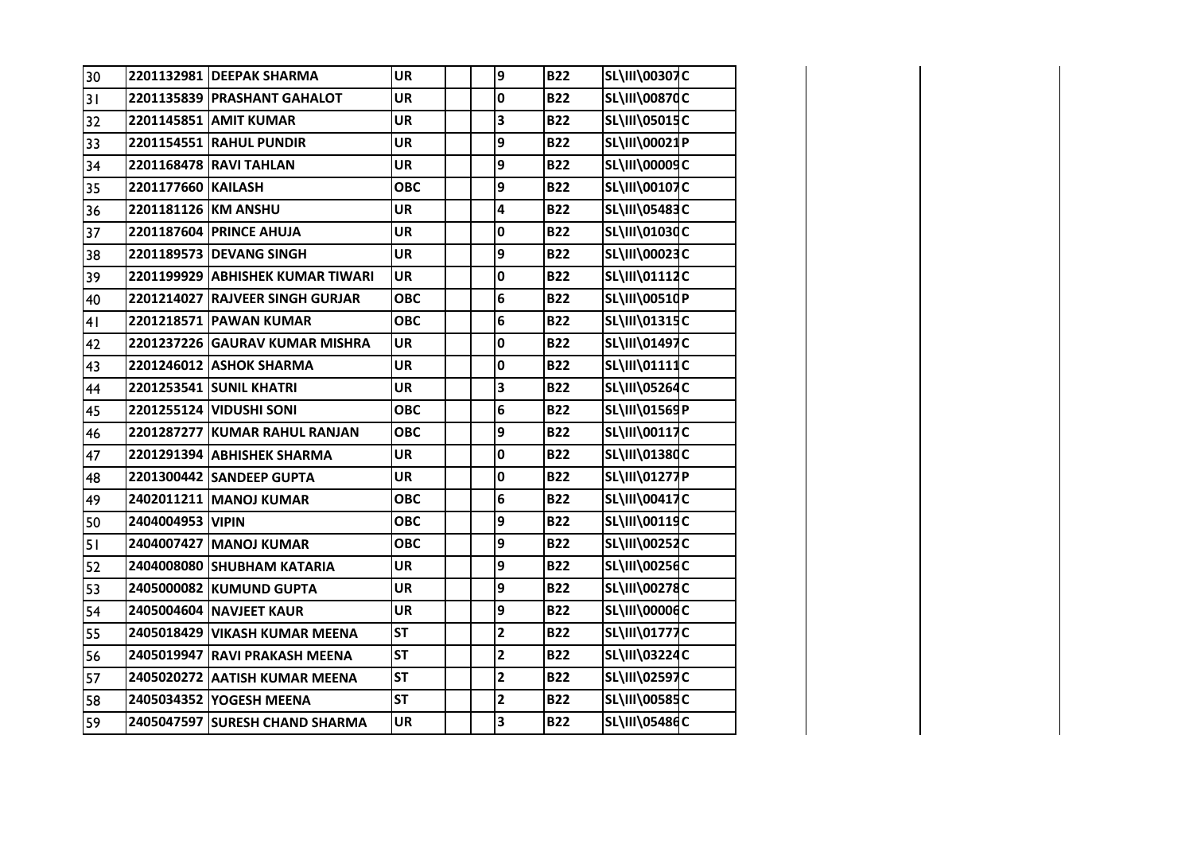| | | | | | | | | | | | |
|---|---|---|---|---|---|---|---|---|---|---|---|
| 30 | 2201132981 | DEEPAK SHARMA | UR | | | 9 | B22 | SL\III\00307 | C | | |
| 31 | 2201135839 | PRASHANT GAHALOT | UR | | | 0 | B22 | SL\III\00870 | C | | |
| 32 | 2201145851 | AMIT KUMAR | UR | | | 3 | B22 | SL\III\05015 | C | | |
| 33 | 2201154551 | RAHUL PUNDIR | UR | | | 9 | B22 | SL\III\00021 | P | | |
| 34 | 2201168478 | RAVI TAHLAN | UR | | | 9 | B22 | SL\III\00009 | C | | |
| 35 | 2201177660 | KAILASH | OBC | | | 9 | B22 | SL\III\00107 | C | | |
| 36 | 2201181126 | KM ANSHU | UR | | | 4 | B22 | SL\III\05483 | C | | |
| 37 | 2201187604 | PRINCE AHUJA | UR | | | 0 | B22 | SL\III\01030 | C | | |
| 38 | 2201189573 | DEVANG SINGH | UR | | | 9 | B22 | SL\III\00023 | C | | |
| 39 | 2201199929 | ABHISHEK KUMAR TIWARI | UR | | | 0 | B22 | SL\III\01112 | C | | |
| 40 | 2201214027 | RAJVEER SINGH GURJAR | OBC | | | 6 | B22 | SL\III\00510 | P | | |
| 41 | 2201218571 | PAWAN KUMAR | OBC | | | 6 | B22 | SL\III\01315 | C | | |
| 42 | 2201237226 | GAURAV KUMAR MISHRA | UR | | | 0 | B22 | SL\III\01497 | C | | |
| 43 | 2201246012 | ASHOK SHARMA | UR | | | 0 | B22 | SL\III\01111 | C | | |
| 44 | 2201253541 | SUNIL KHATRI | UR | | | 3 | B22 | SL\III\05264 | C | | |
| 45 | 2201255124 | VIDUSHI SONI | OBC | | | 6 | B22 | SL\III\01569 | P | | |
| 46 | 2201287277 | KUMAR RAHUL RANJAN | OBC | | | 9 | B22 | SL\III\00117 | C | | |
| 47 | 2201291394 | ABHISHEK SHARMA | UR | | | 0 | B22 | SL\III\01380 | C | | |
| 48 | 2201300442 | SANDEEP GUPTA | UR | | | 0 | B22 | SL\III\01277 | P | | |
| 49 | 2402011211 | MANOJ KUMAR | OBC | | | 6 | B22 | SL\III\00417 | C | | |
| 50 | 2404004953 | VIPIN | OBC | | | 9 | B22 | SL\III\00119 | C | | |
| 51 | 2404007427 | MANOJ KUMAR | OBC | | | 9 | B22 | SL\III\00252 | C | | |
| 52 | 2404008080 | SHUBHAM KATARIA | UR | | | 9 | B22 | SL\III\00256 | C | | |
| 53 | 2405000082 | KUMUND GUPTA | UR | | | 9 | B22 | SL\III\00278 | C | | |
| 54 | 2405004604 | NAVJEET KAUR | UR | | | 9 | B22 | SL\III\00006 | C | | |
| 55 | 2405018429 | VIKASH KUMAR MEENA | ST | | | 2 | B22 | SL\III\01777 | C | | |
| 56 | 2405019947 | RAVI PRAKASH MEENA | ST | | | 2 | B22 | SL\III\03224 | C | | |
| 57 | 2405020272 | AATISH KUMAR MEENA | ST | | | 2 | B22 | SL\III\02597 | C | | |
| 58 | 2405034352 | YOGESH MEENA | ST | | | 2 | B22 | SL\III\00585 | C | | |
| 59 | 2405047597 | SURESH CHAND SHARMA | UR | | | 3 | B22 | SL\III\05486 | C | | |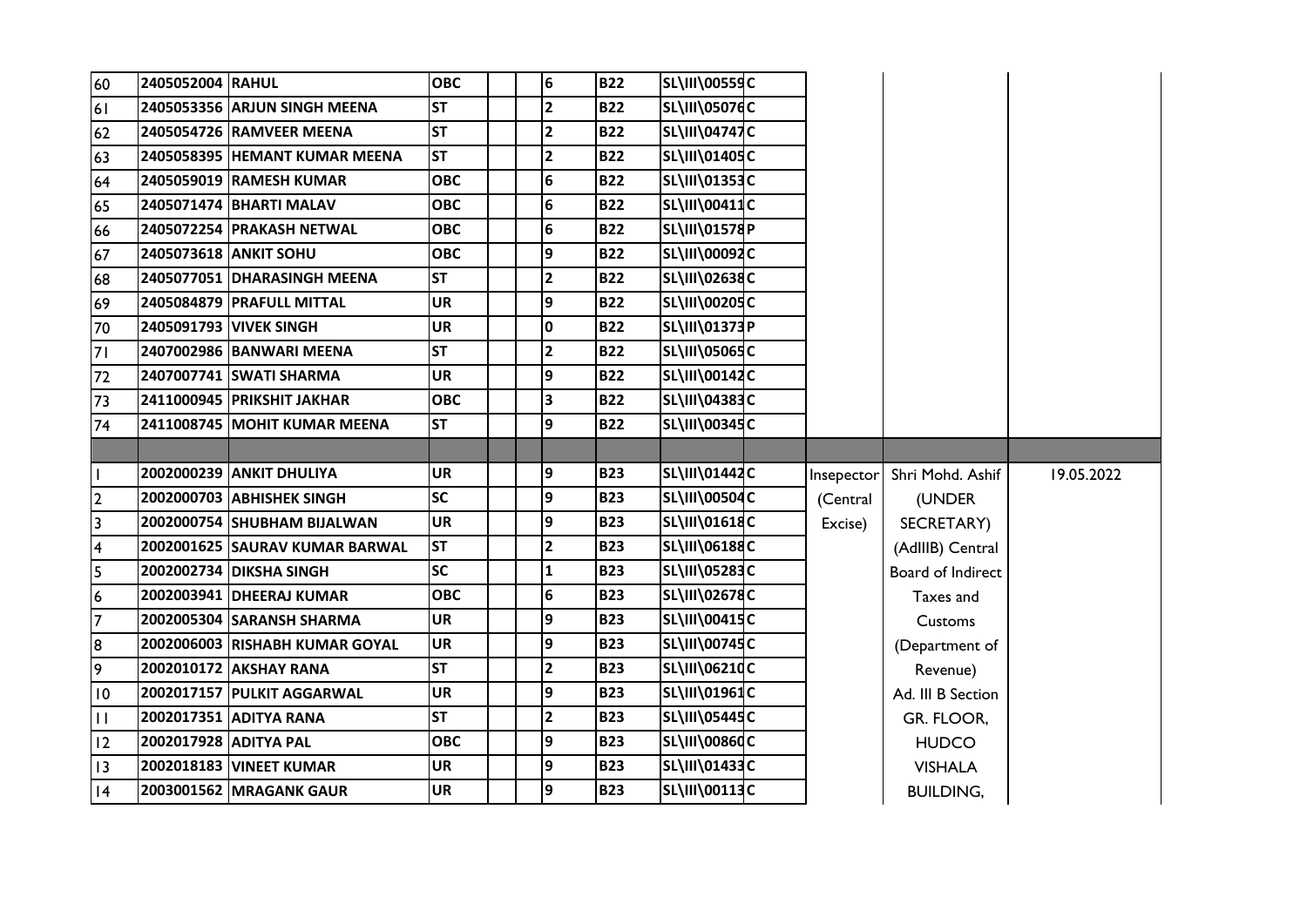| | | | | | | | | | | | | | |
|---|---|---|---|---|---|---|---|---|---|---|---|---|---|
| 60 | 2405052004 | RAHUL | OBC | | | 6 | B22 | SL\III\00559 | C | | | | |
| 61 | 2405053356 | ARJUN SINGH MEENA | ST | | | 2 | B22 | SL\III\05076 | C | | | | |
| 62 | 2405054726 | RAMVEER MEENA | ST | | | 2 | B22 | SL\III\04747 | C | | | | |
| 63 | 2405058395 | HEMANT KUMAR MEENA | ST | | | 2 | B22 | SL\III\01405 | C | | | | |
| 64 | 2405059019 | RAMESH KUMAR | OBC | | | 6 | B22 | SL\III\01353 | C | | | | |
| 65 | 2405071474 | BHARTI MALAV | OBC | | | 6 | B22 | SL\III\00411 | C | | | | |
| 66 | 2405072254 | PRAKASH NETWAL | OBC | | | 6 | B22 | SL\III\01578 | P | | | | |
| 67 | 2405073618 | ANKIT SOHU | OBC | | | 9 | B22 | SL\III\00092 | C | | | | |
| 68 | 2405077051 | DHARASINGH MEENA | ST | | | 2 | B22 | SL\III\02638 | C | | | | |
| 69 | 2405084879 | PRAFULL MITTAL | UR | | | 9 | B22 | SL\III\00205 | C | | | | |
| 70 | 2405091793 | VIVEK SINGH | UR | | | 0 | B22 | SL\III\01373 | P | | | | |
| 71 | 2407002986 | BANWARI MEENA | ST | | | 2 | B22 | SL\III\05065 | C | | | | |
| 72 | 2407007741 | SWATI SHARMA | UR | | | 9 | B22 | SL\III\00142 | C | | | | |
| 73 | 2411000945 | PRIKSHIT JAKHAR | OBC | | | 3 | B22 | SL\III\04383 | C | | | | |
| 74 | 2411008745 | MOHIT KUMAR MEENA | ST | | | 9 | B22 | SL\III\00345 | C | | | | |
| | | | | | | | | | | | | | |
| 1 | 2002000239 | ANKIT DHULIYA | UR | | | 9 | B23 | SL\III\01442 | C | | Insepector | Shri Mohd. Ashif | 19.05.2022 |
| 2 | 2002000703 | ABHISHEK SINGH | SC | | | 9 | B23 | SL\III\00504 | C | | (Central | (UNDER | |
| 3 | 2002000754 | SHUBHAM BIJALWAN | UR | | | 9 | B23 | SL\III\01618 | C | | Excise) | SECRETARY) | |
| 4 | 2002001625 | SAURAV KUMAR BARWAL | ST | | | 2 | B23 | SL\III\06188 | C | | | (AdIIIB) Central | |
| 5 | 2002002734 | DIKSHA SINGH | SC | | | 1 | B23 | SL\III\05283 | C | | | Board of Indirect | |
| 6 | 2002003941 | DHEERAJ KUMAR | OBC | | | 6 | B23 | SL\III\02678 | C | | | Taxes and | |
| 7 | 2002005304 | SARANSH SHARMA | UR | | | 9 | B23 | SL\III\00415 | C | | | Customs | |
| 8 | 2002006003 | RISHABH KUMAR GOYAL | UR | | | 9 | B23 | SL\III\00745 | C | | | (Department of | |
| 9 | 2002010172 | AKSHAY RANA | ST | | | 2 | B23 | SL\III\06210 | C | | | Revenue) | |
| 10 | 2002017157 | PULKIT AGGARWAL | UR | | | 9 | B23 | SL\III\01961 | C | | | Ad. III B Section | |
| 11 | 2002017351 | ADITYA RANA | ST | | | 2 | B23 | SL\III\05445 | C | | | GR. FLOOR, | |
| 12 | 2002017928 | ADITYA PAL | OBC | | | 9 | B23 | SL\III\00860 | C | | | HUDCO | |
| 13 | 2002018183 | VINEET KUMAR | UR | | | 9 | B23 | SL\III\01433 | C | | | VISHALA | |
| 14 | 2003001562 | MRAGANK GAUR | UR | | | 9 | B23 | SL\III\00113 | C | | | BUILDING, | |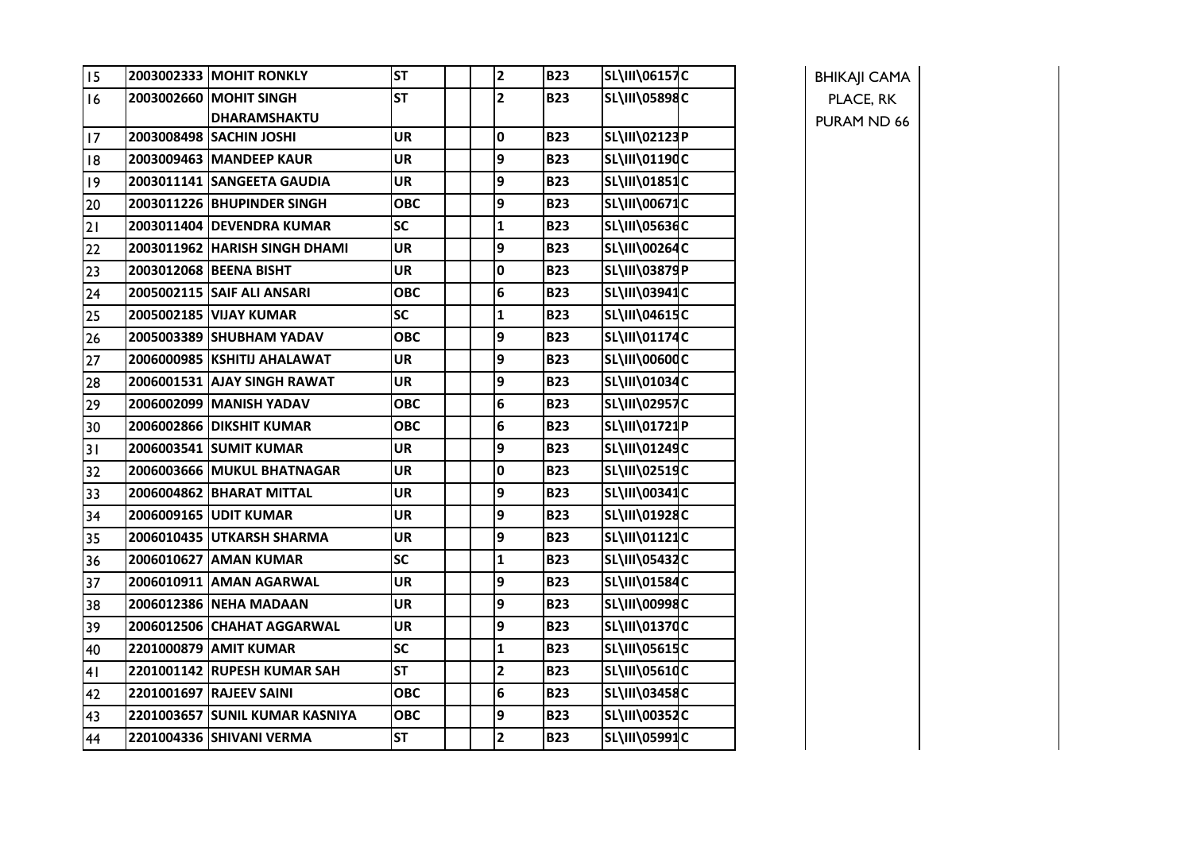| 15 | 2003002333 | MOHIT RONKLY | ST | | | 2 | B23 | SL\III\06157 | C | | BHIKAJI CAMA PLACE, RK PURAM ND 66 | | |
|---|---|---|---|---|---|---|---|---|---|---|---|---|---|
| 16 | 2003002660 | MOHIT SINGH DHARAMSHAKTU | ST | | | 2 | B23 | SL\III\05898 | C | | | | |
| 17 | 2003008498 | SACHIN JOSHI | UR | | | 0 | B23 | SL\III\02123 | P | | | | |
| 18 | 2003009463 | MANDEEP KAUR | UR | | | 9 | B23 | SL\III\01190 | C | | | | |
| 19 | 2003011141 | SANGEETA GAUDIA | UR | | | 9 | B23 | SL\III\01851 | C | | | | |
| 20 | 2003011226 | BHUPINDER SINGH | OBC | | | 9 | B23 | SL\III\00671 | C | | | | |
| 21 | 2003011404 | DEVENDRA KUMAR | SC | | | 1 | B23 | SL\III\05636 | C | | | | |
| 22 | 2003011962 | HARISH SINGH DHAMI | UR | | | 9 | B23 | SL\III\00264 | C | | | | |
| 23 | 2003012068 | BEENA BISHT | UR | | | 0 | B23 | SL\III\03879 | P | | | | |
| 24 | 2005002115 | SAIF ALI ANSARI | OBC | | | 6 | B23 | SL\III\03941 | C | | | | |
| 25 | 2005002185 | VIJAY KUMAR | SC | | | 1 | B23 | SL\III\04615 | C | | | | |
| 26 | 2005003389 | SHUBHAM YADAV | OBC | | | 9 | B23 | SL\III\01174 | C | | | | |
| 27 | 2006000985 | KSHITIJ AHALAWAT | UR | | | 9 | B23 | SL\III\00600 | C | | | | |
| 28 | 2006001531 | AJAY SINGH RAWAT | UR | | | 9 | B23 | SL\III\01034 | C | | | | |
| 29 | 2006002099 | MANISH YADAV | OBC | | | 6 | B23 | SL\III\02957 | C | | | | |
| 30 | 2006002866 | DIKSHIT KUMAR | OBC | | | 6 | B23 | SL\III\01721 | P | | | | |
| 31 | 2006003541 | SUMIT KUMAR | UR | | | 9 | B23 | SL\III\01249 | C | | | | |
| 32 | 2006003666 | MUKUL BHATNAGAR | UR | | | 0 | B23 | SL\III\02519 | C | | | | |
| 33 | 2006004862 | BHARAT MITTAL | UR | | | 9 | B23 | SL\III\00341 | C | | | | |
| 34 | 2006009165 | UDIT KUMAR | UR | | | 9 | B23 | SL\III\01928 | C | | | | |
| 35 | 2006010435 | UTKARSH SHARMA | UR | | | 9 | B23 | SL\III\01121 | C | | | | |
| 36 | 2006010627 | AMAN KUMAR | SC | | | 1 | B23 | SL\III\05432 | C | | | | |
| 37 | 2006010911 | AMAN AGARWAL | UR | | | 9 | B23 | SL\III\01584 | C | | | | |
| 38 | 2006012386 | NEHA MADAAN | UR | | | 9 | B23 | SL\III\00998 | C | | | | |
| 39 | 2006012506 | CHAHAT AGGARWAL | UR | | | 9 | B23 | SL\III\01370 | C | | | | |
| 40 | 2201000879 | AMIT KUMAR | SC | | | 1 | B23 | SL\III\05615 | C | | | | |
| 41 | 2201001142 | RUPESH KUMAR SAH | ST | | | 2 | B23 | SL\III\05610 | C | | | | |
| 42 | 2201001697 | RAJEEV SAINI | OBC | | | 6 | B23 | SL\III\03458 | C | | | | |
| 43 | 2201003657 | SUNIL KUMAR KASNIYA | OBC | | | 9 | B23 | SL\III\00352 | C | | | | |
| 44 | 2201004336 | SHIVANI VERMA | ST | | | 2 | B23 | SL\III\05991 | C | | | | |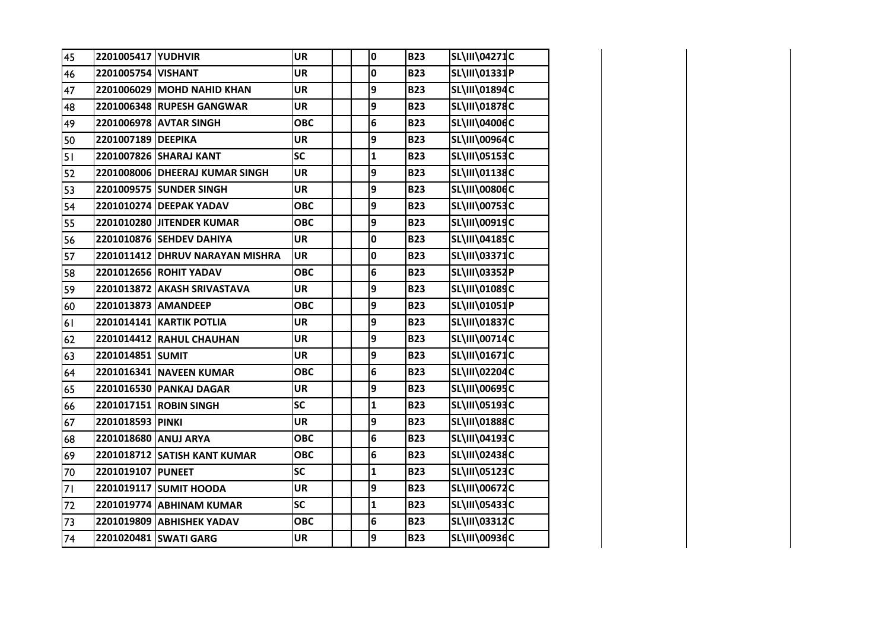| | | | | | | | | | | | | |
|---|---|---|---|---|---|---|---|---|---|---|---|---|
| 45 | 2201005417 | YUDHVIR | UR | | | 0 | B23 | SL\III\04271 | C | | | |
| 46 | 2201005754 | VISHANT | UR | | | 0 | B23 | SL\III\01331 | P | | | |
| 47 | 2201006029 | MOHD NAHID KHAN | UR | | | 9 | B23 | SL\III\01894 | C | | | |
| 48 | 2201006348 | RUPESH GANGWAR | UR | | | 9 | B23 | SL\III\01878 | C | | | |
| 49 | 2201006978 | AVTAR SINGH | OBC | | | 6 | B23 | SL\III\04006 | C | | | |
| 50 | 2201007189 | DEEPIKA | UR | | | 9 | B23 | SL\III\00964 | C | | | |
| 51 | 2201007826 | SHARAJ KANT | SC | | | 1 | B23 | SL\III\05153 | C | | | |
| 52 | 2201008006 | DHEERAJ KUMAR SINGH | UR | | | 9 | B23 | SL\III\01138 | C | | | |
| 53 | 2201009575 | SUNDER SINGH | UR | | | 9 | B23 | SL\III\00806 | C | | | |
| 54 | 2201010274 | DEEPAK YADAV | OBC | | | 9 | B23 | SL\III\00753 | C | | | |
| 55 | 2201010280 | JITENDER KUMAR | OBC | | | 9 | B23 | SL\III\00919 | C | | | |
| 56 | 2201010876 | SEHDEV DAHIYA | UR | | | 0 | B23 | SL\III\04185 | C | | | |
| 57 | 2201011412 | DHRUV NARAYAN MISHRA | UR | | | 0 | B23 | SL\III\03371 | C | | | |
| 58 | 2201012656 | ROHIT YADAV | OBC | | | 6 | B23 | SL\III\03352 | P | | | |
| 59 | 2201013872 | AKASH SRIVASTAVA | UR | | | 9 | B23 | SL\III\01089 | C | | | |
| 60 | 2201013873 | AMANDEEP | OBC | | | 9 | B23 | SL\III\01051 | P | | | |
| 61 | 2201014141 | KARTIK POTLIA | UR | | | 9 | B23 | SL\III\01837 | C | | | |
| 62 | 2201014412 | RAHUL CHAUHAN | UR | | | 9 | B23 | SL\III\00714 | C | | | |
| 63 | 2201014851 | SUMIT | UR | | | 9 | B23 | SL\III\01671 | C | | | |
| 64 | 2201016341 | NAVEEN KUMAR | OBC | | | 6 | B23 | SL\III\02204 | C | | | |
| 65 | 2201016530 | PANKAJ DAGAR | UR | | | 9 | B23 | SL\III\00695 | C | | | |
| 66 | 2201017151 | ROBIN SINGH | SC | | | 1 | B23 | SL\III\05193 | C | | | |
| 67 | 2201018593 | PINKI | UR | | | 9 | B23 | SL\III\01888 | C | | | |
| 68 | 2201018680 | ANUJ ARYA | OBC | | | 6 | B23 | SL\III\04193 | C | | | |
| 69 | 2201018712 | SATISH KANT KUMAR | OBC | | | 6 | B23 | SL\III\02438 | C | | | |
| 70 | 2201019107 | PUNEET | SC | | | 1 | B23 | SL\III\05123 | C | | | |
| 71 | 2201019117 | SUMIT HOODA | UR | | | 9 | B23 | SL\III\00672 | C | | | |
| 72 | 2201019774 | ABHINAM KUMAR | SC | | | 1 | B23 | SL\III\05433 | C | | | |
| 73 | 2201019809 | ABHISHEK YADAV | OBC | | | 6 | B23 | SL\III\03312 | C | | | |
| 74 | 2201020481 | SWATI GARG | UR | | | 9 | B23 | SL\III\00936 | C | | | |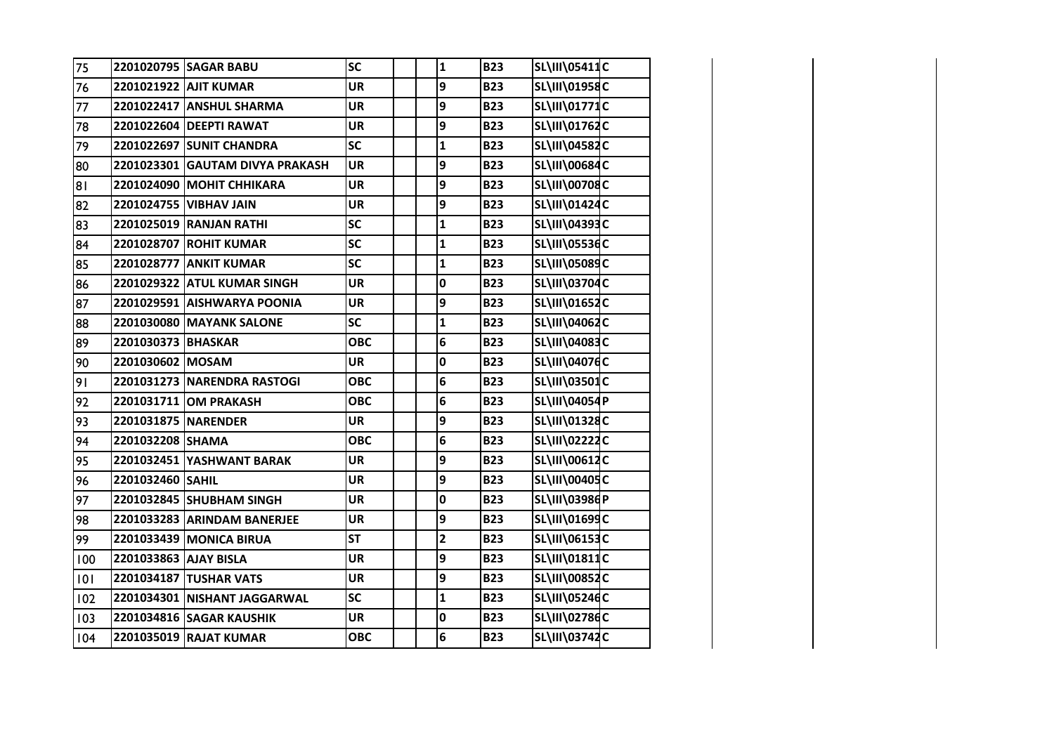| | | | | | | | | | |
|---|---|---|---|---|---|---|---|---|---|
| 75 | 2201020795 | SAGAR BABU | SC | | | 1 | B23 | SL\III\05411 | C |
| 76 | 2201021922 | AJIT KUMAR | UR | | | 9 | B23 | SL\III\01958 | C |
| 77 | 2201022417 | ANSHUL SHARMA | UR | | | 9 | B23 | SL\III\01771 | C |
| 78 | 2201022604 | DEEPTI RAWAT | UR | | | 9 | B23 | SL\III\01762 | C |
| 79 | 2201022697 | SUNIT CHANDRA | SC | | | 1 | B23 | SL\III\04582 | C |
| 80 | 2201023301 | GAUTAM DIVYA PRAKASH | UR | | | 9 | B23 | SL\III\00684 | C |
| 81 | 2201024090 | MOHIT CHHIKARA | UR | | | 9 | B23 | SL\III\00708 | C |
| 82 | 2201024755 | VIBHAV JAIN | UR | | | 9 | B23 | SL\III\01424 | C |
| 83 | 2201025019 | RANJAN RATHI | SC | | | 1 | B23 | SL\III\04393 | C |
| 84 | 2201028707 | ROHIT KUMAR | SC | | | 1 | B23 | SL\III\05536 | C |
| 85 | 2201028777 | ANKIT KUMAR | SC | | | 1 | B23 | SL\III\05089 | C |
| 86 | 2201029322 | ATUL KUMAR SINGH | UR | | | 0 | B23 | SL\III\03704 | C |
| 87 | 2201029591 | AISHWARYA POONIA | UR | | | 9 | B23 | SL\III\01652 | C |
| 88 | 2201030080 | MAYANK SALONE | SC | | | 1 | B23 | SL\III\04062 | C |
| 89 | 2201030373 | BHASKAR | OBC | | | 6 | B23 | SL\III\04083 | C |
| 90 | 2201030602 | MOSAM | UR | | | 0 | B23 | SL\III\04076 | C |
| 91 | 2201031273 | NARENDRA RASTOGI | OBC | | | 6 | B23 | SL\III\03501 | C |
| 92 | 2201031711 | OM PRAKASH | OBC | | | 6 | B23 | SL\III\04054 | P |
| 93 | 2201031875 | NARENDER | UR | | | 9 | B23 | SL\III\01328 | C |
| 94 | 2201032208 | SHAMA | OBC | | | 6 | B23 | SL\III\02222 | C |
| 95 | 2201032451 | YASHWANT BARAK | UR | | | 9 | B23 | SL\III\00612 | C |
| 96 | 2201032460 | SAHIL | UR | | | 9 | B23 | SL\III\00405 | C |
| 97 | 2201032845 | SHUBHAM SINGH | UR | | | 0 | B23 | SL\III\03986 | P |
| 98 | 2201033283 | ARINDAM BANERJEE | UR | | | 9 | B23 | SL\III\01699 | C |
| 99 | 2201033439 | MONICA BIRUA | ST | | | 2 | B23 | SL\III\06153 | C |
| 100 | 2201033863 | AJAY BISLA | UR | | | 9 | B23 | SL\III\01811 | C |
| 101 | 2201034187 | TUSHAR VATS | UR | | | 9 | B23 | SL\III\00852 | C |
| 102 | 2201034301 | NISHANT JAGGARWAL | SC | | | 1 | B23 | SL\III\05246 | C |
| 103 | 2201034816 | SAGAR KAUSHIK | UR | | | 0 | B23 | SL\III\02786 | C |
| 104 | 2201035019 | RAJAT KUMAR | OBC | | | 6 | B23 | SL\III\03742 | C |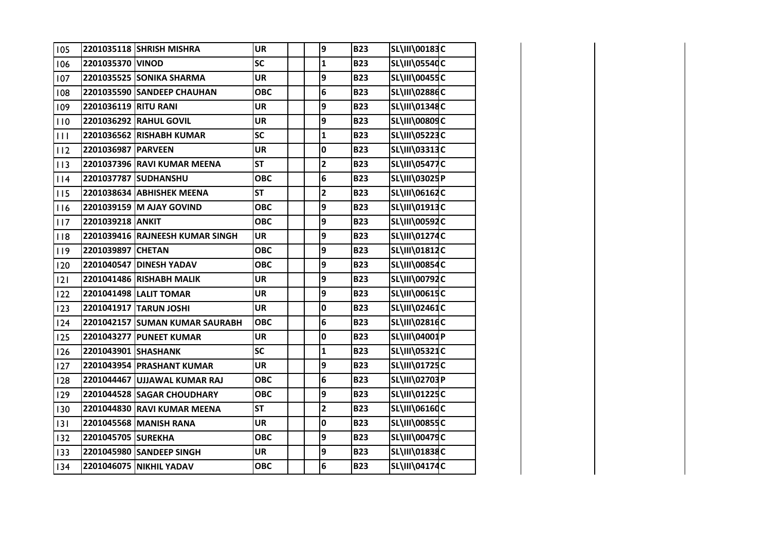| | | | | | | | | | |
|---|---|---|---|---|---|---|---|---|---|
| 105 | 2201035118 | SHRISH MISHRA | UR | | | 9 | B23 | SL\III\00183 | C |
| 106 | 2201035370 | VINOD | SC | | | 1 | B23 | SL\III\05540 | C |
| 107 | 2201035525 | SONIKA SHARMA | UR | | | 9 | B23 | SL\III\00455 | C |
| 108 | 2201035590 | SANDEEP CHAUHAN | OBC | | | 6 | B23 | SL\III\02886 | C |
| 109 | 2201036119 | RITU RANI | UR | | | 9 | B23 | SL\III\01348 | C |
| 110 | 2201036292 | RAHUL GOVIL | UR | | | 9 | B23 | SL\III\00809 | C |
| 111 | 2201036562 | RISHABH KUMAR | SC | | | 1 | B23 | SL\III\05223 | C |
| 112 | 2201036987 | PARVEEN | UR | | | 0 | B23 | SL\III\03313 | C |
| 113 | 2201037396 | RAVI KUMAR MEENA | ST | | | 2 | B23 | SL\III\05477 | C |
| 114 | 2201037787 | SUDHANSHU | OBC | | | 6 | B23 | SL\III\03025 | P |
| 115 | 2201038634 | ABHISHEK MEENA | ST | | | 2 | B23 | SL\III\06162 | C |
| 116 | 2201039159 | M AJAY GOVIND | OBC | | | 9 | B23 | SL\III\01913 | C |
| 117 | 2201039218 | ANKIT | OBC | | | 9 | B23 | SL\III\00592 | C |
| 118 | 2201039416 | RAJNEESH KUMAR SINGH | UR | | | 9 | B23 | SL\III\01274 | C |
| 119 | 2201039897 | CHETAN | OBC | | | 9 | B23 | SL\III\01812 | C |
| 120 | 2201040547 | DINESH YADAV | OBC | | | 9 | B23 | SL\III\00854 | C |
| 121 | 2201041486 | RISHABH MALIK | UR | | | 9 | B23 | SL\III\00792 | C |
| 122 | 2201041498 | LALIT TOMAR | UR | | | 9 | B23 | SL\III\00615 | C |
| 123 | 2201041917 | TARUN JOSHI | UR | | | 0 | B23 | SL\III\02461 | C |
| 124 | 2201042157 | SUMAN KUMAR SAURABH | OBC | | | 6 | B23 | SL\III\02816 | C |
| 125 | 2201043277 | PUNEET KUMAR | UR | | | 0 | B23 | SL\III\04001 | P |
| 126 | 2201043901 | SHASHANK | SC | | | 1 | B23 | SL\III\05321 | C |
| 127 | 2201043954 | PRASHANT KUMAR | UR | | | 9 | B23 | SL\III\01725 | C |
| 128 | 2201044467 | UJJAWAL KUMAR RAJ | OBC | | | 6 | B23 | SL\III\02703 | P |
| 129 | 2201044528 | SAGAR CHOUDHARY | OBC | | | 9 | B23 | SL\III\01225 | C |
| 130 | 2201044830 | RAVI KUMAR MEENA | ST | | | 2 | B23 | SL\III\06160 | C |
| 131 | 2201045568 | MANISH RANA | UR | | | 0 | B23 | SL\III\00855 | C |
| 132 | 2201045705 | SUREKHA | OBC | | | 9 | B23 | SL\III\00479 | C |
| 133 | 2201045980 | SANDEEP SINGH | UR | | | 9 | B23 | SL\III\01838 | C |
| 134 | 2201046075 | NIKHIL YADAV | OBC | | | 6 | B23 | SL\III\04174 | C |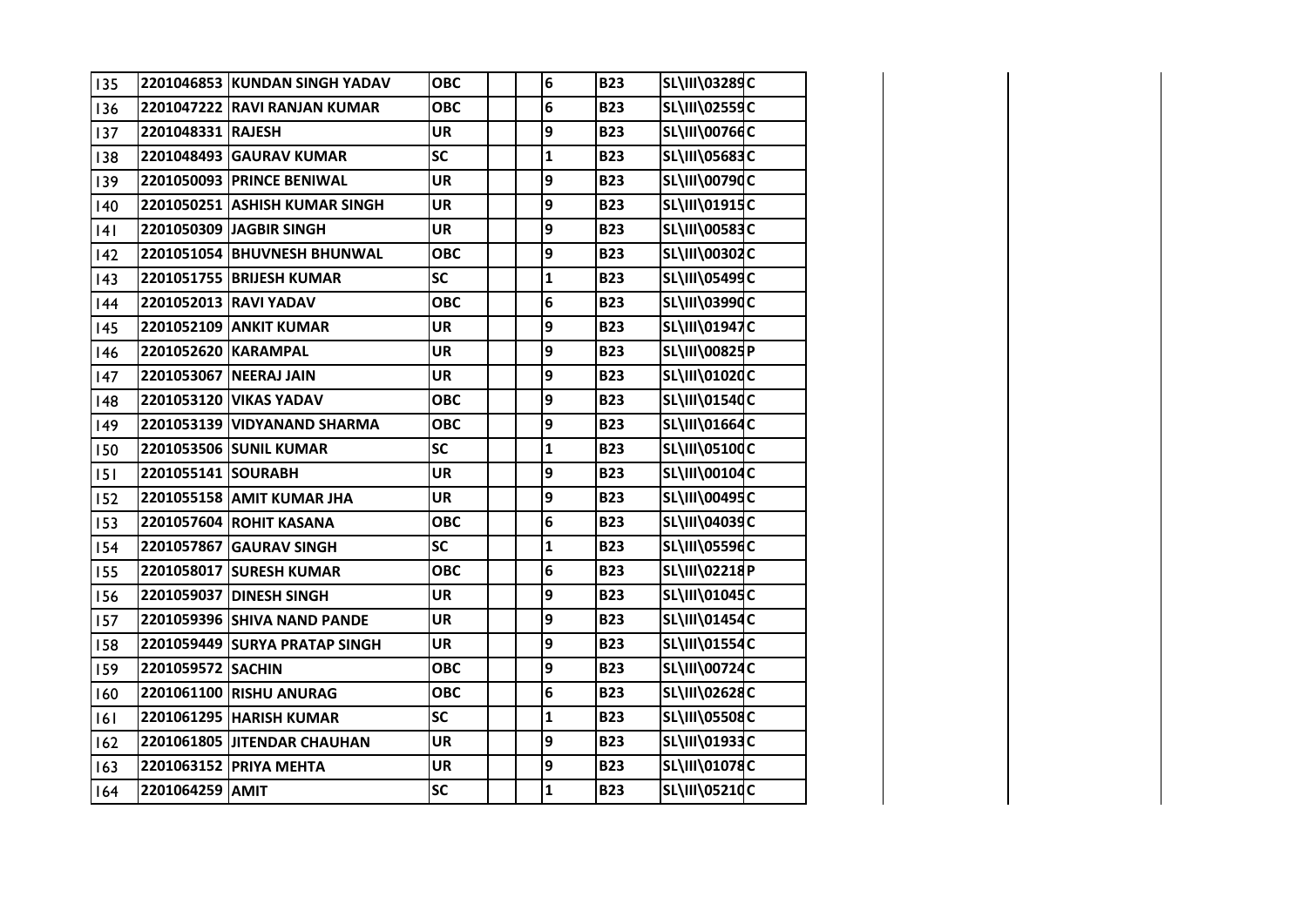| | | | | | | | | | |
|---|---|---|---|---|---|---|---|---|---|
| 135 | 2201046853 | KUNDAN SINGH YADAV | OBC | | | 6 | B23 | SL\III\03289 | C |
| 136 | 2201047222 | RAVI RANJAN KUMAR | OBC | | | 6 | B23 | SL\III\02559 | C |
| 137 | 2201048331 | RAJESH | UR | | | 9 | B23 | SL\III\00766 | C |
| 138 | 2201048493 | GAURAV KUMAR | SC | | | 1 | B23 | SL\III\05683 | C |
| 139 | 2201050093 | PRINCE BENIWAL | UR | | | 9 | B23 | SL\III\00790 | C |
| 140 | 2201050251 | ASHISH KUMAR SINGH | UR | | | 9 | B23 | SL\III\01915 | C |
| 141 | 2201050309 | JAGBIR SINGH | UR | | | 9 | B23 | SL\III\00583 | C |
| 142 | 2201051054 | BHUVNESH BHUNWAL | OBC | | | 9 | B23 | SL\III\00302 | C |
| 143 | 2201051755 | BRIJESH KUMAR | SC | | | 1 | B23 | SL\III\05499 | C |
| 144 | 2201052013 | RAVI YADAV | OBC | | | 6 | B23 | SL\III\03990 | C |
| 145 | 2201052109 | ANKIT KUMAR | UR | | | 9 | B23 | SL\III\01947 | C |
| 146 | 2201052620 | KARAMPAL | UR | | | 9 | B23 | SL\III\00825 | P |
| 147 | 2201053067 | NEERAJ JAIN | UR | | | 9 | B23 | SL\III\01020 | C |
| 148 | 2201053120 | VIKAS YADAV | OBC | | | 9 | B23 | SL\III\01540 | C |
| 149 | 2201053139 | VIDYANAND SHARMA | OBC | | | 9 | B23 | SL\III\01664 | C |
| 150 | 2201053506 | SUNIL KUMAR | SC | | | 1 | B23 | SL\III\05100 | C |
| 151 | 2201055141 | SOURABH | UR | | | 9 | B23 | SL\III\00104 | C |
| 152 | 2201055158 | AMIT KUMAR JHA | UR | | | 9 | B23 | SL\III\00495 | C |
| 153 | 2201057604 | ROHIT KASANA | OBC | | | 6 | B23 | SL\III\04039 | C |
| 154 | 2201057867 | GAURAV SINGH | SC | | | 1 | B23 | SL\III\05596 | C |
| 155 | 2201058017 | SURESH KUMAR | OBC | | | 6 | B23 | SL\III\02218 | P |
| 156 | 2201059037 | DINESH SINGH | UR | | | 9 | B23 | SL\III\01045 | C |
| 157 | 2201059396 | SHIVA NAND PANDE | UR | | | 9 | B23 | SL\III\01454 | C |
| 158 | 2201059449 | SURYA PRATAP SINGH | UR | | | 9 | B23 | SL\III\01554 | C |
| 159 | 2201059572 | SACHIN | OBC | | | 9 | B23 | SL\III\00724 | C |
| 160 | 2201061100 | RISHU ANURAG | OBC | | | 6 | B23 | SL\III\02628 | C |
| 161 | 2201061295 | HARISH KUMAR | SC | | | 1 | B23 | SL\III\05508 | C |
| 162 | 2201061805 | JITENDAR CHAUHAN | UR | | | 9 | B23 | SL\III\01933 | C |
| 163 | 2201063152 | PRIYA MEHTA | UR | | | 9 | B23 | SL\III\01078 | C |
| 164 | 2201064259 | AMIT | SC | | | 1 | B23 | SL\III\05210 | C |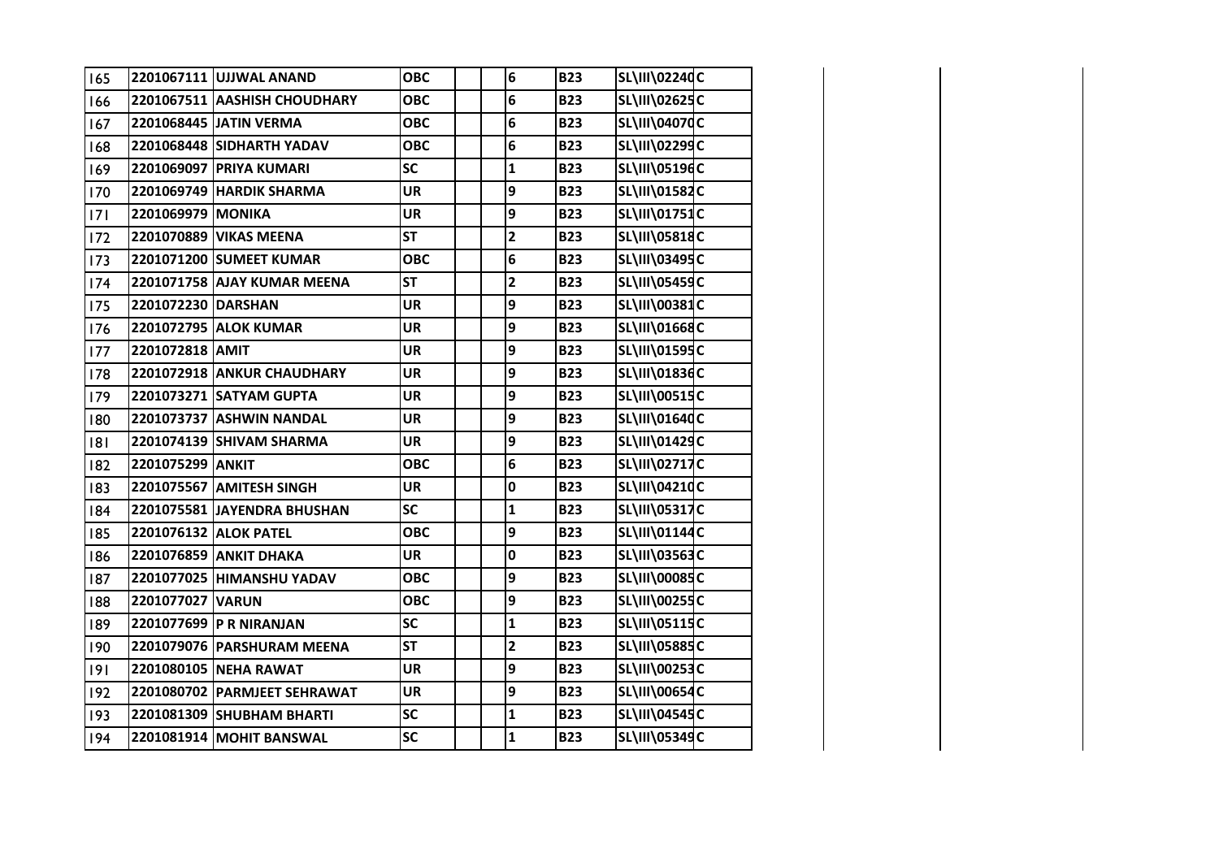| | | | | | | | | | | | |
|---|---|---|---|---|---|---|---|---|---|---|---|
| 165 | 2201067111 | UJJWAL ANAND | OBC | | | 6 | B23 | SL\III\02240 | C | | |
| 166 | 2201067511 | AASHISH CHOUDHARY | OBC | | | 6 | B23 | SL\III\02625 | C | | |
| 167 | 2201068445 | JATIN VERMA | OBC | | | 6 | B23 | SL\III\04070 | C | | |
| 168 | 2201068448 | SIDHARTH YADAV | OBC | | | 6 | B23 | SL\III\02299 | C | | |
| 169 | 2201069097 | PRIYA KUMARI | SC | | | 1 | B23 | SL\III\05196 | C | | |
| 170 | 2201069749 | HARDIK SHARMA | UR | | | 9 | B23 | SL\III\01582 | C | | |
| 171 | 2201069979 | MONIKA | UR | | | 9 | B23 | SL\III\01751 | C | | |
| 172 | 2201070889 | VIKAS MEENA | ST | | | 2 | B23 | SL\III\05818 | C | | |
| 173 | 2201071200 | SUMEET KUMAR | OBC | | | 6 | B23 | SL\III\03495 | C | | |
| 174 | 2201071758 | AJAY KUMAR MEENA | ST | | | 2 | B23 | SL\III\05459 | C | | |
| 175 | 2201072230 | DARSHAN | UR | | | 9 | B23 | SL\III\00381 | C | | |
| 176 | 2201072795 | ALOK KUMAR | UR | | | 9 | B23 | SL\III\01668 | C | | |
| 177 | 2201072818 | AMIT | UR | | | 9 | B23 | SL\III\01595 | C | | |
| 178 | 2201072918 | ANKUR CHAUDHARY | UR | | | 9 | B23 | SL\III\01836 | C | | |
| 179 | 2201073271 | SATYAM GUPTA | UR | | | 9 | B23 | SL\III\00515 | C | | |
| 180 | 2201073737 | ASHWIN NANDAL | UR | | | 9 | B23 | SL\III\01640 | C | | |
| 181 | 2201074139 | SHIVAM SHARMA | UR | | | 9 | B23 | SL\III\01429 | C | | |
| 182 | 2201075299 | ANKIT | OBC | | | 6 | B23 | SL\III\02717 | C | | |
| 183 | 2201075567 | AMITESH SINGH | UR | | | 0 | B23 | SL\III\04210 | C | | |
| 184 | 2201075581 | JAYENDRA BHUSHAN | SC | | | 1 | B23 | SL\III\05317 | C | | |
| 185 | 2201076132 | ALOK PATEL | OBC | | | 9 | B23 | SL\III\01144 | C | | |
| 186 | 2201076859 | ANKIT DHAKA | UR | | | 0 | B23 | SL\III\03563 | C | | |
| 187 | 2201077025 | HIMANSHU YADAV | OBC | | | 9 | B23 | SL\III\00085 | C | | |
| 188 | 2201077027 | VARUN | OBC | | | 9 | B23 | SL\III\00255 | C | | |
| 189 | 2201077699 | P R NIRANJAN | SC | | | 1 | B23 | SL\III\05115 | C | | |
| 190 | 2201079076 | PARSHURAM MEENA | ST | | | 2 | B23 | SL\III\05885 | C | | |
| 191 | 2201080105 | NEHA RAWAT | UR | | | 9 | B23 | SL\III\00253 | C | | |
| 192 | 2201080702 | PARMJEET SEHRAWAT | UR | | | 9 | B23 | SL\III\00654 | C | | |
| 193 | 2201081309 | SHUBHAM BHARTI | SC | | | 1 | B23 | SL\III\04545 | C | | |
| 194 | 2201081914 | MOHIT BANSWAL | SC | | | 1 | B23 | SL\III\05349 | C | | |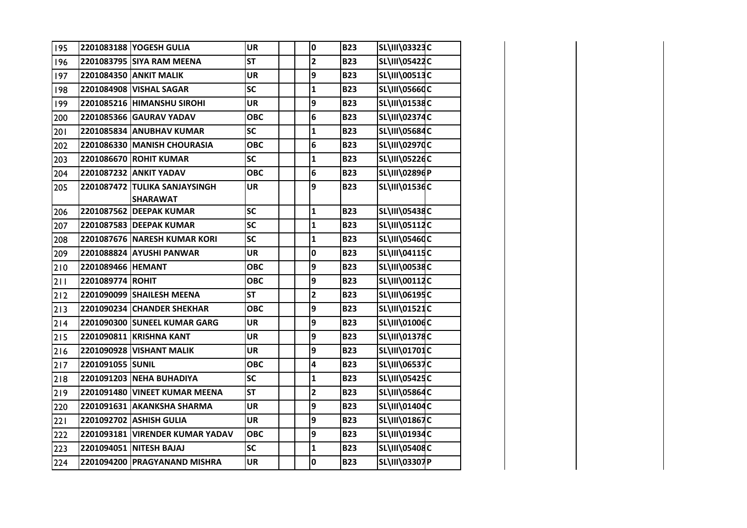| | | | | | | | | | |
|---|---|---|---|---|---|---|---|---|---|
| 195 | 2201083188 | YOGESH GULIA | UR | | | 0 | B23 | SL\III\03323 | C |
| 196 | 2201083795 | SIYA RAM MEENA | ST | | | 2 | B23 | SL\III\05422 | C |
| 197 | 2201084350 | ANKIT MALIK | UR | | | 9 | B23 | SL\III\00513 | C |
| 198 | 2201084908 | VISHAL SAGAR | SC | | | 1 | B23 | SL\III\05660 | C |
| 199 | 2201085216 | HIMANSHU SIROHI | UR | | | 9 | B23 | SL\III\01538 | C |
| 200 | 2201085366 | GAURAV YADAV | OBC | | | 6 | B23 | SL\III\02374 | C |
| 201 | 2201085834 | ANUBHAV KUMAR | SC | | | 1 | B23 | SL\III\05684 | C |
| 202 | 2201086330 | MANISH CHOURASIA | OBC | | | 6 | B23 | SL\III\02970 | C |
| 203 | 2201086670 | ROHIT KUMAR | SC | | | 1 | B23 | SL\III\05226 | C |
| 204 | 2201087232 | ANKIT YADAV | OBC | | | 6 | B23 | SL\III\02896 | P |
| 205 | 2201087472 | TULIKA SANJAYSINGH SHARAWAT | UR | | | 9 | B23 | SL\III\01536 | C |
| 206 | 2201087562 | DEEPAK KUMAR | SC | | | 1 | B23 | SL\III\05438 | C |
| 207 | 2201087583 | DEEPAK KUMAR | SC | | | 1 | B23 | SL\III\05112 | C |
| 208 | 2201087676 | NARESH KUMAR KORI | SC | | | 1 | B23 | SL\III\05460 | C |
| 209 | 2201088824 | AYUSHI PANWAR | UR | | | 0 | B23 | SL\III\04115 | C |
| 210 | 2201089466 | HEMANT | OBC | | | 9 | B23 | SL\III\00538 | C |
| 211 | 2201089774 | ROHIT | OBC | | | 9 | B23 | SL\III\00112 | C |
| 212 | 2201090099 | SHAILESH MEENA | ST | | | 2 | B23 | SL\III\06195 | C |
| 213 | 2201090234 | CHANDER SHEKHAR | OBC | | | 9 | B23 | SL\III\01521 | C |
| 214 | 2201090300 | SUNEEL KUMAR GARG | UR | | | 9 | B23 | SL\III\01006 | C |
| 215 | 2201090811 | KRISHNA KANT | UR | | | 9 | B23 | SL\III\01378 | C |
| 216 | 2201090928 | VISHANT MALIK | UR | | | 9 | B23 | SL\III\01701 | C |
| 217 | 2201091055 | SUNIL | OBC | | | 4 | B23 | SL\III\06537 | C |
| 218 | 2201091203 | NEHA BUHADIYA | SC | | | 1 | B23 | SL\III\05425 | C |
| 219 | 2201091480 | VINEET KUMAR MEENA | ST | | | 2 | B23 | SL\III\05864 | C |
| 220 | 2201091631 | AKANKSHA SHARMA | UR | | | 9 | B23 | SL\III\01404 | C |
| 221 | 2201092702 | ASHISH GULIA | UR | | | 9 | B23 | SL\III\01867 | C |
| 222 | 2201093181 | VIRENDER KUMAR YADAV | OBC | | | 9 | B23 | SL\III\01934 | C |
| 223 | 2201094051 | NITESH BAJAJ | SC | | | 1 | B23 | SL\III\05408 | C |
| 224 | 2201094200 | PRAGYANAND MISHRA | UR | | | 0 | B23 | SL\III\03307 | P |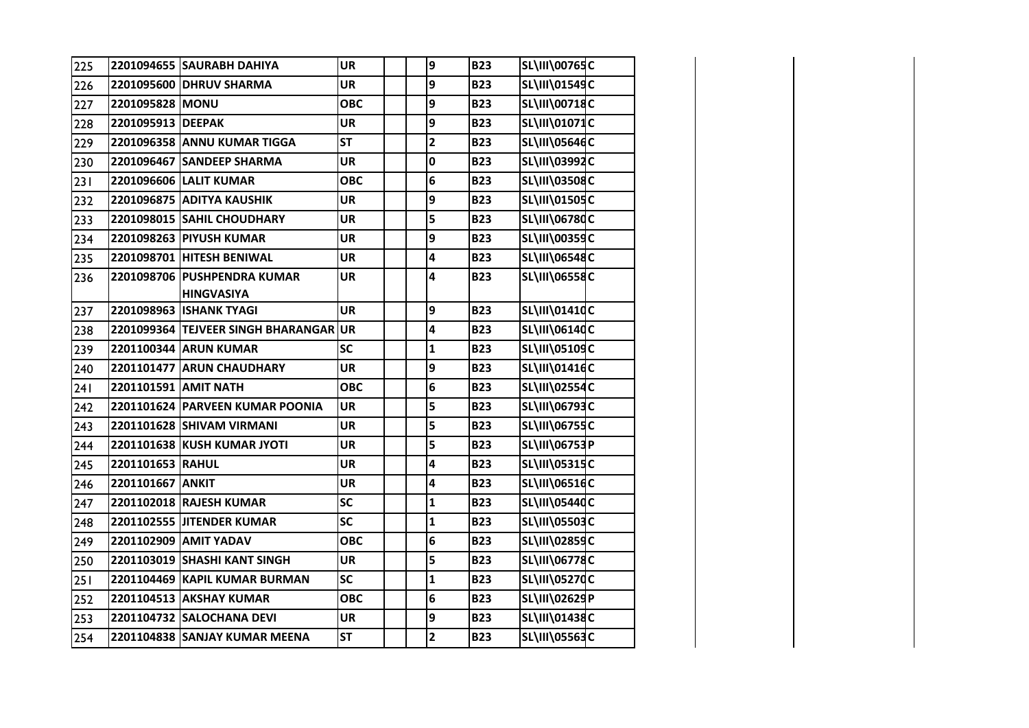| 225 | 2201094655 | SAURABH DAHIYA | UR | | | 9 | B23 | SL\III\00765 | C | | | |
|---|---|---|---|---|---|---|---|---|---|---|---|---|
| 226 | 2201095600 | DHRUV SHARMA | UR | | | 9 | B23 | SL\III\01549 | C | | | |
| 227 | 2201095828 | MONU | OBC | | | 9 | B23 | SL\III\00718 | C | | | |
| 228 | 2201095913 | DEEPAK | UR | | | 9 | B23 | SL\III\01071 | C | | | |
| 229 | 2201096358 | ANNU KUMAR TIGGA | ST | | | 2 | B23 | SL\III\05646 | C | | | |
| 230 | 2201096467 | SANDEEP SHARMA | UR | | | 0 | B23 | SL\III\03992 | C | | | |
| 231 | 2201096606 | LALIT KUMAR | OBC | | | 6 | B23 | SL\III\03508 | C | | | |
| 232 | 2201096875 | ADITYA KAUSHIK | UR | | | 9 | B23 | SL\III\01505 | C | | | |
| 233 | 2201098015 | SAHIL CHOUDHARY | UR | | | 5 | B23 | SL\III\06780 | C | | | |
| 234 | 2201098263 | PIYUSH KUMAR | UR | | | 9 | B23 | SL\III\00359 | C | | | |
| 235 | 2201098701 | HITESH BENIWAL | UR | | | 4 | B23 | SL\III\06548 | C | | | |
| 236 | 2201098706 | PUSHPENDRA KUMAR HINGVASIYA | UR | | | 4 | B23 | SL\III\06558 | C | | | |
| 237 | 2201098963 | ISHANK TYAGI | UR | | | 9 | B23 | SL\III\01410 | C | | | |
| 238 | 2201099364 | TEJVEER SINGH BHARANGAR | UR | | | 4 | B23 | SL\III\06140 | C | | | |
| 239 | 2201100344 | ARUN KUMAR | SC | | | 1 | B23 | SL\III\05109 | C | | | |
| 240 | 2201101477 | ARUN CHAUDHARY | UR | | | 9 | B23 | SL\III\01416 | C | | | |
| 241 | 2201101591 | AMIT NATH | OBC | | | 6 | B23 | SL\III\02554 | C | | | |
| 242 | 2201101624 | PARVEEN KUMAR POONIA | UR | | | 5 | B23 | SL\III\06793 | C | | | |
| 243 | 2201101628 | SHIVAM VIRMANI | UR | | | 5 | B23 | SL\III\06755 | C | | | |
| 244 | 2201101638 | KUSH KUMAR JYOTI | UR | | | 5 | B23 | SL\III\06753 | P | | | |
| 245 | 2201101653 | RAHUL | UR | | | 4 | B23 | SL\III\05315 | C | | | |
| 246 | 2201101667 | ANKIT | UR | | | 4 | B23 | SL\III\06516 | C | | | |
| 247 | 2201102018 | RAJESH KUMAR | SC | | | 1 | B23 | SL\III\05440 | C | | | |
| 248 | 2201102555 | JITENDER KUMAR | SC | | | 1 | B23 | SL\III\05503 | C | | | |
| 249 | 2201102909 | AMIT YADAV | OBC | | | 6 | B23 | SL\III\02859 | C | | | |
| 250 | 2201103019 | SHASHI KANT SINGH | UR | | | 5 | B23 | SL\III\06778 | C | | | |
| 251 | 2201104469 | KAPIL KUMAR BURMAN | SC | | | 1 | B23 | SL\III\05270 | C | | | |
| 252 | 2201104513 | AKSHAY KUMAR | OBC | | | 6 | B23 | SL\III\02629 | P | | | |
| 253 | 2201104732 | SALOCHANA DEVI | UR | | | 9 | B23 | SL\III\01438 | C | | | |
| 254 | 2201104838 | SANJAY KUMAR MEENA | ST | | | 2 | B23 | SL\III\05563 | C | | | |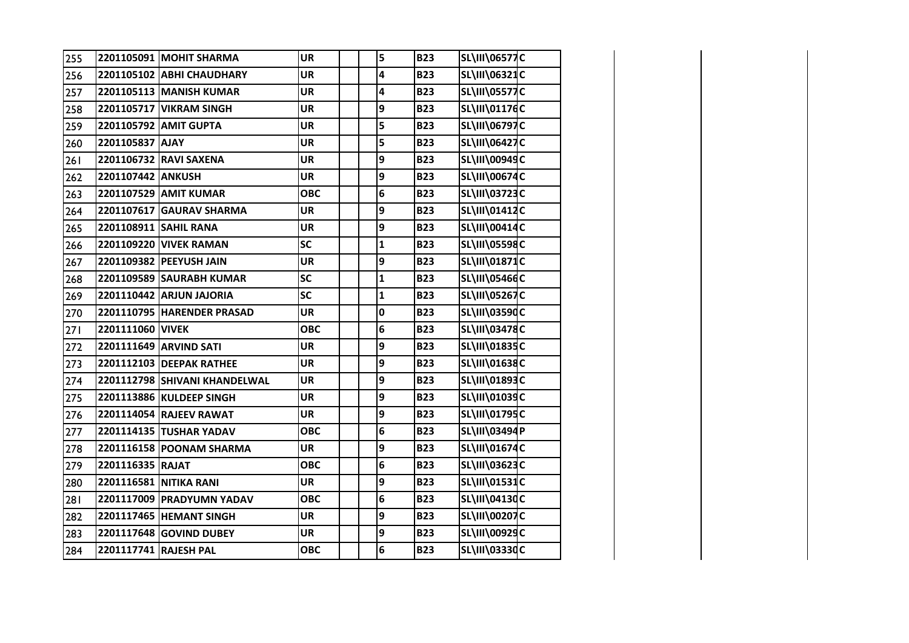| | | | | | | | | | |
|---|---|---|---|---|---|---|---|---|---|
| 255 | 2201105091 | MOHIT SHARMA | UR | | | 5 | B23 | SL\III\06577 | C |
| 256 | 2201105102 | ABHI CHAUDHARY | UR | | | 4 | B23 | SL\III\06321 | C |
| 257 | 2201105113 | MANISH KUMAR | UR | | | 4 | B23 | SL\III\05577 | C |
| 258 | 2201105717 | VIKRAM SINGH | UR | | | 9 | B23 | SL\III\01176 | C |
| 259 | 2201105792 | AMIT GUPTA | UR | | | 5 | B23 | SL\III\06797 | C |
| 260 | 2201105837 | AJAY | UR | | | 5 | B23 | SL\III\06427 | C |
| 261 | 2201106732 | RAVI SAXENA | UR | | | 9 | B23 | SL\III\00949 | C |
| 262 | 2201107442 | ANKUSH | UR | | | 9 | B23 | SL\III\00674 | C |
| 263 | 2201107529 | AMIT KUMAR | OBC | | | 6 | B23 | SL\III\03723 | C |
| 264 | 2201107617 | GAURAV SHARMA | UR | | | 9 | B23 | SL\III\01412 | C |
| 265 | 2201108911 | SAHIL RANA | UR | | | 9 | B23 | SL\III\00414 | C |
| 266 | 2201109220 | VIVEK RAMAN | SC | | | 1 | B23 | SL\III\05598 | C |
| 267 | 2201109382 | PEEYUSH JAIN | UR | | | 9 | B23 | SL\III\01871 | C |
| 268 | 2201109589 | SAURABH KUMAR | SC | | | 1 | B23 | SL\III\05466 | C |
| 269 | 2201110442 | ARJUN JAJORIA | SC | | | 1 | B23 | SL\III\05267 | C |
| 270 | 2201110795 | HARENDER PRASAD | UR | | | 0 | B23 | SL\III\03590 | C |
| 271 | 2201111060 | VIVEK | OBC | | | 6 | B23 | SL\III\03478 | C |
| 272 | 2201111649 | ARVIND SATI | UR | | | 9 | B23 | SL\III\01835 | C |
| 273 | 2201112103 | DEEPAK RATHEE | UR | | | 9 | B23 | SL\III\01638 | C |
| 274 | 2201112798 | SHIVANI KHANDELWAL | UR | | | 9 | B23 | SL\III\01893 | C |
| 275 | 2201113886 | KULDEEP SINGH | UR | | | 9 | B23 | SL\III\01039 | C |
| 276 | 2201114054 | RAJEEV RAWAT | UR | | | 9 | B23 | SL\III\01795 | C |
| 277 | 2201114135 | TUSHAR YADAV | OBC | | | 6 | B23 | SL\III\03494 | P |
| 278 | 2201116158 | POONAM SHARMA | UR | | | 9 | B23 | SL\III\01674 | C |
| 279 | 2201116335 | RAJAT | OBC | | | 6 | B23 | SL\III\03623 | C |
| 280 | 2201116581 | NITIKA RANI | UR | | | 9 | B23 | SL\III\01531 | C |
| 281 | 2201117009 | PRADYUMN YADAV | OBC | | | 6 | B23 | SL\III\04130 | C |
| 282 | 2201117465 | HEMANT SINGH | UR | | | 9 | B23 | SL\III\00207 | C |
| 283 | 2201117648 | GOVIND DUBEY | UR | | | 9 | B23 | SL\III\00929 | C |
| 284 | 2201117741 | RAJESH PAL | OBC | | | 6 | B23 | SL\III\03330 | C |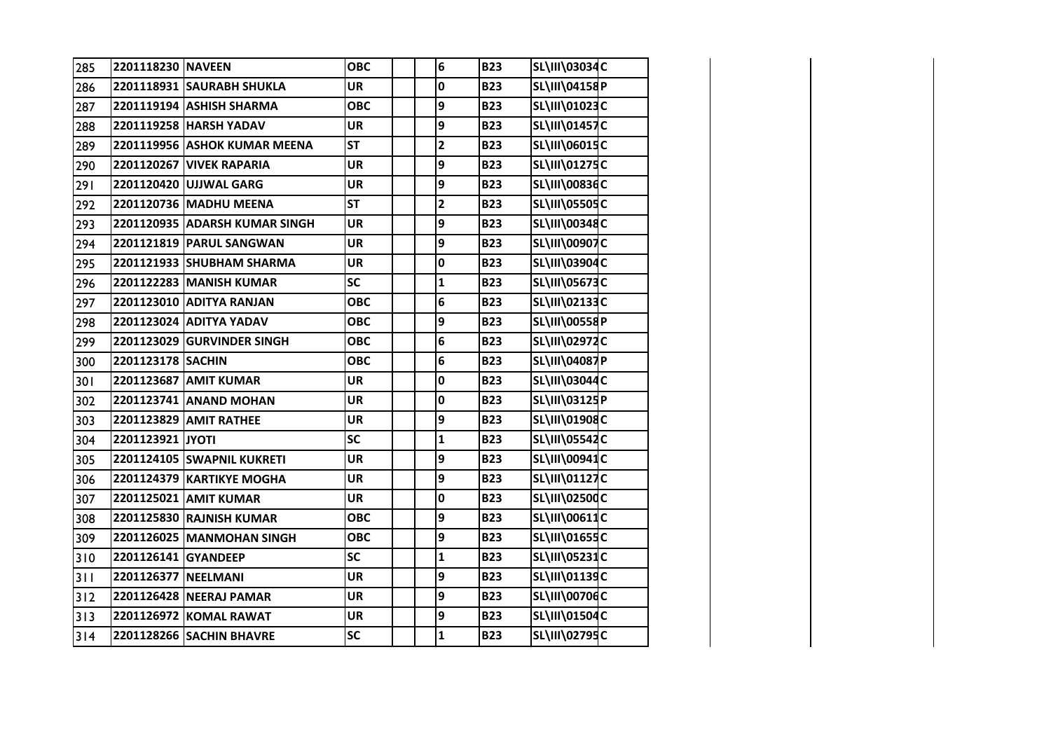| 285 | 2201118230 | NAVEEN | OBC | | | 6 | B23 | SL\III\03034 | C |
|---|---|---|---|---|---|---|---|---|---|
| 286 | 2201118931 | SAURABH SHUKLA | UR | | | 0 | B23 | SL\III\04158 | P |
| 287 | 2201119194 | ASHISH SHARMA | OBC | | | 9 | B23 | SL\III\01023 | C |
| 288 | 2201119258 | HARSH YADAV | UR | | | 9 | B23 | SL\III\01457 | C |
| 289 | 2201119956 | ASHOK KUMAR MEENA | ST | | | 2 | B23 | SL\III\06015 | C |
| 290 | 2201120267 | VIVEK RAPARIA | UR | | | 9 | B23 | SL\III\01275 | C |
| 291 | 2201120420 | UJJWAL GARG | UR | | | 9 | B23 | SL\III\00836 | C |
| 292 | 2201120736 | MADHU MEENA | ST | | | 2 | B23 | SL\III\05505 | C |
| 293 | 2201120935 | ADARSH KUMAR SINGH | UR | | | 9 | B23 | SL\III\00348 | C |
| 294 | 2201121819 | PARUL SANGWAN | UR | | | 9 | B23 | SL\III\00907 | C |
| 295 | 2201121933 | SHUBHAM SHARMA | UR | | | 0 | B23 | SL\III\03904 | C |
| 296 | 2201122283 | MANISH KUMAR | SC | | | 1 | B23 | SL\III\05673 | C |
| 297 | 2201123010 | ADITYA RANJAN | OBC | | | 6 | B23 | SL\III\02133 | C |
| 298 | 2201123024 | ADITYA YADAV | OBC | | | 9 | B23 | SL\III\00558 | P |
| 299 | 2201123029 | GURVINDER SINGH | OBC | | | 6 | B23 | SL\III\02972 | C |
| 300 | 2201123178 | SACHIN | OBC | | | 6 | B23 | SL\III\04087 | P |
| 301 | 2201123687 | AMIT KUMAR | UR | | | 0 | B23 | SL\III\03044 | C |
| 302 | 2201123741 | ANAND MOHAN | UR | | | 0 | B23 | SL\III\03125 | P |
| 303 | 2201123829 | AMIT RATHEE | UR | | | 9 | B23 | SL\III\01908 | C |
| 304 | 2201123921 | JYOTI | SC | | | 1 | B23 | SL\III\05542 | C |
| 305 | 2201124105 | SWAPNIL KUKRETI | UR | | | 9 | B23 | SL\III\00941 | C |
| 306 | 2201124379 | KARTIKYE MOGHA | UR | | | 9 | B23 | SL\III\01127 | C |
| 307 | 2201125021 | AMIT KUMAR | UR | | | 0 | B23 | SL\III\02500 | C |
| 308 | 2201125830 | RAJNISH KUMAR | OBC | | | 9 | B23 | SL\III\00611 | C |
| 309 | 2201126025 | MANMOHAN SINGH | OBC | | | 9 | B23 | SL\III\01655 | C |
| 310 | 2201126141 | GYANDEEP | SC | | | 1 | B23 | SL\III\05231 | C |
| 311 | 2201126377 | NEELMANI | UR | | | 9 | B23 | SL\III\01139 | C |
| 312 | 2201126428 | NEERAJ PAMAR | UR | | | 9 | B23 | SL\III\00706 | C |
| 313 | 2201126972 | KOMAL RAWAT | UR | | | 9 | B23 | SL\III\01504 | C |
| 314 | 2201128266 | SACHIN BHAVRE | SC | | | 1 | B23 | SL\III\02795 | C |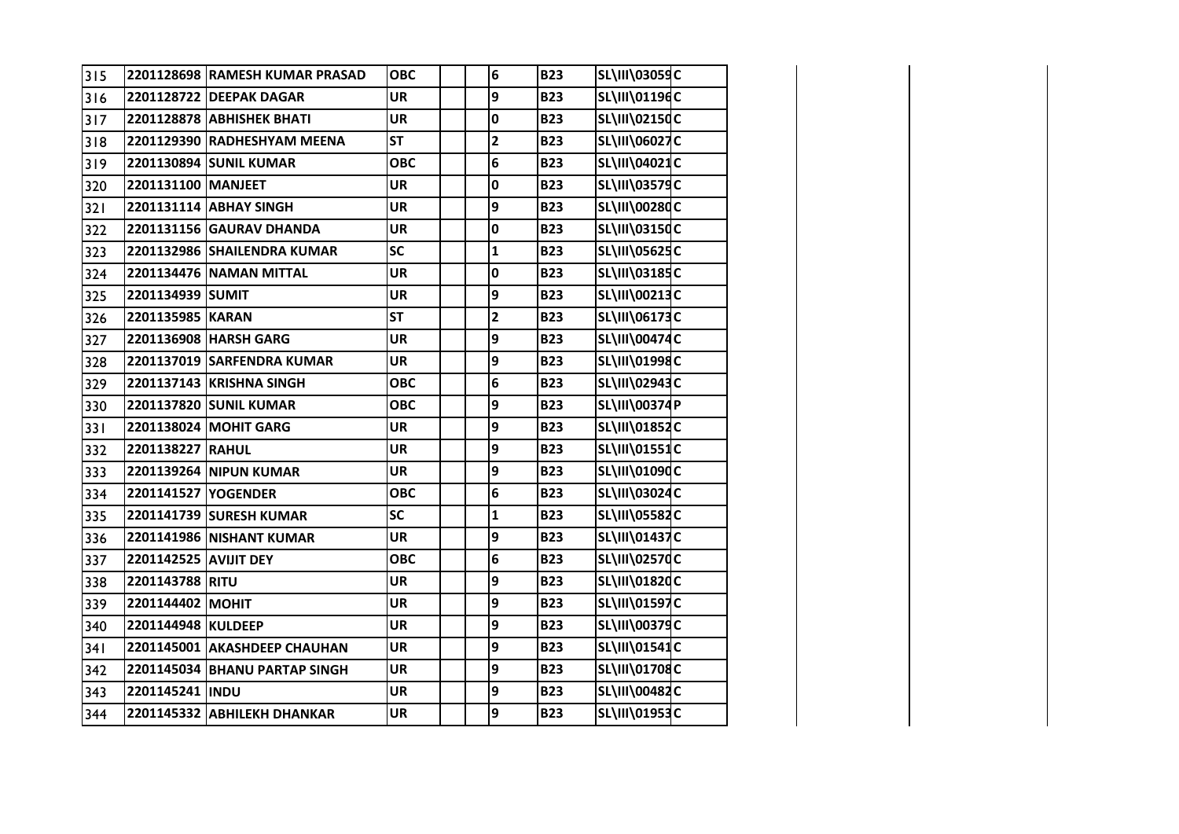| | | | | | | | | | |
|---|---|---|---|---|---|---|---|---|---|
| 315 | 2201128698 | RAMESH KUMAR PRASAD | OBC | | | 6 | B23 | SL\III\03059 | C |
| 316 | 2201128722 | DEEPAK DAGAR | UR | | | 9 | B23 | SL\III\01196 | C |
| 317 | 2201128878 | ABHISHEK BHATI | UR | | | 0 | B23 | SL\III\02150 | C |
| 318 | 2201129390 | RADHESHYAM MEENA | ST | | | 2 | B23 | SL\III\06027 | C |
| 319 | 2201130894 | SUNIL KUMAR | OBC | | | 6 | B23 | SL\III\04021 | C |
| 320 | 2201131100 | MANJEET | UR | | | 0 | B23 | SL\III\03579 | C |
| 321 | 2201131114 | ABHAY SINGH | UR | | | 9 | B23 | SL\III\00280 | C |
| 322 | 2201131156 | GAURAV DHANDA | UR | | | 0 | B23 | SL\III\03150 | C |
| 323 | 2201132986 | SHAILENDRA KUMAR | SC | | | 1 | B23 | SL\III\05625 | C |
| 324 | 2201134476 | NAMAN MITTAL | UR | | | 0 | B23 | SL\III\03185 | C |
| 325 | 2201134939 | SUMIT | UR | | | 9 | B23 | SL\III\00213 | C |
| 326 | 2201135985 | KARAN | ST | | | 2 | B23 | SL\III\06173 | C |
| 327 | 2201136908 | HARSH GARG | UR | | | 9 | B23 | SL\III\00474 | C |
| 328 | 2201137019 | SARFENDRA KUMAR | UR | | | 9 | B23 | SL\III\01998 | C |
| 329 | 2201137143 | KRISHNA SINGH | OBC | | | 6 | B23 | SL\III\02943 | C |
| 330 | 2201137820 | SUNIL KUMAR | OBC | | | 9 | B23 | SL\III\00374 | P |
| 331 | 2201138024 | MOHIT GARG | UR | | | 9 | B23 | SL\III\01852 | C |
| 332 | 2201138227 | RAHUL | UR | | | 9 | B23 | SL\III\01551 | C |
| 333 | 2201139264 | NIPUN KUMAR | UR | | | 9 | B23 | SL\III\01090 | C |
| 334 | 2201141527 | YOGENDER | OBC | | | 6 | B23 | SL\III\03024 | C |
| 335 | 2201141739 | SURESH KUMAR | SC | | | 1 | B23 | SL\III\05582 | C |
| 336 | 2201141986 | NISHANT KUMAR | UR | | | 9 | B23 | SL\III\01437 | C |
| 337 | 2201142525 | AVIJIT DEY | OBC | | | 6 | B23 | SL\III\02570 | C |
| 338 | 2201143788 | RITU | UR | | | 9 | B23 | SL\III\01820 | C |
| 339 | 2201144402 | MOHIT | UR | | | 9 | B23 | SL\III\01597 | C |
| 340 | 2201144948 | KULDEEP | UR | | | 9 | B23 | SL\III\00379 | C |
| 341 | 2201145001 | AKASHDEEP CHAUHAN | UR | | | 9 | B23 | SL\III\01541 | C |
| 342 | 2201145034 | BHANU PARTAP SINGH | UR | | | 9 | B23 | SL\III\01708 | C |
| 343 | 2201145241 | INDU | UR | | | 9 | B23 | SL\III\00482 | C |
| 344 | 2201145332 | ABHILEKH DHANKAR | UR | | | 9 | B23 | SL\III\01953 | C |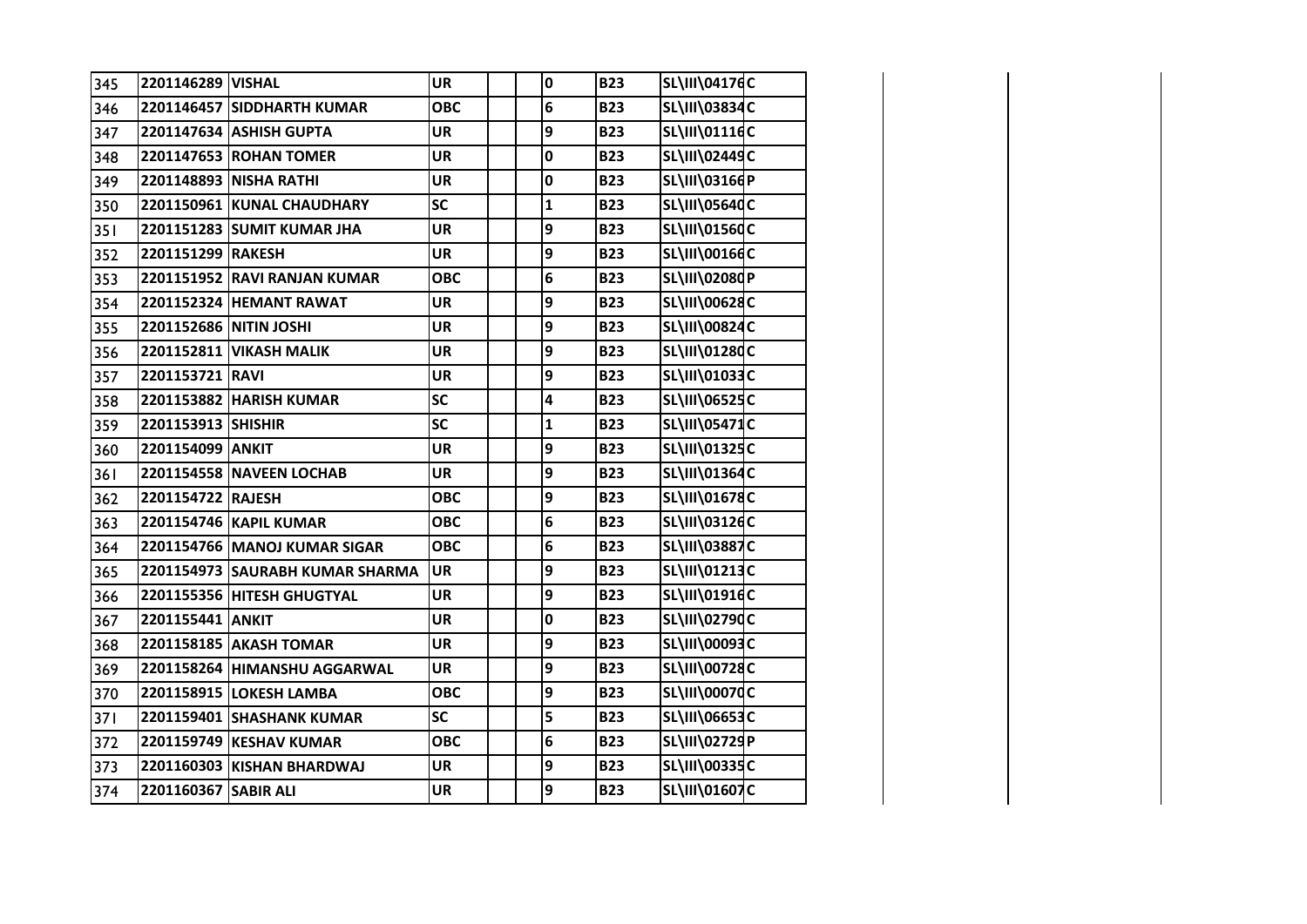| | | | | | | | | | |
|---|---|---|---|---|---|---|---|---|---|
| 345 | 2201146289 | VISHAL | UR | | | 0 | B23 | SL\III\04176 | C |
| 346 | 2201146457 | SIDDHARTH KUMAR | OBC | | | 6 | B23 | SL\III\03834 | C |
| 347 | 2201147634 | ASHISH GUPTA | UR | | | 9 | B23 | SL\III\01116 | C |
| 348 | 2201147653 | ROHAN TOMER | UR | | | 0 | B23 | SL\III\02449 | C |
| 349 | 2201148893 | NISHA RATHI | UR | | | 0 | B23 | SL\III\03166 | P |
| 350 | 2201150961 | KUNAL CHAUDHARY | SC | | | 1 | B23 | SL\III\05640 | C |
| 351 | 2201151283 | SUMIT KUMAR JHA | UR | | | 9 | B23 | SL\III\01560 | C |
| 352 | 2201151299 | RAKESH | UR | | | 9 | B23 | SL\III\00166 | C |
| 353 | 2201151952 | RAVI RANJAN KUMAR | OBC | | | 6 | B23 | SL\III\02080 | P |
| 354 | 2201152324 | HEMANT RAWAT | UR | | | 9 | B23 | SL\III\00628 | C |
| 355 | 2201152686 | NITIN JOSHI | UR | | | 9 | B23 | SL\III\00824 | C |
| 356 | 2201152811 | VIKASH MALIK | UR | | | 9 | B23 | SL\III\01280 | C |
| 357 | 2201153721 | RAVI | UR | | | 9 | B23 | SL\III\01033 | C |
| 358 | 2201153882 | HARISH KUMAR | SC | | | 4 | B23 | SL\III\06525 | C |
| 359 | 2201153913 | SHISHIR | SC | | | 1 | B23 | SL\III\05471 | C |
| 360 | 2201154099 | ANKIT | UR | | | 9 | B23 | SL\III\01325 | C |
| 361 | 2201154558 | NAVEEN LOCHAB | UR | | | 9 | B23 | SL\III\01364 | C |
| 362 | 2201154722 | RAJESH | OBC | | | 9 | B23 | SL\III\01678 | C |
| 363 | 2201154746 | KAPIL KUMAR | OBC | | | 6 | B23 | SL\III\03126 | C |
| 364 | 2201154766 | MANOJ KUMAR SIGAR | OBC | | | 6 | B23 | SL\III\03887 | C |
| 365 | 2201154973 | SAURABH KUMAR SHARMA | UR | | | 9 | B23 | SL\III\01213 | C |
| 366 | 2201155356 | HITESH GHUGTYAL | UR | | | 9 | B23 | SL\III\01916 | C |
| 367 | 2201155441 | ANKIT | UR | | | 0 | B23 | SL\III\02790 | C |
| 368 | 2201158185 | AKASH TOMAR | UR | | | 9 | B23 | SL\III\00093 | C |
| 369 | 2201158264 | HIMANSHU AGGARWAL | UR | | | 9 | B23 | SL\III\00728 | C |
| 370 | 2201158915 | LOKESH LAMBA | OBC | | | 9 | B23 | SL\III\00070 | C |
| 371 | 2201159401 | SHASHANK KUMAR | SC | | | 5 | B23 | SL\III\06653 | C |
| 372 | 2201159749 | KESHAV KUMAR | OBC | | | 6 | B23 | SL\III\02729 | P |
| 373 | 2201160303 | KISHAN BHARDWAJ | UR | | | 9 | B23 | SL\III\00335 | C |
| 374 | 2201160367 | SABIR ALI | UR | | | 9 | B23 | SL\III\01607 | C |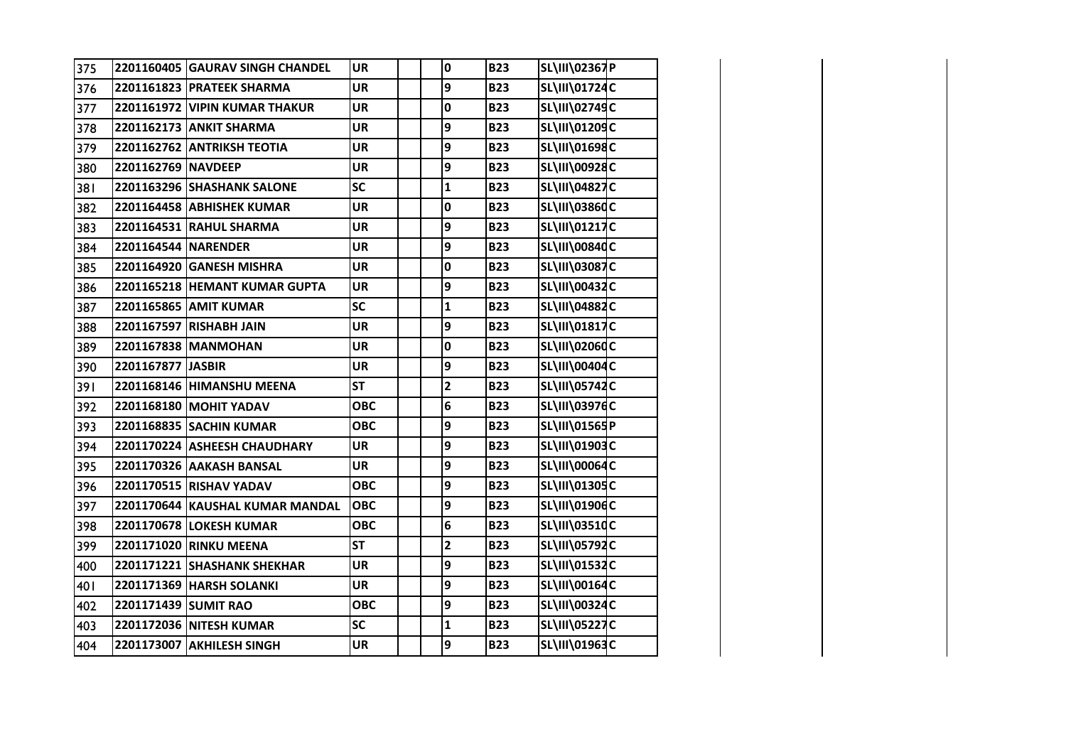| | | | | | | | | | |
|---|---|---|---|---|---|---|---|---|---|
| 375 | 2201160405 | GAURAV SINGH CHANDEL | UR | | | 0 | B23 | SL\III\02367 | P |
| 376 | 2201161823 | PRATEEK SHARMA | UR | | | 9 | B23 | SL\III\01724 | C |
| 377 | 2201161972 | VIPIN KUMAR THAKUR | UR | | | 0 | B23 | SL\III\02749 | C |
| 378 | 2201162173 | ANKIT SHARMA | UR | | | 9 | B23 | SL\III\01209 | C |
| 379 | 2201162762 | ANTRIKSH TEOTIA | UR | | | 9 | B23 | SL\III\01698 | C |
| 380 | 2201162769 | NAVDEEP | UR | | | 9 | B23 | SL\III\00928 | C |
| 381 | 2201163296 | SHASHANK SALONE | SC | | | 1 | B23 | SL\III\04827 | C |
| 382 | 2201164458 | ABHISHEK KUMAR | UR | | | 0 | B23 | SL\III\03860 | C |
| 383 | 2201164531 | RAHUL SHARMA | UR | | | 9 | B23 | SL\III\01217 | C |
| 384 | 2201164544 | NARENDER | UR | | | 9 | B23 | SL\III\00840 | C |
| 385 | 2201164920 | GANESH MISHRA | UR | | | 0 | B23 | SL\III\03087 | C |
| 386 | 2201165218 | HEMANT KUMAR GUPTA | UR | | | 9 | B23 | SL\III\00432 | C |
| 387 | 2201165865 | AMIT KUMAR | SC | | | 1 | B23 | SL\III\04882 | C |
| 388 | 2201167597 | RISHABH JAIN | UR | | | 9 | B23 | SL\III\01817 | C |
| 389 | 2201167838 | MANMOHAN | UR | | | 0 | B23 | SL\III\02060 | C |
| 390 | 2201167877 | JASBIR | UR | | | 9 | B23 | SL\III\00404 | C |
| 391 | 2201168146 | HIMANSHU MEENA | ST | | | 2 | B23 | SL\III\05742 | C |
| 392 | 2201168180 | MOHIT YADAV | OBC | | | 6 | B23 | SL\III\03976 | C |
| 393 | 2201168835 | SACHIN KUMAR | OBC | | | 9 | B23 | SL\III\01565 | P |
| 394 | 2201170224 | ASHEESH CHAUDHARY | UR | | | 9 | B23 | SL\III\01903 | C |
| 395 | 2201170326 | AAKASH BANSAL | UR | | | 9 | B23 | SL\III\00064 | C |
| 396 | 2201170515 | RISHAV YADAV | OBC | | | 9 | B23 | SL\III\01305 | C |
| 397 | 2201170644 | KAUSHAL KUMAR MANDAL | OBC | | | 9 | B23 | SL\III\01906 | C |
| 398 | 2201170678 | LOKESH KUMAR | OBC | | | 6 | B23 | SL\III\03510 | C |
| 399 | 2201171020 | RINKU MEENA | ST | | | 2 | B23 | SL\III\05792 | C |
| 400 | 2201171221 | SHASHANK SHEKHAR | UR | | | 9 | B23 | SL\III\01532 | C |
| 401 | 2201171369 | HARSH SOLANKI | UR | | | 9 | B23 | SL\III\00164 | C |
| 402 | 2201171439 | SUMIT RAO | OBC | | | 9 | B23 | SL\III\00324 | C |
| 403 | 2201172036 | NITESH KUMAR | SC | | | 1 | B23 | SL\III\05227 | C |
| 404 | 2201173007 | AKHILESH SINGH | UR | | | 9 | B23 | SL\III\01963 | C |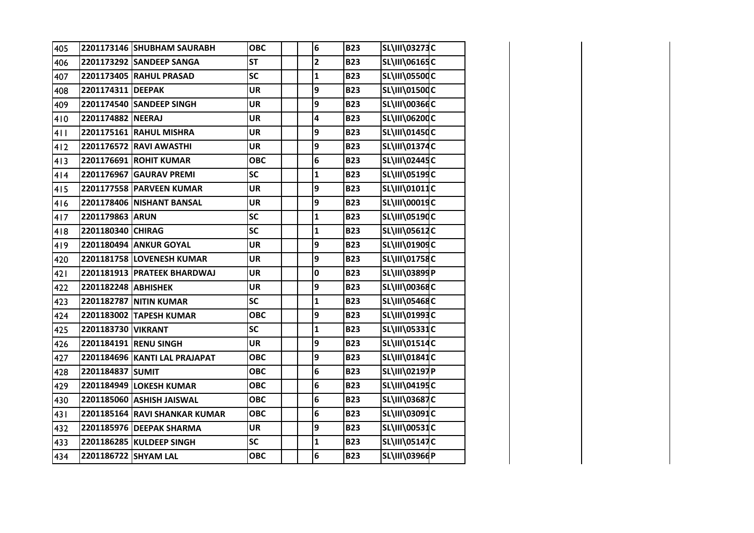| | | | | | | | | | |
|---|---|---|---|---|---|---|---|---|---|
| 405 | 2201173146 | SHUBHAM SAURABH | OBC | | | 6 | B23 | SL\III\03273 | C |
| 406 | 2201173292 | SANDEEP SANGA | ST | | | 2 | B23 | SL\III\06165 | C |
| 407 | 2201173405 | RAHUL PRASAD | SC | | | 1 | B23 | SL\III\05500 | C |
| 408 | 2201174311 | DEEPAK | UR | | | 9 | B23 | SL\III\01500 | C |
| 409 | 2201174540 | SANDEEP SINGH | UR | | | 9 | B23 | SL\III\00366 | C |
| 410 | 2201174882 | NEERAJ | UR | | | 4 | B23 | SL\III\06200 | C |
| 411 | 2201175161 | RAHUL MISHRA | UR | | | 9 | B23 | SL\III\01450 | C |
| 412 | 2201176572 | RAVI AWASTHI | UR | | | 9 | B23 | SL\III\01374 | C |
| 413 | 2201176691 | ROHIT KUMAR | OBC | | | 6 | B23 | SL\III\02445 | C |
| 414 | 2201176967 | GAURAV PREMI | SC | | | 1 | B23 | SL\III\05199 | C |
| 415 | 2201177558 | PARVEEN KUMAR | UR | | | 9 | B23 | SL\III\01011 | C |
| 416 | 2201178406 | NISHANT BANSAL | UR | | | 9 | B23 | SL\III\00019 | C |
| 417 | 2201179863 | ARUN | SC | | | 1 | B23 | SL\III\05190 | C |
| 418 | 2201180340 | CHIRAG | SC | | | 1 | B23 | SL\III\05612 | C |
| 419 | 2201180494 | ANKUR GOYAL | UR | | | 9 | B23 | SL\III\01909 | C |
| 420 | 2201181758 | LOVENESH KUMAR | UR | | | 9 | B23 | SL\III\01758 | C |
| 421 | 2201181913 | PRATEEK BHARDWAJ | UR | | | 0 | B23 | SL\III\03899 | P |
| 422 | 2201182248 | ABHISHEK | UR | | | 9 | B23 | SL\III\00368 | C |
| 423 | 2201182787 | NITIN KUMAR | SC | | | 1 | B23 | SL\III\05468 | C |
| 424 | 2201183002 | TAPESH KUMAR | OBC | | | 9 | B23 | SL\III\01993 | C |
| 425 | 2201183730 | VIKRANT | SC | | | 1 | B23 | SL\III\05331 | C |
| 426 | 2201184191 | RENU SINGH | UR | | | 9 | B23 | SL\III\01514 | C |
| 427 | 2201184696 | KANTI LAL PRAJAPAT | OBC | | | 9 | B23 | SL\III\01841 | C |
| 428 | 2201184837 | SUMIT | OBC | | | 6 | B23 | SL\III\02197 | P |
| 429 | 2201184949 | LOKESH KUMAR | OBC | | | 6 | B23 | SL\III\04195 | C |
| 430 | 2201185060 | ASHISH JAISWAL | OBC | | | 6 | B23 | SL\III\03687 | C |
| 431 | 2201185164 | RAVI SHANKAR KUMAR | OBC | | | 6 | B23 | SL\III\03091 | C |
| 432 | 2201185976 | DEEPAK SHARMA | UR | | | 9 | B23 | SL\III\00531 | C |
| 433 | 2201186285 | KULDEEP SINGH | SC | | | 1 | B23 | SL\III\05147 | C |
| 434 | 2201186722 | SHYAM LAL | OBC | | | 6 | B23 | SL\III\03966 | P |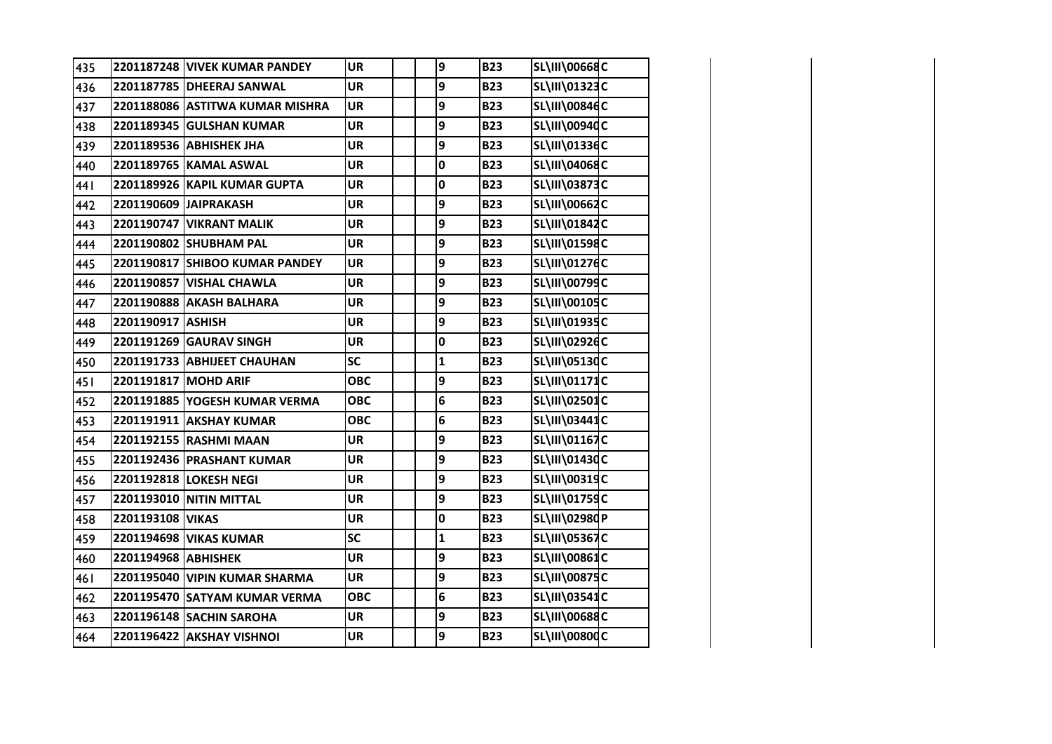| | | | | | | | | | |
|---|---|---|---|---|---|---|---|---|---|
| 435 | 2201187248 | VIVEK KUMAR PANDEY | UR | | | 9 | B23 | SL\III\00668 | C |
| 436 | 2201187785 | DHEERAJ SANWAL | UR | | | 9 | B23 | SL\III\01323 | C |
| 437 | 2201188086 | ASTITWA KUMAR MISHRA | UR | | | 9 | B23 | SL\III\00846 | C |
| 438 | 2201189345 | GULSHAN KUMAR | UR | | | 9 | B23 | SL\III\00940 | C |
| 439 | 2201189536 | ABHISHEK JHA | UR | | | 9 | B23 | SL\III\01336 | C |
| 440 | 2201189765 | KAMAL ASWAL | UR | | | 0 | B23 | SL\III\04068 | C |
| 441 | 2201189926 | KAPIL KUMAR GUPTA | UR | | | 0 | B23 | SL\III\03873 | C |
| 442 | 2201190609 | JAIPRAKASH | UR | | | 9 | B23 | SL\III\00662 | C |
| 443 | 2201190747 | VIKRANT MALIK | UR | | | 9 | B23 | SL\III\01842 | C |
| 444 | 2201190802 | SHUBHAM PAL | UR | | | 9 | B23 | SL\III\01598 | C |
| 445 | 2201190817 | SHIBOO KUMAR PANDEY | UR | | | 9 | B23 | SL\III\01276 | C |
| 446 | 2201190857 | VISHAL CHAWLA | UR | | | 9 | B23 | SL\III\00799 | C |
| 447 | 2201190888 | AKASH BALHARA | UR | | | 9 | B23 | SL\III\00105 | C |
| 448 | 2201190917 | ASHISH | UR | | | 9 | B23 | SL\III\01935 | C |
| 449 | 2201191269 | GAURAV SINGH | UR | | | 0 | B23 | SL\III\02926 | C |
| 450 | 2201191733 | ABHIJEET CHAUHAN | SC | | | 1 | B23 | SL\III\05130 | C |
| 451 | 2201191817 | MOHD ARIF | OBC | | | 9 | B23 | SL\III\01171 | C |
| 452 | 2201191885 | YOGESH KUMAR VERMA | OBC | | | 6 | B23 | SL\III\02501 | C |
| 453 | 2201191911 | AKSHAY KUMAR | OBC | | | 6 | B23 | SL\III\03441 | C |
| 454 | 2201192155 | RASHMI MAAN | UR | | | 9 | B23 | SL\III\01167 | C |
| 455 | 2201192436 | PRASHANT KUMAR | UR | | | 9 | B23 | SL\III\01430 | C |
| 456 | 2201192818 | LOKESH NEGI | UR | | | 9 | B23 | SL\III\00319 | C |
| 457 | 2201193010 | NITIN MITTAL | UR | | | 9 | B23 | SL\III\01759 | C |
| 458 | 2201193108 | VIKAS | UR | | | 0 | B23 | SL\III\02980 | P |
| 459 | 2201194698 | VIKAS KUMAR | SC | | | 1 | B23 | SL\III\05367 | C |
| 460 | 2201194968 | ABHISHEK | UR | | | 9 | B23 | SL\III\00861 | C |
| 461 | 2201195040 | VIPIN KUMAR SHARMA | UR | | | 9 | B23 | SL\III\00875 | C |
| 462 | 2201195470 | SATYAM KUMAR VERMA | OBC | | | 6 | B23 | SL\III\03541 | C |
| 463 | 2201196148 | SACHIN SAROHA | UR | | | 9 | B23 | SL\III\00688 | C |
| 464 | 2201196422 | AKSHAY VISHNOI | UR | | | 9 | B23 | SL\III\00800 | C |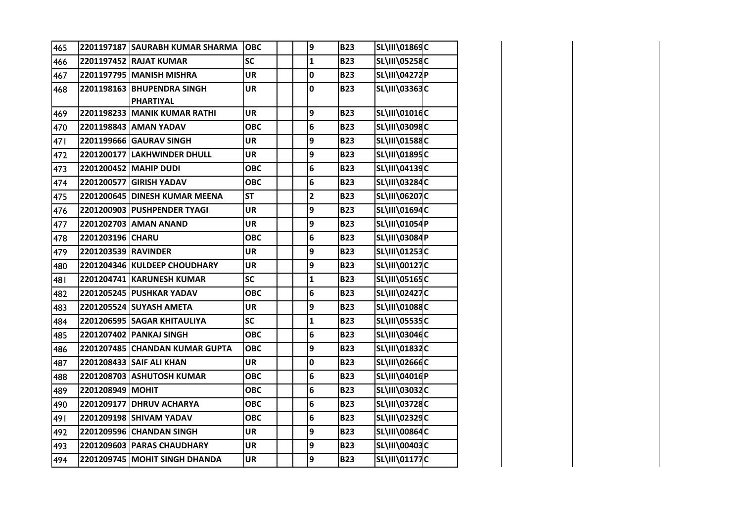| | | | | | | | | | |
|---|---|---|---|---|---|---|---|---|---|
| 465 | 2201197187 | SAURABH KUMAR SHARMA | OBC | | | 9 | B23 | SL\III\01869 | C |
| 466 | 2201197452 | RAJAT KUMAR | SC | | | 1 | B23 | SL\III\05258 | C |
| 467 | 2201197795 | MANISH MISHRA | UR | | | 0 | B23 | SL\III\04272 | P |
| 468 | 2201198163 | BHUPENDRA SINGH PHARTIYAL | UR | | | 0 | B23 | SL\III\03363 | C |
| 469 | 2201198233 | MANIK KUMAR RATHI | UR | | | 9 | B23 | SL\III\01016 | C |
| 470 | 2201198843 | AMAN YADAV | OBC | | | 6 | B23 | SL\III\03098 | C |
| 471 | 2201199666 | GAURAV SINGH | UR | | | 9 | B23 | SL\III\01588 | C |
| 472 | 2201200177 | LAKHWINDER DHULL | UR | | | 9 | B23 | SL\III\01895 | C |
| 473 | 2201200452 | MAHIP DUDI | OBC | | | 6 | B23 | SL\III\04139 | C |
| 474 | 2201200577 | GIRISH YADAV | OBC | | | 6 | B23 | SL\III\03284 | C |
| 475 | 2201200645 | DINESH KUMAR MEENA | ST | | | 2 | B23 | SL\III\06207 | C |
| 476 | 2201200903 | PUSHPENDER TYAGI | UR | | | 9 | B23 | SL\III\01694 | C |
| 477 | 2201202703 | AMAN ANAND | UR | | | 9 | B23 | SL\III\01054 | P |
| 478 | 2201203196 | CHARU | OBC | | | 6 | B23 | SL\III\03084 | P |
| 479 | 2201203539 | RAVINDER | UR | | | 9 | B23 | SL\III\01253 | C |
| 480 | 2201204346 | KULDEEP CHOUDHARY | UR | | | 9 | B23 | SL\III\00127 | C |
| 481 | 2201204741 | KARUNESH KUMAR | SC | | | 1 | B23 | SL\III\05165 | C |
| 482 | 2201205245 | PUSHKAR YADAV | OBC | | | 6 | B23 | SL\III\02427 | C |
| 483 | 2201205524 | SUYASH AMETA | UR | | | 9 | B23 | SL\III\01088 | C |
| 484 | 2201206595 | SAGAR KHITAULIYA | SC | | | 1 | B23 | SL\III\05535 | C |
| 485 | 2201207402 | PANKAJ SINGH | OBC | | | 6 | B23 | SL\III\03046 | C |
| 486 | 2201207485 | CHANDAN KUMAR GUPTA | OBC | | | 9 | B23 | SL\III\01832 | C |
| 487 | 2201208433 | SAIF ALI KHAN | UR | | | 0 | B23 | SL\III\02666 | C |
| 488 | 2201208703 | ASHUTOSH KUMAR | OBC | | | 6 | B23 | SL\III\04016 | P |
| 489 | 2201208949 | MOHIT | OBC | | | 6 | B23 | SL\III\03032 | C |
| 490 | 2201209177 | DHRUV ACHARYA | OBC | | | 6 | B23 | SL\III\03728 | C |
| 491 | 2201209198 | SHIVAM YADAV | OBC | | | 6 | B23 | SL\III\02329 | C |
| 492 | 2201209596 | CHANDAN SINGH | UR | | | 9 | B23 | SL\III\00864 | C |
| 493 | 2201209603 | PARAS CHAUDHARY | UR | | | 9 | B23 | SL\III\00403 | C |
| 494 | 2201209745 | MOHIT SINGH DHANDA | UR | | | 9 | B23 | SL\III\01177 | C |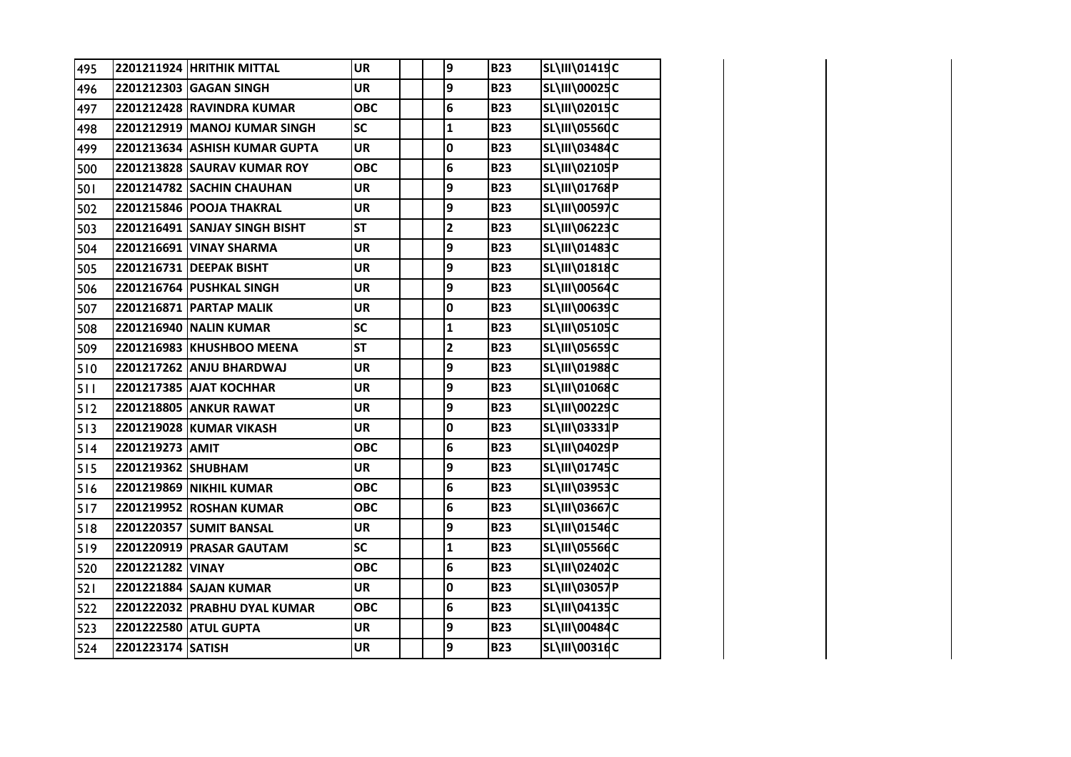| | | | | | | | | | |
|---|---|---|---|---|---|---|---|---|---|
| 495 | 2201211924 | HRITHIK MITTAL | UR | | | 9 | B23 | SL\III\01419 | C |
| 496 | 2201212303 | GAGAN SINGH | UR | | | 9 | B23 | SL\III\00025 | C |
| 497 | 2201212428 | RAVINDRA KUMAR | OBC | | | 6 | B23 | SL\III\02015 | C |
| 498 | 2201212919 | MANOJ KUMAR SINGH | SC | | | 1 | B23 | SL\III\05560 | C |
| 499 | 2201213634 | ASHISH KUMAR GUPTA | UR | | | 0 | B23 | SL\III\03484 | C |
| 500 | 2201213828 | SAURAV KUMAR ROY | OBC | | | 6 | B23 | SL\III\02105 | P |
| 501 | 2201214782 | SACHIN CHAUHAN | UR | | | 9 | B23 | SL\III\01768 | P |
| 502 | 2201215846 | POOJA THAKRAL | UR | | | 9 | B23 | SL\III\00597 | C |
| 503 | 2201216491 | SANJAY SINGH BISHT | ST | | | 2 | B23 | SL\III\06223 | C |
| 504 | 2201216691 | VINAY SHARMA | UR | | | 9 | B23 | SL\III\01483 | C |
| 505 | 2201216731 | DEEPAK BISHT | UR | | | 9 | B23 | SL\III\01818 | C |
| 506 | 2201216764 | PUSHKAL SINGH | UR | | | 9 | B23 | SL\III\00564 | C |
| 507 | 2201216871 | PARTAP MALIK | UR | | | 0 | B23 | SL\III\00639 | C |
| 508 | 2201216940 | NALIN KUMAR | SC | | | 1 | B23 | SL\III\05105 | C |
| 509 | 2201216983 | KHUSHBOO MEENA | ST | | | 2 | B23 | SL\III\05659 | C |
| 510 | 2201217262 | ANJU BHARDWAJ | UR | | | 9 | B23 | SL\III\01988 | C |
| 511 | 2201217385 | AJAT KOCHHAR | UR | | | 9 | B23 | SL\III\01068 | C |
| 512 | 2201218805 | ANKUR RAWAT | UR | | | 9 | B23 | SL\III\00229 | C |
| 513 | 2201219028 | KUMAR VIKASH | UR | | | 0 | B23 | SL\III\03331 | P |
| 514 | 2201219273 | AMIT | OBC | | | 6 | B23 | SL\III\04029 | P |
| 515 | 2201219362 | SHUBHAM | UR | | | 9 | B23 | SL\III\01745 | C |
| 516 | 2201219869 | NIKHIL KUMAR | OBC | | | 6 | B23 | SL\III\03953 | C |
| 517 | 2201219952 | ROSHAN KUMAR | OBC | | | 6 | B23 | SL\III\03667 | C |
| 518 | 2201220357 | SUMIT BANSAL | UR | | | 9 | B23 | SL\III\01546 | C |
| 519 | 2201220919 | PRASAR GAUTAM | SC | | | 1 | B23 | SL\III\05566 | C |
| 520 | 2201221282 | VINAY | OBC | | | 6 | B23 | SL\III\02402 | C |
| 521 | 2201221884 | SAJAN KUMAR | UR | | | 0 | B23 | SL\III\03057 | P |
| 522 | 2201222032 | PRABHU DYAL KUMAR | OBC | | | 6 | B23 | SL\III\04135 | C |
| 523 | 2201222580 | ATUL GUPTA | UR | | | 9 | B23 | SL\III\00484 | C |
| 524 | 2201223174 | SATISH | UR | | | 9 | B23 | SL\III\00316 | C |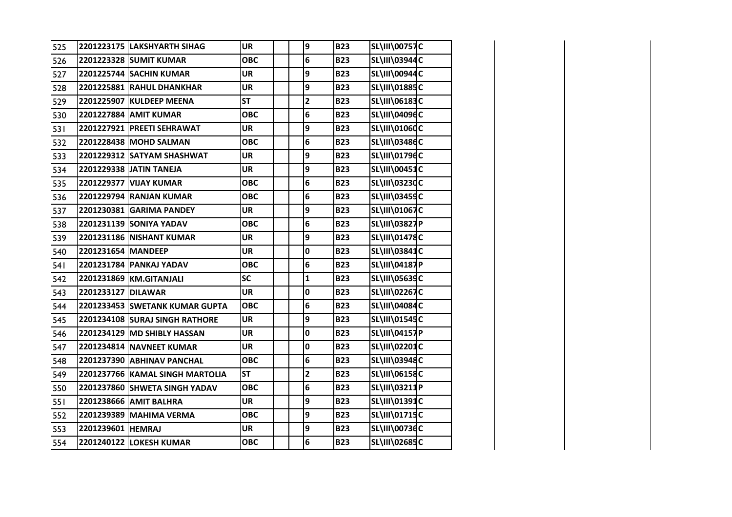| | | | | | | | | | |
|---|---|---|---|---|---|---|---|---|---|
| 525 | 2201223175 | LAKSHYARTH SIHAG | UR | | | 9 | B23 | SL\III\00757 | C |
| 526 | 2201223328 | SUMIT KUMAR | OBC | | | 6 | B23 | SL\III\03944 | C |
| 527 | 2201225744 | SACHIN KUMAR | UR | | | 9 | B23 | SL\III\00944 | C |
| 528 | 2201225881 | RAHUL DHANKHAR | UR | | | 9 | B23 | SL\III\01885 | C |
| 529 | 2201225907 | KULDEEP MEENA | ST | | | 2 | B23 | SL\III\06183 | C |
| 530 | 2201227884 | AMIT KUMAR | OBC | | | 6 | B23 | SL\III\04096 | C |
| 531 | 2201227921 | PREETI SEHRAWAT | UR | | | 9 | B23 | SL\III\01060 | C |
| 532 | 2201228438 | MOHD SALMAN | OBC | | | 6 | B23 | SL\III\03486 | C |
| 533 | 2201229312 | SATYAM SHASHWAT | UR | | | 9 | B23 | SL\III\01796 | C |
| 534 | 2201229338 | JATIN TANEJA | UR | | | 9 | B23 | SL\III\00451 | C |
| 535 | 2201229377 | VIJAY KUMAR | OBC | | | 6 | B23 | SL\III\03230 | C |
| 536 | 2201229794 | RANJAN KUMAR | OBC | | | 6 | B23 | SL\III\03459 | C |
| 537 | 2201230381 | GARIMA PANDEY | UR | | | 9 | B23 | SL\III\01067 | C |
| 538 | 2201231139 | SONIYA YADAV | OBC | | | 6 | B23 | SL\III\03827 | P |
| 539 | 2201231186 | NISHANT KUMAR | UR | | | 9 | B23 | SL\III\01478 | C |
| 540 | 2201231654 | MANDEEP | UR | | | 0 | B23 | SL\III\03841 | C |
| 541 | 2201231784 | PANKAJ YADAV | OBC | | | 6 | B23 | SL\III\04187 | P |
| 542 | 2201231869 | KM.GITANJALI | SC | | | 1 | B23 | SL\III\05639 | C |
| 543 | 2201233127 | DILAWAR | UR | | | 0 | B23 | SL\III\02267 | C |
| 544 | 2201233453 | SWETANK KUMAR GUPTA | OBC | | | 6 | B23 | SL\III\04084 | C |
| 545 | 2201234108 | SURAJ SINGH RATHORE | UR | | | 9 | B23 | SL\III\01545 | C |
| 546 | 2201234129 | MD SHIBLY HASSAN | UR | | | 0 | B23 | SL\III\04157 | P |
| 547 | 2201234814 | NAVNEET KUMAR | UR | | | 0 | B23 | SL\III\02201 | C |
| 548 | 2201237390 | ABHINAV PANCHAL | OBC | | | 6 | B23 | SL\III\03948 | C |
| 549 | 2201237766 | KAMAL SINGH MARTOLIA | ST | | | 2 | B23 | SL\III\06158 | C |
| 550 | 2201237860 | SHWETA SINGH YADAV | OBC | | | 6 | B23 | SL\III\03211 | P |
| 551 | 2201238666 | AMIT BALHRA | UR | | | 9 | B23 | SL\III\01391 | C |
| 552 | 2201239389 | MAHIMA VERMA | OBC | | | 9 | B23 | SL\III\01715 | C |
| 553 | 2201239601 | HEMRAJ | UR | | | 9 | B23 | SL\III\00736 | C |
| 554 | 2201240122 | LOKESH KUMAR | OBC | | | 6 | B23 | SL\III\02685 | C |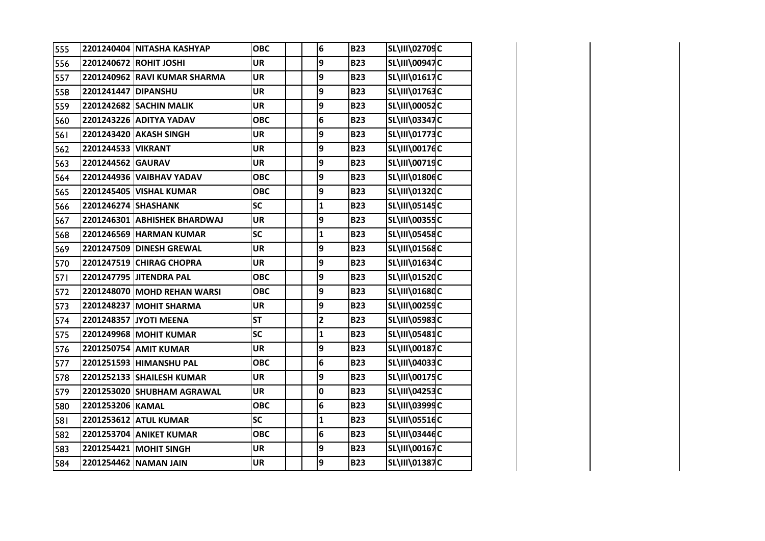| | | | | | | | | | |
|---|---|---|---|---|---|---|---|---|---|
| 555 | 2201240404 | NITASHA KASHYAP | OBC | | | 6 | B23 | SL\III\02709 | C |
| 556 | 2201240672 | ROHIT JOSHI | UR | | | 9 | B23 | SL\III\00947 | C |
| 557 | 2201240962 | RAVI KUMAR SHARMA | UR | | | 9 | B23 | SL\III\01617 | C |
| 558 | 2201241447 | DIPANSHU | UR | | | 9 | B23 | SL\III\01763 | C |
| 559 | 2201242682 | SACHIN MALIK | UR | | | 9 | B23 | SL\III\00052 | C |
| 560 | 2201243226 | ADITYA YADAV | OBC | | | 6 | B23 | SL\III\03347 | C |
| 561 | 2201243420 | AKASH SINGH | UR | | | 9 | B23 | SL\III\01773 | C |
| 562 | 2201244533 | VIKRANT | UR | | | 9 | B23 | SL\III\00176 | C |
| 563 | 2201244562 | GAURAV | UR | | | 9 | B23 | SL\III\00719 | C |
| 564 | 2201244936 | VAIBHAV YADAV | OBC | | | 9 | B23 | SL\III\01806 | C |
| 565 | 2201245405 | VISHAL KUMAR | OBC | | | 9 | B23 | SL\III\01320 | C |
| 566 | 2201246274 | SHASHANK | SC | | | 1 | B23 | SL\III\05145 | C |
| 567 | 2201246301 | ABHISHEK BHARDWAJ | UR | | | 9 | B23 | SL\III\00355 | C |
| 568 | 2201246569 | HARMAN KUMAR | SC | | | 1 | B23 | SL\III\05458 | C |
| 569 | 2201247509 | DINESH GREWAL | UR | | | 9 | B23 | SL\III\01568 | C |
| 570 | 2201247519 | CHIRAG CHOPRA | UR | | | 9 | B23 | SL\III\01634 | C |
| 571 | 2201247795 | JITENDRA PAL | OBC | | | 9 | B23 | SL\III\01520 | C |
| 572 | 2201248070 | MOHD REHAN WARSI | OBC | | | 9 | B23 | SL\III\01680 | C |
| 573 | 2201248237 | MOHIT SHARMA | UR | | | 9 | B23 | SL\III\00259 | C |
| 574 | 2201248357 | JYOTI MEENA | ST | | | 2 | B23 | SL\III\05983 | C |
| 575 | 2201249968 | MOHIT KUMAR | SC | | | 1 | B23 | SL\III\05481 | C |
| 576 | 2201250754 | AMIT KUMAR | UR | | | 9 | B23 | SL\III\00187 | C |
| 577 | 2201251593 | HIMANSHU PAL | OBC | | | 6 | B23 | SL\III\04033 | C |
| 578 | 2201252133 | SHAILESH KUMAR | UR | | | 9 | B23 | SL\III\00175 | C |
| 579 | 2201253020 | SHUBHAM AGRAWAL | UR | | | 0 | B23 | SL\III\04253 | C |
| 580 | 2201253206 | KAMAL | OBC | | | 6 | B23 | SL\III\03999 | C |
| 581 | 2201253612 | ATUL KUMAR | SC | | | 1 | B23 | SL\III\05516 | C |
| 582 | 2201253704 | ANIKET KUMAR | OBC | | | 6 | B23 | SL\III\03446 | C |
| 583 | 2201254421 | MOHIT SINGH | UR | | | 9 | B23 | SL\III\00167 | C |
| 584 | 2201254462 | NAMAN JAIN | UR | | | 9 | B23 | SL\III\01387 | C |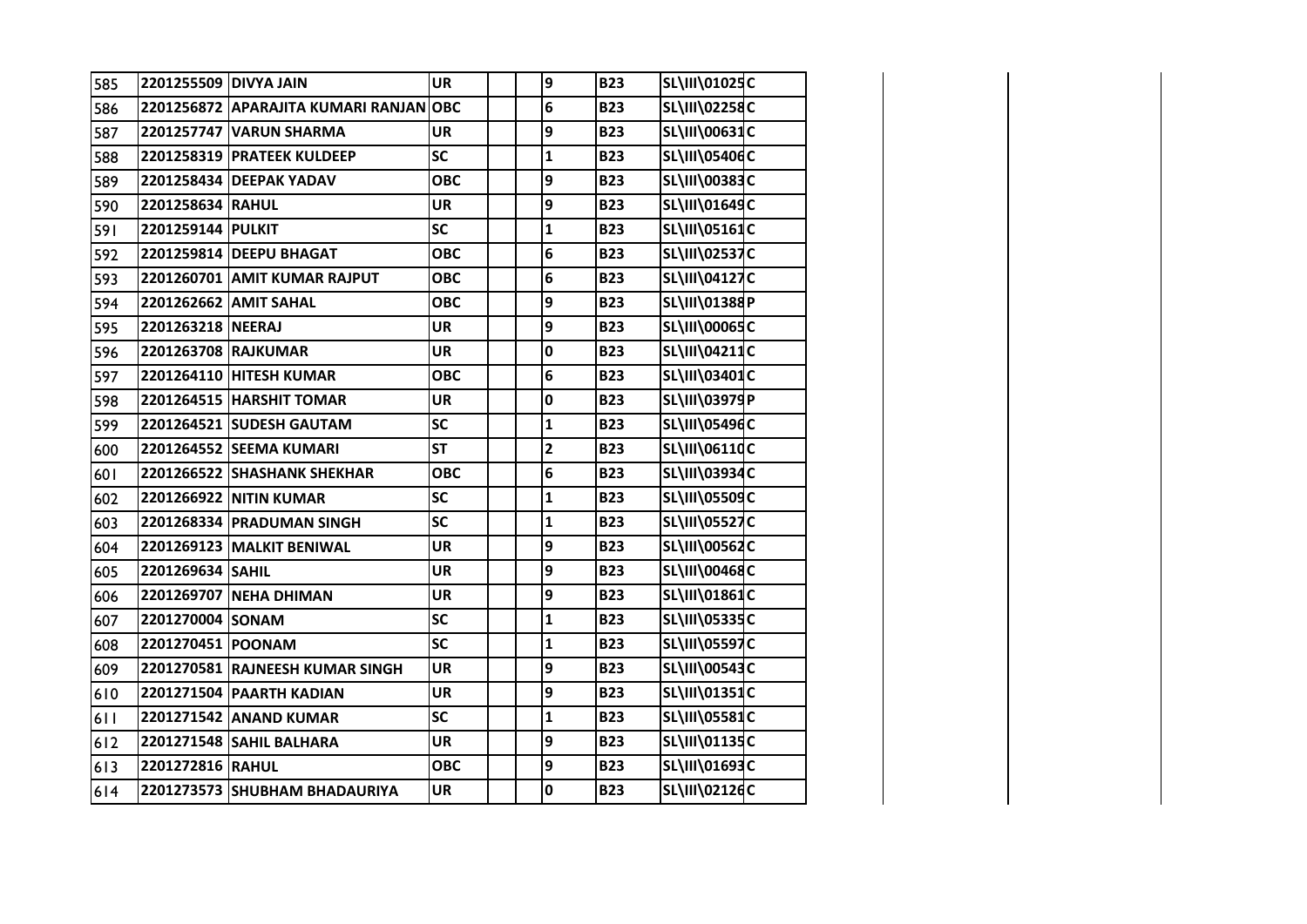| | | | | | | | | | |
|---|---|---|---|---|---|---|---|---|---|
| 585 | 2201255509 | DIVYA JAIN | UR | | | 9 | B23 | SL\III\01025 | C |
| 586 | 2201256872 | APARAJITA KUMARI RANJAN | OBC | | | 6 | B23 | SL\III\02258 | C |
| 587 | 2201257747 | VARUN SHARMA | UR | | | 9 | B23 | SL\III\00631 | C |
| 588 | 2201258319 | PRATEEK KULDEEP | SC | | | 1 | B23 | SL\III\05406 | C |
| 589 | 2201258434 | DEEPAK YADAV | OBC | | | 9 | B23 | SL\III\00383 | C |
| 590 | 2201258634 | RAHUL | UR | | | 9 | B23 | SL\III\01649 | C |
| 591 | 2201259144 | PULKIT | SC | | | 1 | B23 | SL\III\05161 | C |
| 592 | 2201259814 | DEEPU BHAGAT | OBC | | | 6 | B23 | SL\III\02537 | C |
| 593 | 2201260701 | AMIT KUMAR RAJPUT | OBC | | | 6 | B23 | SL\III\04127 | C |
| 594 | 2201262662 | AMIT SAHAL | OBC | | | 9 | B23 | SL\III\01388 | P |
| 595 | 2201263218 | NEERAJ | UR | | | 9 | B23 | SL\III\00065 | C |
| 596 | 2201263708 | RAJKUMAR | UR | | | 0 | B23 | SL\III\04211 | C |
| 597 | 2201264110 | HITESH KUMAR | OBC | | | 6 | B23 | SL\III\03401 | C |
| 598 | 2201264515 | HARSHIT TOMAR | UR | | | 0 | B23 | SL\III\03979 | P |
| 599 | 2201264521 | SUDESH GAUTAM | SC | | | 1 | B23 | SL\III\05496 | C |
| 600 | 2201264552 | SEEMA KUMARI | ST | | | 2 | B23 | SL\III\06110 | C |
| 601 | 2201266522 | SHASHANK SHEKHAR | OBC | | | 6 | B23 | SL\III\03934 | C |
| 602 | 2201266922 | NITIN KUMAR | SC | | | 1 | B23 | SL\III\05509 | C |
| 603 | 2201268334 | PRADUMAN SINGH | SC | | | 1 | B23 | SL\III\05527 | C |
| 604 | 2201269123 | MALKIT BENIWAL | UR | | | 9 | B23 | SL\III\00562 | C |
| 605 | 2201269634 | SAHIL | UR | | | 9 | B23 | SL\III\00468 | C |
| 606 | 2201269707 | NEHA DHIMAN | UR | | | 9 | B23 | SL\III\01861 | C |
| 607 | 2201270004 | SONAM | SC | | | 1 | B23 | SL\III\05335 | C |
| 608 | 2201270451 | POONAM | SC | | | 1 | B23 | SL\III\05597 | C |
| 609 | 2201270581 | RAJNEESH KUMAR SINGH | UR | | | 9 | B23 | SL\III\00543 | C |
| 610 | 2201271504 | PAARTH KADIAN | UR | | | 9 | B23 | SL\III\01351 | C |
| 611 | 2201271542 | ANAND KUMAR | SC | | | 1 | B23 | SL\III\05581 | C |
| 612 | 2201271548 | SAHIL BALHARA | UR | | | 9 | B23 | SL\III\01135 | C |
| 613 | 2201272816 | RAHUL | OBC | | | 9 | B23 | SL\III\01693 | C |
| 614 | 2201273573 | SHUBHAM BHADAURIYA | UR | | | 0 | B23 | SL\III\02126 | C |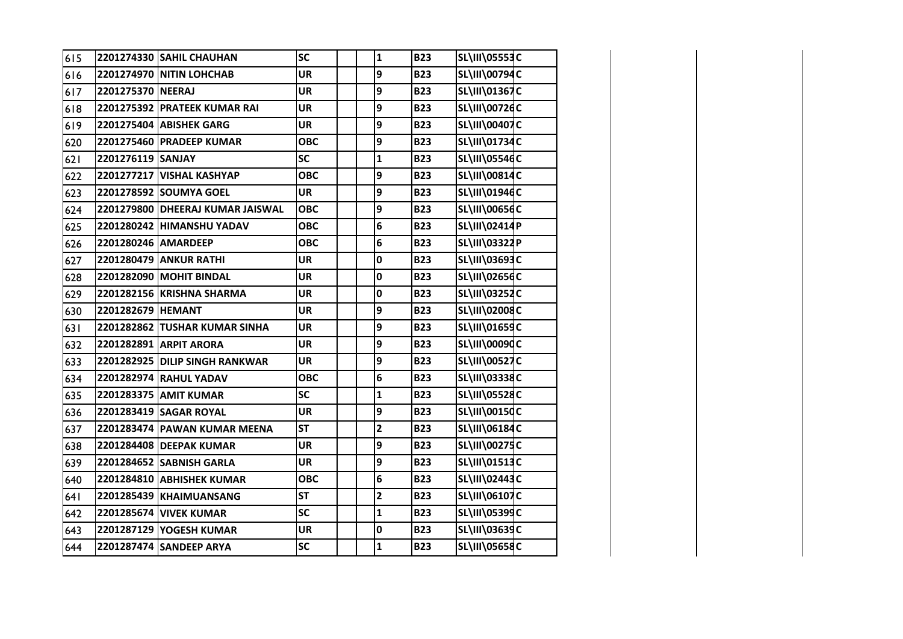| | | | | | | | | | | | | |
|---|---|---|---|---|---|---|---|---|---|---|---|---|
| 615 | 2201274330 | SAHIL CHAUHAN | SC | | | 1 | B23 | SL\III\05553 | C | | | |
| 616 | 2201274970 | NITIN LOHCHAB | UR | | | 9 | B23 | SL\III\00794 | C | | | |
| 617 | 2201275370 | NEERAJ | UR | | | 9 | B23 | SL\III\01367 | C | | | |
| 618 | 2201275392 | PRATEEK KUMAR RAI | UR | | | 9 | B23 | SL\III\00726 | C | | | |
| 619 | 2201275404 | ABISHEK GARG | UR | | | 9 | B23 | SL\III\00407 | C | | | |
| 620 | 2201275460 | PRADEEP KUMAR | OBC | | | 9 | B23 | SL\III\01734 | C | | | |
| 621 | 2201276119 | SANJAY | SC | | | 1 | B23 | SL\III\05546 | C | | | |
| 622 | 2201277217 | VISHAL KASHYAP | OBC | | | 9 | B23 | SL\III\00814 | C | | | |
| 623 | 2201278592 | SOUMYA GOEL | UR | | | 9 | B23 | SL\III\01946 | C | | | |
| 624 | 2201279800 | DHEERAJ KUMAR JAISWAL | OBC | | | 9 | B23 | SL\III\00656 | C | | | |
| 625 | 2201280242 | HIMANSHU YADAV | OBC | | | 6 | B23 | SL\III\02414 | P | | | |
| 626 | 2201280246 | AMARDEEP | OBC | | | 6 | B23 | SL\III\03322 | P | | | |
| 627 | 2201280479 | ANKUR RATHI | UR | | | 0 | B23 | SL\III\03693 | C | | | |
| 628 | 2201282090 | MOHIT BINDAL | UR | | | 0 | B23 | SL\III\02656 | C | | | |
| 629 | 2201282156 | KRISHNA SHARMA | UR | | | 0 | B23 | SL\III\03252 | C | | | |
| 630 | 2201282679 | HEMANT | UR | | | 9 | B23 | SL\III\02008 | C | | | |
| 631 | 2201282862 | TUSHAR KUMAR SINHA | UR | | | 9 | B23 | SL\III\01659 | C | | | |
| 632 | 2201282891 | ARPIT ARORA | UR | | | 9 | B23 | SL\III\00090 | C | | | |
| 633 | 2201282925 | DILIP SINGH RANKWAR | UR | | | 9 | B23 | SL\III\00527 | C | | | |
| 634 | 2201282974 | RAHUL YADAV | OBC | | | 6 | B23 | SL\III\03338 | C | | | |
| 635 | 2201283375 | AMIT KUMAR | SC | | | 1 | B23 | SL\III\05528 | C | | | |
| 636 | 2201283419 | SAGAR ROYAL | UR | | | 9 | B23 | SL\III\00150 | C | | | |
| 637 | 2201283474 | PAWAN KUMAR MEENA | ST | | | 2 | B23 | SL\III\06184 | C | | | |
| 638 | 2201284408 | DEEPAK KUMAR | UR | | | 9 | B23 | SL\III\00275 | C | | | |
| 639 | 2201284652 | SABNISH GARLA | UR | | | 9 | B23 | SL\III\01513 | C | | | |
| 640 | 2201284810 | ABHISHEK KUMAR | OBC | | | 6 | B23 | SL\III\02443 | C | | | |
| 641 | 2201285439 | KHAIMUANSANG | ST | | | 2 | B23 | SL\III\06107 | C | | | |
| 642 | 2201285674 | VIVEK KUMAR | SC | | | 1 | B23 | SL\III\05399 | C | | | |
| 643 | 2201287129 | YOGESH KUMAR | UR | | | 0 | B23 | SL\III\03639 | C | | | |
| 644 | 2201287474 | SANDEEP ARYA | SC | | | 1 | B23 | SL\III\05658 | C | | | |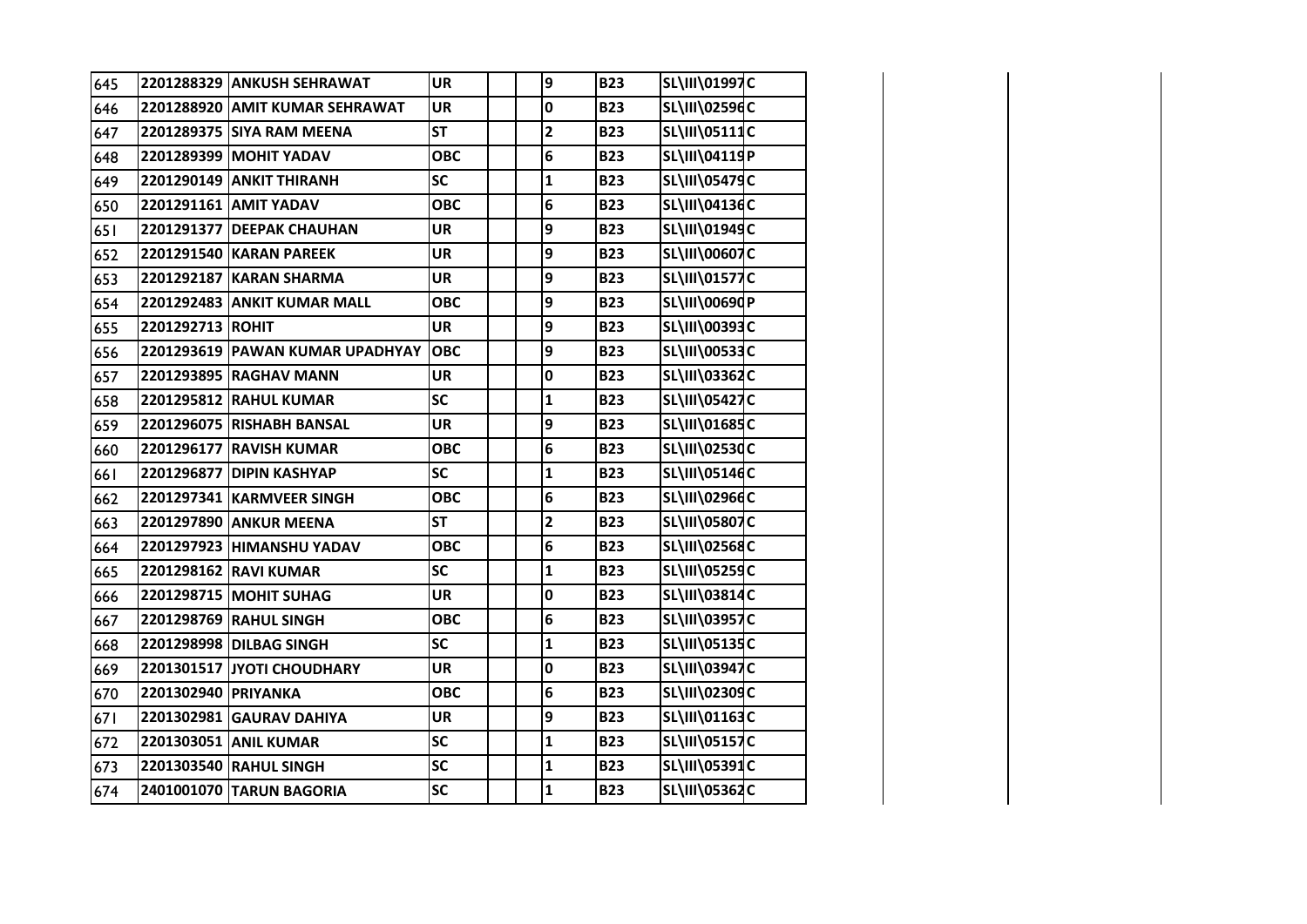| 645 | 2201288329 | ANKUSH SEHRAWAT | UR | | | 9 | B23 | SL\III\01997 | C | | | |
|---|---|---|---|---|---|---|---|---|---|---|---|---|
| 646 | 2201288920 | AMIT KUMAR SEHRAWAT | UR | | | 0 | B23 | SL\III\02596 | C | | | |
| 647 | 2201289375 | SIYA RAM MEENA | ST | | | 2 | B23 | SL\III\05111 | C | | | |
| 648 | 2201289399 | MOHIT YADAV | OBC | | | 6 | B23 | SL\III\04119 | P | | | |
| 649 | 2201290149 | ANKIT THIRANH | SC | | | 1 | B23 | SL\III\05479 | C | | | |
| 650 | 2201291161 | AMIT YADAV | OBC | | | 6 | B23 | SL\III\04136 | C | | | |
| 651 | 2201291377 | DEEPAK CHAUHAN | UR | | | 9 | B23 | SL\III\01949 | C | | | |
| 652 | 2201291540 | KARAN PAREEK | UR | | | 9 | B23 | SL\III\00607 | C | | | |
| 653 | 2201292187 | KARAN SHARMA | UR | | | 9 | B23 | SL\III\01577 | C | | | |
| 654 | 2201292483 | ANKIT KUMAR MALL | OBC | | | 9 | B23 | SL\III\00690 | P | | | |
| 655 | 2201292713 | ROHIT | UR | | | 9 | B23 | SL\III\00393 | C | | | |
| 656 | 2201293619 | PAWAN KUMAR UPADHYAY | OBC | | | 9 | B23 | SL\III\00533 | C | | | |
| 657 | 2201293895 | RAGHAV MANN | UR | | | 0 | B23 | SL\III\03362 | C | | | |
| 658 | 2201295812 | RAHUL KUMAR | SC | | | 1 | B23 | SL\III\05427 | C | | | |
| 659 | 2201296075 | RISHABH BANSAL | UR | | | 9 | B23 | SL\III\01685 | C | | | |
| 660 | 2201296177 | RAVISH KUMAR | OBC | | | 6 | B23 | SL\III\02530 | C | | | |
| 661 | 2201296877 | DIPIN KASHYAP | SC | | | 1 | B23 | SL\III\05146 | C | | | |
| 662 | 2201297341 | KARMVEER SINGH | OBC | | | 6 | B23 | SL\III\02966 | C | | | |
| 663 | 2201297890 | ANKUR MEENA | ST | | | 2 | B23 | SL\III\05807 | C | | | |
| 664 | 2201297923 | HIMANSHU YADAV | OBC | | | 6 | B23 | SL\III\02568 | C | | | |
| 665 | 2201298162 | RAVI KUMAR | SC | | | 1 | B23 | SL\III\05259 | C | | | |
| 666 | 2201298715 | MOHIT SUHAG | UR | | | 0 | B23 | SL\III\03814 | C | | | |
| 667 | 2201298769 | RAHUL SINGH | OBC | | | 6 | B23 | SL\III\03957 | C | | | |
| 668 | 2201298998 | DILBAG SINGH | SC | | | 1 | B23 | SL\III\05135 | C | | | |
| 669 | 2201301517 | JYOTI CHOUDHARY | UR | | | 0 | B23 | SL\III\03947 | C | | | |
| 670 | 2201302940 | PRIYANKA | OBC | | | 6 | B23 | SL\III\02309 | C | | | |
| 671 | 2201302981 | GAURAV DAHIYA | UR | | | 9 | B23 | SL\III\01163 | C | | | |
| 672 | 2201303051 | ANIL KUMAR | SC | | | 1 | B23 | SL\III\05157 | C | | | |
| 673 | 2201303540 | RAHUL SINGH | SC | | | 1 | B23 | SL\III\05391 | C | | | |
| 674 | 2401001070 | TARUN BAGORIA | SC | | | 1 | B23 | SL\III\05362 | C | | | |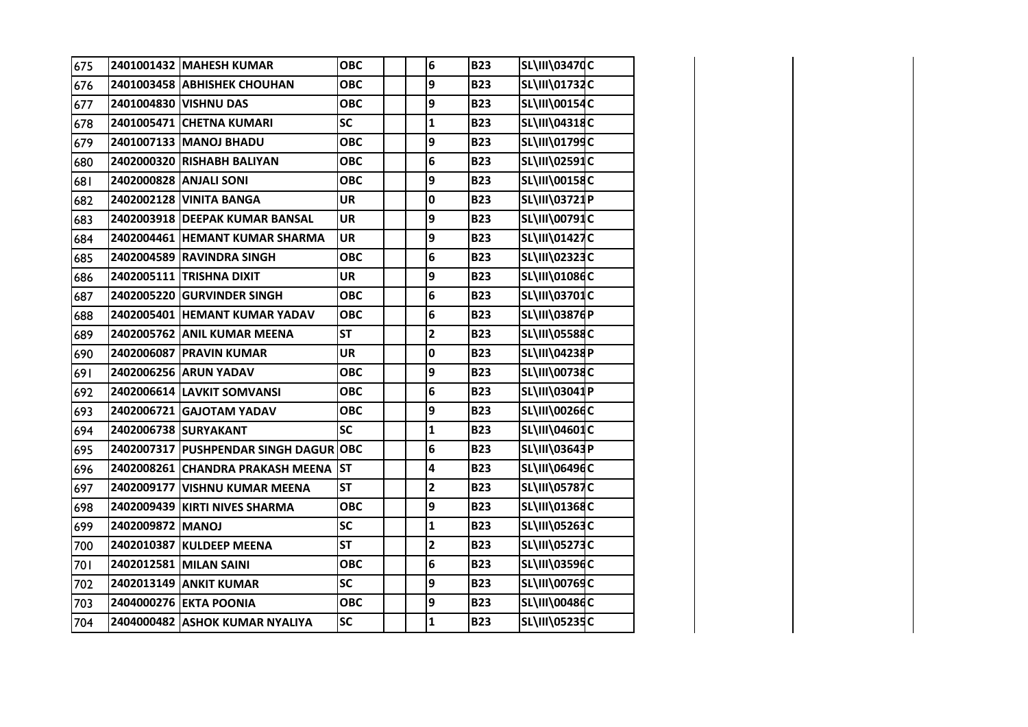| | | | | | | | | | |
|---|---|---|---|---|---|---|---|---|---|
| 675 | 2401001432 | MAHESH KUMAR | OBC | | | 6 | B23 | SL\III\03470 | C |
| 676 | 2401003458 | ABHISHEK CHOUHAN | OBC | | | 9 | B23 | SL\III\01732 | C |
| 677 | 2401004830 | VISHNU DAS | OBC | | | 9 | B23 | SL\III\00154 | C |
| 678 | 2401005471 | CHETNA KUMARI | SC | | | 1 | B23 | SL\III\04318 | C |
| 679 | 2401007133 | MANOJ BHADU | OBC | | | 9 | B23 | SL\III\01799 | C |
| 680 | 2402000320 | RISHABH BALIYAN | OBC | | | 6 | B23 | SL\III\02591 | C |
| 681 | 2402000828 | ANJALI SONI | OBC | | | 9 | B23 | SL\III\00158 | C |
| 682 | 2402002128 | VINITA BANGA | UR | | | 0 | B23 | SL\III\03721 | P |
| 683 | 2402003918 | DEEPAK KUMAR BANSAL | UR | | | 9 | B23 | SL\III\00791 | C |
| 684 | 2402004461 | HEMANT KUMAR SHARMA | UR | | | 9 | B23 | SL\III\01427 | C |
| 685 | 2402004589 | RAVINDRA SINGH | OBC | | | 6 | B23 | SL\III\02323 | C |
| 686 | 2402005111 | TRISHNA DIXIT | UR | | | 9 | B23 | SL\III\01086 | C |
| 687 | 2402005220 | GURVINDER SINGH | OBC | | | 6 | B23 | SL\III\03701 | C |
| 688 | 2402005401 | HEMANT KUMAR YADAV | OBC | | | 6 | B23 | SL\III\03876 | P |
| 689 | 2402005762 | ANIL KUMAR MEENA | ST | | | 2 | B23 | SL\III\05588 | C |
| 690 | 2402006087 | PRAVIN KUMAR | UR | | | 0 | B23 | SL\III\04238 | P |
| 691 | 2402006256 | ARUN YADAV | OBC | | | 9 | B23 | SL\III\00738 | C |
| 692 | 2402006614 | LAVKIT SOMVANSI | OBC | | | 6 | B23 | SL\III\03041 | P |
| 693 | 2402006721 | GAJOTAM YADAV | OBC | | | 9 | B23 | SL\III\00266 | C |
| 694 | 2402006738 | SURYAKANT | SC | | | 1 | B23 | SL\III\04601 | C |
| 695 | 2402007317 | PUSHPENDAR SINGH DAGUR | OBC | | | 6 | B23 | SL\III\03643 | P |
| 696 | 2402008261 | CHANDRA PRAKASH MEENA | ST | | | 4 | B23 | SL\III\06496 | C |
| 697 | 2402009177 | VISHNU KUMAR MEENA | ST | | | 2 | B23 | SL\III\05787 | C |
| 698 | 2402009439 | KIRTI NIVES SHARMA | OBC | | | 9 | B23 | SL\III\01368 | C |
| 699 | 2402009872 | MANOJ | SC | | | 1 | B23 | SL\III\05263 | C |
| 700 | 2402010387 | KULDEEP MEENA | ST | | | 2 | B23 | SL\III\05273 | C |
| 701 | 2402012581 | MILAN SAINI | OBC | | | 6 | B23 | SL\III\03596 | C |
| 702 | 2402013149 | ANKIT KUMAR | SC | | | 9 | B23 | SL\III\00769 | C |
| 703 | 2404000276 | EKTA POONIA | OBC | | | 9 | B23 | SL\III\00486 | C |
| 704 | 2404000482 | ASHOK KUMAR NYALIYA | SC | | | 1 | B23 | SL\III\05235 | C |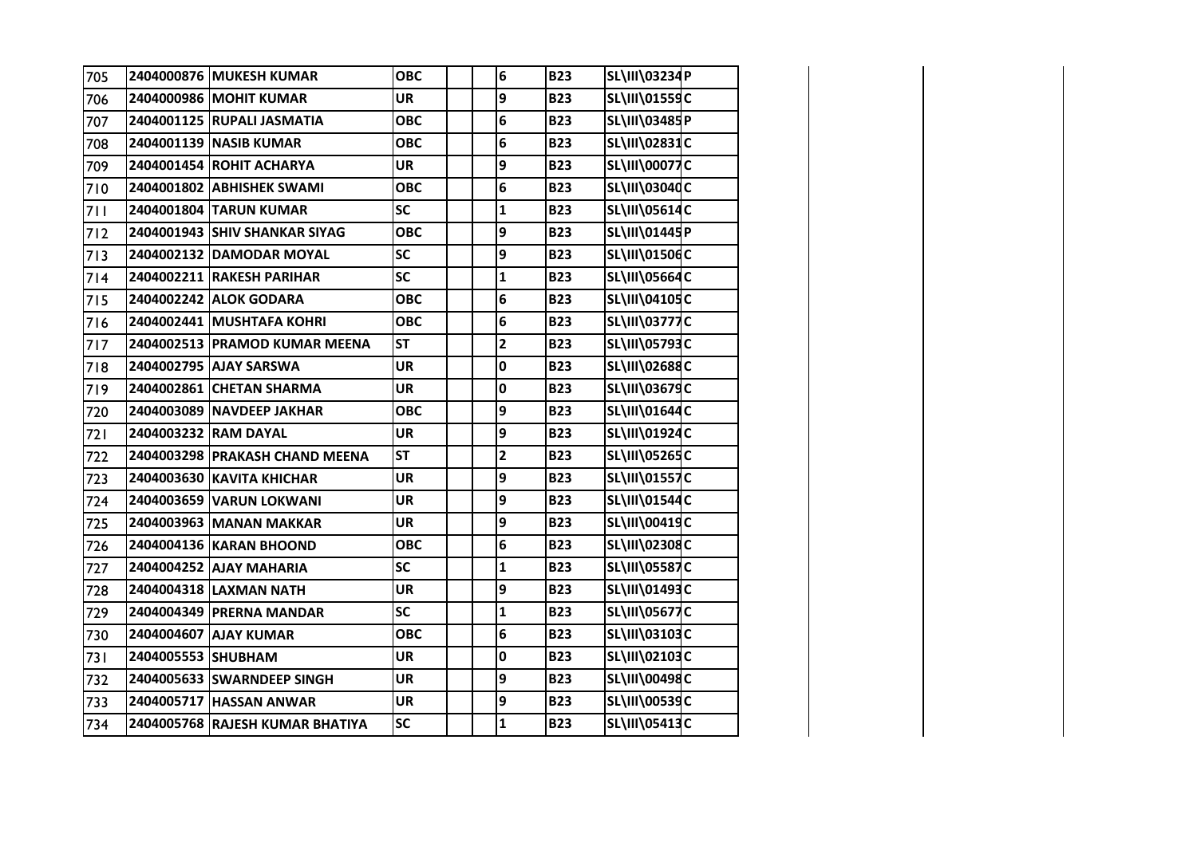| | | | | | | | | | |
|---|---|---|---|---|---|---|---|---|---|
| 705 | 2404000876 | MUKESH KUMAR | OBC | | | 6 | B23 | SL\III\03234 | P |
| 706 | 2404000986 | MOHIT KUMAR | UR | | | 9 | B23 | SL\III\01559 | C |
| 707 | 2404001125 | RUPALI JASMATIA | OBC | | | 6 | B23 | SL\III\03485 | P |
| 708 | 2404001139 | NASIB KUMAR | OBC | | | 6 | B23 | SL\III\02831 | C |
| 709 | 2404001454 | ROHIT ACHARYA | UR | | | 9 | B23 | SL\III\00077 | C |
| 710 | 2404001802 | ABHISHEK SWAMI | OBC | | | 6 | B23 | SL\III\03040 | C |
| 711 | 2404001804 | TARUN KUMAR | SC | | | 1 | B23 | SL\III\05614 | C |
| 712 | 2404001943 | SHIV SHANKAR SIYAG | OBC | | | 9 | B23 | SL\III\01445 | P |
| 713 | 2404002132 | DAMODAR MOYAL | SC | | | 9 | B23 | SL\III\01506 | C |
| 714 | 2404002211 | RAKESH PARIHAR | SC | | | 1 | B23 | SL\III\05664 | C |
| 715 | 2404002242 | ALOK GODARA | OBC | | | 6 | B23 | SL\III\04105 | C |
| 716 | 2404002441 | MUSHTAFA KOHRI | OBC | | | 6 | B23 | SL\III\03777 | C |
| 717 | 2404002513 | PRAMOD KUMAR MEENA | ST | | | 2 | B23 | SL\III\05793 | C |
| 718 | 2404002795 | AJAY SARSWA | UR | | | 0 | B23 | SL\III\02688 | C |
| 719 | 2404002861 | CHETAN SHARMA | UR | | | 0 | B23 | SL\III\03679 | C |
| 720 | 2404003089 | NAVDEEP JAKHAR | OBC | | | 9 | B23 | SL\III\01644 | C |
| 721 | 2404003232 | RAM DAYAL | UR | | | 9 | B23 | SL\III\01924 | C |
| 722 | 2404003298 | PRAKASH CHAND MEENA | ST | | | 2 | B23 | SL\III\05265 | C |
| 723 | 2404003630 | KAVITA KHICHAR | UR | | | 9 | B23 | SL\III\01557 | C |
| 724 | 2404003659 | VARUN LOKWANI | UR | | | 9 | B23 | SL\III\01544 | C |
| 725 | 2404003963 | MANAN MAKKAR | UR | | | 9 | B23 | SL\III\00419 | C |
| 726 | 2404004136 | KARAN BHOOND | OBC | | | 6 | B23 | SL\III\02308 | C |
| 727 | 2404004252 | AJAY MAHARIA | SC | | | 1 | B23 | SL\III\05587 | C |
| 728 | 2404004318 | LAXMAN NATH | UR | | | 9 | B23 | SL\III\01493 | C |
| 729 | 2404004349 | PRERNA MANDAR | SC | | | 1 | B23 | SL\III\05677 | C |
| 730 | 2404004607 | AJAY KUMAR | OBC | | | 6 | B23 | SL\III\03103 | C |
| 731 | 2404005553 | SHUBHAM | UR | | | 0 | B23 | SL\III\02103 | C |
| 732 | 2404005633 | SWARNDEEP SINGH | UR | | | 9 | B23 | SL\III\00498 | C |
| 733 | 2404005717 | HASSAN ANWAR | UR | | | 9 | B23 | SL\III\00539 | C |
| 734 | 2404005768 | RAJESH KUMAR BHATIYA | SC | | | 1 | B23 | SL\III\05413 | C |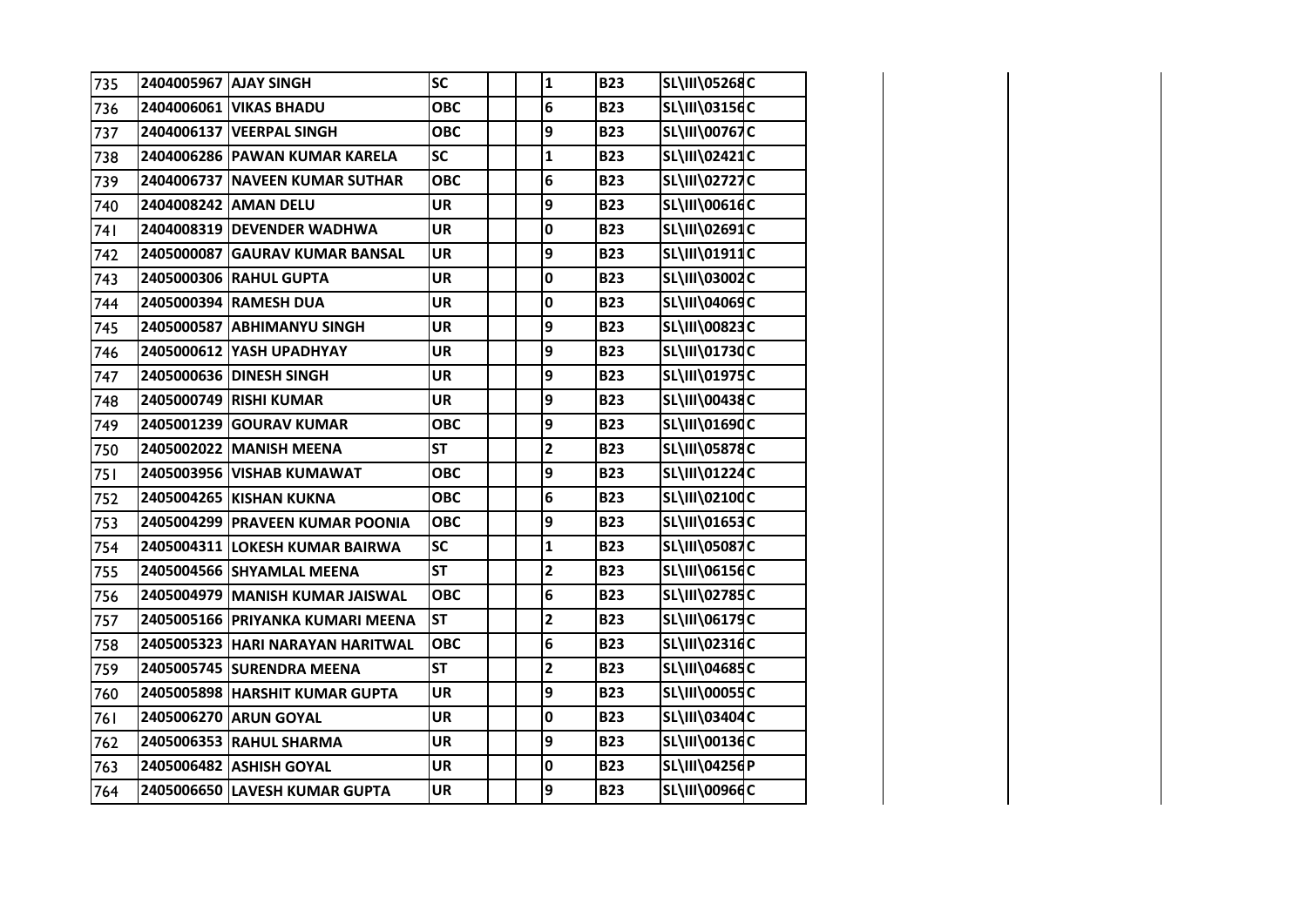| | | | | | | | | | |
|---|---|---|---|---|---|---|---|---|---|
| 735 | 2404005967 | AJAY SINGH | SC | | | 1 | B23 | SL\III\05268 | C |
| 736 | 2404006061 | VIKAS BHADU | OBC | | | 6 | B23 | SL\III\03156 | C |
| 737 | 2404006137 | VEERPAL SINGH | OBC | | | 9 | B23 | SL\III\00767 | C |
| 738 | 2404006286 | PAWAN KUMAR KARELA | SC | | | 1 | B23 | SL\III\02421 | C |
| 739 | 2404006737 | NAVEEN KUMAR SUTHAR | OBC | | | 6 | B23 | SL\III\02727 | C |
| 740 | 2404008242 | AMAN DELU | UR | | | 9 | B23 | SL\III\00616 | C |
| 741 | 2404008319 | DEVENDER WADHWA | UR | | | 0 | B23 | SL\III\02691 | C |
| 742 | 2405000087 | GAURAV KUMAR BANSAL | UR | | | 9 | B23 | SL\III\01911 | C |
| 743 | 2405000306 | RAHUL GUPTA | UR | | | 0 | B23 | SL\III\03002 | C |
| 744 | 2405000394 | RAMESH DUA | UR | | | 0 | B23 | SL\III\04069 | C |
| 745 | 2405000587 | ABHIMANYU SINGH | UR | | | 9 | B23 | SL\III\00823 | C |
| 746 | 2405000612 | YASH UPADHYAY | UR | | | 9 | B23 | SL\III\01730 | C |
| 747 | 2405000636 | DINESH SINGH | UR | | | 9 | B23 | SL\III\01975 | C |
| 748 | 2405000749 | RISHI KUMAR | UR | | | 9 | B23 | SL\III\00438 | C |
| 749 | 2405001239 | GOURAV KUMAR | OBC | | | 9 | B23 | SL\III\01690 | C |
| 750 | 2405002022 | MANISH MEENA | ST | | | 2 | B23 | SL\III\05878 | C |
| 751 | 2405003956 | VISHAB KUMAWAT | OBC | | | 9 | B23 | SL\III\01224 | C |
| 752 | 2405004265 | KISHAN KUKNA | OBC | | | 6 | B23 | SL\III\02100 | C |
| 753 | 2405004299 | PRAVEEN KUMAR POONIA | OBC | | | 9 | B23 | SL\III\01653 | C |
| 754 | 2405004311 | LOKESH KUMAR BAIRWA | SC | | | 1 | B23 | SL\III\05087 | C |
| 755 | 2405004566 | SHYAMLAL MEENA | ST | | | 2 | B23 | SL\III\06156 | C |
| 756 | 2405004979 | MANISH KUMAR JAISWAL | OBC | | | 6 | B23 | SL\III\02785 | C |
| 757 | 2405005166 | PRIYANKA KUMARI MEENA | ST | | | 2 | B23 | SL\III\06179 | C |
| 758 | 2405005323 | HARI NARAYAN HARITWAL | OBC | | | 6 | B23 | SL\III\02316 | C |
| 759 | 2405005745 | SURENDRA MEENA | ST | | | 2 | B23 | SL\III\04685 | C |
| 760 | 2405005898 | HARSHIT KUMAR GUPTA | UR | | | 9 | B23 | SL\III\00055 | C |
| 761 | 2405006270 | ARUN GOYAL | UR | | | 0 | B23 | SL\III\03404 | C |
| 762 | 2405006353 | RAHUL SHARMA | UR | | | 9 | B23 | SL\III\00136 | C |
| 763 | 2405006482 | ASHISH GOYAL | UR | | | 0 | B23 | SL\III\04256 | P |
| 764 | 2405006650 | LAVESH KUMAR GUPTA | UR | | | 9 | B23 | SL\III\00966 | C |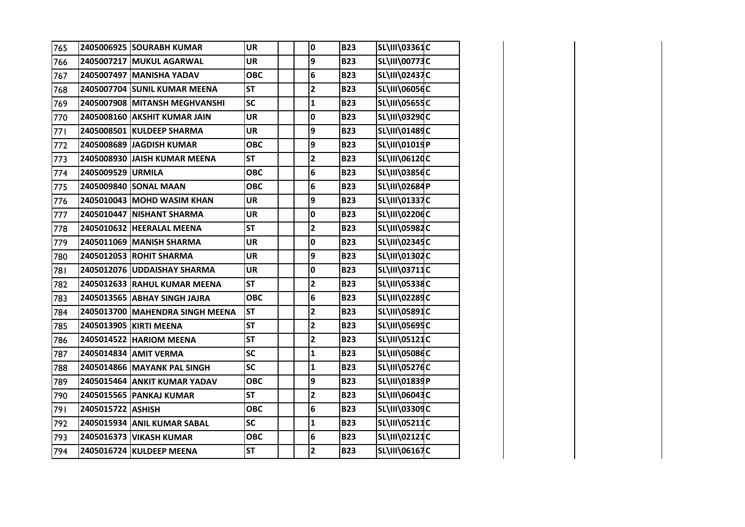| | | | | | | | | | |
|---|---|---|---|---|---|---|---|---|---|
| 765 | 2405006925 | SOURABH KUMAR | UR | | | 0 | B23 | SL\III\03361 | C |
| 766 | 2405007217 | MUKUL AGARWAL | UR | | | 9 | B23 | SL\III\00773 | C |
| 767 | 2405007497 | MANISHA YADAV | OBC | | | 6 | B23 | SL\III\02437 | C |
| 768 | 2405007704 | SUNIL KUMAR MEENA | ST | | | 2 | B23 | SL\III\06056 | C |
| 769 | 2405007908 | MITANSH MEGHVANSHI | SC | | | 1 | B23 | SL\III\05655 | C |
| 770 | 2405008160 | AKSHIT KUMAR JAIN | UR | | | 0 | B23 | SL\III\03290 | C |
| 771 | 2405008501 | KULDEEP SHARMA | UR | | | 9 | B23 | SL\III\01489 | C |
| 772 | 2405008689 | JAGDISH KUMAR | OBC | | | 9 | B23 | SL\III\01019 | P |
| 773 | 2405008930 | JAISH KUMAR MEENA | ST | | | 2 | B23 | SL\III\06120 | C |
| 774 | 2405009529 | URMILA | OBC | | | 6 | B23 | SL\III\03856 | C |
| 775 | 2405009840 | SONAL MAAN | OBC | | | 6 | B23 | SL\III\02684 | P |
| 776 | 2405010043 | MOHD WASIM KHAN | UR | | | 9 | B23 | SL\III\01337 | C |
| 777 | 2405010447 | NISHANT SHARMA | UR | | | 0 | B23 | SL\III\02206 | C |
| 778 | 2405010632 | HEERALAL MEENA | ST | | | 2 | B23 | SL\III\05982 | C |
| 779 | 2405011069 | MANISH SHARMA | UR | | | 0 | B23 | SL\III\02345 | C |
| 780 | 2405012053 | ROHIT SHARMA | UR | | | 9 | B23 | SL\III\01302 | C |
| 781 | 2405012076 | UDDAISHAY SHARMA | UR | | | 0 | B23 | SL\III\03711 | C |
| 782 | 2405012633 | RAHUL KUMAR MEENA | ST | | | 2 | B23 | SL\III\05338 | C |
| 783 | 2405013565 | ABHAY SINGH JAJRA | OBC | | | 6 | B23 | SL\III\02289 | C |
| 784 | 2405013700 | MAHENDRA SINGH MEENA | ST | | | 2 | B23 | SL\III\05891 | C |
| 785 | 2405013905 | KIRTI MEENA | ST | | | 2 | B23 | SL\III\05695 | C |
| 786 | 2405014522 | HARIOM MEENA | ST | | | 2 | B23 | SL\III\05121 | C |
| 787 | 2405014834 | AMIT VERMA | SC | | | 1 | B23 | SL\III\05086 | C |
| 788 | 2405014866 | MAYANK PAL SINGH | SC | | | 1 | B23 | SL\III\05276 | C |
| 789 | 2405015464 | ANKIT KUMAR YADAV | OBC | | | 9 | B23 | SL\III\01839 | P |
| 790 | 2405015565 | PANKAJ KUMAR | ST | | | 2 | B23 | SL\III\06043 | C |
| 791 | 2405015722 | ASHISH | OBC | | | 6 | B23 | SL\III\03309 | C |
| 792 | 2405015934 | ANIL KUMAR SABAL | SC | | | 1 | B23 | SL\III\05211 | C |
| 793 | 2405016373 | VIKASH KUMAR | OBC | | | 6 | B23 | SL\III\02121 | C |
| 794 | 2405016724 | KULDEEP MEENA | ST | | | 2 | B23 | SL\III\06167 | C |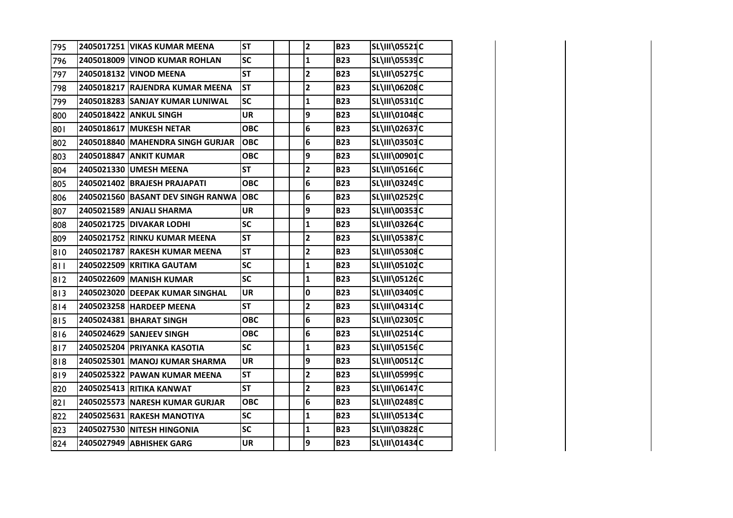| 795 | 2405017251 | VIKAS KUMAR MEENA | ST | | | 2 | B23 | SL\III\05521 | C |
|---|---|---|---|---|---|---|---|---|---|
| 796 | 2405018009 | VINOD KUMAR ROHLAN | SC | | | 1 | B23 | SL\III\05539 | C |
| 797 | 2405018132 | VINOD MEENA | ST | | | 2 | B23 | SL\III\05275 | C |
| 798 | 2405018217 | RAJENDRA KUMAR MEENA | ST | | | 2 | B23 | SL\III\06208 | C |
| 799 | 2405018283 | SANJAY KUMAR LUNIWAL | SC | | | 1 | B23 | SL\III\05310 | C |
| 800 | 2405018422 | ANKUL SINGH | UR | | | 9 | B23 | SL\III\01048 | C |
| 801 | 2405018617 | MUKESH NETAR | OBC | | | 6 | B23 | SL\III\02637 | C |
| 802 | 2405018840 | MAHENDRA SINGH GURJAR | OBC | | | 6 | B23 | SL\III\03503 | C |
| 803 | 2405018847 | ANKIT KUMAR | OBC | | | 9 | B23 | SL\III\00901 | C |
| 804 | 2405021330 | UMESH MEENA | ST | | | 2 | B23 | SL\III\05166 | C |
| 805 | 2405021402 | BRAJESH PRAJAPATI | OBC | | | 6 | B23 | SL\III\03249 | C |
| 806 | 2405021560 | BASANT DEV SINGH RANWA | OBC | | | 6 | B23 | SL\III\02529 | C |
| 807 | 2405021589 | ANJALI SHARMA | UR | | | 9 | B23 | SL\III\00353 | C |
| 808 | 2405021725 | DIVAKAR LODHI | SC | | | 1 | B23 | SL\III\03264 | C |
| 809 | 2405021752 | RINKU KUMAR MEENA | ST | | | 2 | B23 | SL\III\05387 | C |
| 810 | 2405021787 | RAKESH KUMAR MEENA | ST | | | 2 | B23 | SL\III\05308 | C |
| 811 | 2405022509 | KRITIKA GAUTAM | SC | | | 1 | B23 | SL\III\05102 | C |
| 812 | 2405022609 | MANISH KUMAR | SC | | | 1 | B23 | SL\III\05126 | C |
| 813 | 2405023020 | DEEPAK KUMAR SINGHAL | UR | | | 0 | B23 | SL\III\03409 | C |
| 814 | 2405023258 | HARDEEP MEENA | ST | | | 2 | B23 | SL\III\04314 | C |
| 815 | 2405024381 | BHARAT SINGH | OBC | | | 6 | B23 | SL\III\02305 | C |
| 816 | 2405024629 | SANJEEV SINGH | OBC | | | 6 | B23 | SL\III\02514 | C |
| 817 | 2405025204 | PRIYANKA KASOTIA | SC | | | 1 | B23 | SL\III\05156 | C |
| 818 | 2405025301 | MANOJ KUMAR SHARMA | UR | | | 9 | B23 | SL\III\00512 | C |
| 819 | 2405025322 | PAWAN KUMAR MEENA | ST | | | 2 | B23 | SL\III\05999 | C |
| 820 | 2405025413 | RITIKA KANWAT | ST | | | 2 | B23 | SL\III\06147 | C |
| 821 | 2405025573 | NARESH KUMAR GURJAR | OBC | | | 6 | B23 | SL\III\02489 | C |
| 822 | 2405025631 | RAKESH MANOTIYA | SC | | | 1 | B23 | SL\III\05134 | C |
| 823 | 2405027530 | NITESH HINGONIA | SC | | | 1 | B23 | SL\III\03828 | C |
| 824 | 2405027949 | ABHISHEK GARG | UR | | | 9 | B23 | SL\III\01434 | C |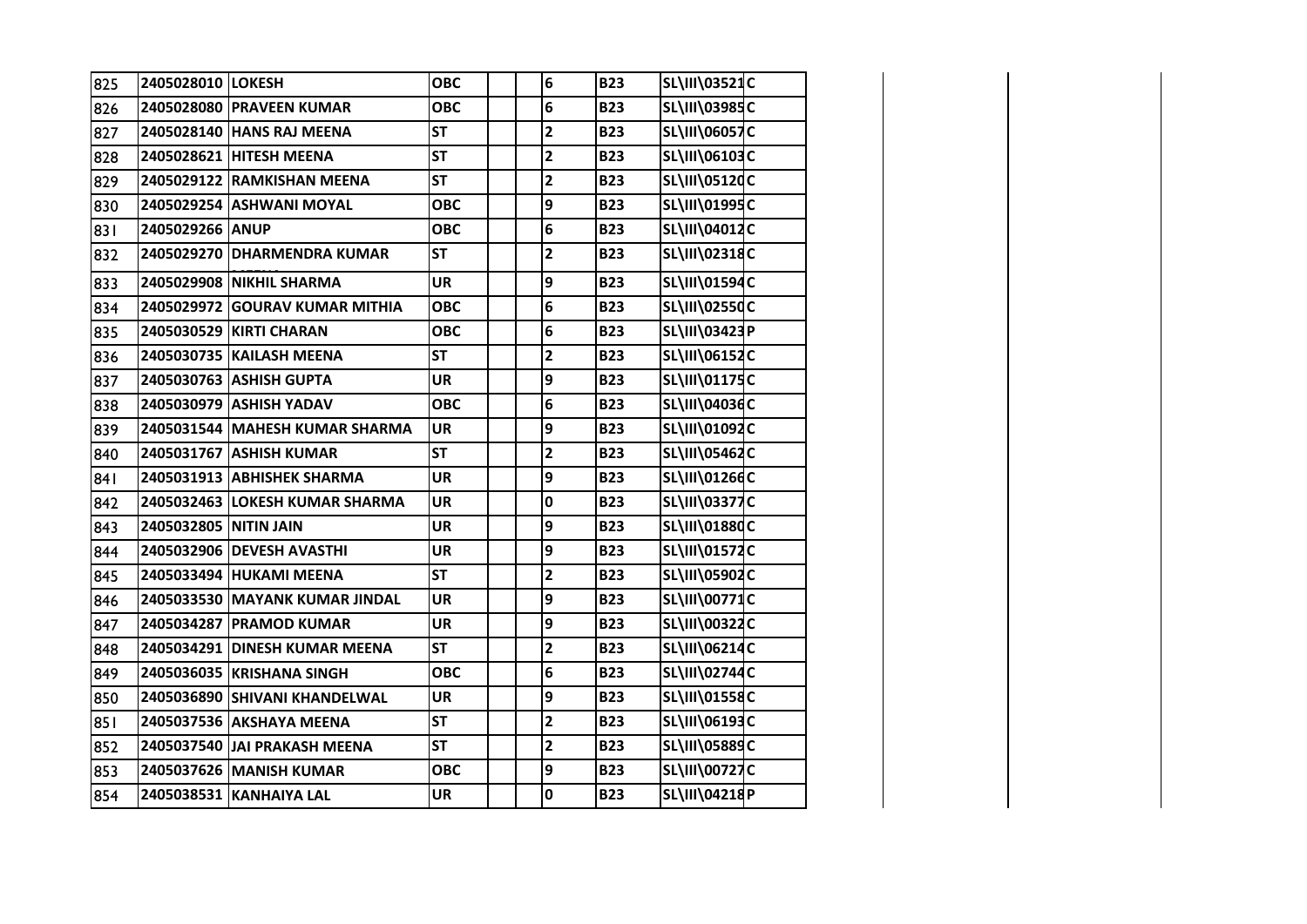| | | | | | | | | | |
|---|---|---|---|---|---|---|---|---|---|
| 825 | 2405028010 | LOKESH | OBC | | | 6 | B23 | SL\III\03521 | C |
| 826 | 2405028080 | PRAVEEN KUMAR | OBC | | | 6 | B23 | SL\III\03985 | C |
| 827 | 2405028140 | HANS RAJ MEENA | ST | | | 2 | B23 | SL\III\06057 | C |
| 828 | 2405028621 | HITESH MEENA | ST | | | 2 | B23 | SL\III\06103 | C |
| 829 | 2405029122 | RAMKISHAN MEENA | ST | | | 2 | B23 | SL\III\05120 | C |
| 830 | 2405029254 | ASHWANI MOYAL | OBC | | | 9 | B23 | SL\III\01995 | C |
| 831 | 2405029266 | ANUP | OBC | | | 6 | B23 | SL\III\04012 | C |
| 832 | 2405029270 | DHARMENDRA KUMAR | ST | | | 2 | B23 | SL\III\02318 | C |
| 833 | 2405029908 | NIKHIL SHARMA | UR | | | 9 | B23 | SL\III\01594 | C |
| 834 | 2405029972 | GOURAV KUMAR MITHIA | OBC | | | 6 | B23 | SL\III\02550 | C |
| 835 | 2405030529 | KIRTI CHARAN | OBC | | | 6 | B23 | SL\III\03423 | P |
| 836 | 2405030735 | KAILASH MEENA | ST | | | 2 | B23 | SL\III\06152 | C |
| 837 | 2405030763 | ASHISH GUPTA | UR | | | 9 | B23 | SL\III\01175 | C |
| 838 | 2405030979 | ASHISH YADAV | OBC | | | 6 | B23 | SL\III\04036 | C |
| 839 | 2405031544 | MAHESH KUMAR SHARMA | UR | | | 9 | B23 | SL\III\01092 | C |
| 840 | 2405031767 | ASHISH KUMAR | ST | | | 2 | B23 | SL\III\05462 | C |
| 841 | 2405031913 | ABHISHEK SHARMA | UR | | | 9 | B23 | SL\III\01266 | C |
| 842 | 2405032463 | LOKESH KUMAR SHARMA | UR | | | 0 | B23 | SL\III\03377 | C |
| 843 | 2405032805 | NITIN JAIN | UR | | | 9 | B23 | SL\III\01880 | C |
| 844 | 2405032906 | DEVESH AVASTHI | UR | | | 9 | B23 | SL\III\01572 | C |
| 845 | 2405033494 | HUKAMI MEENA | ST | | | 2 | B23 | SL\III\05902 | C |
| 846 | 2405033530 | MAYANK KUMAR JINDAL | UR | | | 9 | B23 | SL\III\00771 | C |
| 847 | 2405034287 | PRAMOD KUMAR | UR | | | 9 | B23 | SL\III\00322 | C |
| 848 | 2405034291 | DINESH KUMAR MEENA | ST | | | 2 | B23 | SL\III\06214 | C |
| 849 | 2405036035 | KRISHANA SINGH | OBC | | | 6 | B23 | SL\III\02744 | C |
| 850 | 2405036890 | SHIVANI KHANDELWAL | UR | | | 9 | B23 | SL\III\01558 | C |
| 851 | 2405037536 | AKSHAYA MEENA | ST | | | 2 | B23 | SL\III\06193 | C |
| 852 | 2405037540 | JAI PRAKASH MEENA | ST | | | 2 | B23 | SL\III\05889 | C |
| 853 | 2405037626 | MANISH KUMAR | OBC | | | 9 | B23 | SL\III\00727 | C |
| 854 | 2405038531 | KANHAIYA LAL | UR | | | 0 | B23 | SL\III\04218 | P |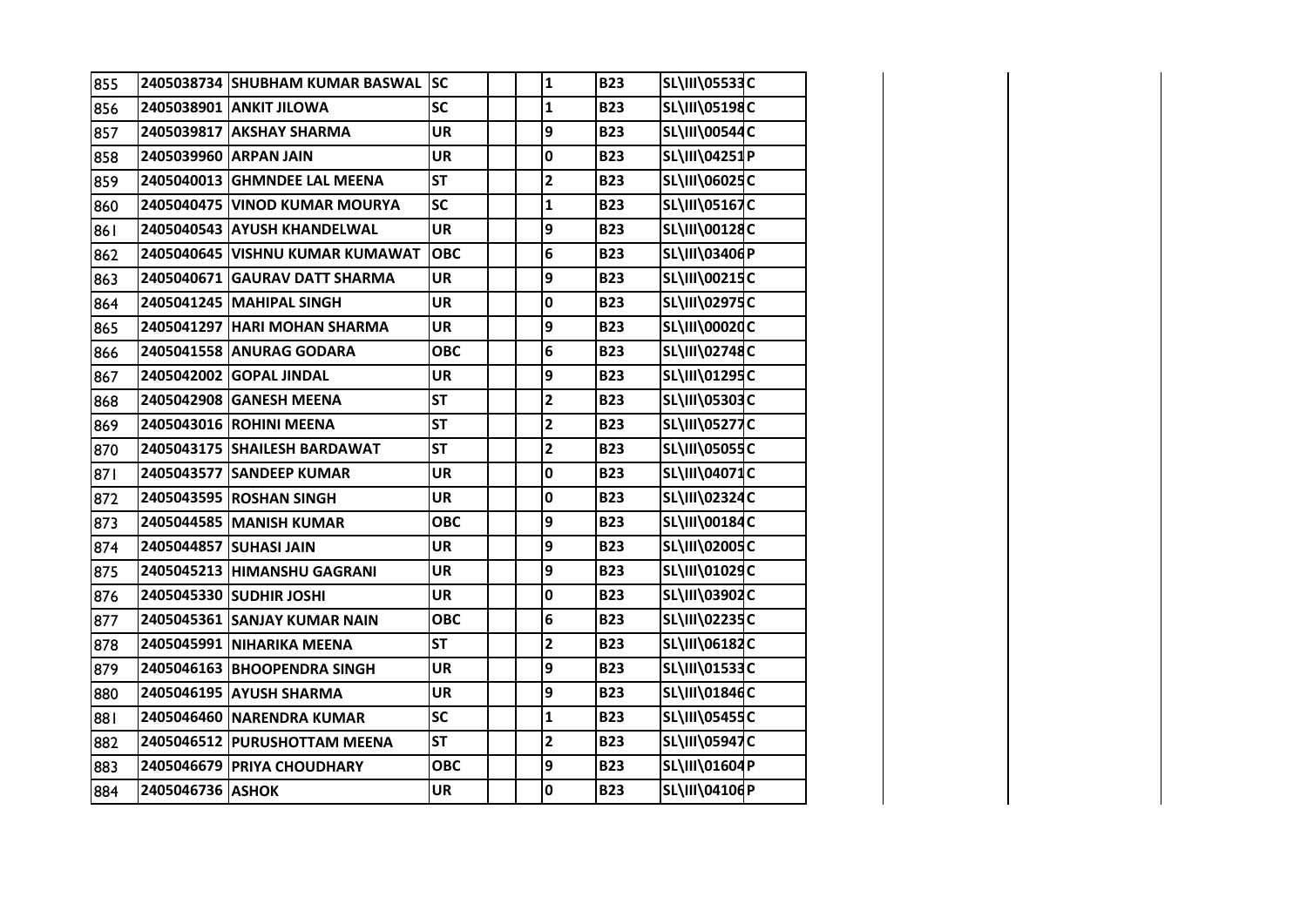| | | | | | | | | | |
|---|---|---|---|---|---|---|---|---|---|
| 855 | 2405038734 | SHUBHAM KUMAR BASWAL | SC | | | 1 | B23 | SL\III\05533 | C |
| 856 | 2405038901 | ANKIT JILOWA | SC | | | 1 | B23 | SL\III\05198 | C |
| 857 | 2405039817 | AKSHAY SHARMA | UR | | | 9 | B23 | SL\III\00544 | C |
| 858 | 2405039960 | ARPAN JAIN | UR | | | 0 | B23 | SL\III\04251 | P |
| 859 | 2405040013 | GHMNDEE LAL MEENA | ST | | | 2 | B23 | SL\III\06025 | C |
| 860 | 2405040475 | VINOD KUMAR MOURYA | SC | | | 1 | B23 | SL\III\05167 | C |
| 861 | 2405040543 | AYUSH KHANDELWAL | UR | | | 9 | B23 | SL\III\00128 | C |
| 862 | 2405040645 | VISHNU KUMAR KUMAWAT | OBC | | | 6 | B23 | SL\III\03406 | P |
| 863 | 2405040671 | GAURAV DATT SHARMA | UR | | | 9 | B23 | SL\III\00215 | C |
| 864 | 2405041245 | MAHIPAL SINGH | UR | | | 0 | B23 | SL\III\02975 | C |
| 865 | 2405041297 | HARI MOHAN SHARMA | UR | | | 9 | B23 | SL\III\00020 | C |
| 866 | 2405041558 | ANURAG GODARA | OBC | | | 6 | B23 | SL\III\02748 | C |
| 867 | 2405042002 | GOPAL JINDAL | UR | | | 9 | B23 | SL\III\01295 | C |
| 868 | 2405042908 | GANESH MEENA | ST | | | 2 | B23 | SL\III\05303 | C |
| 869 | 2405043016 | ROHINI MEENA | ST | | | 2 | B23 | SL\III\05277 | C |
| 870 | 2405043175 | SHAILESH BARDAWAT | ST | | | 2 | B23 | SL\III\05055 | C |
| 871 | 2405043577 | SANDEEP KUMAR | UR | | | 0 | B23 | SL\III\04071 | C |
| 872 | 2405043595 | ROSHAN SINGH | UR | | | 0 | B23 | SL\III\02324 | C |
| 873 | 2405044585 | MANISH KUMAR | OBC | | | 9 | B23 | SL\III\00184 | C |
| 874 | 2405044857 | SUHASI JAIN | UR | | | 9 | B23 | SL\III\02005 | C |
| 875 | 2405045213 | HIMANSHU GAGRANI | UR | | | 9 | B23 | SL\III\01029 | C |
| 876 | 2405045330 | SUDHIR JOSHI | UR | | | 0 | B23 | SL\III\03902 | C |
| 877 | 2405045361 | SANJAY KUMAR NAIN | OBC | | | 6 | B23 | SL\III\02235 | C |
| 878 | 2405045991 | NIHARIKA MEENA | ST | | | 2 | B23 | SL\III\06182 | C |
| 879 | 2405046163 | BHOOPENDRA SINGH | UR | | | 9 | B23 | SL\III\01533 | C |
| 880 | 2405046195 | AYUSH SHARMA | UR | | | 9 | B23 | SL\III\01846 | C |
| 881 | 2405046460 | NARENDRA KUMAR | SC | | | 1 | B23 | SL\III\05455 | C |
| 882 | 2405046512 | PURUSHOTTAM MEENA | ST | | | 2 | B23 | SL\III\05947 | C |
| 883 | 2405046679 | PRIYA CHOUDHARY | OBC | | | 9 | B23 | SL\III\01604 | P |
| 884 | 2405046736 | ASHOK | UR | | | 0 | B23 | SL\III\04106 | P |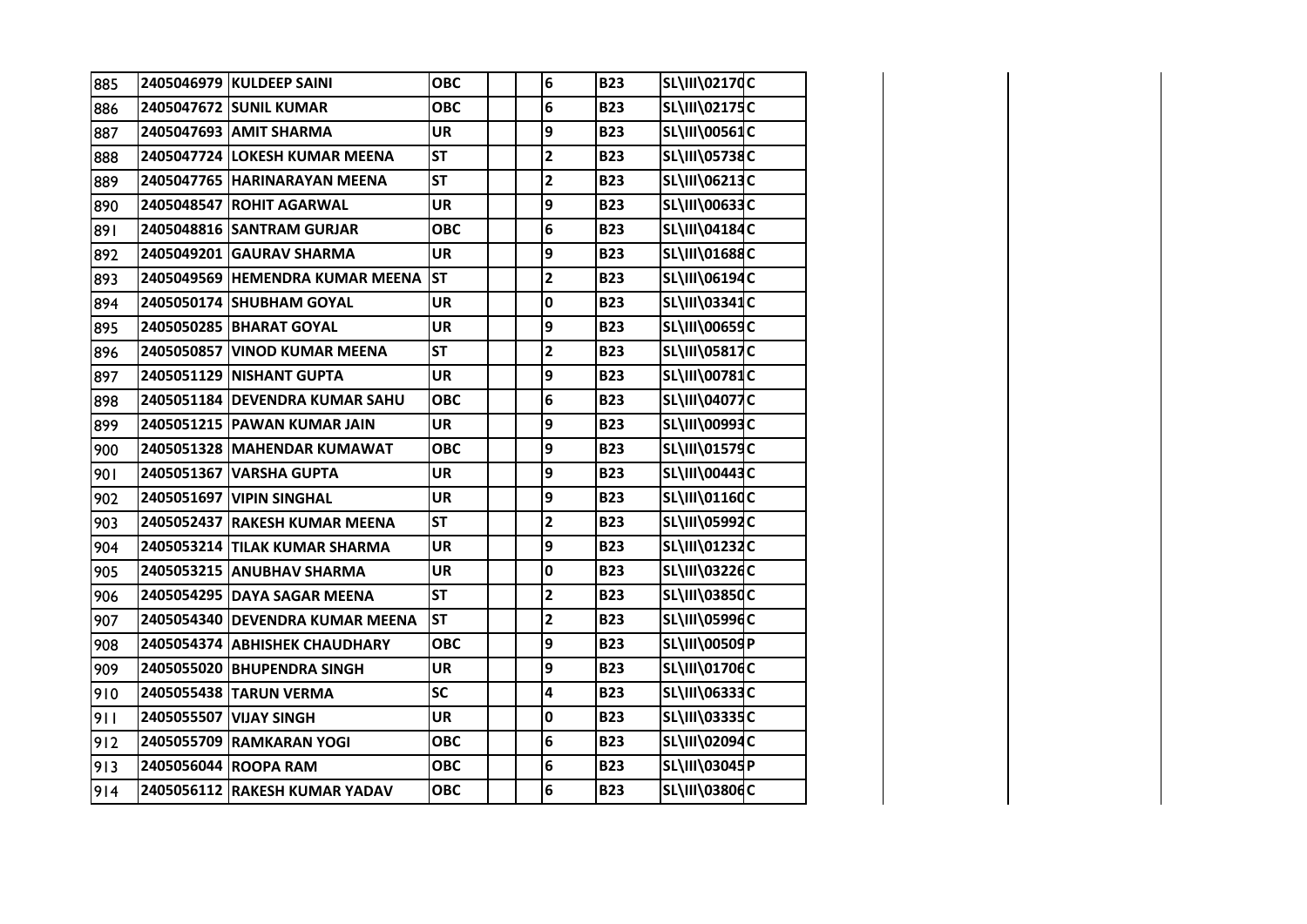| 885 | 2405046979 | KULDEEP SAINI | OBC | | | 6 | B23 | SL\III\02170 | C | | | |
|---|---|---|---|---|---|---|---|---|---|---|---|---|
| 886 | 2405047672 | SUNIL KUMAR | OBC | | | 6 | B23 | SL\III\02175 | C | | | |
| 887 | 2405047693 | AMIT SHARMA | UR | | | 9 | B23 | SL\III\00561 | C | | | |
| 888 | 2405047724 | LOKESH KUMAR MEENA | ST | | | 2 | B23 | SL\III\05738 | C | | | |
| 889 | 2405047765 | HARINARAYAN MEENA | ST | | | 2 | B23 | SL\III\06213 | C | | | |
| 890 | 2405048547 | ROHIT AGARWAL | UR | | | 9 | B23 | SL\III\00633 | C | | | |
| 891 | 2405048816 | SANTRAM GURJAR | OBC | | | 6 | B23 | SL\III\04184 | C | | | |
| 892 | 2405049201 | GAURAV SHARMA | UR | | | 9 | B23 | SL\III\01688 | C | | | |
| 893 | 2405049569 | HEMENDRA KUMAR MEENA | ST | | | 2 | B23 | SL\III\06194 | C | | | |
| 894 | 2405050174 | SHUBHAM GOYAL | UR | | | 0 | B23 | SL\III\03341 | C | | | |
| 895 | 2405050285 | BHARAT GOYAL | UR | | | 9 | B23 | SL\III\00659 | C | | | |
| 896 | 2405050857 | VINOD KUMAR MEENA | ST | | | 2 | B23 | SL\III\05817 | C | | | |
| 897 | 2405051129 | NISHANT GUPTA | UR | | | 9 | B23 | SL\III\00781 | C | | | |
| 898 | 2405051184 | DEVENDRA KUMAR SAHU | OBC | | | 6 | B23 | SL\III\04077 | C | | | |
| 899 | 2405051215 | PAWAN KUMAR JAIN | UR | | | 9 | B23 | SL\III\00993 | C | | | |
| 900 | 2405051328 | MAHENDAR KUMAWAT | OBC | | | 9 | B23 | SL\III\01579 | C | | | |
| 901 | 2405051367 | VARSHA GUPTA | UR | | | 9 | B23 | SL\III\00443 | C | | | |
| 902 | 2405051697 | VIPIN SINGHAL | UR | | | 9 | B23 | SL\III\01160 | C | | | |
| 903 | 2405052437 | RAKESH KUMAR MEENA | ST | | | 2 | B23 | SL\III\05992 | C | | | |
| 904 | 2405053214 | TILAK KUMAR SHARMA | UR | | | 9 | B23 | SL\III\01232 | C | | | |
| 905 | 2405053215 | ANUBHAV SHARMA | UR | | | 0 | B23 | SL\III\03226 | C | | | |
| 906 | 2405054295 | DAYA SAGAR MEENA | ST | | | 2 | B23 | SL\III\03850 | C | | | |
| 907 | 2405054340 | DEVENDRA KUMAR MEENA | ST | | | 2 | B23 | SL\III\05996 | C | | | |
| 908 | 2405054374 | ABHISHEK CHAUDHARY | OBC | | | 9 | B23 | SL\III\00509 | P | | | |
| 909 | 2405055020 | BHUPENDRA SINGH | UR | | | 9 | B23 | SL\III\01706 | C | | | |
| 910 | 2405055438 | TARUN VERMA | SC | | | 4 | B23 | SL\III\06333 | C | | | |
| 911 | 2405055507 | VIJAY SINGH | UR | | | 0 | B23 | SL\III\03335 | C | | | |
| 912 | 2405055709 | RAMKARAN YOGI | OBC | | | 6 | B23 | SL\III\02094 | C | | | |
| 913 | 2405056044 | ROOPA RAM | OBC | | | 6 | B23 | SL\III\03045 | P | | | |
| 914 | 2405056112 | RAKESH KUMAR YADAV | OBC | | | 6 | B23 | SL\III\03806 | C | | | |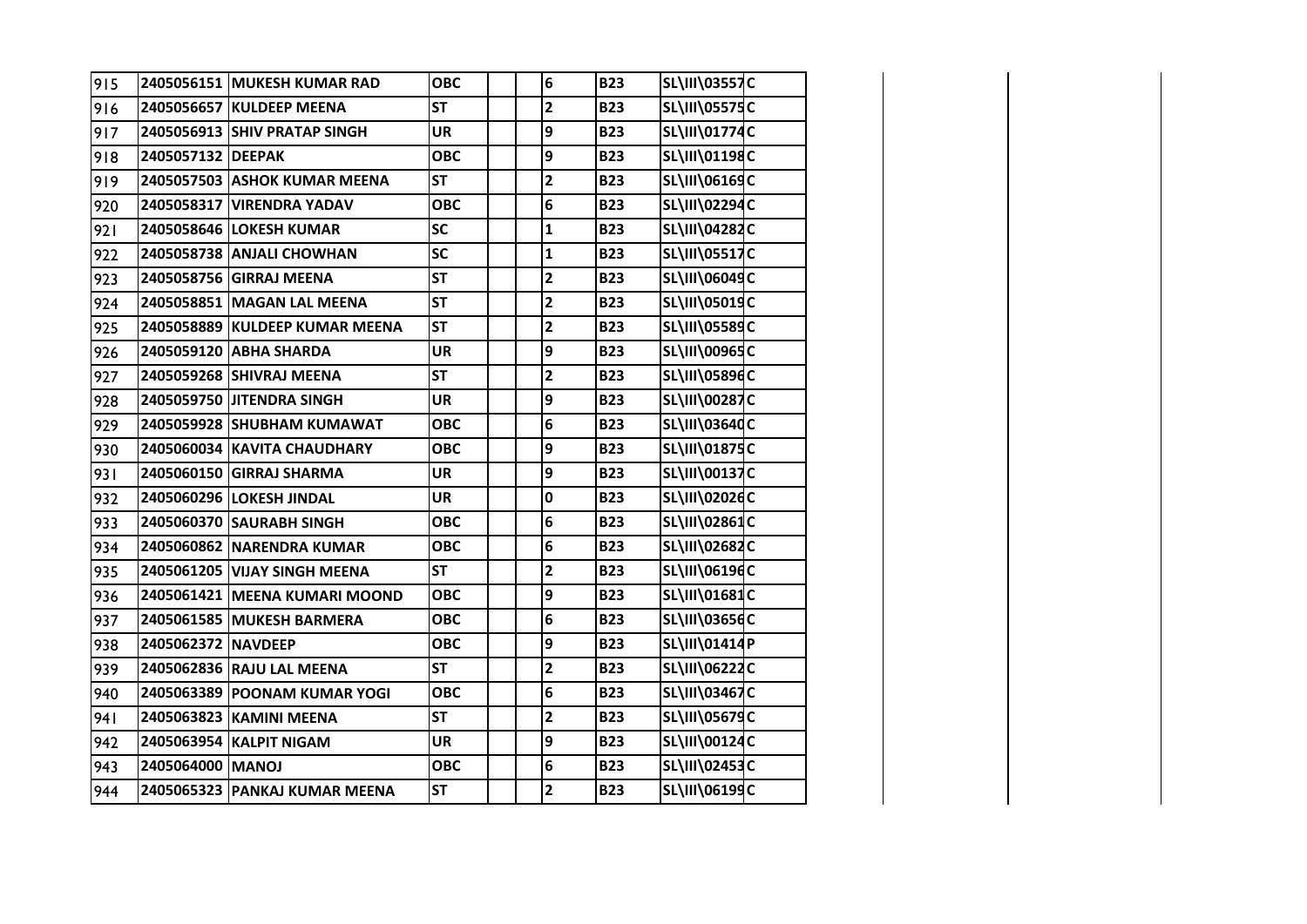| | | | | | | | | | |
|---|---|---|---|---|---|---|---|---|---|
| 915 | 2405056151 | MUKESH KUMAR RAD | OBC | | | 6 | B23 | SL\III\03557 | C |
| 916 | 2405056657 | KULDEEP MEENA | ST | | | 2 | B23 | SL\III\05575 | C |
| 917 | 2405056913 | SHIV PRATAP SINGH | UR | | | 9 | B23 | SL\III\01774 | C |
| 918 | 2405057132 | DEEPAK | OBC | | | 9 | B23 | SL\III\01198 | C |
| 919 | 2405057503 | ASHOK KUMAR MEENA | ST | | | 2 | B23 | SL\III\06169 | C |
| 920 | 2405058317 | VIRENDRA YADAV | OBC | | | 6 | B23 | SL\III\02294 | C |
| 921 | 2405058646 | LOKESH KUMAR | SC | | | 1 | B23 | SL\III\04282 | C |
| 922 | 2405058738 | ANJALI CHOWHAN | SC | | | 1 | B23 | SL\III\05517 | C |
| 923 | 2405058756 | GIRRAJ MEENA | ST | | | 2 | B23 | SL\III\06049 | C |
| 924 | 2405058851 | MAGAN LAL MEENA | ST | | | 2 | B23 | SL\III\05019 | C |
| 925 | 2405058889 | KULDEEP KUMAR MEENA | ST | | | 2 | B23 | SL\III\05589 | C |
| 926 | 2405059120 | ABHA SHARDA | UR | | | 9 | B23 | SL\III\00965 | C |
| 927 | 2405059268 | SHIVRAJ MEENA | ST | | | 2 | B23 | SL\III\05896 | C |
| 928 | 2405059750 | JITENDRA SINGH | UR | | | 9 | B23 | SL\III\00287 | C |
| 929 | 2405059928 | SHUBHAM KUMAWAT | OBC | | | 6 | B23 | SL\III\03640 | C |
| 930 | 2405060034 | KAVITA CHAUDHARY | OBC | | | 9 | B23 | SL\III\01875 | C |
| 931 | 2405060150 | GIRRAJ SHARMA | UR | | | 9 | B23 | SL\III\00137 | C |
| 932 | 2405060296 | LOKESH JINDAL | UR | | | 0 | B23 | SL\III\02026 | C |
| 933 | 2405060370 | SAURABH SINGH | OBC | | | 6 | B23 | SL\III\02861 | C |
| 934 | 2405060862 | NARENDRA KUMAR | OBC | | | 6 | B23 | SL\III\02682 | C |
| 935 | 2405061205 | VIJAY SINGH MEENA | ST | | | 2 | B23 | SL\III\06196 | C |
| 936 | 2405061421 | MEENA KUMARI MOOND | OBC | | | 9 | B23 | SL\III\01681 | C |
| 937 | 2405061585 | MUKESH BARMERA | OBC | | | 6 | B23 | SL\III\03656 | C |
| 938 | 2405062372 | NAVDEEP | OBC | | | 9 | B23 | SL\III\01414 | P |
| 939 | 2405062836 | RAJU LAL MEENA | ST | | | 2 | B23 | SL\III\06222 | C |
| 940 | 2405063389 | POONAM KUMAR YOGI | OBC | | | 6 | B23 | SL\III\03467 | C |
| 941 | 2405063823 | KAMINI MEENA | ST | | | 2 | B23 | SL\III\05679 | C |
| 942 | 2405063954 | KALPIT NIGAM | UR | | | 9 | B23 | SL\III\00124 | C |
| 943 | 2405064000 | MANOJ | OBC | | | 6 | B23 | SL\III\02453 | C |
| 944 | 2405065323 | PANKAJ KUMAR MEENA | ST | | | 2 | B23 | SL\III\06199 | C |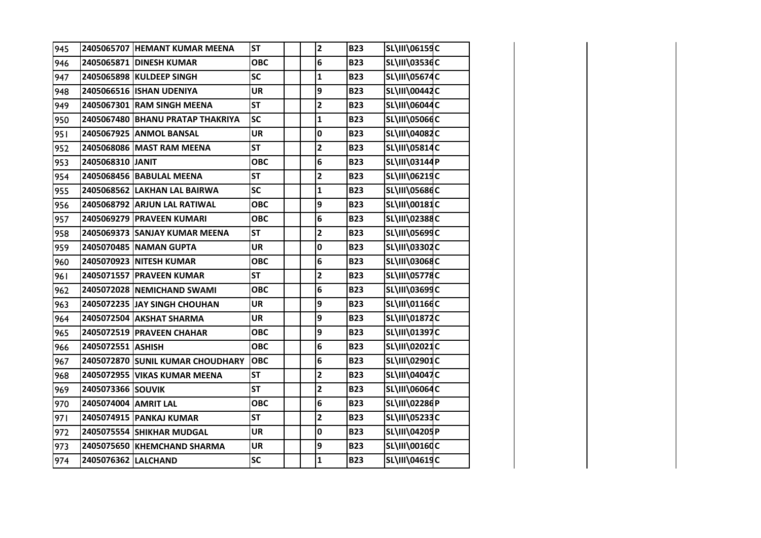| 945 | 2405065707 | HEMANT KUMAR MEENA | ST | | | 2 | B23 | SL\III\06159 | C | | | |
|---|---|---|---|---|---|---|---|---|---|---|---|---|
| 946 | 2405065871 | DINESH KUMAR | OBC | | | 6 | B23 | SL\III\03536 | C | | | |
| 947 | 2405065898 | KULDEEP SINGH | SC | | | 1 | B23 | SL\III\05674 | C | | | |
| 948 | 2405066516 | ISHAN UDENIYA | UR | | | 9 | B23 | SL\III\00442 | C | | | |
| 949 | 2405067301 | RAM SINGH MEENA | ST | | | 2 | B23 | SL\III\06044 | C | | | |
| 950 | 2405067480 | BHANU PRATAP THAKRIYA | SC | | | 1 | B23 | SL\III\05066 | C | | | |
| 951 | 2405067925 | ANMOL BANSAL | UR | | | 0 | B23 | SL\III\04082 | C | | | |
| 952 | 2405068086 | MAST RAM MEENA | ST | | | 2 | B23 | SL\III\05814 | C | | | |
| 953 | 2405068310 | JANIT | OBC | | | 6 | B23 | SL\III\03144 | P | | | |
| 954 | 2405068456 | BABULAL MEENA | ST | | | 2 | B23 | SL\III\06219 | C | | | |
| 955 | 2405068562 | LAKHAN LAL BAIRWA | SC | | | 1 | B23 | SL\III\05686 | C | | | |
| 956 | 2405068792 | ARJUN LAL RATIWAL | OBC | | | 9 | B23 | SL\III\00181 | C | | | |
| 957 | 2405069279 | PRAVEEN KUMARI | OBC | | | 6 | B23 | SL\III\02388 | C | | | |
| 958 | 2405069373 | SANJAY KUMAR MEENA | ST | | | 2 | B23 | SL\III\05699 | C | | | |
| 959 | 2405070485 | NAMAN GUPTA | UR | | | 0 | B23 | SL\III\03302 | C | | | |
| 960 | 2405070923 | NITESH KUMAR | OBC | | | 6 | B23 | SL\III\03068 | C | | | |
| 961 | 2405071557 | PRAVEEN KUMAR | ST | | | 2 | B23 | SL\III\05778 | C | | | |
| 962 | 2405072028 | NEMICHAND SWAMI | OBC | | | 6 | B23 | SL\III\03699 | C | | | |
| 963 | 2405072235 | JAY SINGH CHOUHAN | UR | | | 9 | B23 | SL\III\01166 | C | | | |
| 964 | 2405072504 | AKSHAT SHARMA | UR | | | 9 | B23 | SL\III\01872 | C | | | |
| 965 | 2405072519 | PRAVEEN CHAHAR | OBC | | | 9 | B23 | SL\III\01397 | C | | | |
| 966 | 2405072551 | ASHISH | OBC | | | 6 | B23 | SL\III\02021 | C | | | |
| 967 | 2405072870 | SUNIL KUMAR CHOUDHARY | OBC | | | 6 | B23 | SL\III\02901 | C | | | |
| 968 | 2405072955 | VIKAS KUMAR MEENA | ST | | | 2 | B23 | SL\III\04047 | C | | | |
| 969 | 2405073366 | SOUVIK | ST | | | 2 | B23 | SL\III\06064 | C | | | |
| 970 | 2405074004 | AMRIT LAL | OBC | | | 6 | B23 | SL\III\02286 | P | | | |
| 971 | 2405074915 | PANKAJ KUMAR | ST | | | 2 | B23 | SL\III\05233 | C | | | |
| 972 | 2405075554 | SHIKHAR MUDGAL | UR | | | 0 | B23 | SL\III\04205 | P | | | |
| 973 | 2405075650 | KHEMCHAND SHARMA | UR | | | 9 | B23 | SL\III\00160 | C | | | |
| 974 | 2405076362 | LALCHAND | SC | | | 1 | B23 | SL\III\04619 | C | | | |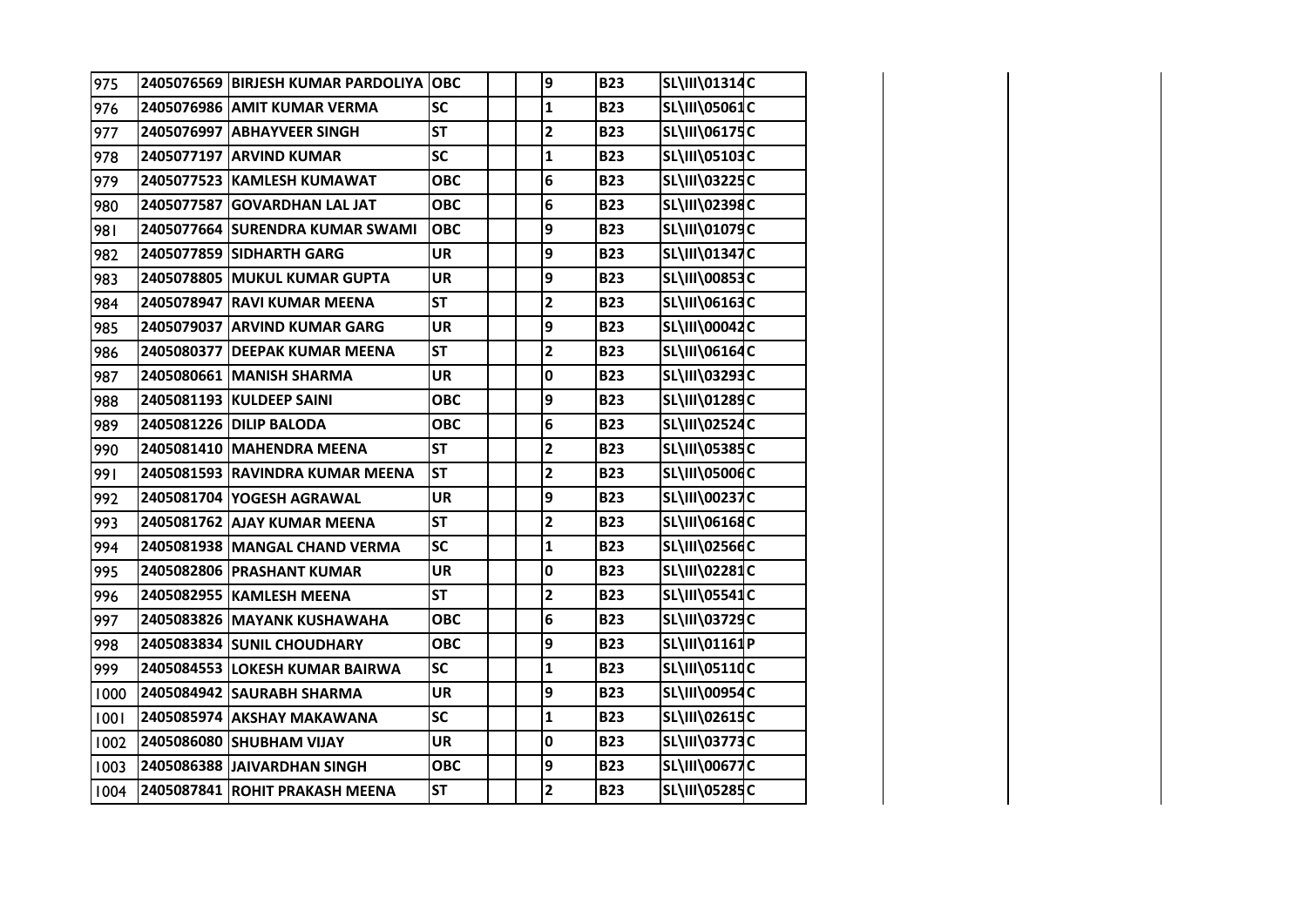| | | | | | | | | | |
|---|---|---|---|---|---|---|---|---|---|
| 975 | 2405076569 | BIRJESH KUMAR PARDOLIYA | OBC | | | 9 | B23 | SL\III\01314 | C |
| 976 | 2405076986 | AMIT KUMAR VERMA | SC | | | 1 | B23 | SL\III\05061 | C |
| 977 | 2405076997 | ABHAYVEER SINGH | ST | | | 2 | B23 | SL\III\06175 | C |
| 978 | 2405077197 | ARVIND KUMAR | SC | | | 1 | B23 | SL\III\05103 | C |
| 979 | 2405077523 | KAMLESH KUMAWAT | OBC | | | 6 | B23 | SL\III\03225 | C |
| 980 | 2405077587 | GOVARDHAN LAL JAT | OBC | | | 6 | B23 | SL\III\02398 | C |
| 981 | 2405077664 | SURENDRA KUMAR SWAMI | OBC | | | 9 | B23 | SL\III\01079 | C |
| 982 | 2405077859 | SIDHARTH GARG | UR | | | 9 | B23 | SL\III\01347 | C |
| 983 | 2405078805 | MUKUL KUMAR GUPTA | UR | | | 9 | B23 | SL\III\00853 | C |
| 984 | 2405078947 | RAVI KUMAR MEENA | ST | | | 2 | B23 | SL\III\06163 | C |
| 985 | 2405079037 | ARVIND KUMAR GARG | UR | | | 9 | B23 | SL\III\00042 | C |
| 986 | 2405080377 | DEEPAK KUMAR MEENA | ST | | | 2 | B23 | SL\III\06164 | C |
| 987 | 2405080661 | MANISH SHARMA | UR | | | 0 | B23 | SL\III\03293 | C |
| 988 | 2405081193 | KULDEEP SAINI | OBC | | | 9 | B23 | SL\III\01289 | C |
| 989 | 2405081226 | DILIP BALODA | OBC | | | 6 | B23 | SL\III\02524 | C |
| 990 | 2405081410 | MAHENDRA MEENA | ST | | | 2 | B23 | SL\III\05385 | C |
| 991 | 2405081593 | RAVINDRA KUMAR MEENA | ST | | | 2 | B23 | SL\III\05006 | C |
| 992 | 2405081704 | YOGESH AGRAWAL | UR | | | 9 | B23 | SL\III\00237 | C |
| 993 | 2405081762 | AJAY KUMAR MEENA | ST | | | 2 | B23 | SL\III\06168 | C |
| 994 | 2405081938 | MANGAL CHAND VERMA | SC | | | 1 | B23 | SL\III\02566 | C |
| 995 | 2405082806 | PRASHANT KUMAR | UR | | | 0 | B23 | SL\III\02281 | C |
| 996 | 2405082955 | KAMLESH MEENA | ST | | | 2 | B23 | SL\III\05541 | C |
| 997 | 2405083826 | MAYANK KUSHAWAHA | OBC | | | 6 | B23 | SL\III\03729 | C |
| 998 | 2405083834 | SUNIL CHOUDHARY | OBC | | | 9 | B23 | SL\III\01161 | P |
| 999 | 2405084553 | LOKESH KUMAR BAIRWA | SC | | | 1 | B23 | SL\III\05110 | C |
| 1000 | 2405084942 | SAURABH SHARMA | UR | | | 9 | B23 | SL\III\00954 | C |
| 1001 | 2405085974 | AKSHAY MAKAWANA | SC | | | 1 | B23 | SL\III\02615 | C |
| 1002 | 2405086080 | SHUBHAM VIJAY | UR | | | 0 | B23 | SL\III\03773 | C |
| 1003 | 2405086388 | JAIVARDHAN SINGH | OBC | | | 9 | B23 | SL\III\00677 | C |
| 1004 | 2405087841 | ROHIT PRAKASH MEENA | ST | | | 2 | B23 | SL\III\05285 | C |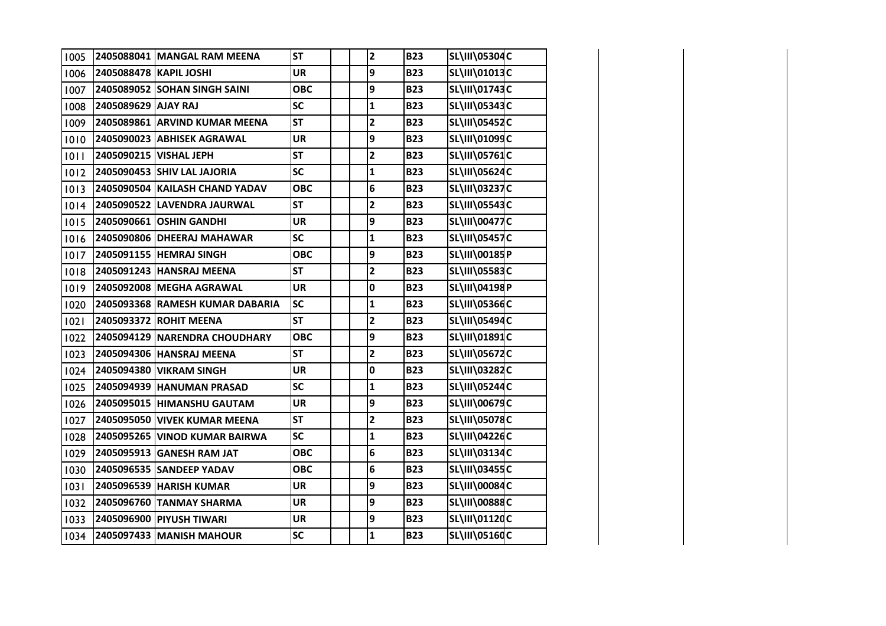| | | | | | | | | | |
|---|---|---|---|---|---|---|---|---|---|
| 1005 | 2405088041 | MANGAL RAM MEENA | ST | | | 2 | B23 | SL\III\05304 | C |
| 1006 | 2405088478 | KAPIL JOSHI | UR | | | 9 | B23 | SL\III\01013 | C |
| 1007 | 2405089052 | SOHAN SINGH SAINI | OBC | | | 9 | B23 | SL\III\01743 | C |
| 1008 | 2405089629 | AJAY RAJ | SC | | | 1 | B23 | SL\III\05343 | C |
| 1009 | 2405089861 | ARVIND KUMAR MEENA | ST | | | 2 | B23 | SL\III\05452 | C |
| 1010 | 2405090023 | ABHISEK AGRAWAL | UR | | | 9 | B23 | SL\III\01099 | C |
| 1011 | 2405090215 | VISHAL JEPH | ST | | | 2 | B23 | SL\III\05761 | C |
| 1012 | 2405090453 | SHIV LAL JAJORIA | SC | | | 1 | B23 | SL\III\05624 | C |
| 1013 | 2405090504 | KAILASH CHAND YADAV | OBC | | | 6 | B23 | SL\III\03237 | C |
| 1014 | 2405090522 | LAVENDRA JAURWAL | ST | | | 2 | B23 | SL\III\05543 | C |
| 1015 | 2405090661 | OSHIN GANDHI | UR | | | 9 | B23 | SL\III\00477 | C |
| 1016 | 2405090806 | DHEERAJ MAHAWAR | SC | | | 1 | B23 | SL\III\05457 | C |
| 1017 | 2405091155 | HEMRAJ SINGH | OBC | | | 9 | B23 | SL\III\00185 | P |
| 1018 | 2405091243 | HANSRAJ MEENA | ST | | | 2 | B23 | SL\III\05583 | C |
| 1019 | 2405092008 | MEGHA AGRAWAL | UR | | | 0 | B23 | SL\III\04198 | P |
| 1020 | 2405093368 | RAMESH KUMAR DABARIA | SC | | | 1 | B23 | SL\III\05366 | C |
| 1021 | 2405093372 | ROHIT MEENA | ST | | | 2 | B23 | SL\III\05494 | C |
| 1022 | 2405094129 | NARENDRA CHOUDHARY | OBC | | | 9 | B23 | SL\III\01891 | C |
| 1023 | 2405094306 | HANSRAJ MEENA | ST | | | 2 | B23 | SL\III\05672 | C |
| 1024 | 2405094380 | VIKRAM SINGH | UR | | | 0 | B23 | SL\III\03282 | C |
| 1025 | 2405094939 | HANUMAN PRASAD | SC | | | 1 | B23 | SL\III\05244 | C |
| 1026 | 2405095015 | HIMANSHU GAUTAM | UR | | | 9 | B23 | SL\III\00679 | C |
| 1027 | 2405095050 | VIVEK KUMAR MEENA | ST | | | 2 | B23 | SL\III\05078 | C |
| 1028 | 2405095265 | VINOD KUMAR BAIRWA | SC | | | 1 | B23 | SL\III\04226 | C |
| 1029 | 2405095913 | GANESH RAM JAT | OBC | | | 6 | B23 | SL\III\03134 | C |
| 1030 | 2405096535 | SANDEEP YADAV | OBC | | | 6 | B23 | SL\III\03455 | C |
| 1031 | 2405096539 | HARISH KUMAR | UR | | | 9 | B23 | SL\III\00084 | C |
| 1032 | 2405096760 | TANMAY SHARMA | UR | | | 9 | B23 | SL\III\00888 | C |
| 1033 | 2405096900 | PIYUSH TIWARI | UR | | | 9 | B23 | SL\III\01120 | C |
| 1034 | 2405097433 | MANISH MAHOUR | SC | | | 1 | B23 | SL\III\05160 | C |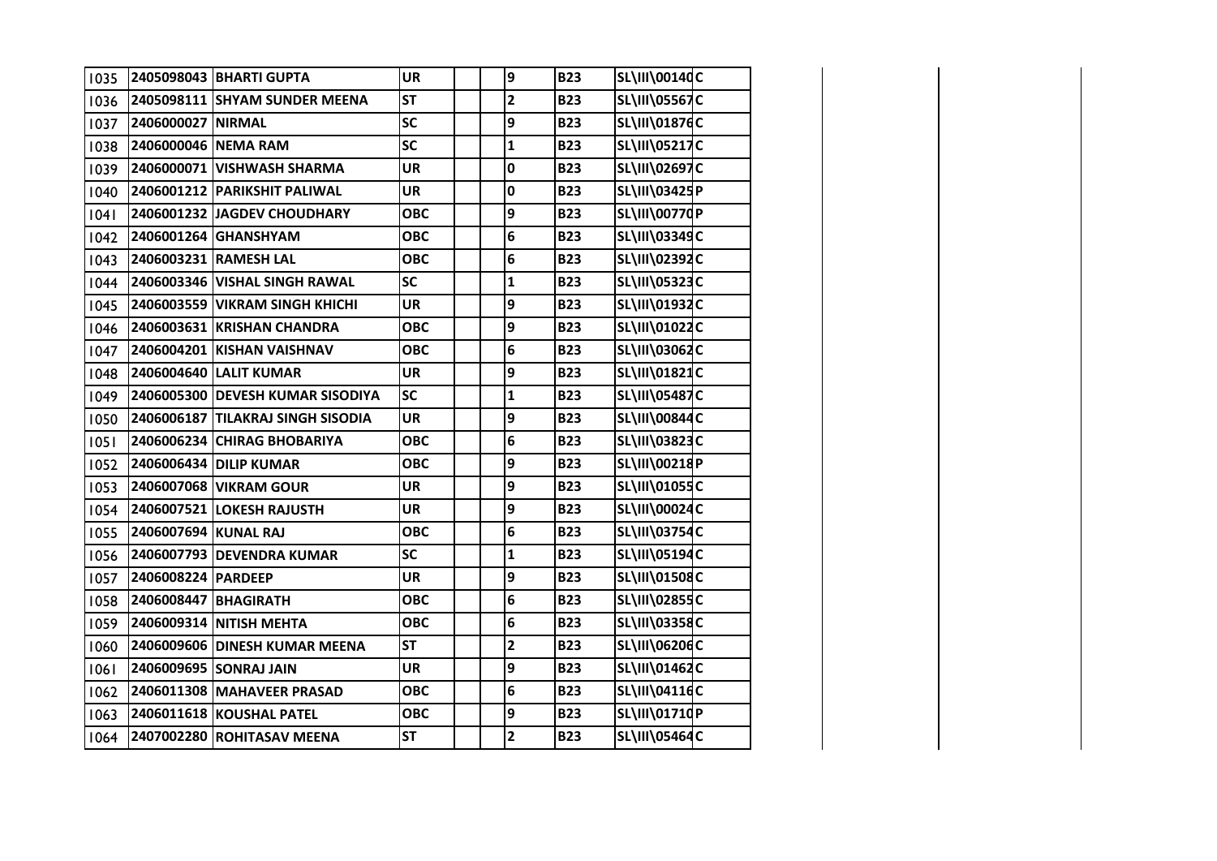| 1035 | 2405098043 | BHARTI GUPTA | UR | | | 9 | B23 | SL\III\00140 | C |
|---|---|---|---|---|---|---|---|---|---|
| 1036 | 2405098111 | SHYAM SUNDER MEENA | ST | | | 2 | B23 | SL\III\05567 | C |
| 1037 | 2406000027 | NIRMAL | SC | | | 9 | B23 | SL\III\01876 | C |
| 1038 | 2406000046 | NEMA RAM | SC | | | 1 | B23 | SL\III\05217 | C |
| 1039 | 2406000071 | VISHWASH SHARMA | UR | | | 0 | B23 | SL\III\02697 | C |
| 1040 | 2406001212 | PARIKSHIT PALIWAL | UR | | | 0 | B23 | SL\III\03425 | P |
| 1041 | 2406001232 | JAGDEV CHOUDHARY | OBC | | | 9 | B23 | SL\III\00770 | P |
| 1042 | 2406001264 | GHANSHYAM | OBC | | | 6 | B23 | SL\III\03349 | C |
| 1043 | 2406003231 | RAMESH LAL | OBC | | | 6 | B23 | SL\III\02392 | C |
| 1044 | 2406003346 | VISHAL SINGH RAWAL | SC | | | 1 | B23 | SL\III\05323 | C |
| 1045 | 2406003559 | VIKRAM SINGH KHICHI | UR | | | 9 | B23 | SL\III\01932 | C |
| 1046 | 2406003631 | KRISHAN CHANDRA | OBC | | | 9 | B23 | SL\III\01022 | C |
| 1047 | 2406004201 | KISHAN VAISHNAV | OBC | | | 6 | B23 | SL\III\03062 | C |
| 1048 | 2406004640 | LALIT KUMAR | UR | | | 9 | B23 | SL\III\01821 | C |
| 1049 | 2406005300 | DEVESH KUMAR SISODIYA | SC | | | 1 | B23 | SL\III\05487 | C |
| 1050 | 2406006187 | TILAKRAJ SINGH SISODIA | UR | | | 9 | B23 | SL\III\00844 | C |
| 1051 | 2406006234 | CHIRAG BHOBARIYA | OBC | | | 6 | B23 | SL\III\03823 | C |
| 1052 | 2406006434 | DILIP KUMAR | OBC | | | 9 | B23 | SL\III\00218 | P |
| 1053 | 2406007068 | VIKRAM GOUR | UR | | | 9 | B23 | SL\III\01055 | C |
| 1054 | 2406007521 | LOKESH RAJUSTH | UR | | | 9 | B23 | SL\III\00024 | C |
| 1055 | 2406007694 | KUNAL RAJ | OBC | | | 6 | B23 | SL\III\03754 | C |
| 1056 | 2406007793 | DEVENDRA KUMAR | SC | | | 1 | B23 | SL\III\05194 | C |
| 1057 | 2406008224 | PARDEEP | UR | | | 9 | B23 | SL\III\01508 | C |
| 1058 | 2406008447 | BHAGIRATH | OBC | | | 6 | B23 | SL\III\02855 | C |
| 1059 | 2406009314 | NITISH MEHTA | OBC | | | 6 | B23 | SL\III\03358 | C |
| 1060 | 2406009606 | DINESH KUMAR MEENA | ST | | | 2 | B23 | SL\III\06206 | C |
| 1061 | 2406009695 | SONRAJ JAIN | UR | | | 9 | B23 | SL\III\01462 | C |
| 1062 | 2406011308 | MAHAVEER PRASAD | OBC | | | 6 | B23 | SL\III\04116 | C |
| 1063 | 2406011618 | KOUSHAL PATEL | OBC | | | 9 | B23 | SL\III\01710 | P |
| 1064 | 2407002280 | ROHITASAV MEENA | ST | | | 2 | B23 | SL\III\05464 | C |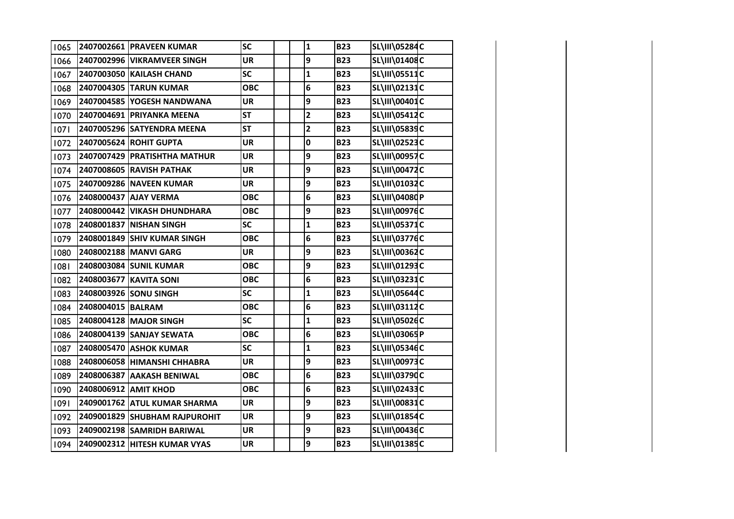| | | | | | | | | | |
|---|---|---|---|---|---|---|---|---|---|
| 1065 | 2407002661 | PRAVEEN KUMAR | SC | | | 1 | B23 | SL\III\05284 | C |
| 1066 | 2407002996 | VIKRAMVEER SINGH | UR | | | 9 | B23 | SL\III\01408 | C |
| 1067 | 2407003050 | KAILASH CHAND | SC | | | 1 | B23 | SL\III\05511 | C |
| 1068 | 2407004305 | TARUN KUMAR | OBC | | | 6 | B23 | SL\III\02131 | C |
| 1069 | 2407004585 | YOGESH NANDWANA | UR | | | 9 | B23 | SL\III\00401 | C |
| 1070 | 2407004691 | PRIYANKA MEENA | ST | | | 2 | B23 | SL\III\05412 | C |
| 1071 | 2407005296 | SATYENDRA MEENA | ST | | | 2 | B23 | SL\III\05839 | C |
| 1072 | 2407005624 | ROHIT GUPTA | UR | | | 0 | B23 | SL\III\02523 | C |
| 1073 | 2407007429 | PRATISHTHA MATHUR | UR | | | 9 | B23 | SL\III\00957 | C |
| 1074 | 2407008605 | RAVISH PATHAK | UR | | | 9 | B23 | SL\III\00472 | C |
| 1075 | 2407009286 | NAVEEN KUMAR | UR | | | 9 | B23 | SL\III\01032 | C |
| 1076 | 2408000437 | AJAY VERMA | OBC | | | 6 | B23 | SL\III\04080 | P |
| 1077 | 2408000442 | VIKASH DHUNDHARA | OBC | | | 9 | B23 | SL\III\00976 | C |
| 1078 | 2408001837 | NISHAN SINGH | SC | | | 1 | B23 | SL\III\05371 | C |
| 1079 | 2408001849 | SHIV KUMAR SINGH | OBC | | | 6 | B23 | SL\III\03776 | C |
| 1080 | 2408002188 | MANVI GARG | UR | | | 9 | B23 | SL\III\00362 | C |
| 1081 | 2408003084 | SUNIL KUMAR | OBC | | | 9 | B23 | SL\III\01293 | C |
| 1082 | 2408003677 | KAVITA SONI | OBC | | | 6 | B23 | SL\III\03231 | C |
| 1083 | 2408003926 | SONU SINGH | SC | | | 1 | B23 | SL\III\05644 | C |
| 1084 | 2408004015 | BALRAM | OBC | | | 6 | B23 | SL\III\03112 | C |
| 1085 | 2408004128 | MAJOR SINGH | SC | | | 1 | B23 | SL\III\05026 | C |
| 1086 | 2408004139 | SANJAY SEWATA | OBC | | | 6 | B23 | SL\III\03065 | P |
| 1087 | 2408005470 | ASHOK KUMAR | SC | | | 1 | B23 | SL\III\05346 | C |
| 1088 | 2408006058 | HIMANSHI CHHABRA | UR | | | 9 | B23 | SL\III\00973 | C |
| 1089 | 2408006387 | AAKASH BENIWAL | OBC | | | 6 | B23 | SL\III\03790 | C |
| 1090 | 2408006912 | AMIT KHOD | OBC | | | 6 | B23 | SL\III\02433 | C |
| 1091 | 2409001762 | ATUL KUMAR SHARMA | UR | | | 9 | B23 | SL\III\00831 | C |
| 1092 | 2409001829 | SHUBHAM RAJPUROHIT | UR | | | 9 | B23 | SL\III\01854 | C |
| 1093 | 2409002198 | SAMRIDH BARIWAL | UR | | | 9 | B23 | SL\III\00436 | C |
| 1094 | 2409002312 | HITESH KUMAR VYAS | UR | | | 9 | B23 | SL\III\01385 | C |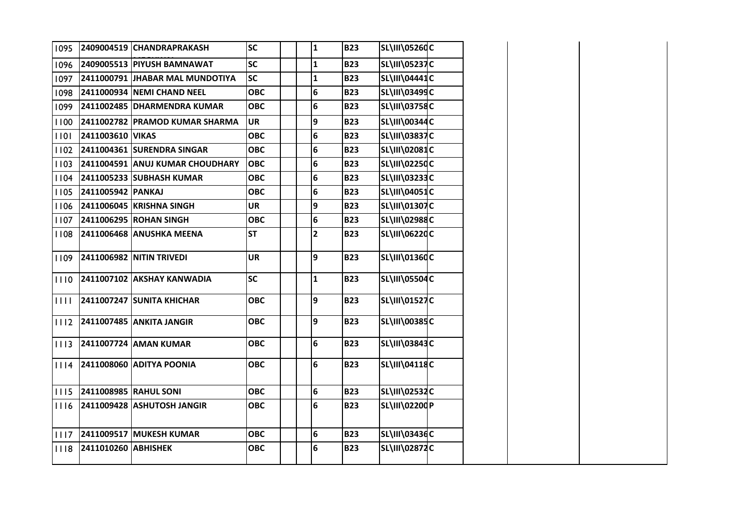| | | | | | | | | | | | | |
|---|---|---|---|---|---|---|---|---|---|---|---|---|
| 1095 | 2409004519 | CHANDRAPRAKASH | SC | | | 1 | B23 | SL\III\05260 | C | | | |
| 1096 | 2409005513 | PIYUSH BAMNAWAT | SC | | | 1 | B23 | SL\III\05237 | C | | | |
| 1097 | 2411000791 | JHABAR MAL MUNDOTIYA | SC | | | 1 | B23 | SL\III\04441 | C | | | |
| 1098 | 2411000934 | NEMI CHAND NEEL | OBC | | | 6 | B23 | SL\III\03499 | C | | | |
| 1099 | 2411002485 | DHARMENDRA KUMAR | OBC | | | 6 | B23 | SL\III\03758 | C | | | |
| 1100 | 2411002782 | PRAMOD KUMAR SHARMA | UR | | | 9 | B23 | SL\III\00344 | C | | | |
| 1101 | 2411003610 | VIKAS | OBC | | | 6 | B23 | SL\III\03837 | C | | | |
| 1102 | 2411004361 | SURENDRA SINGAR | OBC | | | 6 | B23 | SL\III\02081 | C | | | |
| 1103 | 2411004591 | ANUJ KUMAR CHOUDHARY | OBC | | | 6 | B23 | SL\III\02250 | C | | | |
| 1104 | 2411005233 | SUBHASH KUMAR | OBC | | | 6 | B23 | SL\III\03233 | C | | | |
| 1105 | 2411005942 | PANKAJ | OBC | | | 6 | B23 | SL\III\04051 | C | | | |
| 1106 | 2411006045 | KRISHNA SINGH | UR | | | 9 | B23 | SL\III\01307 | C | | | |
| 1107 | 2411006295 | ROHAN SINGH | OBC | | | 6 | B23 | SL\III\02988 | C | | | |
| 1108 | 2411006468 | ANUSHKA MEENA | ST | | | 2 | B23 | SL\III\06220 | C | | | |
| 1109 | 2411006982 | NITIN TRIVEDI | UR | | | 9 | B23 | SL\III\01360 | C | | | |
| 1110 | 2411007102 | AKSHAY KANWADIA | SC | | | 1 | B23 | SL\III\05504 | C | | | |
| 1111 | 2411007247 | SUNITA KHICHAR | OBC | | | 9 | B23 | SL\III\01527 | C | | | |
| 1112 | 2411007485 | ANKITA JANGIR | OBC | | | 9 | B23 | SL\III\00385 | C | | | |
| 1113 | 2411007724 | AMAN KUMAR | OBC | | | 6 | B23 | SL\III\03843 | C | | | |
| 1114 | 2411008060 | ADITYA POONIA | OBC | | | 6 | B23 | SL\III\04118 | C | | | |
| 1115 | 2411008985 | RAHUL SONI | OBC | | | 6 | B23 | SL\III\02532 | C | | | |
| 1116 | 2411009428 | ASHUTOSH JANGIR | OBC | | | 6 | B23 | SL\III\02200 | P | | | |
| 1117 | 2411009517 | MUKESH KUMAR | OBC | | | 6 | B23 | SL\III\03436 | C | | | |
| 1118 | 2411010260 | ABHISHEK | OBC | | | 6 | B23 | SL\III\02872 | C | | | |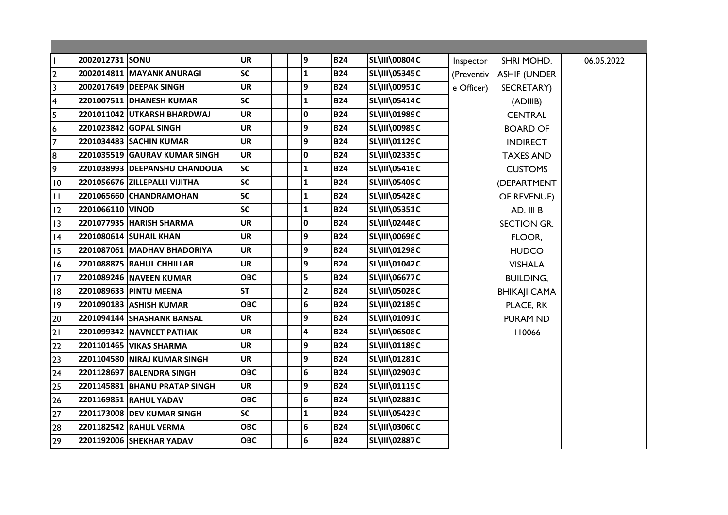| | | | | | | | | | | | |
|---|---|---|---|---|---|---|---|---|---|---|---|
| 1 | 2002012731 | SONU | UR | | | 9 | B24 | SL\III\00804 | C | Inspector (Preventive Officer) | SHRI MOHD. ASHIF (UNDER SECRETARY) (ADIIIB) CENTRAL BOARD OF INDIRECT TAXES AND CUSTOMS (DEPARTMENT OF REVENUE) AD. III B SECTION GR. FLOOR, HUDCO VISHALA BUILDING, BHIKAJI CAMA PLACE, RK PURAM ND 110066 | 06.05.2022 |
| 2 | 2002014811 | MAYANK ANURAGI | SC | | | 1 | B24 | SL\III\05345 | C | | | |
| 3 | 2002017649 | DEEPAK SINGH | UR | | | 9 | B24 | SL\III\00951 | C | | | |
| 4 | 2201007511 | DHANESH KUMAR | SC | | | 1 | B24 | SL\III\05414 | C | | | |
| 5 | 2201011042 | UTKARSH BHARDWAJ | UR | | | 0 | B24 | SL\III\01989 | C | | | |
| 6 | 2201023842 | GOPAL SINGH | UR | | | 9 | B24 | SL\III\00989 | C | | | |
| 7 | 2201034483 | SACHIN KUMAR | UR | | | 9 | B24 | SL\III\01129 | C | | | |
| 8 | 2201035519 | GAURAV KUMAR SINGH | UR | | | 0 | B24 | SL\III\02335 | C | | | |
| 9 | 2201038993 | DEEPANSHU CHANDOLIA | SC | | | 1 | B24 | SL\III\05416 | C | | | |
| 10 | 2201056676 | ZILLEPALLI VIJITHA | SC | | | 1 | B24 | SL\III\05409 | C | | | |
| 11 | 2201065660 | CHANDRAMOHAN | SC | | | 1 | B24 | SL\III\05428 | C | | | |
| 12 | 2201066110 | VINOD | SC | | | 1 | B24 | SL\III\05351 | C | | | |
| 13 | 2201077935 | HARISH SHARMA | UR | | | 0 | B24 | SL\III\02448 | C | | | |
| 14 | 2201080614 | SUHAIL KHAN | UR | | | 9 | B24 | SL\III\00696 | C | | | |
| 15 | 2201087061 | MADHAV BHADORIYA | UR | | | 9 | B24 | SL\III\01298 | C | | | |
| 16 | 2201088875 | RAHUL CHHILLAR | UR | | | 9 | B24 | SL\III\01042 | C | | | |
| 17 | 2201089246 | NAVEEN KUMAR | OBC | | | 5 | B24 | SL\III\06677 | C | | | |
| 18 | 2201089633 | PINTU MEENA | ST | | | 2 | B24 | SL\III\05028 | C | | | |
| 19 | 2201090183 | ASHISH KUMAR | OBC | | | 6 | B24 | SL\III\02185 | C | | | |
| 20 | 2201094144 | SHASHANK BANSAL | UR | | | 9 | B24 | SL\III\01091 | C | | | |
| 21 | 2201099342 | NAVNEET PATHAK | UR | | | 4 | B24 | SL\III\06508 | C | | | |
| 22 | 2201101465 | VIKAS SHARMA | UR | | | 9 | B24 | SL\III\01189 | C | | | |
| 23 | 2201104580 | NIRAJ KUMAR SINGH | UR | | | 9 | B24 | SL\III\01281 | C | | | |
| 24 | 2201128697 | BALENDRA SINGH | OBC | | | 6 | B24 | SL\III\02903 | C | | | |
| 25 | 2201145881 | BHANU PRATAP SINGH | UR | | | 9 | B24 | SL\III\01119 | C | | | |
| 26 | 2201169851 | RAHUL YADAV | OBC | | | 6 | B24 | SL\III\02881 | C | | | |
| 27 | 2201173008 | DEV KUMAR SINGH | SC | | | 1 | B24 | SL\III\05423 | C | | | |
| 28 | 2201182542 | RAHUL VERMA | OBC | | | 6 | B24 | SL\III\03060 | C | | | |
| 29 | 2201192006 | SHEKHAR YADAV | OBC | | | 6 | B24 | SL\III\02887 | C | | | |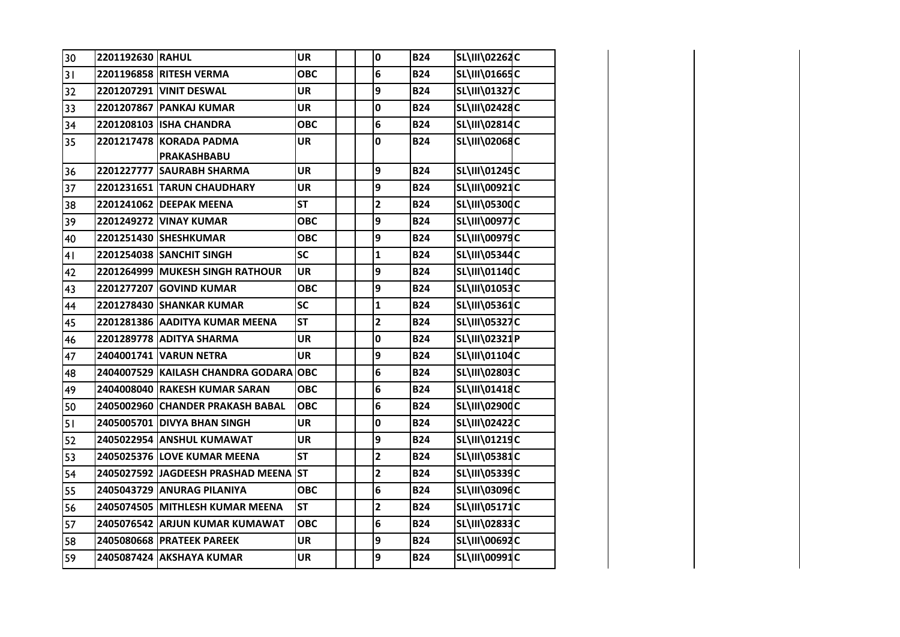| | | | | | | | | | |
|---|---|---|---|---|---|---|---|---|---|
| 30 | 2201192630 | RAHUL | UR | | | 0 | B24 | SL\III\02262 | C |
| 31 | 2201196858 | RITESH VERMA | OBC | | | 6 | B24 | SL\III\01665 | C |
| 32 | 2201207291 | VINIT DESWAL | UR | | | 9 | B24 | SL\III\01327 | C |
| 33 | 2201207867 | PANKAJ KUMAR | UR | | | 0 | B24 | SL\III\02428 | C |
| 34 | 2201208103 | ISHA CHANDRA | OBC | | | 6 | B24 | SL\III\02814 | C |
| 35 | 2201217478 | KORADA PADMA PRAKASHBABU | UR | | | 0 | B24 | SL\III\02068 | C |
| 36 | 2201227777 | SAURABH SHARMA | UR | | | 9 | B24 | SL\III\01245 | C |
| 37 | 2201231651 | TARUN CHAUDHARY | UR | | | 9 | B24 | SL\III\00921 | C |
| 38 | 2201241062 | DEEPAK MEENA | ST | | | 2 | B24 | SL\III\05300 | C |
| 39 | 2201249272 | VINAY KUMAR | OBC | | | 9 | B24 | SL\III\00977 | C |
| 40 | 2201251430 | SHESHKUMAR | OBC | | | 9 | B24 | SL\III\00979 | C |
| 41 | 2201254038 | SANCHIT SINGH | SC | | | 1 | B24 | SL\III\05344 | C |
| 42 | 2201264999 | MUKESH SINGH RATHOUR | UR | | | 9 | B24 | SL\III\01140 | C |
| 43 | 2201277207 | GOVIND KUMAR | OBC | | | 9 | B24 | SL\III\01053 | C |
| 44 | 2201278430 | SHANKAR KUMAR | SC | | | 1 | B24 | SL\III\05361 | C |
| 45 | 2201281386 | AADITYA KUMAR MEENA | ST | | | 2 | B24 | SL\III\05327 | C |
| 46 | 2201289778 | ADITYA SHARMA | UR | | | 0 | B24 | SL\III\02321 | P |
| 47 | 2404001741 | VARUN NETRA | UR | | | 9 | B24 | SL\III\01104 | C |
| 48 | 2404007529 | KAILASH CHANDRA GODARA | OBC | | | 6 | B24 | SL\III\02803 | C |
| 49 | 2404008040 | RAKESH KUMAR SARAN | OBC | | | 6 | B24 | SL\III\01418 | C |
| 50 | 2405002960 | CHANDER PRAKASH BABAL | OBC | | | 6 | B24 | SL\III\02900 | C |
| 51 | 2405005701 | DIVYA BHAN SINGH | UR | | | 0 | B24 | SL\III\02422 | C |
| 52 | 2405022954 | ANSHUL KUMAWAT | UR | | | 9 | B24 | SL\III\01219 | C |
| 53 | 2405025376 | LOVE KUMAR MEENA | ST | | | 2 | B24 | SL\III\05381 | C |
| 54 | 2405027592 | JAGDEESH PRASHAD MEENA | ST | | | 2 | B24 | SL\III\05339 | C |
| 55 | 2405043729 | ANURAG PILANIYA | OBC | | | 6 | B24 | SL\III\03096 | C |
| 56 | 2405074505 | MITHLESH KUMAR MEENA | ST | | | 2 | B24 | SL\III\05171 | C |
| 57 | 2405076542 | ARJUN KUMAR KUMAWAT | OBC | | | 6 | B24 | SL\III\02833 | C |
| 58 | 2405080668 | PRATEEK PAREEK | UR | | | 9 | B24 | SL\III\00692 | C |
| 59 | 2405087424 | AKSHAYA KUMAR | UR | | | 9 | B24 | SL\III\00991 | C |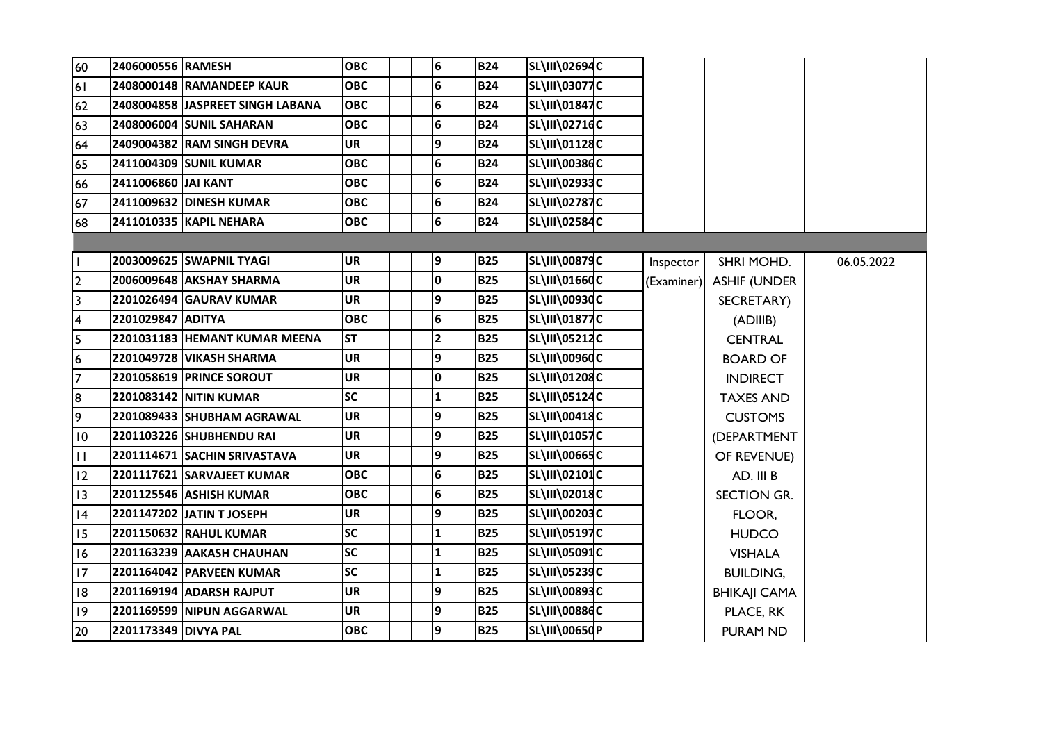| | | | | | | | | | | | | |
|---|---|---|---|---|---|---|---|---|---|---|---|---|
| 60 | 2406000556 | RAMESH | OBC | | | 6 | B24 | SL\III\02694 | C | | | |
| 61 | 2408000148 | RAMANDEEP KAUR | OBC | | | 6 | B24 | SL\III\03077 | C | | | |
| 62 | 2408004858 | JASPREET SINGH LABANA | OBC | | | 6 | B24 | SL\III\01847 | C | | | |
| 63 | 2408006004 | SUNIL SAHARAN | OBC | | | 6 | B24 | SL\III\02716 | C | | | |
| 64 | 2409004382 | RAM SINGH DEVRA | UR | | | 9 | B24 | SL\III\01128 | C | | | |
| 65 | 2411004309 | SUNIL KUMAR | OBC | | | 6 | B24 | SL\III\00386 | C | | | |
| 66 | 2411006860 | JAI KANT | OBC | | | 6 | B24 | SL\III\02933 | C | | | |
| 67 | 2411009632 | DINESH KUMAR | OBC | | | 6 | B24 | SL\III\02787 | C | | | |
| 68 | 2411010335 | KAPIL NEHARA | OBC | | | 6 | B24 | SL\III\02584 | C | | | |
| | | | | | | | | | | | | |
| 1 | 2003009625 | SWAPNIL TYAGI | UR | | | 9 | B25 | SL\III\00879 | C | Inspector (Examiner) | SHRI MOHD. ASHIF (UNDER SECRETARY) (ADIIIB) CENTRAL BOARD OF INDIRECT TAXES AND CUSTOMS (DEPARTMENT OF REVENUE) AD. III B SECTION GR. FLOOR, HUDCO VISHALA BUILDING, BHIKAJI CAMA PLACE, RK PURAM ND | 06.05.2022 |
| 2 | 2006009648 | AKSHAY SHARMA | UR | | | 0 | B25 | SL\III\01660 | C | | | |
| 3 | 2201026494 | GAURAV KUMAR | UR | | | 9 | B25 | SL\III\00930 | C | | | |
| 4 | 2201029847 | ADITYA | OBC | | | 6 | B25 | SL\III\01877 | C | | | |
| 5 | 2201031183 | HEMANT KUMAR MEENA | ST | | | 2 | B25 | SL\III\05212 | C | | | |
| 6 | 2201049728 | VIKASH SHARMA | UR | | | 9 | B25 | SL\III\00960 | C | | | |
| 7 | 2201058619 | PRINCE SOROUT | UR | | | 0 | B25 | SL\III\01208 | C | | | |
| 8 | 2201083142 | NITIN KUMAR | SC | | | 1 | B25 | SL\III\05124 | C | | | |
| 9 | 2201089433 | SHUBHAM AGRAWAL | UR | | | 9 | B25 | SL\III\00418 | C | | | |
| 10 | 2201103226 | SHUBHENDU RAI | UR | | | 9 | B25 | SL\III\01057 | C | | | |
| 11 | 2201114671 | SACHIN SRIVASTAVA | UR | | | 9 | B25 | SL\III\00665 | C | | | |
| 12 | 2201117621 | SARVAJEET KUMAR | OBC | | | 6 | B25 | SL\III\02101 | C | | | |
| 13 | 2201125546 | ASHISH KUMAR | OBC | | | 6 | B25 | SL\III\02018 | C | | | |
| 14 | 2201147202 | JATIN T JOSEPH | UR | | | 9 | B25 | SL\III\00203 | C | | | |
| 15 | 2201150632 | RAHUL KUMAR | SC | | | 1 | B25 | SL\III\05197 | C | | | |
| 16 | 2201163239 | AAKASH CHAUHAN | SC | | | 1 | B25 | SL\III\05091 | C | | | |
| 17 | 2201164042 | PARVEEN KUMAR | SC | | | 1 | B25 | SL\III\05239 | C | | | |
| 18 | 2201169194 | ADARSH RAJPUT | UR | | | 9 | B25 | SL\III\00893 | C | | | |
| 19 | 2201169599 | NIPUN AGGARWAL | UR | | | 9 | B25 | SL\III\00886 | C | | | |
| 20 | 2201173349 | DIVYA PAL | OBC | | | 9 | B25 | SL\III\00650 | P | | | |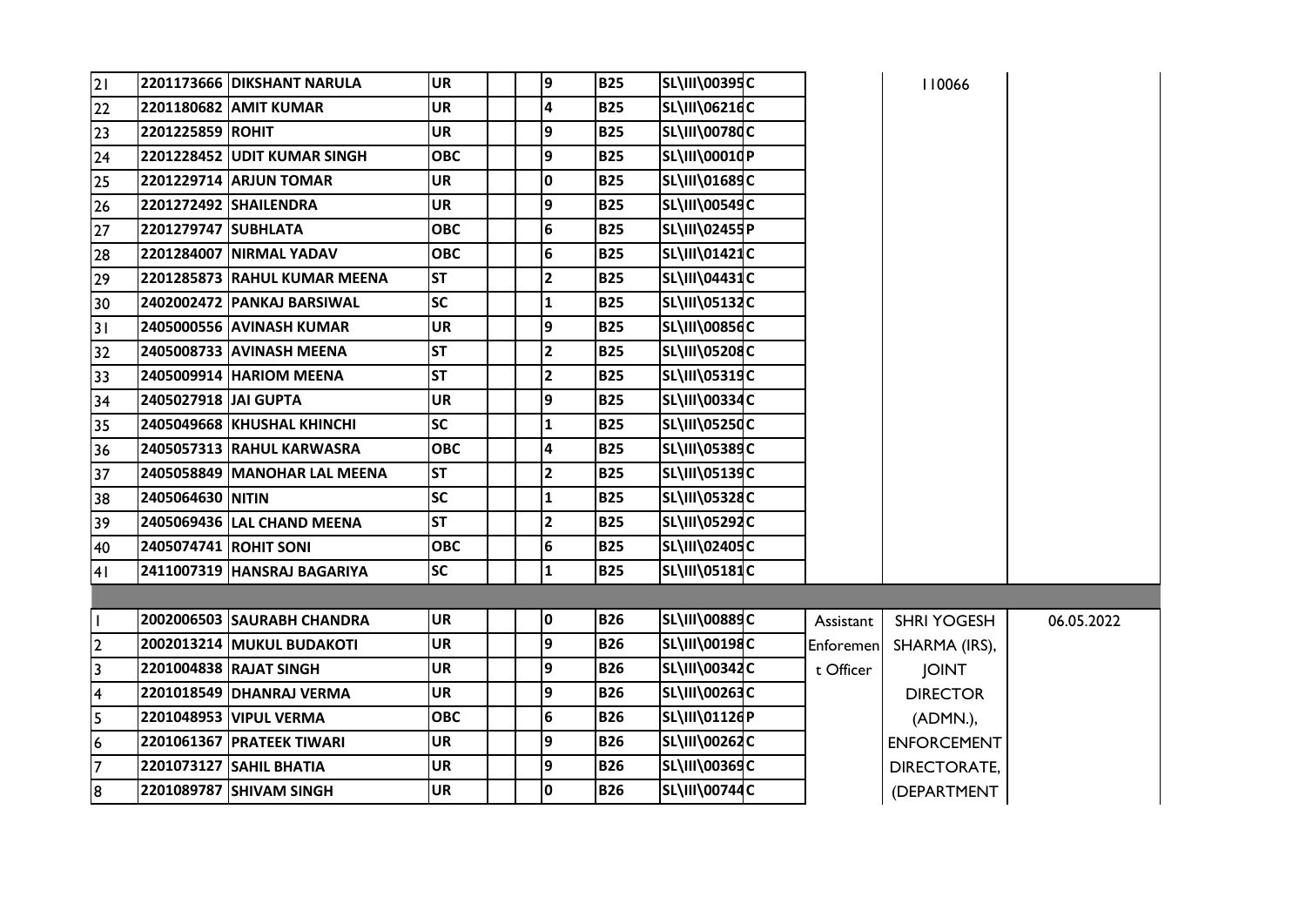| | | | | | | | | | | | |
|---|---|---|---|---|---|---|---|---|---|---|---|
| 21 | 2201173666 | DIKSHANT NARULA | UR | | | 9 | B25 | SL\III\00395 | C | | 110066 | |
| 22 | 2201180682 | AMIT KUMAR | UR | | | 4 | B25 | SL\III\06216 | C | | | |
| 23 | 2201225859 | ROHIT | UR | | | 9 | B25 | SL\III\00780 | C | | | |
| 24 | 2201228452 | UDIT KUMAR SINGH | OBC | | | 9 | B25 | SL\III\00010 | P | | | |
| 25 | 2201229714 | ARJUN TOMAR | UR | | | 0 | B25 | SL\III\01689 | C | | | |
| 26 | 2201272492 | SHAILENDRA | UR | | | 9 | B25 | SL\III\00549 | C | | | |
| 27 | 2201279747 | SUBHLATA | OBC | | | 6 | B25 | SL\III\02455 | P | | | |
| 28 | 2201284007 | NIRMAL YADAV | OBC | | | 6 | B25 | SL\III\01421 | C | | | |
| 29 | 2201285873 | RAHUL KUMAR MEENA | ST | | | 2 | B25 | SL\III\04431 | C | | | |
| 30 | 2402002472 | PANKAJ BARSIWAL | SC | | | 1 | B25 | SL\III\05132 | C | | | |
| 31 | 2405000556 | AVINASH KUMAR | UR | | | 9 | B25 | SL\III\00856 | C | | | |
| 32 | 2405008733 | AVINASH MEENA | ST | | | 2 | B25 | SL\III\05208 | C | | | |
| 33 | 2405009914 | HARIOM MEENA | ST | | | 2 | B25 | SL\III\05319 | C | | | |
| 34 | 2405027918 | JAI GUPTA | UR | | | 9 | B25 | SL\III\00334 | C | | | |
| 35 | 2405049668 | KHUSHAL KHINCHI | SC | | | 1 | B25 | SL\III\05250 | C | | | |
| 36 | 2405057313 | RAHUL KARWASRA | OBC | | | 4 | B25 | SL\III\05389 | C | | | |
| 37 | 2405058849 | MANOHAR LAL MEENA | ST | | | 2 | B25 | SL\III\05139 | C | | | |
| 38 | 2405064630 | NITIN | SC | | | 1 | B25 | SL\III\05328 | C | | | |
| 39 | 2405069436 | LAL CHAND MEENA | ST | | | 2 | B25 | SL\III\05292 | C | | | |
| 40 | 2405074741 | ROHIT SONI | OBC | | | 6 | B25 | SL\III\02405 | C | | | |
| 41 | 2411007319 | HANSRAJ BAGARIYA | SC | | | 1 | B25 | SL\III\05181 | C | | | |
| | | | | | | | | | | | | |
| 1 | 2002006503 | SAURABH CHANDRA | UR | | | 0 | B26 | SL\III\00889 | C | Assistant Enforcement Officer | SHRI YOGESH SHARMA (IRS), JOINT DIRECTOR (ADMN.), ENFORCEMENT DIRECTORATE, (DEPARTMENT | 06.05.2022 |
| 2 | 2002013214 | MUKUL BUDAKOTI | UR | | | 9 | B26 | SL\III\00198 | C | | | |
| 3 | 2201004838 | RAJAT SINGH | UR | | | 9 | B26 | SL\III\00342 | C | | | |
| 4 | 2201018549 | DHANRAJ VERMA | UR | | | 9 | B26 | SL\III\00263 | C | | | |
| 5 | 2201048953 | VIPUL VERMA | OBC | | | 6 | B26 | SL\III\01126 | P | | | |
| 6 | 2201061367 | PRATEEK TIWARI | UR | | | 9 | B26 | SL\III\00262 | C | | | |
| 7 | 2201073127 | SAHIL BHATIA | UR | | | 9 | B26 | SL\III\00369 | C | | | |
| 8 | 2201089787 | SHIVAM SINGH | UR | | | 0 | B26 | SL\III\00744 | C | | | |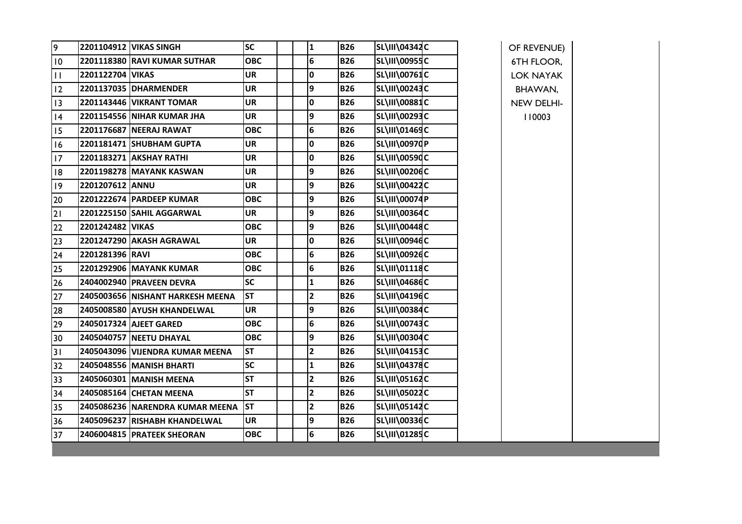| | | | | | | | | | | | | |
|---|---|---|---|---|---|---|---|---|---|---|---|---|
| 9 | 2201104912 | VIKAS SINGH | SC | | | 1 | B26 | SL\III\04342 | C | | OF REVENUE) | |
| 10 | 2201118380 | RAVI KUMAR SUTHAR | OBC | | | 6 | B26 | SL\III\00955 | C | | 6TH FLOOR, | |
| 11 | 2201122704 | VIKAS | UR | | | 0 | B26 | SL\III\00761 | C | | LOK NAYAK | |
| 12 | 2201137035 | DHARMENDER | UR | | | 9 | B26 | SL\III\00243 | C | | BHAWAN, | |
| 13 | 2201143446 | VIKRANT TOMAR | UR | | | 0 | B26 | SL\III\00881 | C | | NEW DELHI- | |
| 14 | 2201154556 | NIHAR KUMAR JHA | UR | | | 9 | B26 | SL\III\00293 | C | | 110003 | |
| 15 | 2201176687 | NEERAJ RAWAT | OBC | | | 6 | B26 | SL\III\01469 | C | | | |
| 16 | 2201181471 | SHUBHAM GUPTA | UR | | | 0 | B26 | SL\III\00970 | P | | | |
| 17 | 2201183271 | AKSHAY RATHI | UR | | | 0 | B26 | SL\III\00590 | C | | | |
| 18 | 2201198278 | MAYANK KASWAN | UR | | | 9 | B26 | SL\III\00206 | C | | | |
| 19 | 2201207612 | ANNU | UR | | | 9 | B26 | SL\III\00422 | C | | | |
| 20 | 2201222674 | PARDEEP KUMAR | OBC | | | 9 | B26 | SL\III\00074 | P | | | |
| 21 | 2201225150 | SAHIL AGGARWAL | UR | | | 9 | B26 | SL\III\00364 | C | | | |
| 22 | 2201242482 | VIKAS | OBC | | | 9 | B26 | SL\III\00448 | C | | | |
| 23 | 2201247290 | AKASH AGRAWAL | UR | | | 0 | B26 | SL\III\00946 | C | | | |
| 24 | 2201281396 | RAVI | OBC | | | 6 | B26 | SL\III\00926 | C | | | |
| 25 | 2201292906 | MAYANK KUMAR | OBC | | | 6 | B26 | SL\III\01118 | C | | | |
| 26 | 2404002940 | PRAVEEN DEVRA | SC | | | 1 | B26 | SL\III\04686 | C | | | |
| 27 | 2405003656 | NISHANT HARKESH MEENA | ST | | | 2 | B26 | SL\III\04196 | C | | | |
| 28 | 2405008580 | AYUSH KHANDELWAL | UR | | | 9 | B26 | SL\III\00384 | C | | | |
| 29 | 2405017324 | AJEET GARED | OBC | | | 6 | B26 | SL\III\00743 | C | | | |
| 30 | 2405040757 | NEETU DHAYAL | OBC | | | 9 | B26 | SL\III\00304 | C | | | |
| 31 | 2405043096 | VIJENDRA KUMAR MEENA | ST | | | 2 | B26 | SL\III\04153 | C | | | |
| 32 | 2405048556 | MANISH BHARTI | SC | | | 1 | B26 | SL\III\04378 | C | | | |
| 33 | 2405060301 | MANISH MEENA | ST | | | 2 | B26 | SL\III\05162 | C | | | |
| 34 | 2405085164 | CHETAN MEENA | ST | | | 2 | B26 | SL\III\05022 | C | | | |
| 35 | 2405086236 | NARENDRA KUMAR MEENA | ST | | | 2 | B26 | SL\III\05142 | C | | | |
| 36 | 2405096237 | RISHABH KHANDELWAL | UR | | | 9 | B26 | SL\III\00336 | C | | | |
| 37 | 2406004815 | PRATEEK SHEORAN | OBC | | | 6 | B26 | SL\III\01285 | C | | | |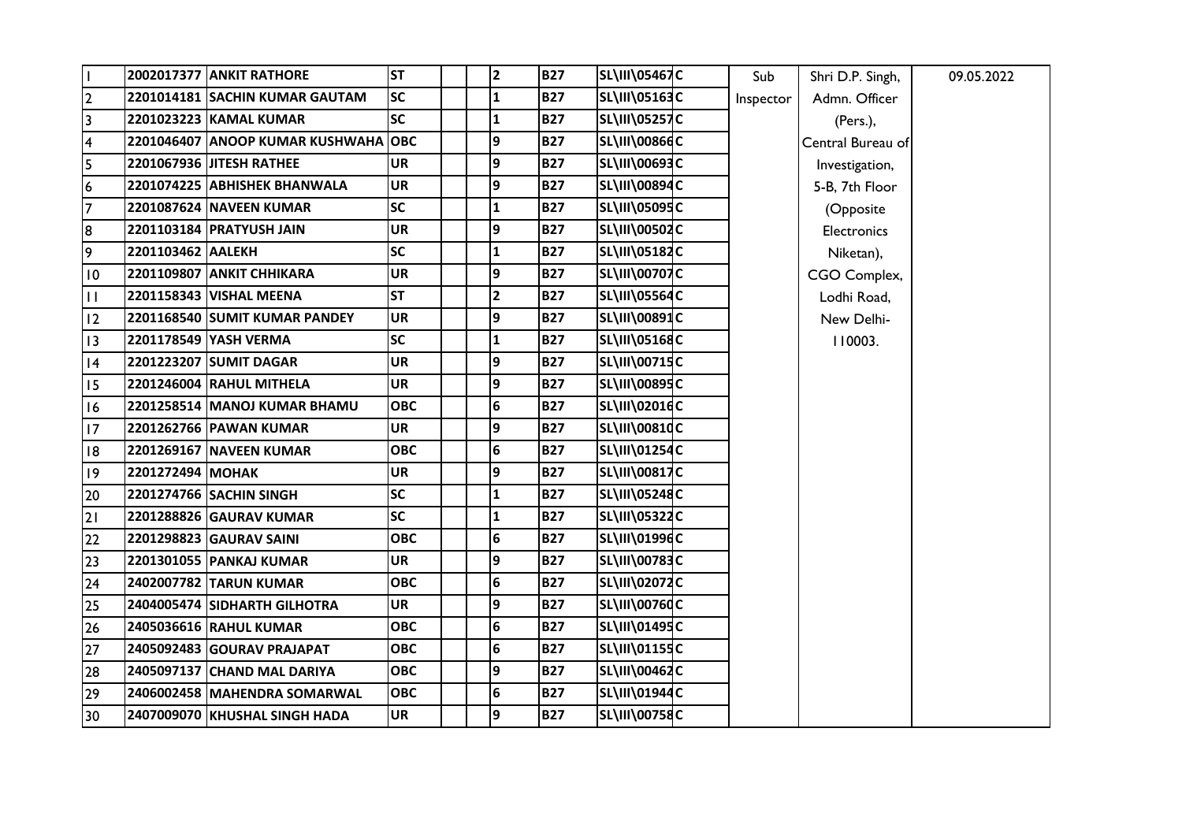| | | | | | | | | | | | | |
|---|---|---|---|---|---|---|---|---|---|---|---|---|
| 1 | 2002017377 | **ANKIT RATHORE** | **ST** | | | **2** | **B27** | **SL\III\05467** | **C** | Sub Inspector | Shri D.P. Singh, Admn. Officer (Pers.), Central Bureau of Investigation, 5-B, 7th Floor (Opposite Electronics Niketan), CGO Complex, Lodhi Road, New Delhi-110003. | 09.05.2022 |
| 2 | 2201014181 | **SACHIN KUMAR GAUTAM** | **SC** | | | **1** | **B27** | **SL\III\05163** | **C** | | | |
| 3 | 2201023223 | **KAMAL KUMAR** | **SC** | | | **1** | **B27** | **SL\III\05257** | **C** | | | |
| 4 | 2201046407 | **ANOOP KUMAR KUSHWAHA** | **OBC** | | | **9** | **B27** | **SL\III\00866** | **C** | | | |
| 5 | 2201067936 | **JITESH RATHEE** | **UR** | | | **9** | **B27** | **SL\III\00693** | **C** | | | |
| 6 | 2201074225 | **ABHISHEK BHANWALA** | **UR** | | | **9** | **B27** | **SL\III\00894** | **C** | | | |
| 7 | 2201087624 | **NAVEEN KUMAR** | **SC** | | | **1** | **B27** | **SL\III\05095** | **C** | | | |
| 8 | 2201103184 | **PRATYUSH JAIN** | **UR** | | | **9** | **B27** | **SL\III\00502** | **C** | | | |
| 9 | 2201103462 | **AALEKH** | **SC** | | | **1** | **B27** | **SL\III\05182** | **C** | | | |
| 10 | 2201109807 | **ANKIT CHHIKARA** | **UR** | | | **9** | **B27** | **SL\III\00707** | **C** | | | |
| 11 | 2201158343 | **VISHAL MEENA** | **ST** | | | **2** | **B27** | **SL\III\05564** | **C** | | | |
| 12 | 2201168540 | **SUMIT KUMAR PANDEY** | **UR** | | | **9** | **B27** | **SL\III\00891** | **C** | | | |
| 13 | 2201178549 | **YASH VERMA** | **SC** | | | **1** | **B27** | **SL\III\05168** | **C** | | | |
| 14 | 2201223207 | **SUMIT DAGAR** | **UR** | | | **9** | **B27** | **SL\III\00715** | **C** | | | |
| 15 | 2201246004 | **RAHUL MITHELA** | **UR** | | | **9** | **B27** | **SL\III\00895** | **C** | | | |
| 16 | 2201258514 | **MANOJ KUMAR BHAMU** | **OBC** | | | **6** | **B27** | **SL\III\02016** | **C** | | | |
| 17 | 2201262766 | **PAWAN KUMAR** | **UR** | | | **9** | **B27** | **SL\III\00810** | **C** | | | |
| 18 | 2201269167 | **NAVEEN KUMAR** | **OBC** | | | **6** | **B27** | **SL\III\01254** | **C** | | | |
| 19 | 2201272494 | **MOHAK** | **UR** | | | **9** | **B27** | **SL\III\00817** | **C** | | | |
| 20 | 2201274766 | **SACHIN SINGH** | **SC** | | | **1** | **B27** | **SL\III\05248** | **C** | | | |
| 21 | 2201288826 | **GAURAV KUMAR** | **SC** | | | **1** | **B27** | **SL\III\05322** | **C** | | | |
| 22 | 2201298823 | **GAURAV SAINI** | **OBC** | | | **6** | **B27** | **SL\III\01996** | **C** | | | |
| 23 | 2201301055 | **PANKAJ KUMAR** | **UR** | | | **9** | **B27** | **SL\III\00783** | **C** | | | |
| 24 | 2402007782 | **TARUN KUMAR** | **OBC** | | | **6** | **B27** | **SL\III\02072** | **C** | | | |
| 25 | 2404005474 | **SIDHARTH GILHOTRA** | **UR** | | | **9** | **B27** | **SL\III\00760** | **C** | | | |
| 26 | 2405036616 | **RAHUL KUMAR** | **OBC** | | | **6** | **B27** | **SL\III\01495** | **C** | | | |
| 27 | 2405092483 | **GOURAV PRAJAPAT** | **OBC** | | | **6** | **B27** | **SL\III\01155** | **C** | | | |
| 28 | 2405097137 | **CHAND MAL DARIYA** | **OBC** | | | **9** | **B27** | **SL\III\00462** | **C** | | | |
| 29 | 2406002458 | **MAHENDRA SOMARWAL** | **OBC** | | | **6** | **B27** | **SL\III\01944** | **C** | | | |
| 30 | 2407009070 | **KHUSHAL SINGH HADA** | **UR** | | | **9** | **B27** | **SL\III\00758** | **C** | | | |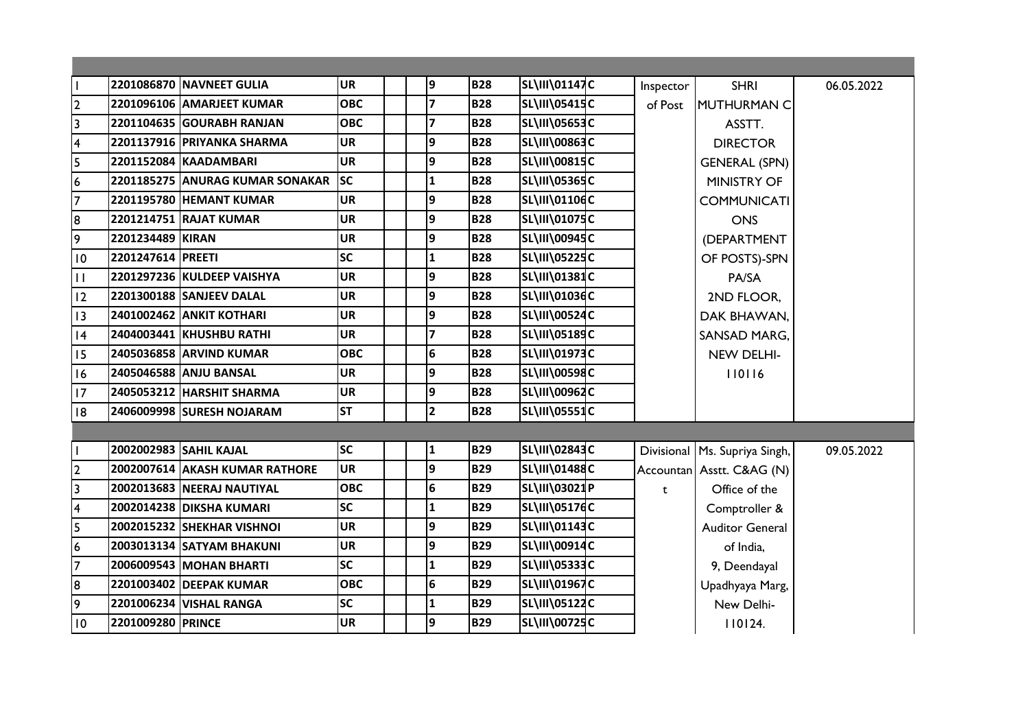| | | | | | | | | | | | |
|---|---|---|---|---|---|---|---|---|---|---|---|
| | | | | | | | | | | | |
| 1 | 2201086870 | **NAVNEET GULIA** | **UR** | | | **9** | **B28** | **SL\III\01147** | **C** | Inspector of Post | SHRI MUTHURMAN C ASSTT. DIRECTOR GENERAL (SPN) MINISTRY OF COMMUNICATIONS (DEPARTMENT OF POSTS)-SPN PA/SA 2ND FLOOR, DAK BHAWAN, SANSAD MARG, NEW DELHI-110116 | 06.05.2022 |
| 2 | 2201096106 | **AMARJEET KUMAR** | **OBC** | | | **7** | **B28** | **SL\III\05415** | **C** | | | |
| 3 | 2201104635 | **GOURABH RANJAN** | **OBC** | | | **7** | **B28** | **SL\III\05653** | **C** | | | |
| 4 | 2201137916 | **PRIYANKA SHARMA** | **UR** | | | **9** | **B28** | **SL\III\00863** | **C** | | | |
| 5 | 2201152084 | **KAADAMBARI** | **UR** | | | **9** | **B28** | **SL\III\00815** | **C** | | | |
| 6 | 2201185275 | **ANURAG KUMAR SONAKAR** | **SC** | | | **1** | **B28** | **SL\III\05365** | **C** | | | |
| 7 | 2201195780 | **HEMANT KUMAR** | **UR** | | | **9** | **B28** | **SL\III\01106** | **C** | | | |
| 8 | 2201214751 | **RAJAT KUMAR** | **UR** | | | **9** | **B28** | **SL\III\01075** | **C** | | | |
| 9 | 2201234489 | **KIRAN** | **UR** | | | **9** | **B28** | **SL\III\00945** | **C** | | | |
| 10 | 2201247614 | **PREETI** | **SC** | | | **1** | **B28** | **SL\III\05225** | **C** | | | |
| 11 | 2201297236 | **KULDEEP VAISHYA** | **UR** | | | **9** | **B28** | **SL\III\01381** | **C** | | | |
| 12 | 2201300188 | **SANJEEV DALAL** | **UR** | | | **9** | **B28** | **SL\III\01036** | **C** | | | |
| 13 | 2401002462 | **ANKIT KOTHARI** | **UR** | | | **9** | **B28** | **SL\III\00524** | **C** | | | |
| 14 | 2404003441 | **KHUSHBU RATHI** | **UR** | | | **7** | **B28** | **SL\III\05189** | **C** | | | |
| 15 | 2405036858 | **ARVIND KUMAR** | **OBC** | | | **6** | **B28** | **SL\III\01973** | **C** | | | |
| 16 | 2405046588 | **ANJU BANSAL** | **UR** | | | **9** | **B28** | **SL\III\00598** | **C** | | | |
| 17 | 2405053212 | **HARSHIT SHARMA** | **UR** | | | **9** | **B28** | **SL\III\00962** | **C** | | | |
| 18 | 2406009998 | **SURESH NOJARAM** | **ST** | | | **2** | **B28** | **SL\III\05551** | **C** | | | |
| | | | | | | | | | | | | |
| 1 | 2002002983 | **SAHIL KAJAL** | **SC** | | | **1** | **B29** | **SL\III\02843** | **C** | Divisional Accountant | Ms. Supriya Singh, Asstt. C&AG (N) Office of the Comptroller & Auditor General of India, 9, Deendayal Upadhyaya Marg, New Delhi-110124. | 09.05.2022 |
| 2 | 2002007614 | **AKASH KUMAR RATHORE** | **UR** | | | **9** | **B29** | **SL\III\01488** | **C** | | | |
| 3 | 2002013683 | **NEERAJ NAUTIYAL** | **OBC** | | | **6** | **B29** | **SL\III\03021** | **P** | | | |
| 4 | 2002014238 | **DIKSHA KUMARI** | **SC** | | | **1** | **B29** | **SL\III\05176** | **C** | | | |
| 5 | 2002015232 | **SHEKHAR VISHNOI** | **UR** | | | **9** | **B29** | **SL\III\01143** | **C** | | | |
| 6 | 2003013134 | **SATYAM BHAKUNI** | **UR** | | | **9** | **B29** | **SL\III\00914** | **C** | | | |
| 7 | 2006009543 | **MOHAN BHARTI** | **SC** | | | **1** | **B29** | **SL\III\05333** | **C** | | | |
| 8 | 2201003402 | **DEEPAK KUMAR** | **OBC** | | | **6** | **B29** | **SL\III\01967** | **C** | | | |
| 9 | 2201006234 | **VISHAL RANGA** | **SC** | | | **1** | **B29** | **SL\III\05122** | **C** | | | |
| 10 | 2201009280 | **PRINCE** | **UR** | | | **9** | **B29** | **SL\III\00725** | **C** | | | |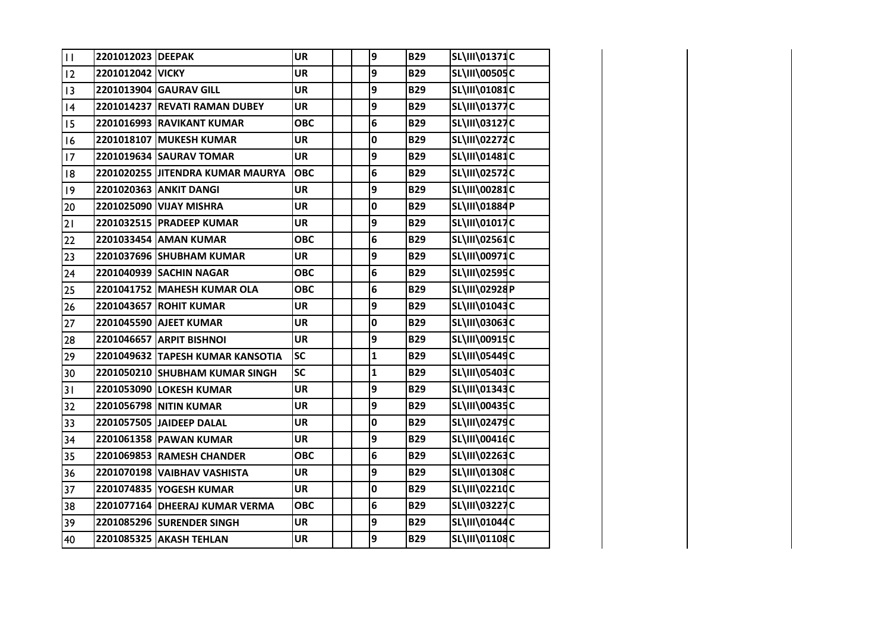| | | | | | | | | | | | | |
|---|---|---|---|---|---|---|---|---|---|---|---|---|
| 11 | 2201012023 | DEEPAK | UR | | | 9 | B29 | SL\III\01371 | C | | | |
| 12 | 2201012042 | VICKY | UR | | | 9 | B29 | SL\III\00505 | C | | | |
| 13 | 2201013904 | GAURAV GILL | UR | | | 9 | B29 | SL\III\01081 | C | | | |
| 14 | 2201014237 | REVATI RAMAN DUBEY | UR | | | 9 | B29 | SL\III\01377 | C | | | |
| 15 | 2201016993 | RAVIKANT KUMAR | OBC | | | 6 | B29 | SL\III\03127 | C | | | |
| 16 | 2201018107 | MUKESH KUMAR | UR | | | 0 | B29 | SL\III\02272 | C | | | |
| 17 | 2201019634 | SAURAV TOMAR | UR | | | 9 | B29 | SL\III\01481 | C | | | |
| 18 | 2201020255 | JITENDRA KUMAR MAURYA | OBC | | | 6 | B29 | SL\III\02572 | C | | | |
| 19 | 2201020363 | ANKIT DANGI | UR | | | 9 | B29 | SL\III\00281 | C | | | |
| 20 | 2201025090 | VIJAY MISHRA | UR | | | 0 | B29 | SL\III\01884 | P | | | |
| 21 | 2201032515 | PRADEEP KUMAR | UR | | | 9 | B29 | SL\III\01017 | C | | | |
| 22 | 2201033454 | AMAN KUMAR | OBC | | | 6 | B29 | SL\III\02561 | C | | | |
| 23 | 2201037696 | SHUBHAM KUMAR | UR | | | 9 | B29 | SL\III\00971 | C | | | |
| 24 | 2201040939 | SACHIN NAGAR | OBC | | | 6 | B29 | SL\III\02595 | C | | | |
| 25 | 2201041752 | MAHESH KUMAR OLA | OBC | | | 6 | B29 | SL\III\02928 | P | | | |
| 26 | 2201043657 | ROHIT KUMAR | UR | | | 9 | B29 | SL\III\01043 | C | | | |
| 27 | 2201045590 | AJEET KUMAR | UR | | | 0 | B29 | SL\III\03063 | C | | | |
| 28 | 2201046657 | ARPIT BISHNOI | UR | | | 9 | B29 | SL\III\00915 | C | | | |
| 29 | 2201049632 | TAPESH KUMAR KANSOTIA | SC | | | 1 | B29 | SL\III\05449 | C | | | |
| 30 | 2201050210 | SHUBHAM KUMAR SINGH | SC | | | 1 | B29 | SL\III\05403 | C | | | |
| 31 | 2201053090 | LOKESH KUMAR | UR | | | 9 | B29 | SL\III\01343 | C | | | |
| 32 | 2201056798 | NITIN KUMAR | UR | | | 9 | B29 | SL\III\00435 | C | | | |
| 33 | 2201057505 | JAIDEEP DALAL | UR | | | 0 | B29 | SL\III\02479 | C | | | |
| 34 | 2201061358 | PAWAN KUMAR | UR | | | 9 | B29 | SL\III\00416 | C | | | |
| 35 | 2201069853 | RAMESH CHANDER | OBC | | | 6 | B29 | SL\III\02263 | C | | | |
| 36 | 2201070198 | VAIBHAV VASHISTA | UR | | | 9 | B29 | SL\III\01308 | C | | | |
| 37 | 2201074835 | YOGESH KUMAR | UR | | | 0 | B29 | SL\III\02210 | C | | | |
| 38 | 2201077164 | DHEERAJ KUMAR VERMA | OBC | | | 6 | B29 | SL\III\03227 | C | | | |
| 39 | 2201085296 | SURENDER SINGH | UR | | | 9 | B29 | SL\III\01044 | C | | | |
| 40 | 2201085325 | AKASH TEHLAN | UR | | | 9 | B29 | SL\III\01108 | C | | | |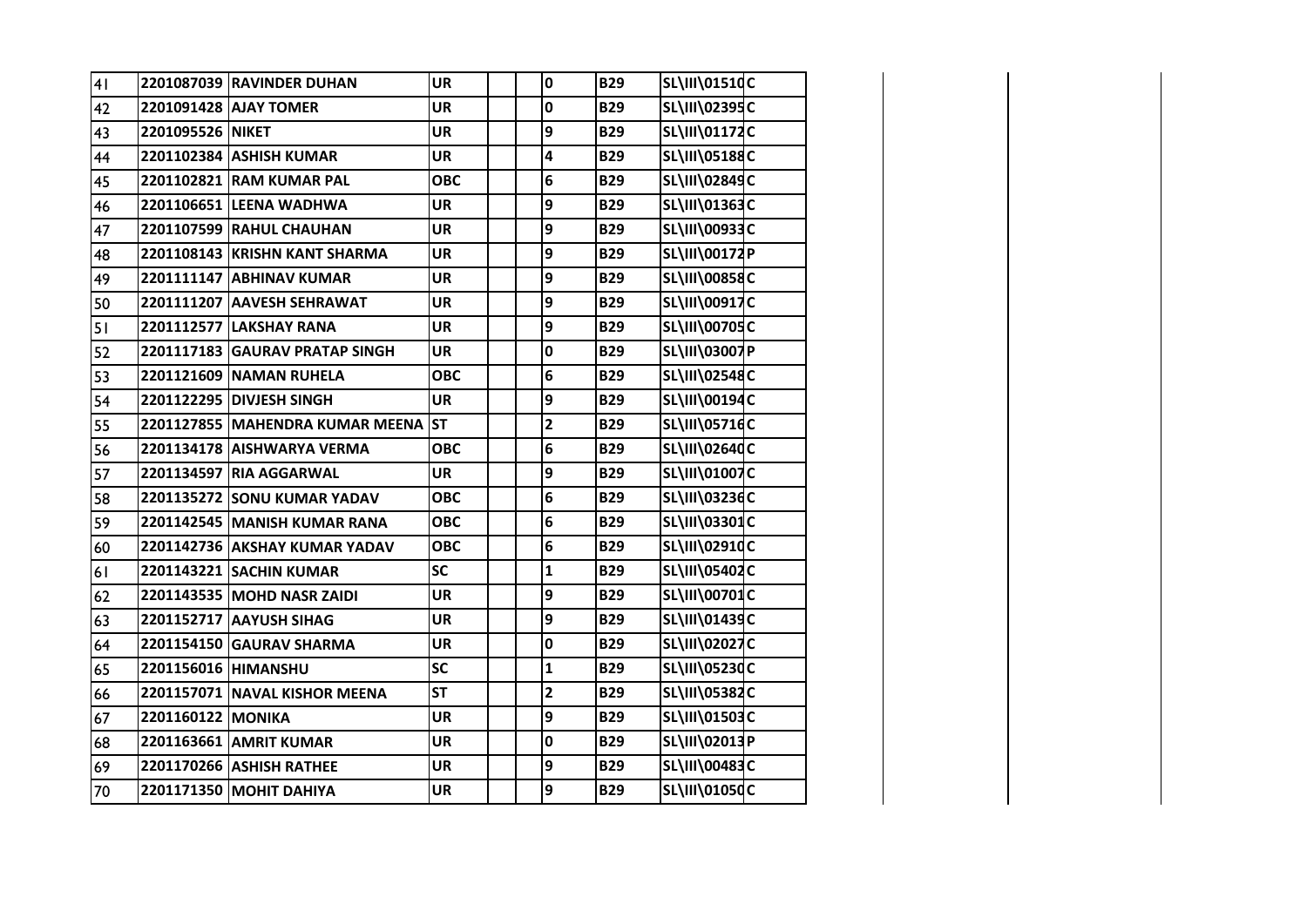| | | | | | | | | | | | |
|---|---|---|---|---|---|---|---|---|---|---|---|
| 41 | 2201087039 | RAVINDER DUHAN | UR | | | 0 | B29 | SL\III\01510 | C | | |
| 42 | 2201091428 | AJAY TOMER | UR | | | 0 | B29 | SL\III\02395 | C | | |
| 43 | 2201095526 | NIKET | UR | | | 9 | B29 | SL\III\01172 | C | | |
| 44 | 2201102384 | ASHISH KUMAR | UR | | | 4 | B29 | SL\III\05188 | C | | |
| 45 | 2201102821 | RAM KUMAR PAL | OBC | | | 6 | B29 | SL\III\02849 | C | | |
| 46 | 2201106651 | LEENA WADHWA | UR | | | 9 | B29 | SL\III\01363 | C | | |
| 47 | 2201107599 | RAHUL CHAUHAN | UR | | | 9 | B29 | SL\III\00933 | C | | |
| 48 | 2201108143 | KRISHN KANT SHARMA | UR | | | 9 | B29 | SL\III\00172 | P | | |
| 49 | 2201111147 | ABHINAV KUMAR | UR | | | 9 | B29 | SL\III\00858 | C | | |
| 50 | 2201111207 | AAVESH SEHRAWAT | UR | | | 9 | B29 | SL\III\00917 | C | | |
| 51 | 2201112577 | LAKSHAY RANA | UR | | | 9 | B29 | SL\III\00705 | C | | |
| 52 | 2201117183 | GAURAV PRATAP SINGH | UR | | | 0 | B29 | SL\III\03007 | P | | |
| 53 | 2201121609 | NAMAN RUHELA | OBC | | | 6 | B29 | SL\III\02548 | C | | |
| 54 | 2201122295 | DIVJESH SINGH | UR | | | 9 | B29 | SL\III\00194 | C | | |
| 55 | 2201127855 | MAHENDRA KUMAR MEENA | ST | | | 2 | B29 | SL\III\05716 | C | | |
| 56 | 2201134178 | AISHWARYA VERMA | OBC | | | 6 | B29 | SL\III\02640 | C | | |
| 57 | 2201134597 | RIA AGGARWAL | UR | | | 9 | B29 | SL\III\01007 | C | | |
| 58 | 2201135272 | SONU KUMAR YADAV | OBC | | | 6 | B29 | SL\III\03236 | C | | |
| 59 | 2201142545 | MANISH KUMAR RANA | OBC | | | 6 | B29 | SL\III\03301 | C | | |
| 60 | 2201142736 | AKSHAY KUMAR YADAV | OBC | | | 6 | B29 | SL\III\02910 | C | | |
| 61 | 2201143221 | SACHIN KUMAR | SC | | | 1 | B29 | SL\III\05402 | C | | |
| 62 | 2201143535 | MOHD NASR ZAIDI | UR | | | 9 | B29 | SL\III\00701 | C | | |
| 63 | 2201152717 | AAYUSH SIHAG | UR | | | 9 | B29 | SL\III\01439 | C | | |
| 64 | 2201154150 | GAURAV SHARMA | UR | | | 0 | B29 | SL\III\02027 | C | | |
| 65 | 2201156016 | HIMANSHU | SC | | | 1 | B29 | SL\III\05230 | C | | |
| 66 | 2201157071 | NAVAL KISHOR MEENA | ST | | | 2 | B29 | SL\III\05382 | C | | |
| 67 | 2201160122 | MONIKA | UR | | | 9 | B29 | SL\III\01503 | C | | |
| 68 | 2201163661 | AMRIT KUMAR | UR | | | 0 | B29 | SL\III\02013 | P | | |
| 69 | 2201170266 | ASHISH RATHEE | UR | | | 9 | B29 | SL\III\00483 | C | | |
| 70 | 2201171350 | MOHIT DAHIYA | UR | | | 9 | B29 | SL\III\01050 | C | | |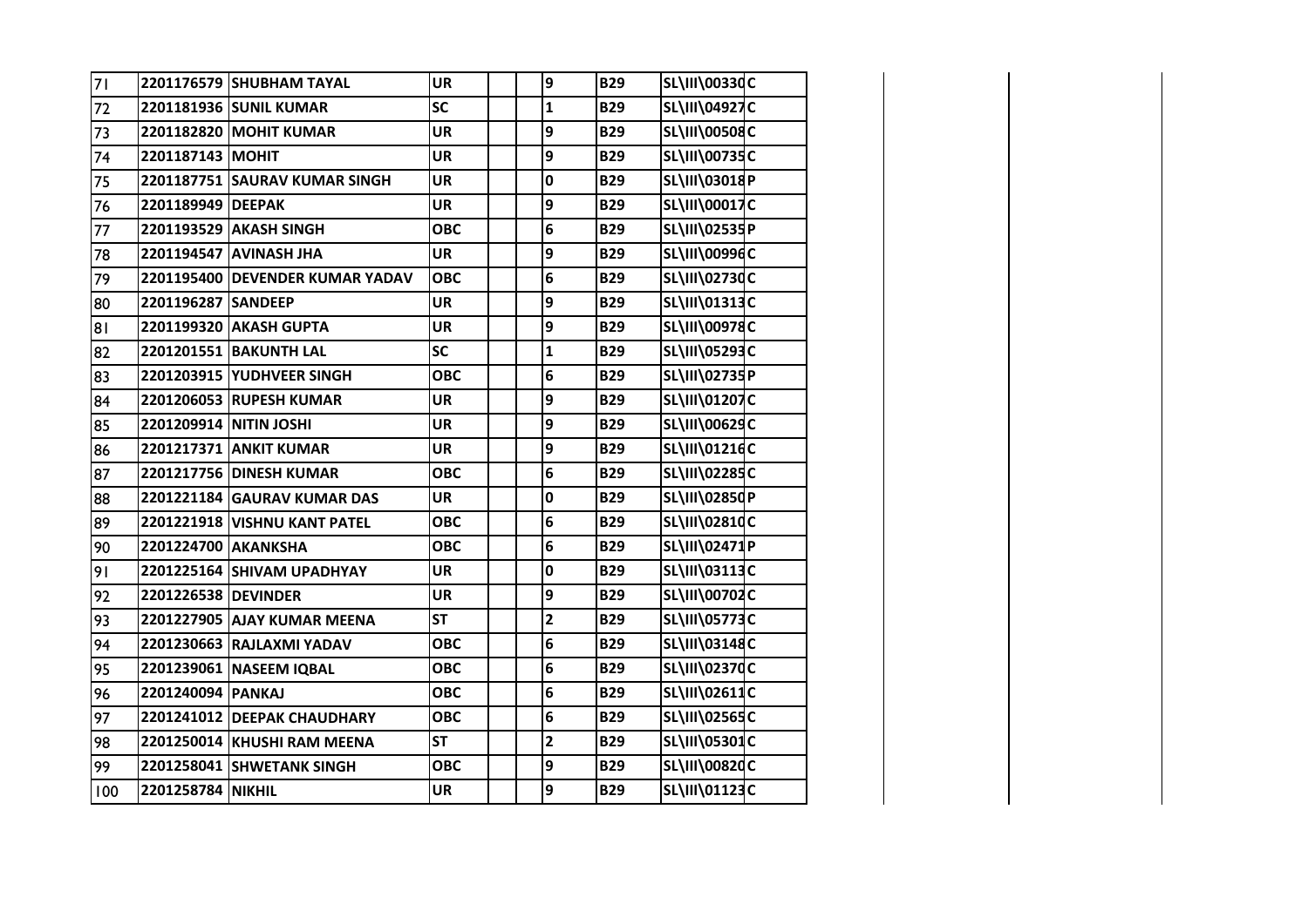| | | | | | | | | | |
|---|---|---|---|---|---|---|---|---|---|
| 71 | 2201176579 | SHUBHAM TAYAL | UR | | | 9 | B29 | SL\III\00330 | C |
| 72 | 2201181936 | SUNIL KUMAR | SC | | | 1 | B29 | SL\III\04927 | C |
| 73 | 2201182820 | MOHIT KUMAR | UR | | | 9 | B29 | SL\III\00508 | C |
| 74 | 2201187143 | MOHIT | UR | | | 9 | B29 | SL\III\00735 | C |
| 75 | 2201187751 | SAURAV KUMAR SINGH | UR | | | 0 | B29 | SL\III\03018 | P |
| 76 | 2201189949 | DEEPAK | UR | | | 9 | B29 | SL\III\00017 | C |
| 77 | 2201193529 | AKASH SINGH | OBC | | | 6 | B29 | SL\III\02535 | P |
| 78 | 2201194547 | AVINASH JHA | UR | | | 9 | B29 | SL\III\00996 | C |
| 79 | 2201195400 | DEVENDER KUMAR YADAV | OBC | | | 6 | B29 | SL\III\02730 | C |
| 80 | 2201196287 | SANDEEP | UR | | | 9 | B29 | SL\III\01313 | C |
| 81 | 2201199320 | AKASH GUPTA | UR | | | 9 | B29 | SL\III\00978 | C |
| 82 | 2201201551 | BAKUNTH LAL | SC | | | 1 | B29 | SL\III\05293 | C |
| 83 | 2201203915 | YUDHVEER SINGH | OBC | | | 6 | B29 | SL\III\02735 | P |
| 84 | 2201206053 | RUPESH KUMAR | UR | | | 9 | B29 | SL\III\01207 | C |
| 85 | 2201209914 | NITIN JOSHI | UR | | | 9 | B29 | SL\III\00629 | C |
| 86 | 2201217371 | ANKIT KUMAR | UR | | | 9 | B29 | SL\III\01216 | C |
| 87 | 2201217756 | DINESH KUMAR | OBC | | | 6 | B29 | SL\III\02285 | C |
| 88 | 2201221184 | GAURAV KUMAR DAS | UR | | | 0 | B29 | SL\III\02850 | P |
| 89 | 2201221918 | VISHNU KANT PATEL | OBC | | | 6 | B29 | SL\III\02810 | C |
| 90 | 2201224700 | AKANKSHA | OBC | | | 6 | B29 | SL\III\02471 | P |
| 91 | 2201225164 | SHIVAM UPADHYAY | UR | | | 0 | B29 | SL\III\03113 | C |
| 92 | 2201226538 | DEVINDER | UR | | | 9 | B29 | SL\III\00702 | C |
| 93 | 2201227905 | AJAY KUMAR MEENA | ST | | | 2 | B29 | SL\III\05773 | C |
| 94 | 2201230663 | RAJLAXMI YADAV | OBC | | | 6 | B29 | SL\III\03148 | C |
| 95 | 2201239061 | NASEEM IQBAL | OBC | | | 6 | B29 | SL\III\02370 | C |
| 96 | 2201240094 | PANKAJ | OBC | | | 6 | B29 | SL\III\02611 | C |
| 97 | 2201241012 | DEEPAK CHAUDHARY | OBC | | | 6 | B29 | SL\III\02565 | C |
| 98 | 2201250014 | KHUSHI RAM MEENA | ST | | | 2 | B29 | SL\III\05301 | C |
| 99 | 2201258041 | SHWETANK SINGH | OBC | | | 9 | B29 | SL\III\00820 | C |
| 100 | 2201258784 | NIKHIL | UR | | | 9 | B29 | SL\III\01123 | C |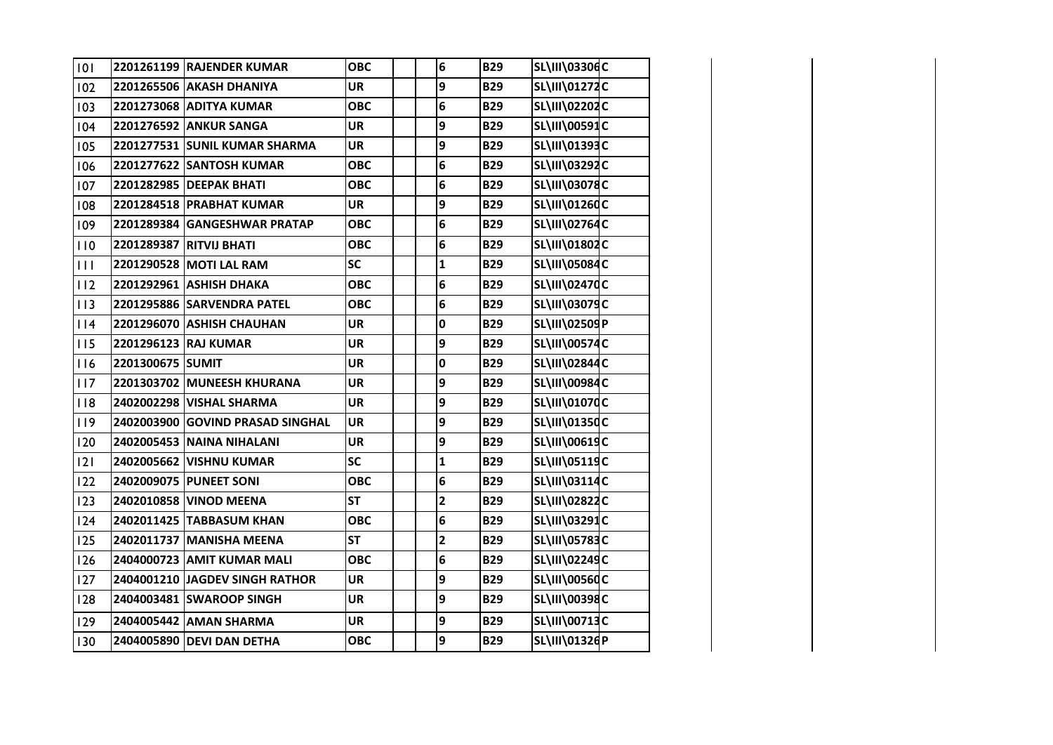| | | | | | | | | | |
|---|---|---|---|---|---|---|---|---|---|
| 101 | 2201261199 | RAJENDER KUMAR | OBC | | | 6 | B29 | SL\III\03306 | C |
| 102 | 2201265506 | AKASH DHANIYA | UR | | | 9 | B29 | SL\III\01272 | C |
| 103 | 2201273068 | ADITYA KUMAR | OBC | | | 6 | B29 | SL\III\02202 | C |
| 104 | 2201276592 | ANKUR SANGA | UR | | | 9 | B29 | SL\III\00591 | C |
| 105 | 2201277531 | SUNIL KUMAR SHARMA | UR | | | 9 | B29 | SL\III\01393 | C |
| 106 | 2201277622 | SANTOSH KUMAR | OBC | | | 6 | B29 | SL\III\03292 | C |
| 107 | 2201282985 | DEEPAK BHATI | OBC | | | 6 | B29 | SL\III\03078 | C |
| 108 | 2201284518 | PRABHAT KUMAR | UR | | | 9 | B29 | SL\III\01260 | C |
| 109 | 2201289384 | GANGESHWAR PRATAP | OBC | | | 6 | B29 | SL\III\02764 | C |
| 110 | 2201289387 | RITVIJ BHATI | OBC | | | 6 | B29 | SL\III\01802 | C |
| 111 | 2201290528 | MOTI LAL RAM | SC | | | 1 | B29 | SL\III\05084 | C |
| 112 | 2201292961 | ASHISH DHAKA | OBC | | | 6 | B29 | SL\III\02470 | C |
| 113 | 2201295886 | SARVENDRA PATEL | OBC | | | 6 | B29 | SL\III\03079 | C |
| 114 | 2201296070 | ASHISH CHAUHAN | UR | | | 0 | B29 | SL\III\02509 | P |
| 115 | 2201296123 | RAJ KUMAR | UR | | | 9 | B29 | SL\III\00574 | C |
| 116 | 2201300675 | SUMIT | UR | | | 0 | B29 | SL\III\02844 | C |
| 117 | 2201303702 | MUNEESH KHURANA | UR | | | 9 | B29 | SL\III\00984 | C |
| 118 | 2402002298 | VISHAL SHARMA | UR | | | 9 | B29 | SL\III\01070 | C |
| 119 | 2402003900 | GOVIND PRASAD SINGHAL | UR | | | 9 | B29 | SL\III\01350 | C |
| 120 | 2402005453 | NAINA NIHALANI | UR | | | 9 | B29 | SL\III\00619 | C |
| 121 | 2402005662 | VISHNU KUMAR | SC | | | 1 | B29 | SL\III\05119 | C |
| 122 | 2402009075 | PUNEET SONI | OBC | | | 6 | B29 | SL\III\03114 | C |
| 123 | 2402010858 | VINOD MEENA | ST | | | 2 | B29 | SL\III\02822 | C |
| 124 | 2402011425 | TABBASUM KHAN | OBC | | | 6 | B29 | SL\III\03291 | C |
| 125 | 2402011737 | MANISHA MEENA | ST | | | 2 | B29 | SL\III\05783 | C |
| 126 | 2404000723 | AMIT KUMAR MALI | OBC | | | 6 | B29 | SL\III\02249 | C |
| 127 | 2404001210 | JAGDEV SINGH RATHOR | UR | | | 9 | B29 | SL\III\00560 | C |
| 128 | 2404003481 | SWAROOP SINGH | UR | | | 9 | B29 | SL\III\00398 | C |
| 129 | 2404005442 | AMAN SHARMA | UR | | | 9 | B29 | SL\III\00713 | C |
| 130 | 2404005890 | DEVI DAN DETHA | OBC | | | 9 | B29 | SL\III\01326 | P |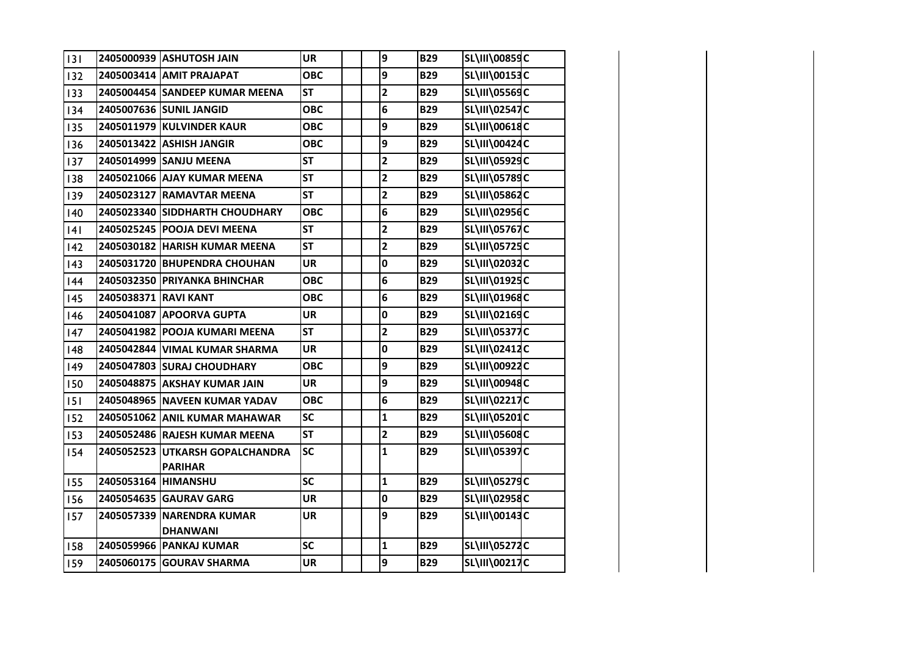| | | | | | | | | | | | | |
|---|---|---|---|---|---|---|---|---|---|---|---|---|
| 131 | 2405000939 | ASHUTOSH JAIN | UR | | | 9 | B29 | SL\III\00859 | C | | | |
| 132 | 2405003414 | AMIT PRAJAPAT | OBC | | | 9 | B29 | SL\III\00153 | C | | | |
| 133 | 2405004454 | SANDEEP KUMAR MEENA | ST | | | 2 | B29 | SL\III\05569 | C | | | |
| 134 | 2405007636 | SUNIL JANGID | OBC | | | 6 | B29 | SL\III\02547 | C | | | |
| 135 | 2405011979 | KULVINDER KAUR | OBC | | | 9 | B29 | SL\III\00618 | C | | | |
| 136 | 2405013422 | ASHISH JANGIR | OBC | | | 9 | B29 | SL\III\00424 | C | | | |
| 137 | 2405014999 | SANJU MEENA | ST | | | 2 | B29 | SL\III\05929 | C | | | |
| 138 | 2405021066 | AJAY KUMAR MEENA | ST | | | 2 | B29 | SL\III\05789 | C | | | |
| 139 | 2405023127 | RAMAVTAR MEENA | ST | | | 2 | B29 | SL\III\05862 | C | | | |
| 140 | 2405023340 | SIDDHARTH CHOUDHARY | OBC | | | 6 | B29 | SL\III\02956 | C | | | |
| 141 | 2405025245 | POOJA DEVI MEENA | ST | | | 2 | B29 | SL\III\05767 | C | | | |
| 142 | 2405030182 | HARISH KUMAR MEENA | ST | | | 2 | B29 | SL\III\05725 | C | | | |
| 143 | 2405031720 | BHUPENDRA CHOUHAN | UR | | | 0 | B29 | SL\III\02032 | C | | | |
| 144 | 2405032350 | PRIYANKA BHINCHAR | OBC | | | 6 | B29 | SL\III\01925 | C | | | |
| 145 | 2405038371 | RAVI KANT | OBC | | | 6 | B29 | SL\III\01968 | C | | | |
| 146 | 2405041087 | APOORVA GUPTA | UR | | | 0 | B29 | SL\III\02169 | C | | | |
| 147 | 2405041982 | POOJA KUMARI MEENA | ST | | | 2 | B29 | SL\III\05377 | C | | | |
| 148 | 2405042844 | VIMAL KUMAR SHARMA | UR | | | 0 | B29 | SL\III\02412 | C | | | |
| 149 | 2405047803 | SURAJ CHOUDHARY | OBC | | | 9 | B29 | SL\III\00922 | C | | | |
| 150 | 2405048875 | AKSHAY KUMAR JAIN | UR | | | 9 | B29 | SL\III\00948 | C | | | |
| 151 | 2405048965 | NAVEEN KUMAR YADAV | OBC | | | 6 | B29 | SL\III\02217 | C | | | |
| 152 | 2405051062 | ANIL KUMAR MAHAWAR | SC | | | 1 | B29 | SL\III\05201 | C | | | |
| 153 | 2405052486 | RAJESH KUMAR MEENA | ST | | | 2 | B29 | SL\III\05608 | C | | | |
| 154 | 2405052523 | UTKARSH GOPALCHANDRA PARIHAR | SC | | | 1 | B29 | SL\III\05397 | C | | | |
| 155 | 2405053164 | HIMANSHU | SC | | | 1 | B29 | SL\III\05279 | C | | | |
| 156 | 2405054635 | GAURAV GARG | UR | | | 0 | B29 | SL\III\02958 | C | | | |
| 157 | 2405057339 | NARENDRA KUMAR DHANWANI | UR | | | 9 | B29 | SL\III\00143 | C | | | |
| 158 | 2405059966 | PANKAJ KUMAR | SC | | | 1 | B29 | SL\III\05272 | C | | | |
| 159 | 2405060175 | GOURAV SHARMA | UR | | | 9 | B29 | SL\III\00217 | C | | | |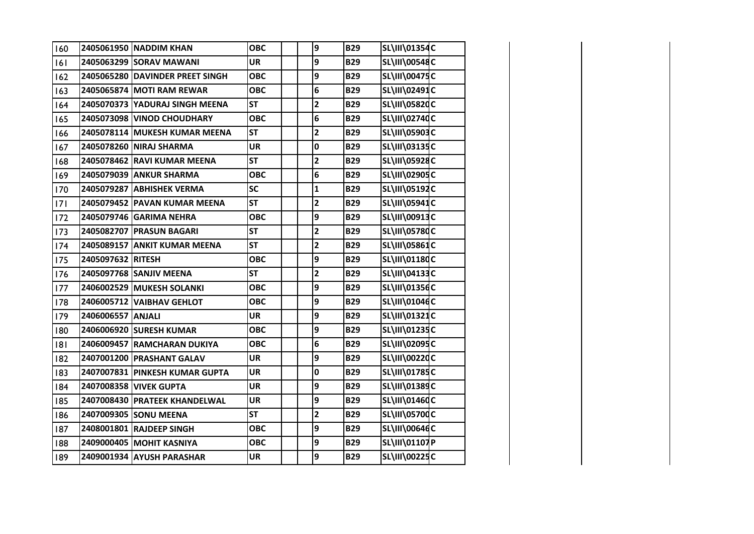| | | | | | | | | | | | | |
|---|---|---|---|---|---|---|---|---|---|---|---|---|
| 160 | 2405061950 | NADDIM KHAN | OBC | | | 9 | B29 | SL\III\01354 | C | | | |
| 161 | 2405063299 | SORAV MAWANI | UR | | | 9 | B29 | SL\III\00548 | C | | | |
| 162 | 2405065280 | DAVINDER PREET SINGH | OBC | | | 9 | B29 | SL\III\00475 | C | | | |
| 163 | 2405065874 | MOTI RAM REWAR | OBC | | | 6 | B29 | SL\III\02491 | C | | | |
| 164 | 2405070373 | YADURAJ SINGH MEENA | ST | | | 2 | B29 | SL\III\05820 | C | | | |
| 165 | 2405073098 | VINOD CHOUDHARY | OBC | | | 6 | B29 | SL\III\02740 | C | | | |
| 166 | 2405078114 | MUKESH KUMAR MEENA | ST | | | 2 | B29 | SL\III\05903 | C | | | |
| 167 | 2405078260 | NIRAJ SHARMA | UR | | | 0 | B29 | SL\III\03135 | C | | | |
| 168 | 2405078462 | RAVI KUMAR MEENA | ST | | | 2 | B29 | SL\III\05928 | C | | | |
| 169 | 2405079039 | ANKUR SHARMA | OBC | | | 6 | B29 | SL\III\02905 | C | | | |
| 170 | 2405079287 | ABHISHEK VERMA | SC | | | 1 | B29 | SL\III\05192 | C | | | |
| 171 | 2405079452 | PAVAN KUMAR MEENA | ST | | | 2 | B29 | SL\III\05941 | C | | | |
| 172 | 2405079746 | GARIMA NEHRA | OBC | | | 9 | B29 | SL\III\00913 | C | | | |
| 173 | 2405082707 | PRASUN BAGARI | ST | | | 2 | B29 | SL\III\05780 | C | | | |
| 174 | 2405089157 | ANKIT KUMAR MEENA | ST | | | 2 | B29 | SL\III\05861 | C | | | |
| 175 | 2405097632 | RITESH | OBC | | | 9 | B29 | SL\III\01180 | C | | | |
| 176 | 2405097768 | SANJIV MEENA | ST | | | 2 | B29 | SL\III\04133 | C | | | |
| 177 | 2406002529 | MUKESH SOLANKI | OBC | | | 9 | B29 | SL\III\01356 | C | | | |
| 178 | 2406005712 | VAIBHAV GEHLOT | OBC | | | 9 | B29 | SL\III\01046 | C | | | |
| 179 | 2406006557 | ANJALI | UR | | | 9 | B29 | SL\III\01321 | C | | | |
| 180 | 2406006920 | SURESH KUMAR | OBC | | | 9 | B29 | SL\III\01235 | C | | | |
| 181 | 2406009457 | RAMCHARAN DUKIYA | OBC | | | 6 | B29 | SL\III\02095 | C | | | |
| 182 | 2407001200 | PRASHANT GALAV | UR | | | 9 | B29 | SL\III\00220 | C | | | |
| 183 | 2407007831 | PINKESH KUMAR GUPTA | UR | | | 0 | B29 | SL\III\01785 | C | | | |
| 184 | 2407008358 | VIVEK GUPTA | UR | | | 9 | B29 | SL\III\01389 | C | | | |
| 185 | 2407008430 | PRATEEK KHANDELWAL | UR | | | 9 | B29 | SL\III\01460 | C | | | |
| 186 | 2407009305 | SONU MEENA | ST | | | 2 | B29 | SL\III\05700 | C | | | |
| 187 | 2408001801 | RAJDEEP SINGH | OBC | | | 9 | B29 | SL\III\00646 | C | | | |
| 188 | 2409000405 | MOHIT KASNIYA | OBC | | | 9 | B29 | SL\III\01107 | P | | | |
| 189 | 2409001934 | AYUSH PARASHAR | UR | | | 9 | B29 | SL\III\00225 | C | | | |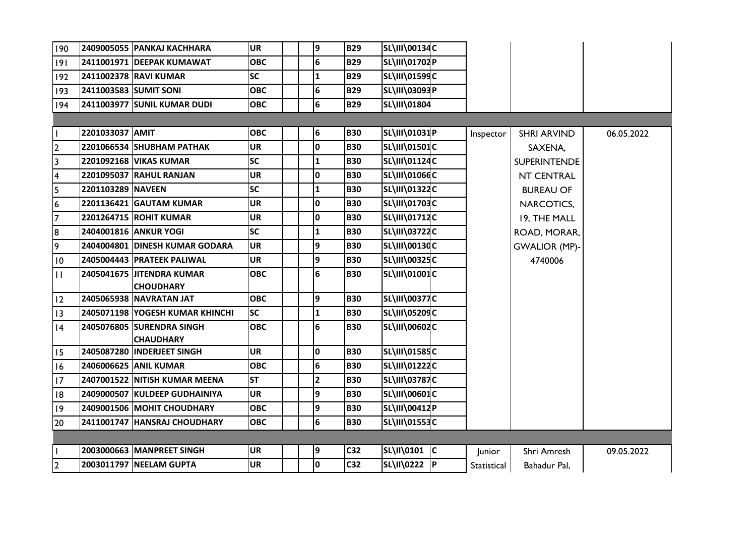| | | | | | | | | | | | |
|---|---|---|---|---|---|---|---|---|---|---|---|
| 190 | 2409005055 | PANKAJ KACHHARA | UR | | | 9 | B29 | SL\III\00134 | C | | | |
| 191 | 2411001971 | DEEPAK KUMAWAT | OBC | | | 6 | B29 | SL\III\01702 | P | | | |
| 192 | 2411002378 | RAVI KUMAR | SC | | | 1 | B29 | SL\III\01599 | C | | | |
| 193 | 2411003583 | SUMIT SONI | OBC | | | 6 | B29 | SL\III\03093 | P | | | |
| 194 | 2411003977 | SUNIL KUMAR DUDI | OBC | | | 6 | B29 | SL\III\01804 | | | | |
| | | | | | | | | | | | | |
| 1 | 2201033037 | AMIT | OBC | | | 6 | B30 | SL\III\01031 | P | Inspector | SHRI ARVIND SAXENA, SUPERINTENDENT CENTRAL BUREAU OF NARCOTICS, 19, THE MALL ROAD, MORAR, GWALIOR (MP)-4740006 | 06.05.2022 |
| 2 | 2201066534 | SHUBHAM PATHAK | UR | | | 0 | B30 | SL\III\01501 | C | | | |
| 3 | 2201092168 | VIKAS KUMAR | SC | | | 1 | B30 | SL\III\01124 | C | | | |
| 4 | 2201095037 | RAHUL RANJAN | UR | | | 0 | B30 | SL\III\01066 | C | | | |
| 5 | 2201103289 | NAVEEN | SC | | | 1 | B30 | SL\III\01322 | C | | | |
| 6 | 2201136421 | GAUTAM KUMAR | UR | | | 0 | B30 | SL\III\01703 | C | | | |
| 7 | 2201264715 | ROHIT KUMAR | UR | | | 0 | B30 | SL\III\01712 | C | | | |
| 8 | 2404001816 | ANKUR YOGI | SC | | | 1 | B30 | SL\III\03722 | C | | | |
| 9 | 2404004801 | DINESH KUMAR GODARA | UR | | | 9 | B30 | SL\III\00130 | C | | | |
| 10 | 2405004443 | PRATEEK PALIWAL | UR | | | 9 | B30 | SL\III\00325 | C | | | |
| 11 | 2405041675 | JITENDRA KUMAR CHOUDHARY | OBC | | | 6 | B30 | SL\III\01001 | C | | | |
| 12 | 2405065938 | NAVRATAN JAT | OBC | | | 9 | B30 | SL\III\00377 | C | | | |
| 13 | 2405071198 | YOGESH KUMAR KHINCHI | SC | | | 1 | B30 | SL\III\05209 | C | | | |
| 14 | 2405076805 | SURENDRA SINGH CHAUDHARY | OBC | | | 6 | B30 | SL\III\00602 | C | | | |
| 15 | 2405087280 | INDERJEET SINGH | UR | | | 0 | B30 | SL\III\01585 | C | | | |
| 16 | 2406006625 | ANIL KUMAR | OBC | | | 6 | B30 | SL\III\01222 | C | | | |
| 17 | 2407001522 | NITISH KUMAR MEENA | ST | | | 2 | B30 | SL\III\03787 | C | | | |
| 18 | 2409000507 | KULDEEP GUDHAINIYA | UR | | | 9 | B30 | SL\III\00601 | C | | | |
| 19 | 2409001506 | MOHIT CHOUDHARY | OBC | | | 9 | B30 | SL\III\00412 | P | | | |
| 20 | 2411001747 | HANSRAJ CHOUDHARY | OBC | | | 6 | B30 | SL\III\01553 | C | | | |
| | | | | | | | | | | | | |
| 1 | 2003000663 | MANPREET SINGH | UR | | | 9 | C32 | SL\II\0101 | C | Junior Statistical | Shri Amresh Bahadur Pal, | 09.05.2022 |
| 2 | 2003011797 | NEELAM GUPTA | UR | | | 0 | C32 | SL\II\0222 | P | | | |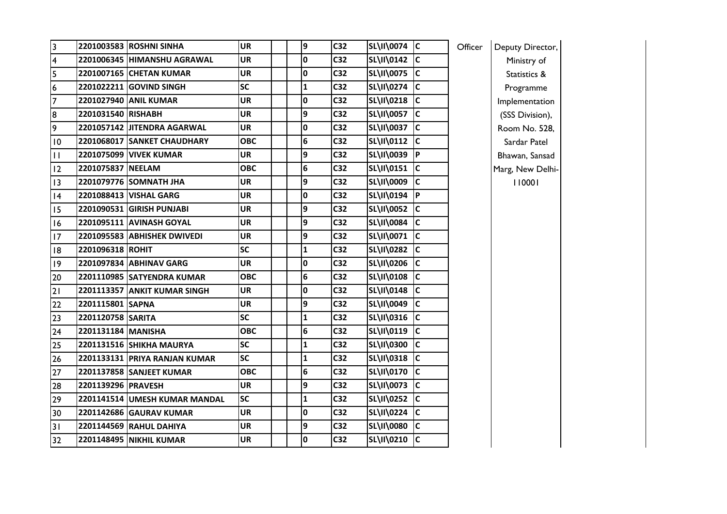| | | | | | | | | | | | | |
|---|---|---|---|---|---|---|---|---|---|---|---|---|
| 3 | 2201003583 | ROSHNI SINHA | UR | | | 9 | C32 | SL\II\0074 | C | Officer | Deputy Director, Ministry of Statistics & Programme Implementation (SSS Division), Room No. 528, Sardar Patel Bhawan, Sansad Marg, New Delhi-110001 | |
| 4 | 2201006345 | HIMANSHU AGRAWAL | UR | | | 0 | C32 | SL\II\0142 | C | | | |
| 5 | 2201007165 | CHETAN KUMAR | UR | | | 0 | C32 | SL\II\0075 | C | | | |
| 6 | 2201022211 | GOVIND SINGH | SC | | | 1 | C32 | SL\II\0274 | C | | | |
| 7 | 2201027940 | ANIL KUMAR | UR | | | 0 | C32 | SL\II\0218 | C | | | |
| 8 | 2201031540 | RISHABH | UR | | | 9 | C32 | SL\II\0057 | C | | | |
| 9 | 2201057142 | JITENDRA AGARWAL | UR | | | 0 | C32 | SL\II\0037 | C | | | |
| 10 | 2201068017 | SANKET CHAUDHARY | OBC | | | 6 | C32 | SL\II\0112 | C | | | |
| 11 | 2201075099 | VIVEK KUMAR | UR | | | 9 | C32 | SL\II\0039 | P | | | |
| 12 | 2201075837 | NEELAM | OBC | | | 6 | C32 | SL\II\0151 | C | | | |
| 13 | 2201079776 | SOMNATH JHA | UR | | | 9 | C32 | SL\II\0009 | C | | | |
| 14 | 2201088413 | VISHAL GARG | UR | | | 0 | C32 | SL\II\0194 | P | | | |
| 15 | 2201090531 | GIRISH PUNJABI | UR | | | 9 | C32 | SL\II\0052 | C | | | |
| 16 | 2201095111 | AVINASH GOYAL | UR | | | 9 | C32 | SL\II\0084 | C | | | |
| 17 | 2201095583 | ABHISHEK DWIVEDI | UR | | | 9 | C32 | SL\II\0071 | C | | | |
| 18 | 2201096318 | ROHIT | SC | | | 1 | C32 | SL\II\0282 | C | | | |
| 19 | 2201097834 | ABHINAV GARG | UR | | | 0 | C32 | SL\II\0206 | C | | | |
| 20 | 2201110985 | SATYENDRA KUMAR | OBC | | | 6 | C32 | SL\II\0108 | C | | | |
| 21 | 2201113357 | ANKIT KUMAR SINGH | UR | | | 0 | C32 | SL\II\0148 | C | | | |
| 22 | 2201115801 | SAPNA | UR | | | 9 | C32 | SL\II\0049 | C | | | |
| 23 | 2201120758 | SARITA | SC | | | 1 | C32 | SL\II\0316 | C | | | |
| 24 | 2201131184 | MANISHA | OBC | | | 6 | C32 | SL\II\0119 | C | | | |
| 25 | 2201131516 | SHIKHA MAURYA | SC | | | 1 | C32 | SL\II\0300 | C | | | |
| 26 | 2201133131 | PRIYA RANJAN KUMAR | SC | | | 1 | C32 | SL\II\0318 | C | | | |
| 27 | 2201137858 | SANJEET KUMAR | OBC | | | 6 | C32 | SL\II\0170 | C | | | |
| 28 | 2201139296 | PRAVESH | UR | | | 9 | C32 | SL\II\0073 | C | | | |
| 29 | 2201141514 | UMESH KUMAR MANDAL | SC | | | 1 | C32 | SL\II\0252 | C | | | |
| 30 | 2201142686 | GAURAV KUMAR | UR | | | 0 | C32 | SL\II\0224 | C | | | |
| 31 | 2201144569 | RAHUL DAHIYA | UR | | | 9 | C32 | SL\II\0080 | C | | | |
| 32 | 2201148495 | NIKHIL KUMAR | UR | | | 0 | C32 | SL\II\0210 | C | | | |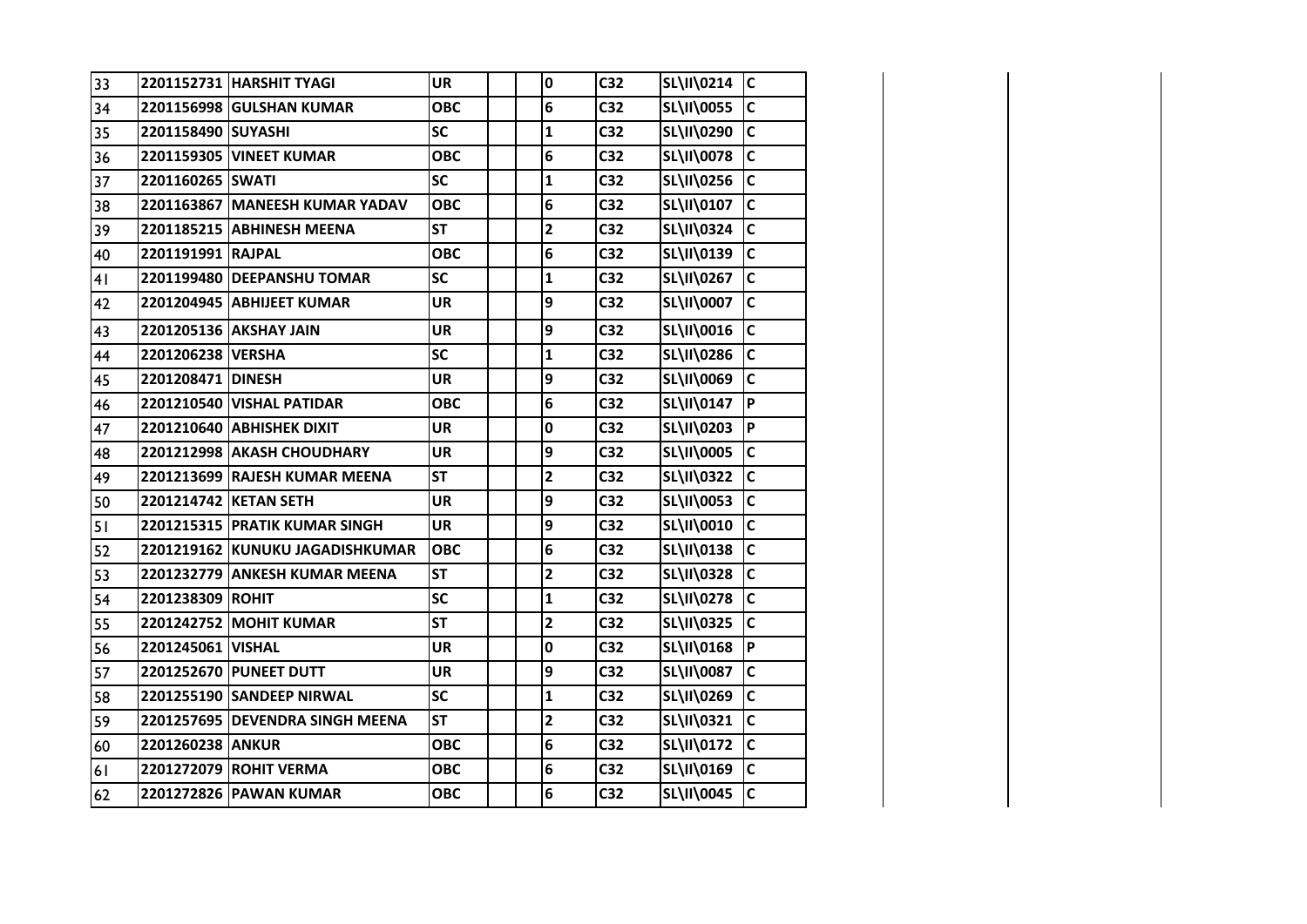| | | | | | | | | | |
|---|---|---|---|---|---|---|---|---|---|
| 33 | 2201152731 | HARSHIT TYAGI | UR | | | 0 | C32 | SL\II\0214 | C |
| 34 | 2201156998 | GULSHAN KUMAR | OBC | | | 6 | C32 | SL\II\0055 | C |
| 35 | 2201158490 | SUYASHI | SC | | | 1 | C32 | SL\II\0290 | C |
| 36 | 2201159305 | VINEET KUMAR | OBC | | | 6 | C32 | SL\II\0078 | C |
| 37 | 2201160265 | SWATI | SC | | | 1 | C32 | SL\II\0256 | C |
| 38 | 2201163867 | MANEESH KUMAR YADAV | OBC | | | 6 | C32 | SL\II\0107 | C |
| 39 | 2201185215 | ABHINESH MEENA | ST | | | 2 | C32 | SL\II\0324 | C |
| 40 | 2201191991 | RAJPAL | OBC | | | 6 | C32 | SL\II\0139 | C |
| 41 | 2201199480 | DEEPANSHU TOMAR | SC | | | 1 | C32 | SL\II\0267 | C |
| 42 | 2201204945 | ABHIJEET KUMAR | UR | | | 9 | C32 | SL\II\0007 | C |
| 43 | 2201205136 | AKSHAY JAIN | UR | | | 9 | C32 | SL\II\0016 | C |
| 44 | 2201206238 | VERSHA | SC | | | 1 | C32 | SL\II\0286 | C |
| 45 | 2201208471 | DINESH | UR | | | 9 | C32 | SL\II\0069 | C |
| 46 | 2201210540 | VISHAL PATIDAR | OBC | | | 6 | C32 | SL\II\0147 | P |
| 47 | 2201210640 | ABHISHEK DIXIT | UR | | | 0 | C32 | SL\II\0203 | P |
| 48 | 2201212998 | AKASH CHOUDHARY | UR | | | 9 | C32 | SL\II\0005 | C |
| 49 | 2201213699 | RAJESH KUMAR MEENA | ST | | | 2 | C32 | SL\II\0322 | C |
| 50 | 2201214742 | KETAN SETH | UR | | | 9 | C32 | SL\II\0053 | C |
| 51 | 2201215315 | PRATIK KUMAR SINGH | UR | | | 9 | C32 | SL\II\0010 | C |
| 52 | 2201219162 | KUNUKU JAGADISHKUMAR | OBC | | | 6 | C32 | SL\II\0138 | C |
| 53 | 2201232779 | ANKESH KUMAR MEENA | ST | | | 2 | C32 | SL\II\0328 | C |
| 54 | 2201238309 | ROHIT | SC | | | 1 | C32 | SL\II\0278 | C |
| 55 | 2201242752 | MOHIT KUMAR | ST | | | 2 | C32 | SL\II\0325 | C |
| 56 | 2201245061 | VISHAL | UR | | | 0 | C32 | SL\II\0168 | P |
| 57 | 2201252670 | PUNEET DUTT | UR | | | 9 | C32 | SL\II\0087 | C |
| 58 | 2201255190 | SANDEEP NIRWAL | SC | | | 1 | C32 | SL\II\0269 | C |
| 59 | 2201257695 | DEVENDRA SINGH MEENA | ST | | | 2 | C32 | SL\II\0321 | C |
| 60 | 2201260238 | ANKUR | OBC | | | 6 | C32 | SL\II\0172 | C |
| 61 | 2201272079 | ROHIT VERMA | OBC | | | 6 | C32 | SL\II\0169 | C |
| 62 | 2201272826 | PAWAN KUMAR | OBC | | | 6 | C32 | SL\II\0045 | C |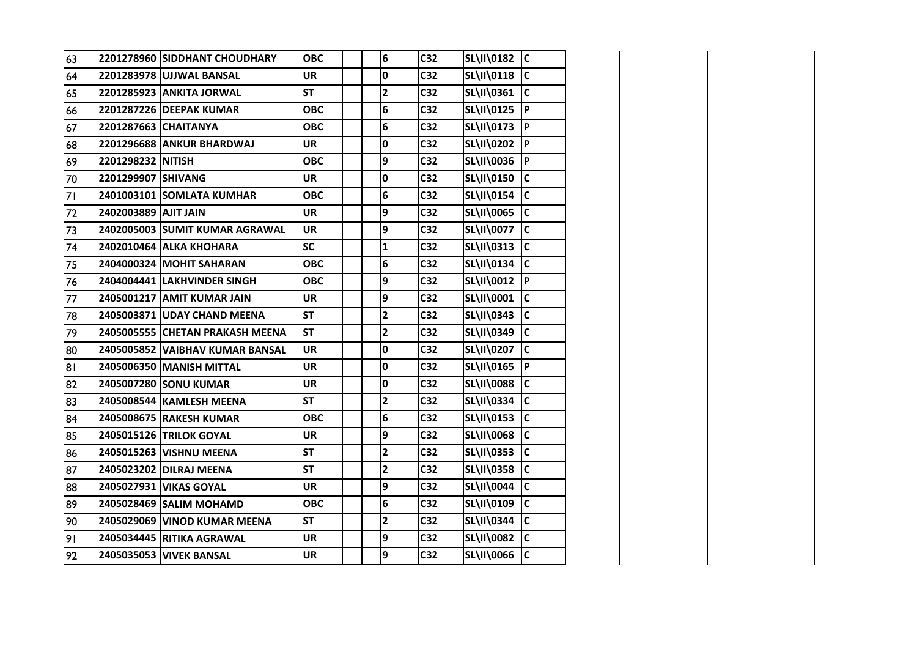| | | | | | | | | | |
|---|---|---|---|---|---|---|---|---|---|
| 63 | 2201278960 | SIDDHANT CHOUDHARY | OBC | | | 6 | C32 | SL\II\0182 | C |
| 64 | 2201283978 | UJJWAL BANSAL | UR | | | 0 | C32 | SL\II\0118 | C |
| 65 | 2201285923 | ANKITA JORWAL | ST | | | 2 | C32 | SL\II\0361 | C |
| 66 | 2201287226 | DEEPAK KUMAR | OBC | | | 6 | C32 | SL\II\0125 | P |
| 67 | 2201287663 | CHAITANYA | OBC | | | 6 | C32 | SL\II\0173 | P |
| 68 | 2201296688 | ANKUR BHARDWAJ | UR | | | 0 | C32 | SL\II\0202 | P |
| 69 | 2201298232 | NITISH | OBC | | | 9 | C32 | SL\II\0036 | P |
| 70 | 2201299907 | SHIVANG | UR | | | 0 | C32 | SL\II\0150 | C |
| 71 | 2401003101 | SOMLATA KUMHAR | OBC | | | 6 | C32 | SL\II\0154 | C |
| 72 | 2402003889 | AJIT JAIN | UR | | | 9 | C32 | SL\II\0065 | C |
| 73 | 2402005003 | SUMIT KUMAR AGRAWAL | UR | | | 9 | C32 | SL\II\0077 | C |
| 74 | 2402010464 | ALKA KHOHARA | SC | | | 1 | C32 | SL\II\0313 | C |
| 75 | 2404000324 | MOHIT SAHARAN | OBC | | | 6 | C32 | SL\II\0134 | C |
| 76 | 2404004441 | LAKHVINDER SINGH | OBC | | | 9 | C32 | SL\II\0012 | P |
| 77 | 2405001217 | AMIT KUMAR JAIN | UR | | | 9 | C32 | SL\II\0001 | C |
| 78 | 2405003871 | UDAY CHAND MEENA | ST | | | 2 | C32 | SL\II\0343 | C |
| 79 | 2405005555 | CHETAN PRAKASH MEENA | ST | | | 2 | C32 | SL\II\0349 | C |
| 80 | 2405005852 | VAIBHAV KUMAR BANSAL | UR | | | 0 | C32 | SL\II\0207 | C |
| 81 | 2405006350 | MANISH MITTAL | UR | | | 0 | C32 | SL\II\0165 | P |
| 82 | 2405007280 | SONU KUMAR | UR | | | 0 | C32 | SL\II\0088 | C |
| 83 | 2405008544 | KAMLESH MEENA | ST | | | 2 | C32 | SL\II\0334 | C |
| 84 | 2405008675 | RAKESH KUMAR | OBC | | | 6 | C32 | SL\II\0153 | C |
| 85 | 2405015126 | TRILOK GOYAL | UR | | | 9 | C32 | SL\II\0068 | C |
| 86 | 2405015263 | VISHNU MEENA | ST | | | 2 | C32 | SL\II\0353 | C |
| 87 | 2405023202 | DILRAJ MEENA | ST | | | 2 | C32 | SL\II\0358 | C |
| 88 | 2405027931 | VIKAS GOYAL | UR | | | 9 | C32 | SL\II\0044 | C |
| 89 | 2405028469 | SALIM MOHAMD | OBC | | | 6 | C32 | SL\II\0109 | C |
| 90 | 2405029069 | VINOD KUMAR MEENA | ST | | | 2 | C32 | SL\II\0344 | C |
| 91 | 2405034445 | RITIKA AGRAWAL | UR | | | 9 | C32 | SL\II\0082 | C |
| 92 | 2405035053 | VIVEK BANSAL | UR | | | 9 | C32 | SL\II\0066 | C |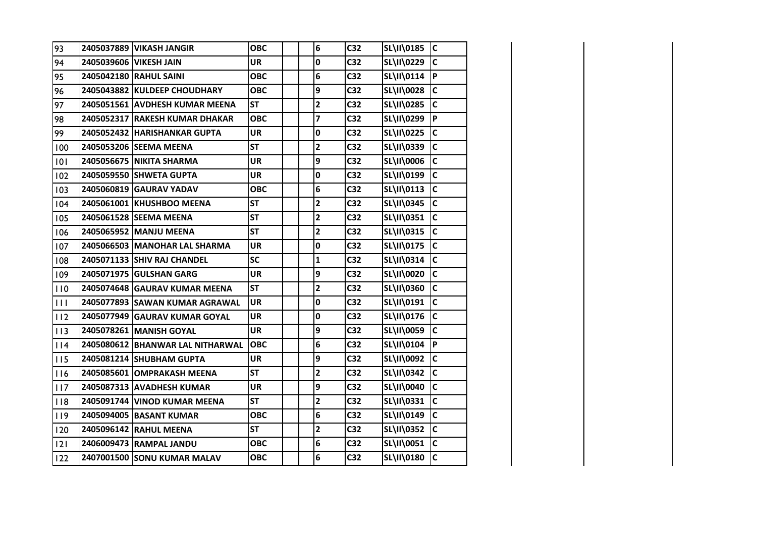| | | | | | | | | | |
|---|---|---|---|---|---|---|---|---|---|
| 93 | 2405037889 | VIKASH JANGIR | OBC | | | 6 | C32 | SL\II\0185 | C |
| 94 | 2405039606 | VIKESH JAIN | UR | | | 0 | C32 | SL\II\0229 | C |
| 95 | 2405042180 | RAHUL SAINI | OBC | | | 6 | C32 | SL\II\0114 | P |
| 96 | 2405043882 | KULDEEP CHOUDHARY | OBC | | | 9 | C32 | SL\II\0028 | C |
| 97 | 2405051561 | AVDHESH KUMAR MEENA | ST | | | 2 | C32 | SL\II\0285 | C |
| 98 | 2405052317 | RAKESH KUMAR DHAKAR | OBC | | | 7 | C32 | SL\II\0299 | P |
| 99 | 2405052432 | HARISHANKAR GUPTA | UR | | | 0 | C32 | SL\II\0225 | C |
| 100 | 2405053206 | SEEMA MEENA | ST | | | 2 | C32 | SL\II\0339 | C |
| 101 | 2405056675 | NIKITA SHARMA | UR | | | 9 | C32 | SL\II\0006 | C |
| 102 | 2405059550 | SHWETA GUPTA | UR | | | 0 | C32 | SL\II\0199 | C |
| 103 | 2405060819 | GAURAV YADAV | OBC | | | 6 | C32 | SL\II\0113 | C |
| 104 | 2405061001 | KHUSHBOO MEENA | ST | | | 2 | C32 | SL\II\0345 | C |
| 105 | 2405061528 | SEEMA MEENA | ST | | | 2 | C32 | SL\II\0351 | C |
| 106 | 2405065952 | MANJU MEENA | ST | | | 2 | C32 | SL\II\0315 | C |
| 107 | 2405066503 | MANOHAR LAL SHARMA | UR | | | 0 | C32 | SL\II\0175 | C |
| 108 | 2405071133 | SHIV RAJ CHANDEL | SC | | | 1 | C32 | SL\II\0314 | C |
| 109 | 2405071975 | GULSHAN GARG | UR | | | 9 | C32 | SL\II\0020 | C |
| 110 | 2405074648 | GAURAV KUMAR MEENA | ST | | | 2 | C32 | SL\II\0360 | C |
| 111 | 2405077893 | SAWAN KUMAR AGRAWAL | UR | | | 0 | C32 | SL\II\0191 | C |
| 112 | 2405077949 | GAURAV KUMAR GOYAL | UR | | | 0 | C32 | SL\II\0176 | C |
| 113 | 2405078261 | MANISH GOYAL | UR | | | 9 | C32 | SL\II\0059 | C |
| 114 | 2405080612 | BHANWAR LAL NITHARWAL | OBC | | | 6 | C32 | SL\II\0104 | P |
| 115 | 2405081214 | SHUBHAM GUPTA | UR | | | 9 | C32 | SL\II\0092 | C |
| 116 | 2405085601 | OMPRAKASH MEENA | ST | | | 2 | C32 | SL\II\0342 | C |
| 117 | 2405087313 | AVADHESH KUMAR | UR | | | 9 | C32 | SL\II\0040 | C |
| 118 | 2405091744 | VINOD KUMAR MEENA | ST | | | 2 | C32 | SL\II\0331 | C |
| 119 | 2405094005 | BASANT KUMAR | OBC | | | 6 | C32 | SL\II\0149 | C |
| 120 | 2405096142 | RAHUL MEENA | ST | | | 2 | C32 | SL\II\0352 | C |
| 121 | 2406009473 | RAMPAL JANDU | OBC | | | 6 | C32 | SL\II\0051 | C |
| 122 | 2407001500 | SONU KUMAR MALAV | OBC | | | 6 | C32 | SL\II\0180 | C |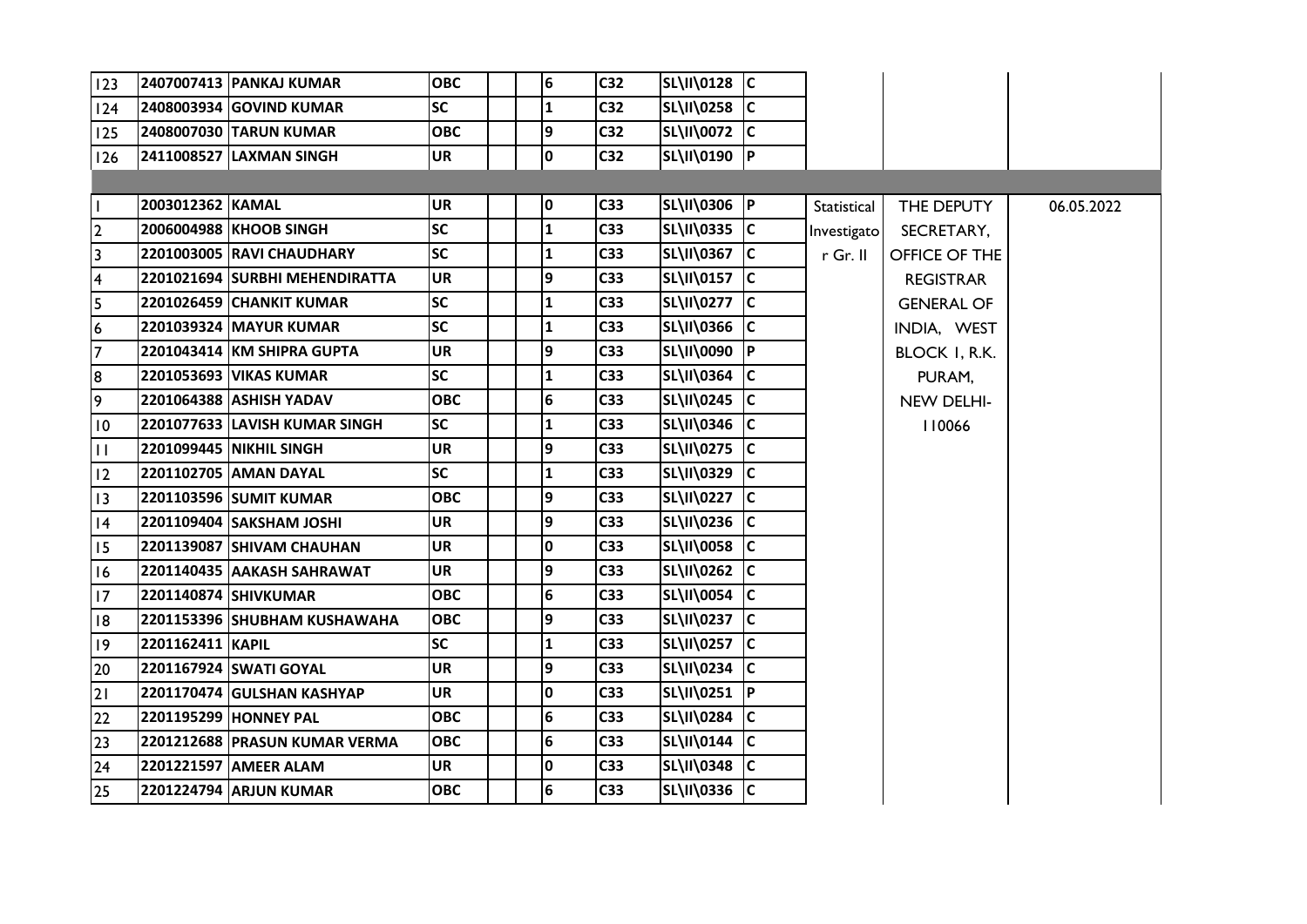| | | | | | | | | | | | | |
|---|---|---|---|---|---|---|---|---|---|---|---|---|
| 123 | 2407007413 | PANKAJ KUMAR | OBC | | | 6 | C32 | SL\II\0128 | C | | | |
| 124 | 2408003934 | GOVIND KUMAR | SC | | | 1 | C32 | SL\II\0258 | C | | | |
| 125 | 2408007030 | TARUN KUMAR | OBC | | | 9 | C32 | SL\II\0072 | C | | | |
| 126 | 2411008527 | LAXMAN SINGH | UR | | | 0 | C32 | SL\II\0190 | P | | | |
| | | | | | | | | | | | | |
| 1 | 2003012362 | KAMAL | UR | | | 0 | C33 | SL\II\0306 | P | Statistical | THE DEPUTY | 06.05.2022 |
| 2 | 2006004988 | KHOOB SINGH | SC | | | 1 | C33 | SL\II\0335 | C | Investigato | SECRETARY, | |
| 3 | 2201003005 | RAVI CHAUDHARY | SC | | | 1 | C33 | SL\II\0367 | C | r Gr. II | OFFICE OF THE | |
| 4 | 2201021694 | SURBHI MEHENDIRATTA | UR | | | 9 | C33 | SL\II\0157 | C | | REGISTRAR | |
| 5 | 2201026459 | CHANKIT KUMAR | SC | | | 1 | C33 | SL\II\0277 | C | | GENERAL OF | |
| 6 | 2201039324 | MAYUR KUMAR | SC | | | 1 | C33 | SL\II\0366 | C | | INDIA, WEST | |
| 7 | 2201043414 | KM SHIPRA GUPTA | UR | | | 9 | C33 | SL\II\0090 | P | | BLOCK 1, R.K. | |
| 8 | 2201053693 | VIKAS KUMAR | SC | | | 1 | C33 | SL\II\0364 | C | | PURAM, | |
| 9 | 2201064388 | ASHISH YADAV | OBC | | | 6 | C33 | SL\II\0245 | C | | NEW DELHI- | |
| 10 | 2201077633 | LAVISH KUMAR SINGH | SC | | | 1 | C33 | SL\II\0346 | C | | 110066 | |
| 11 | 2201099445 | NIKHIL SINGH | UR | | | 9 | C33 | SL\II\0275 | C | | | |
| 12 | 2201102705 | AMAN DAYAL | SC | | | 1 | C33 | SL\II\0329 | C | | | |
| 13 | 2201103596 | SUMIT KUMAR | OBC | | | 9 | C33 | SL\II\0227 | C | | | |
| 14 | 2201109404 | SAKSHAM JOSHI | UR | | | 9 | C33 | SL\II\0236 | C | | | |
| 15 | 2201139087 | SHIVAM CHAUHAN | UR | | | 0 | C33 | SL\II\0058 | C | | | |
| 16 | 2201140435 | AAKASH SAHRAWAT | UR | | | 9 | C33 | SL\II\0262 | C | | | |
| 17 | 2201140874 | SHIVKUMAR | OBC | | | 6 | C33 | SL\II\0054 | C | | | |
| 18 | 2201153396 | SHUBHAM KUSHAWAHA | OBC | | | 9 | C33 | SL\II\0237 | C | | | |
| 19 | 2201162411 | KAPIL | SC | | | 1 | C33 | SL\II\0257 | C | | | |
| 20 | 2201167924 | SWATI GOYAL | UR | | | 9 | C33 | SL\II\0234 | C | | | |
| 21 | 2201170474 | GULSHAN KASHYAP | UR | | | 0 | C33 | SL\II\0251 | P | | | |
| 22 | 2201195299 | HONNEY PAL | OBC | | | 6 | C33 | SL\II\0284 | C | | | |
| 23 | 2201212688 | PRASUN KUMAR VERMA | OBC | | | 6 | C33 | SL\II\0144 | C | | | |
| 24 | 2201221597 | AMEER ALAM | UR | | | 0 | C33 | SL\II\0348 | C | | | |
| 25 | 2201224794 | ARJUN KUMAR | OBC | | | 6 | C33 | SL\II\0336 | C | | | |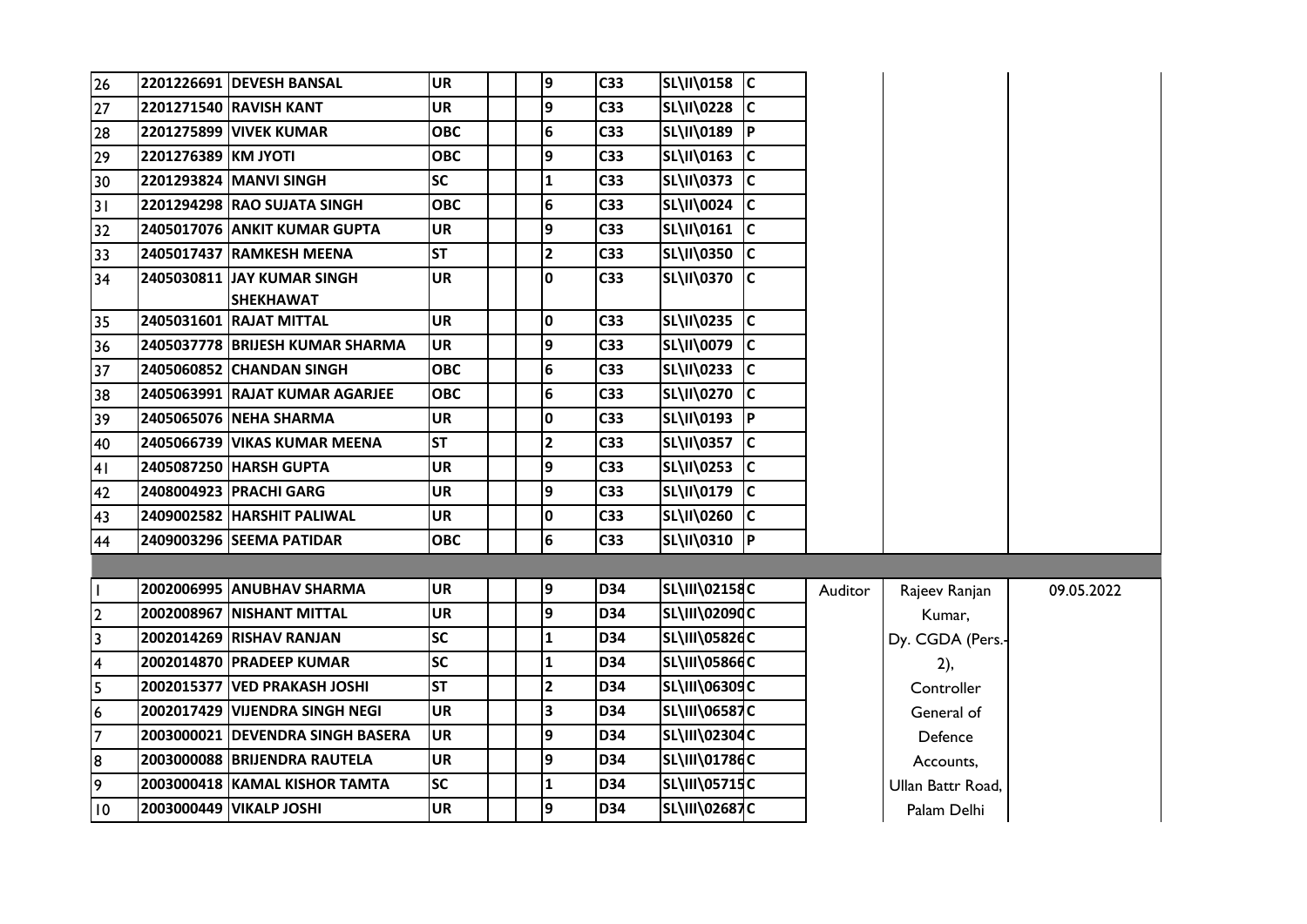| | | | | | | | | | | | | |
|---|---|---|---|---|---|---|---|---|---|---|---|---|
| 26 | 2201226691 | DEVESH BANSAL | UR | | | 9 | C33 | SL\II\0158 | C | | | |
| 27 | 2201271540 | RAVISH KANT | UR | | | 9 | C33 | SL\II\0228 | C | | | |
| 28 | 2201275899 | VIVEK KUMAR | OBC | | | 6 | C33 | SL\II\0189 | P | | | |
| 29 | 2201276389 | KM JYOTI | OBC | | | 9 | C33 | SL\II\0163 | C | | | |
| 30 | 2201293824 | MANVI SINGH | SC | | | 1 | C33 | SL\II\0373 | C | | | |
| 31 | 2201294298 | RAO SUJATA SINGH | OBC | | | 6 | C33 | SL\II\0024 | C | | | |
| 32 | 2405017076 | ANKIT KUMAR GUPTA | UR | | | 9 | C33 | SL\II\0161 | C | | | |
| 33 | 2405017437 | RAMKESH MEENA | ST | | | 2 | C33 | SL\II\0350 | C | | | |
| 34 | 2405030811 | JAY KUMAR SINGH SHEKHAWAT | UR | | | 0 | C33 | SL\II\0370 | C | | | |
| 35 | 2405031601 | RAJAT MITTAL | UR | | | 0 | C33 | SL\II\0235 | C | | | |
| 36 | 2405037778 | BRIJESH KUMAR SHARMA | UR | | | 9 | C33 | SL\II\0079 | C | | | |
| 37 | 2405060852 | CHANDAN SINGH | OBC | | | 6 | C33 | SL\II\0233 | C | | | |
| 38 | 2405063991 | RAJAT KUMAR AGARJEE | OBC | | | 6 | C33 | SL\II\0270 | C | | | |
| 39 | 2405065076 | NEHA SHARMA | UR | | | 0 | C33 | SL\II\0193 | P | | | |
| 40 | 2405066739 | VIKAS KUMAR MEENA | ST | | | 2 | C33 | SL\II\0357 | C | | | |
| 41 | 2405087250 | HARSH GUPTA | UR | | | 9 | C33 | SL\II\0253 | C | | | |
| 42 | 2408004923 | PRACHI GARG | UR | | | 9 | C33 | SL\II\0179 | C | | | |
| 43 | 2409002582 | HARSHIT PALIWAL | UR | | | 0 | C33 | SL\II\0260 | C | | | |
| 44 | 2409003296 | SEEMA PATIDAR | OBC | | | 6 | C33 | SL\II\0310 | P | | | |
| | | | | | | | | | | | | |
| 1 | 2002006995 | ANUBHAV SHARMA | UR | | | 9 | D34 | SL\III\02158 | C | Auditor | Rajeev Ranjan | 09.05.2022 |
| 2 | 2002008967 | NISHANT MITTAL | UR | | | 9 | D34 | SL\III\02090 | C | | Kumar, | |
| 3 | 2002014269 | RISHAV RANJAN | SC | | | 1 | D34 | SL\III\05826 | C | | Dy. CGDA (Pers.- | |
| 4 | 2002014870 | PRADEEP KUMAR | SC | | | 1 | D34 | SL\III\05866 | C | | 2), | |
| 5 | 2002015377 | VED PRAKASH JOSHI | ST | | | 2 | D34 | SL\III\06309 | C | | Controller | |
| 6 | 2002017429 | VIJENDRA SINGH NEGI | UR | | | 3 | D34 | SL\III\06587 | C | | General of | |
| 7 | 2003000021 | DEVENDRA SINGH BASERA | UR | | | 9 | D34 | SL\III\02304 | C | | Defence | |
| 8 | 2003000088 | BRIJENDRA RAUTELA | UR | | | 9 | D34 | SL\III\01786 | C | | Accounts, | |
| 9 | 2003000418 | KAMAL KISHOR TAMTA | SC | | | 1 | D34 | SL\III\05715 | C | | Ullan Battr Road, | |
| 10 | 2003000449 | VIKALP JOSHI | UR | | | 9 | D34 | SL\III\02687 | C | | Palam Delhi | |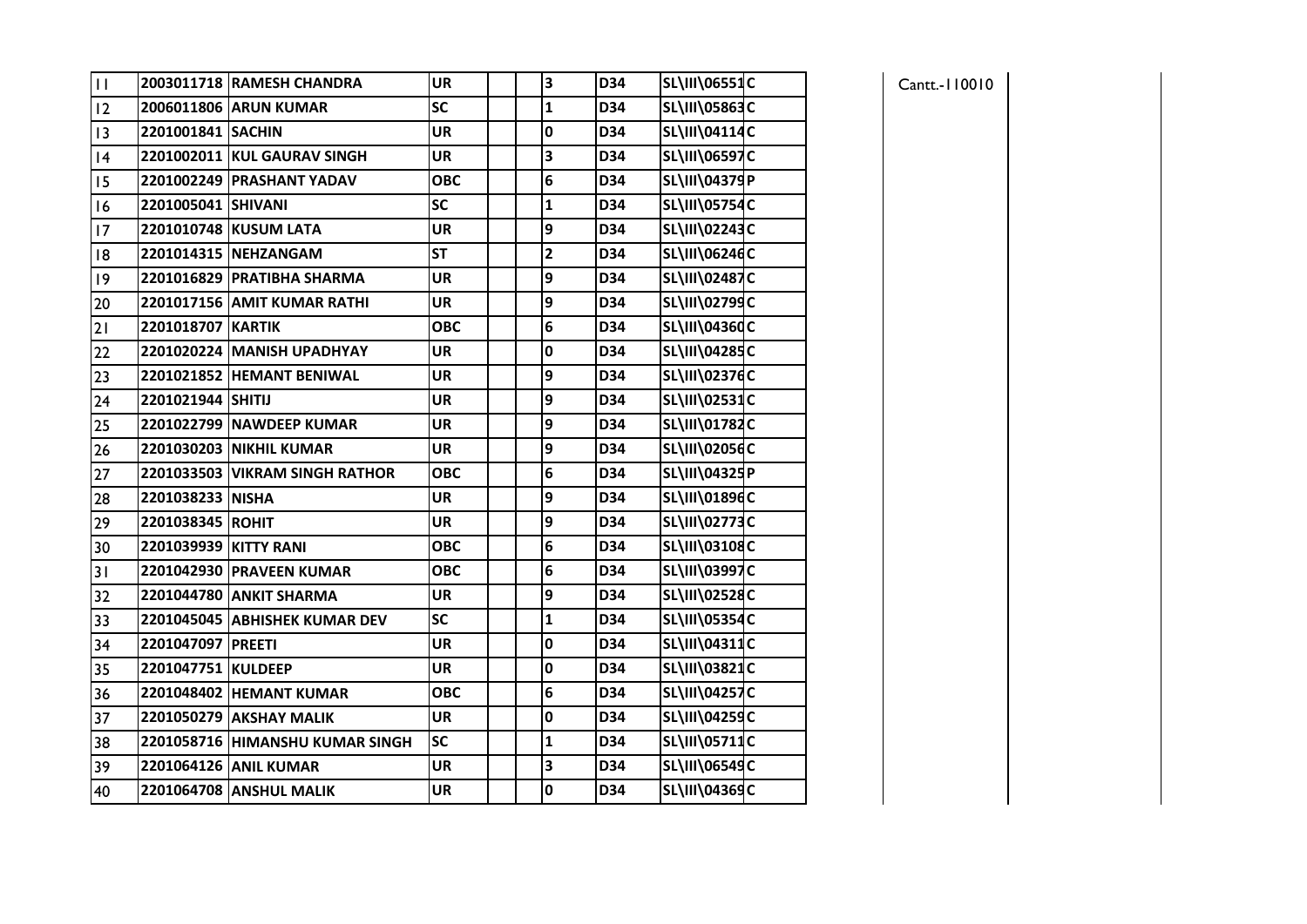| | | | | | | | | | | | |
|---|---|---|---|---|---|---|---|---|---|---|---|
| 11 | 2003011718 | RAMESH CHANDRA | UR | | | 3 | D34 | SL\III\06551 | C | Cantt.-110010 | |
| 12 | 2006011806 | ARUN KUMAR | SC | | | 1 | D34 | SL\III\05863 | C | | |
| 13 | 2201001841 | SACHIN | UR | | | 0 | D34 | SL\III\04114 | C | | |
| 14 | 2201002011 | KUL GAURAV SINGH | UR | | | 3 | D34 | SL\III\06597 | C | | |
| 15 | 2201002249 | PRASHANT YADAV | OBC | | | 6 | D34 | SL\III\04379 | P | | |
| 16 | 2201005041 | SHIVANI | SC | | | 1 | D34 | SL\III\05754 | C | | |
| 17 | 2201010748 | KUSUM LATA | UR | | | 9 | D34 | SL\III\02243 | C | | |
| 18 | 2201014315 | NEHZANGAM | ST | | | 2 | D34 | SL\III\06246 | C | | |
| 19 | 2201016829 | PRATIBHA SHARMA | UR | | | 9 | D34 | SL\III\02487 | C | | |
| 20 | 2201017156 | AMIT KUMAR RATHI | UR | | | 9 | D34 | SL\III\02799 | C | | |
| 21 | 2201018707 | KARTIK | OBC | | | 6 | D34 | SL\III\04360 | C | | |
| 22 | 2201020224 | MANISH UPADHYAY | UR | | | 0 | D34 | SL\III\04285 | C | | |
| 23 | 2201021852 | HEMANT BENIWAL | UR | | | 9 | D34 | SL\III\02376 | C | | |
| 24 | 2201021944 | SHITIJ | UR | | | 9 | D34 | SL\III\02531 | C | | |
| 25 | 2201022799 | NAWDEEP KUMAR | UR | | | 9 | D34 | SL\III\01782 | C | | |
| 26 | 2201030203 | NIKHIL KUMAR | UR | | | 9 | D34 | SL\III\02056 | C | | |
| 27 | 2201033503 | VIKRAM SINGH RATHOR | OBC | | | 6 | D34 | SL\III\04325 | P | | |
| 28 | 2201038233 | NISHA | UR | | | 9 | D34 | SL\III\01896 | C | | |
| 29 | 2201038345 | ROHIT | UR | | | 9 | D34 | SL\III\02773 | C | | |
| 30 | 2201039939 | KITTY RANI | OBC | | | 6 | D34 | SL\III\03108 | C | | |
| 31 | 2201042930 | PRAVEEN KUMAR | OBC | | | 6 | D34 | SL\III\03997 | C | | |
| 32 | 2201044780 | ANKIT SHARMA | UR | | | 9 | D34 | SL\III\02528 | C | | |
| 33 | 2201045045 | ABHISHEK KUMAR DEV | SC | | | 1 | D34 | SL\III\05354 | C | | |
| 34 | 2201047097 | PREETI | UR | | | 0 | D34 | SL\III\04311 | C | | |
| 35 | 2201047751 | KULDEEP | UR | | | 0 | D34 | SL\III\03821 | C | | |
| 36 | 2201048402 | HEMANT KUMAR | OBC | | | 6 | D34 | SL\III\04257 | C | | |
| 37 | 2201050279 | AKSHAY MALIK | UR | | | 0 | D34 | SL\III\04259 | C | | |
| 38 | 2201058716 | HIMANSHU KUMAR SINGH | SC | | | 1 | D34 | SL\III\05711 | C | | |
| 39 | 2201064126 | ANIL KUMAR | UR | | | 3 | D34 | SL\III\06549 | C | | |
| 40 | 2201064708 | ANSHUL MALIK | UR | | | 0 | D34 | SL\III\04369 | C | | |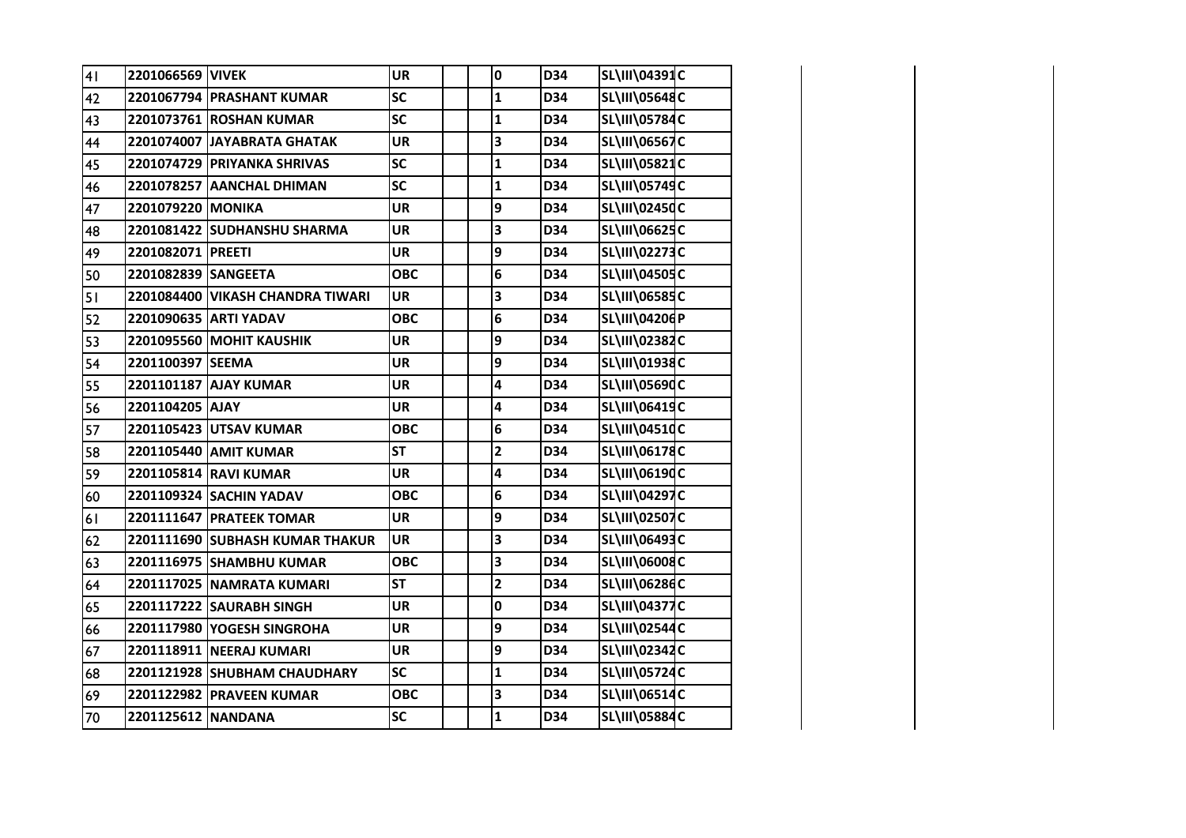| | | | | | | | | | |
|---|---|---|---|---|---|---|---|---|---|
| 41 | 2201066569 | VIVEK | UR | | | 0 | D34 | SL\III\04391 | C |
| 42 | 2201067794 | PRASHANT KUMAR | SC | | | 1 | D34 | SL\III\05648 | C |
| 43 | 2201073761 | ROSHAN KUMAR | SC | | | 1 | D34 | SL\III\05784 | C |
| 44 | 2201074007 | JAYABRATA GHATAK | UR | | | 3 | D34 | SL\III\06567 | C |
| 45 | 2201074729 | PRIYANKA SHRIVAS | SC | | | 1 | D34 | SL\III\05821 | C |
| 46 | 2201078257 | AANCHAL DHIMAN | SC | | | 1 | D34 | SL\III\05749 | C |
| 47 | 2201079220 | MONIKA | UR | | | 9 | D34 | SL\III\02450 | C |
| 48 | 2201081422 | SUDHANSHU SHARMA | UR | | | 3 | D34 | SL\III\06625 | C |
| 49 | 2201082071 | PREETI | UR | | | 9 | D34 | SL\III\02273 | C |
| 50 | 2201082839 | SANGEETA | OBC | | | 6 | D34 | SL\III\04505 | C |
| 51 | 2201084400 | VIKASH CHANDRA TIWARI | UR | | | 3 | D34 | SL\III\06585 | C |
| 52 | 2201090635 | ARTI YADAV | OBC | | | 6 | D34 | SL\III\04206 | P |
| 53 | 2201095560 | MOHIT KAUSHIK | UR | | | 9 | D34 | SL\III\02382 | C |
| 54 | 2201100397 | SEEMA | UR | | | 9 | D34 | SL\III\01938 | C |
| 55 | 2201101187 | AJAY KUMAR | UR | | | 4 | D34 | SL\III\05690 | C |
| 56 | 2201104205 | AJAY | UR | | | 4 | D34 | SL\III\06419 | C |
| 57 | 2201105423 | UTSAV KUMAR | OBC | | | 6 | D34 | SL\III\04510 | C |
| 58 | 2201105440 | AMIT KUMAR | ST | | | 2 | D34 | SL\III\06178 | C |
| 59 | 2201105814 | RAVI KUMAR | UR | | | 4 | D34 | SL\III\06190 | C |
| 60 | 2201109324 | SACHIN YADAV | OBC | | | 6 | D34 | SL\III\04297 | C |
| 61 | 2201111647 | PRATEEK TOMAR | UR | | | 9 | D34 | SL\III\02507 | C |
| 62 | 2201111690 | SUBHASH KUMAR THAKUR | UR | | | 3 | D34 | SL\III\06493 | C |
| 63 | 2201116975 | SHAMBHU KUMAR | OBC | | | 3 | D34 | SL\III\06008 | C |
| 64 | 2201117025 | NAMRATA KUMARI | ST | | | 2 | D34 | SL\III\06286 | C |
| 65 | 2201117222 | SAURABH SINGH | UR | | | 0 | D34 | SL\III\04377 | C |
| 66 | 2201117980 | YOGESH SINGROHA | UR | | | 9 | D34 | SL\III\02544 | C |
| 67 | 2201118911 | NEERAJ KUMARI | UR | | | 9 | D34 | SL\III\02342 | C |
| 68 | 2201121928 | SHUBHAM CHAUDHARY | SC | | | 1 | D34 | SL\III\05724 | C |
| 69 | 2201122982 | PRAVEEN KUMAR | OBC | | | 3 | D34 | SL\III\06514 | C |
| 70 | 2201125612 | NANDANA | SC | | | 1 | D34 | SL\III\05884 | C |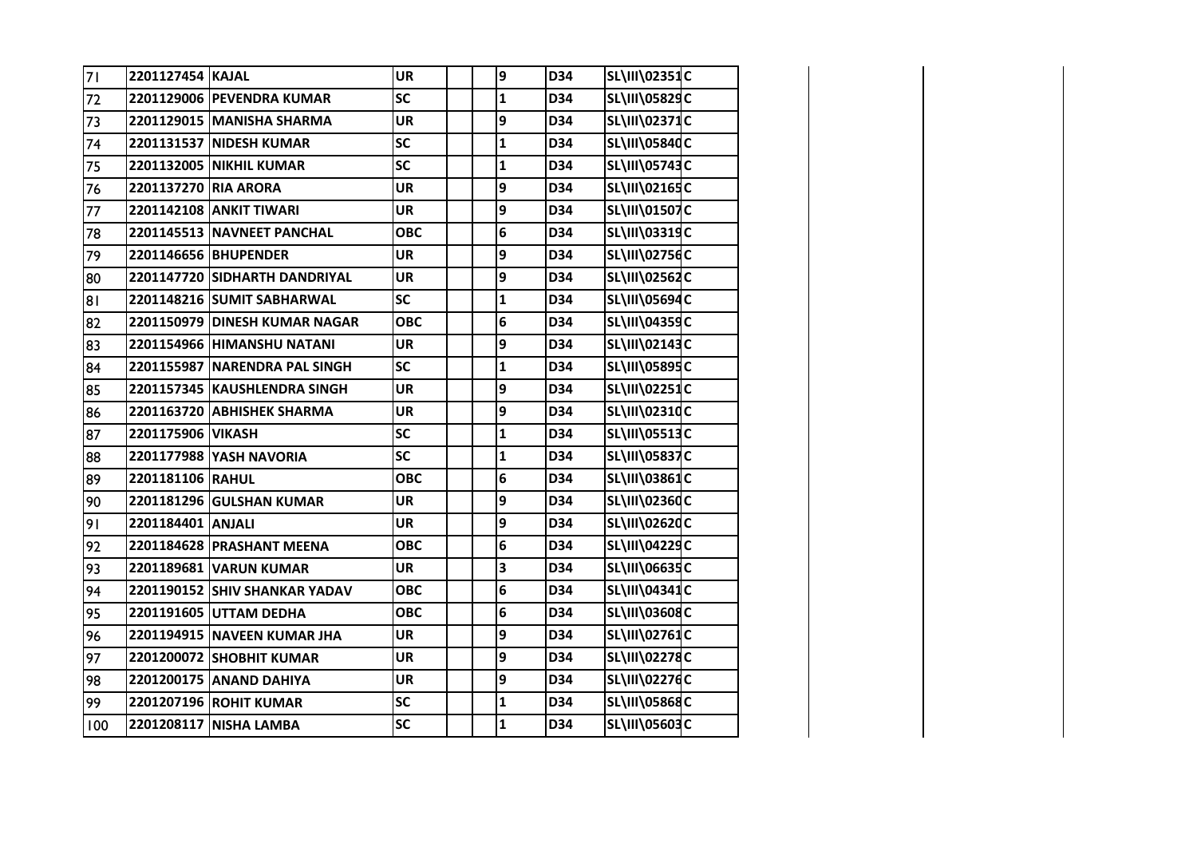| | | | | | | | | | |
|---|---|---|---|---|---|---|---|---|---|
| 71 | 2201127454 | KAJAL | UR | | | 9 | D34 | SL\III\02351 | C |
| 72 | 2201129006 | PEVENDRA KUMAR | SC | | | 1 | D34 | SL\III\05829 | C |
| 73 | 2201129015 | MANISHA SHARMA | UR | | | 9 | D34 | SL\III\02371 | C |
| 74 | 2201131537 | NIDESH KUMAR | SC | | | 1 | D34 | SL\III\05840 | C |
| 75 | 2201132005 | NIKHIL KUMAR | SC | | | 1 | D34 | SL\III\05743 | C |
| 76 | 2201137270 | RIA ARORA | UR | | | 9 | D34 | SL\III\02165 | C |
| 77 | 2201142108 | ANKIT TIWARI | UR | | | 9 | D34 | SL\III\01507 | C |
| 78 | 2201145513 | NAVNEET PANCHAL | OBC | | | 6 | D34 | SL\III\03319 | C |
| 79 | 2201146656 | BHUPENDER | UR | | | 9 | D34 | SL\III\02756 | C |
| 80 | 2201147720 | SIDHARTH DANDRIYAL | UR | | | 9 | D34 | SL\III\02562 | C |
| 81 | 2201148216 | SUMIT SABHARWAL | SC | | | 1 | D34 | SL\III\05694 | C |
| 82 | 2201150979 | DINESH KUMAR NAGAR | OBC | | | 6 | D34 | SL\III\04359 | C |
| 83 | 2201154966 | HIMANSHU NATANI | UR | | | 9 | D34 | SL\III\02143 | C |
| 84 | 2201155987 | NARENDRA PAL SINGH | SC | | | 1 | D34 | SL\III\05895 | C |
| 85 | 2201157345 | KAUSHLENDRA SINGH | UR | | | 9 | D34 | SL\III\02251 | C |
| 86 | 2201163720 | ABHISHEK SHARMA | UR | | | 9 | D34 | SL\III\02310 | C |
| 87 | 2201175906 | VIKASH | SC | | | 1 | D34 | SL\III\05513 | C |
| 88 | 2201177988 | YASH NAVORIA | SC | | | 1 | D34 | SL\III\05837 | C |
| 89 | 2201181106 | RAHUL | OBC | | | 6 | D34 | SL\III\03861 | C |
| 90 | 2201181296 | GULSHAN KUMAR | UR | | | 9 | D34 | SL\III\02360 | C |
| 91 | 2201184401 | ANJALI | UR | | | 9 | D34 | SL\III\02620 | C |
| 92 | 2201184628 | PRASHANT MEENA | OBC | | | 6 | D34 | SL\III\04229 | C |
| 93 | 2201189681 | VARUN KUMAR | UR | | | 3 | D34 | SL\III\06635 | C |
| 94 | 2201190152 | SHIV SHANKAR YADAV | OBC | | | 6 | D34 | SL\III\04341 | C |
| 95 | 2201191605 | UTTAM DEDHA | OBC | | | 6 | D34 | SL\III\03608 | C |
| 96 | 2201194915 | NAVEEN KUMAR JHA | UR | | | 9 | D34 | SL\III\02761 | C |
| 97 | 2201200072 | SHOBHIT KUMAR | UR | | | 9 | D34 | SL\III\02278 | C |
| 98 | 2201200175 | ANAND DAHIYA | UR | | | 9 | D34 | SL\III\02276 | C |
| 99 | 2201207196 | ROHIT KUMAR | SC | | | 1 | D34 | SL\III\05868 | C |
| 100 | 2201208117 | NISHA LAMBA | SC | | | 1 | D34 | SL\III\05603 | C |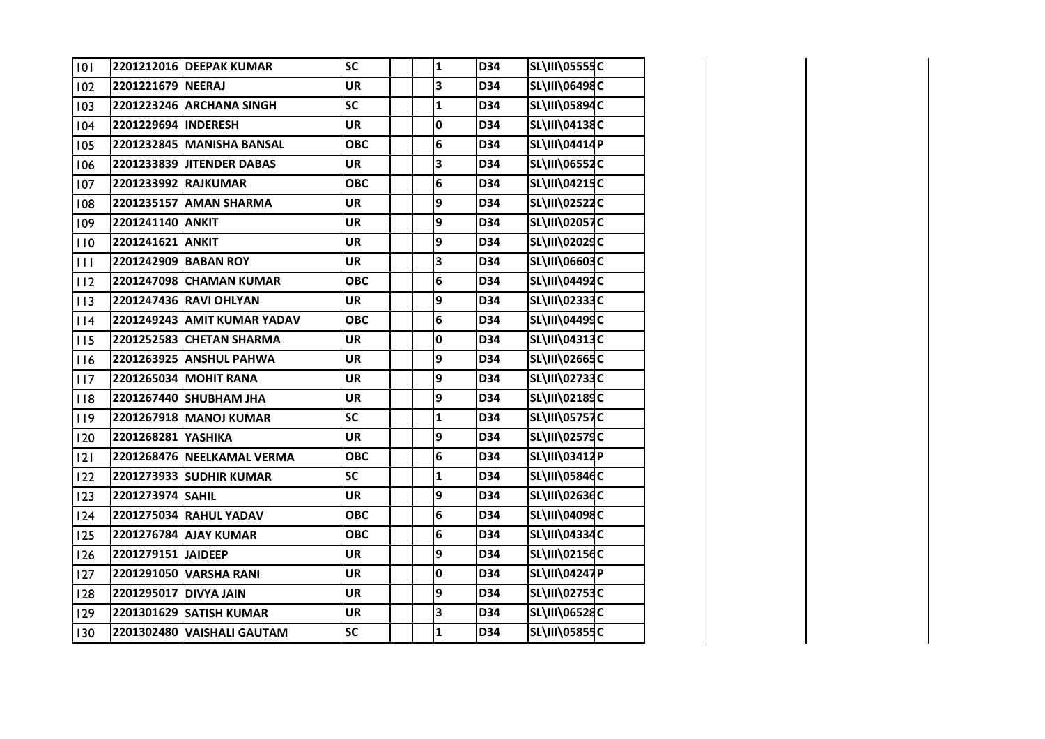| | | | | | | | | | |
|---|---|---|---|---|---|---|---|---|---|
| 101 | 2201212016 | DEEPAK KUMAR | SC | | | 1 | D34 | SL\III\05555 | C |
| 102 | 2201221679 | NEERAJ | UR | | | 3 | D34 | SL\III\06498 | C |
| 103 | 2201223246 | ARCHANA SINGH | SC | | | 1 | D34 | SL\III\05894 | C |
| 104 | 2201229694 | INDERESH | UR | | | 0 | D34 | SL\III\04138 | C |
| 105 | 2201232845 | MANISHA BANSAL | OBC | | | 6 | D34 | SL\III\04414 | P |
| 106 | 2201233839 | JITENDER DABAS | UR | | | 3 | D34 | SL\III\06552 | C |
| 107 | 2201233992 | RAJKUMAR | OBC | | | 6 | D34 | SL\III\04215 | C |
| 108 | 2201235157 | AMAN SHARMA | UR | | | 9 | D34 | SL\III\02522 | C |
| 109 | 2201241140 | ANKIT | UR | | | 9 | D34 | SL\III\02057 | C |
| 110 | 2201241621 | ANKIT | UR | | | 9 | D34 | SL\III\02029 | C |
| 111 | 2201242909 | BABAN ROY | UR | | | 3 | D34 | SL\III\06603 | C |
| 112 | 2201247098 | CHAMAN KUMAR | OBC | | | 6 | D34 | SL\III\04492 | C |
| 113 | 2201247436 | RAVI OHLYAN | UR | | | 9 | D34 | SL\III\02333 | C |
| 114 | 2201249243 | AMIT KUMAR YADAV | OBC | | | 6 | D34 | SL\III\04499 | C |
| 115 | 2201252583 | CHETAN SHARMA | UR | | | 0 | D34 | SL\III\04313 | C |
| 116 | 2201263925 | ANSHUL PAHWA | UR | | | 9 | D34 | SL\III\02665 | C |
| 117 | 2201265034 | MOHIT RANA | UR | | | 9 | D34 | SL\III\02733 | C |
| 118 | 2201267440 | SHUBHAM JHA | UR | | | 9 | D34 | SL\III\02189 | C |
| 119 | 2201267918 | MANOJ KUMAR | SC | | | 1 | D34 | SL\III\05757 | C |
| 120 | 2201268281 | YASHIKA | UR | | | 9 | D34 | SL\III\02579 | C |
| 121 | 2201268476 | NEELKAMAL VERMA | OBC | | | 6 | D34 | SL\III\03412 | P |
| 122 | 2201273933 | SUDHIR KUMAR | SC | | | 1 | D34 | SL\III\05846 | C |
| 123 | 2201273974 | SAHIL | UR | | | 9 | D34 | SL\III\02636 | C |
| 124 | 2201275034 | RAHUL YADAV | OBC | | | 6 | D34 | SL\III\04098 | C |
| 125 | 2201276784 | AJAY KUMAR | OBC | | | 6 | D34 | SL\III\04334 | C |
| 126 | 2201279151 | JAIDEEP | UR | | | 9 | D34 | SL\III\02156 | C |
| 127 | 2201291050 | VARSHA RANI | UR | | | 0 | D34 | SL\III\04247 | P |
| 128 | 2201295017 | DIVYA JAIN | UR | | | 9 | D34 | SL\III\02753 | C |
| 129 | 2201301629 | SATISH KUMAR | UR | | | 3 | D34 | SL\III\06528 | C |
| 130 | 2201302480 | VAISHALI GAUTAM | SC | | | 1 | D34 | SL\III\05855 | C |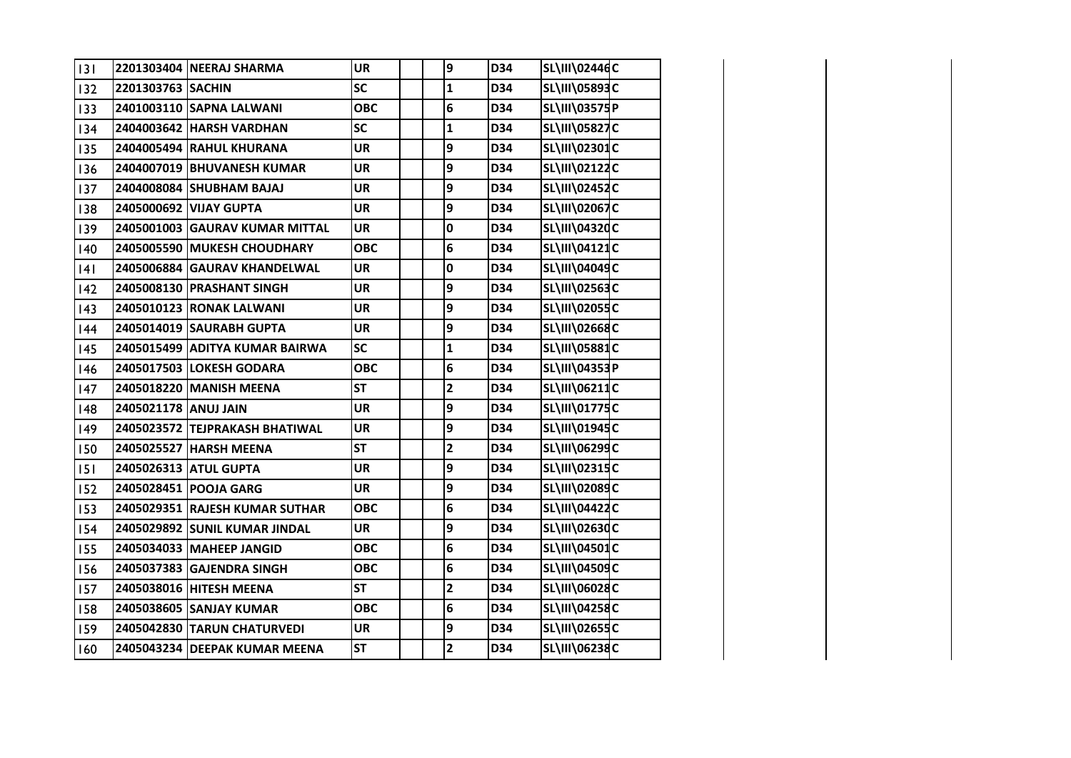| | | | | | | | | | |
|---|---|---|---|---|---|---|---|---|---|
| 131 | 2201303404 | NEERAJ SHARMA | UR | | | 9 | D34 | SL\III\02446 | C |
| 132 | 2201303763 | SACHIN | SC | | | 1 | D34 | SL\III\05893 | C |
| 133 | 2401003110 | SAPNA LALWANI | OBC | | | 6 | D34 | SL\III\03575 | P |
| 134 | 2404003642 | HARSH VARDHAN | SC | | | 1 | D34 | SL\III\05827 | C |
| 135 | 2404005494 | RAHUL KHURANA | UR | | | 9 | D34 | SL\III\02301 | C |
| 136 | 2404007019 | BHUVANESH KUMAR | UR | | | 9 | D34 | SL\III\02122 | C |
| 137 | 2404008084 | SHUBHAM BAJAJ | UR | | | 9 | D34 | SL\III\02452 | C |
| 138 | 2405000692 | VIJAY GUPTA | UR | | | 9 | D34 | SL\III\02067 | C |
| 139 | 2405001003 | GAURAV KUMAR MITTAL | UR | | | 0 | D34 | SL\III\04320 | C |
| 140 | 2405005590 | MUKESH CHOUDHARY | OBC | | | 6 | D34 | SL\III\04121 | C |
| 141 | 2405006884 | GAURAV KHANDELWAL | UR | | | 0 | D34 | SL\III\04049 | C |
| 142 | 2405008130 | PRASHANT SINGH | UR | | | 9 | D34 | SL\III\02563 | C |
| 143 | 2405010123 | RONAK LALWANI | UR | | | 9 | D34 | SL\III\02055 | C |
| 144 | 2405014019 | SAURABH GUPTA | UR | | | 9 | D34 | SL\III\02668 | C |
| 145 | 2405015499 | ADITYA KUMAR BAIRWA | SC | | | 1 | D34 | SL\III\05881 | C |
| 146 | 2405017503 | LOKESH GODARA | OBC | | | 6 | D34 | SL\III\04353 | P |
| 147 | 2405018220 | MANISH MEENA | ST | | | 2 | D34 | SL\III\06211 | C |
| 148 | 2405021178 | ANUJ JAIN | UR | | | 9 | D34 | SL\III\01775 | C |
| 149 | 2405023572 | TEJPRAKASH BHATIWAL | UR | | | 9 | D34 | SL\III\01945 | C |
| 150 | 2405025527 | HARSH MEENA | ST | | | 2 | D34 | SL\III\06299 | C |
| 151 | 2405026313 | ATUL GUPTA | UR | | | 9 | D34 | SL\III\02315 | C |
| 152 | 2405028451 | POOJA GARG | UR | | | 9 | D34 | SL\III\02089 | C |
| 153 | 2405029351 | RAJESH KUMAR SUTHAR | OBC | | | 6 | D34 | SL\III\04422 | C |
| 154 | 2405029892 | SUNIL KUMAR JINDAL | UR | | | 9 | D34 | SL\III\02630 | C |
| 155 | 2405034033 | MAHEEP JANGID | OBC | | | 6 | D34 | SL\III\04501 | C |
| 156 | 2405037383 | GAJENDRA SINGH | OBC | | | 6 | D34 | SL\III\04509 | C |
| 157 | 2405038016 | HITESH MEENA | ST | | | 2 | D34 | SL\III\06028 | C |
| 158 | 2405038605 | SANJAY KUMAR | OBC | | | 6 | D34 | SL\III\04258 | C |
| 159 | 2405042830 | TARUN CHATURVEDI | UR | | | 9 | D34 | SL\III\02655 | C |
| 160 | 2405043234 | DEEPAK KUMAR MEENA | ST | | | 2 | D34 | SL\III\06238 | C |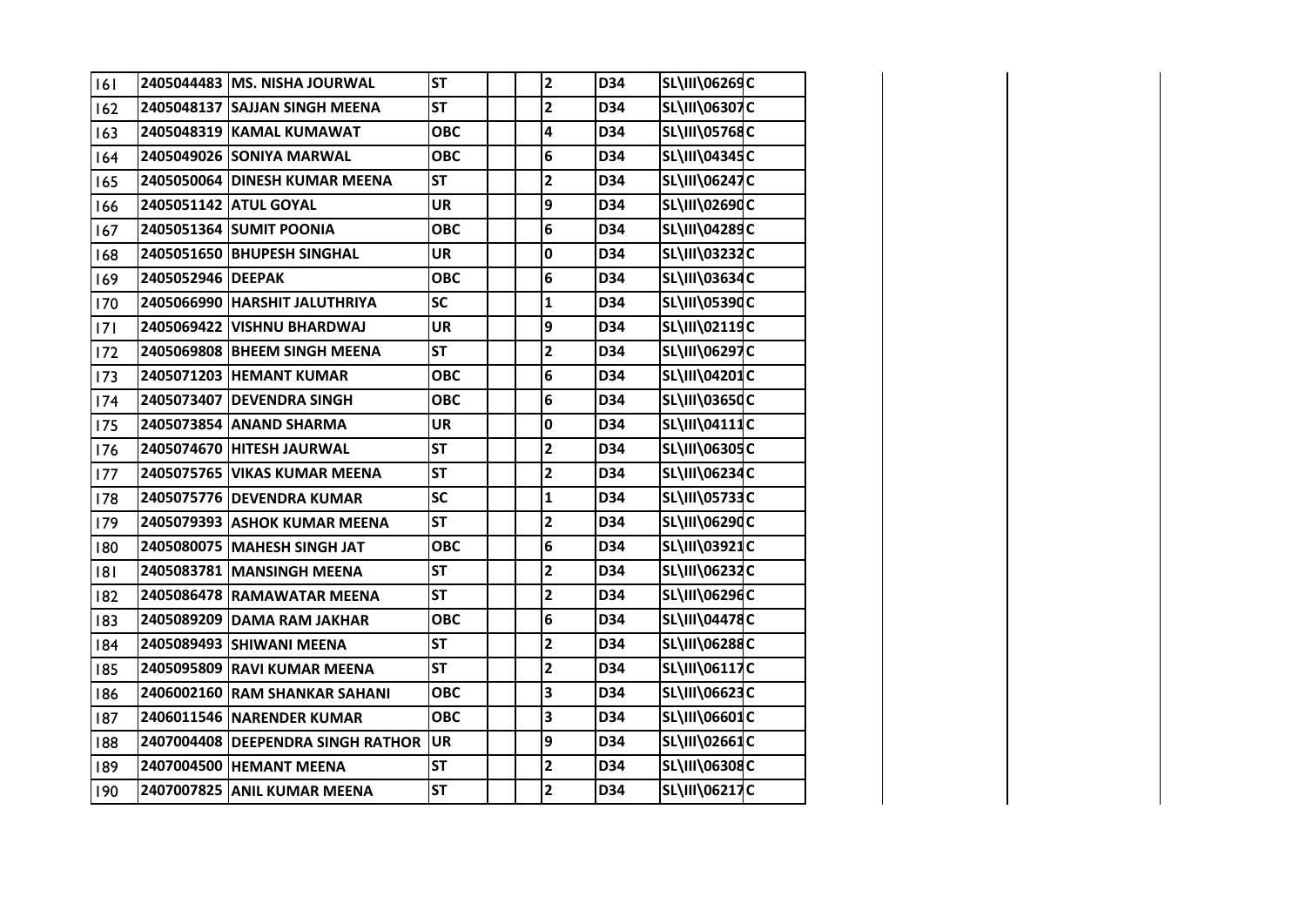| | | | | | | | | | |
|---|---|---|---|---|---|---|---|---|---|
| 161 | 2405044483 | MS. NISHA JOURWAL | ST | | | 2 | D34 | SL\III\06269 | C |
| 162 | 2405048137 | SAJJAN SINGH MEENA | ST | | | 2 | D34 | SL\III\06307 | C |
| 163 | 2405048319 | KAMAL KUMAWAT | OBC | | | 4 | D34 | SL\III\05768 | C |
| 164 | 2405049026 | SONIYA MARWAL | OBC | | | 6 | D34 | SL\III\04345 | C |
| 165 | 2405050064 | DINESH KUMAR MEENA | ST | | | 2 | D34 | SL\III\06247 | C |
| 166 | 2405051142 | ATUL GOYAL | UR | | | 9 | D34 | SL\III\02690 | C |
| 167 | 2405051364 | SUMIT POONIA | OBC | | | 6 | D34 | SL\III\04289 | C |
| 168 | 2405051650 | BHUPESH SINGHAL | UR | | | 0 | D34 | SL\III\03232 | C |
| 169 | 2405052946 | DEEPAK | OBC | | | 6 | D34 | SL\III\03634 | C |
| 170 | 2405066990 | HARSHIT JALUTHRIYA | SC | | | 1 | D34 | SL\III\05390 | C |
| 171 | 2405069422 | VISHNU BHARDWAJ | UR | | | 9 | D34 | SL\III\02119 | C |
| 172 | 2405069808 | BHEEM SINGH MEENA | ST | | | 2 | D34 | SL\III\06297 | C |
| 173 | 2405071203 | HEMANT KUMAR | OBC | | | 6 | D34 | SL\III\04201 | C |
| 174 | 2405073407 | DEVENDRA SINGH | OBC | | | 6 | D34 | SL\III\03650 | C |
| 175 | 2405073854 | ANAND SHARMA | UR | | | 0 | D34 | SL\III\04111 | C |
| 176 | 2405074670 | HITESH JAURWAL | ST | | | 2 | D34 | SL\III\06305 | C |
| 177 | 2405075765 | VIKAS KUMAR MEENA | ST | | | 2 | D34 | SL\III\06234 | C |
| 178 | 2405075776 | DEVENDRA KUMAR | SC | | | 1 | D34 | SL\III\05733 | C |
| 179 | 2405079393 | ASHOK KUMAR MEENA | ST | | | 2 | D34 | SL\III\06290 | C |
| 180 | 2405080075 | MAHESH SINGH JAT | OBC | | | 6 | D34 | SL\III\03921 | C |
| 181 | 2405083781 | MANSINGH MEENA | ST | | | 2 | D34 | SL\III\06232 | C |
| 182 | 2405086478 | RAMAWATAR MEENA | ST | | | 2 | D34 | SL\III\06296 | C |
| 183 | 2405089209 | DAMA RAM JAKHAR | OBC | | | 6 | D34 | SL\III\04478 | C |
| 184 | 2405089493 | SHIWANI MEENA | ST | | | 2 | D34 | SL\III\06288 | C |
| 185 | 2405095809 | RAVI KUMAR MEENA | ST | | | 2 | D34 | SL\III\06117 | C |
| 186 | 2406002160 | RAM SHANKAR SAHANI | OBC | | | 3 | D34 | SL\III\06623 | C |
| 187 | 2406011546 | NARENDER KUMAR | OBC | | | 3 | D34 | SL\III\06601 | C |
| 188 | 2407004408 | DEEPENDRA SINGH RATHOR | UR | | | 9 | D34 | SL\III\02661 | C |
| 189 | 2407004500 | HEMANT MEENA | ST | | | 2 | D34 | SL\III\06308 | C |
| 190 | 2407007825 | ANIL KUMAR MEENA | ST | | | 2 | D34 | SL\III\06217 | C |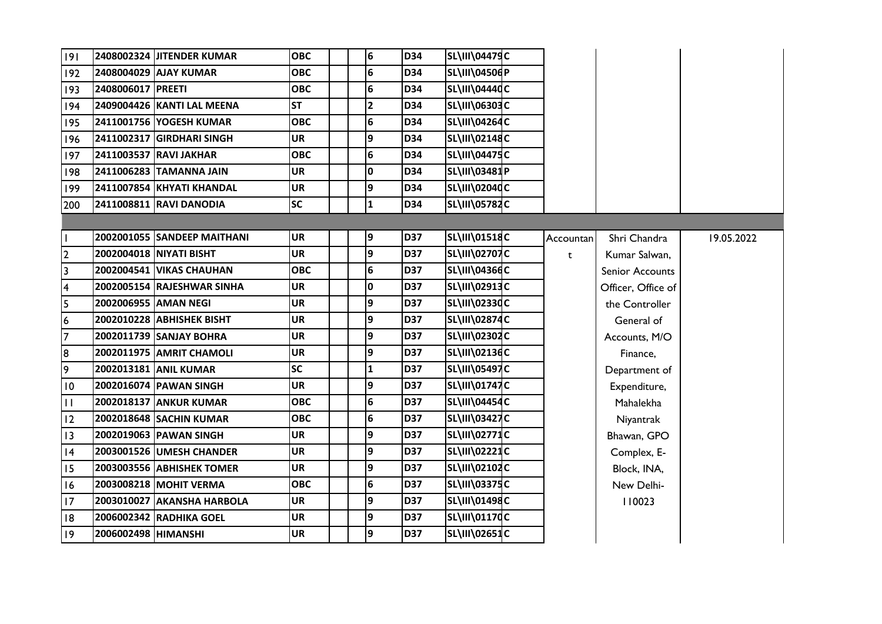| | | | | | | | | | | | |
|---|---|---|---|---|---|---|---|---|---|---|---|
| 191 | 2408002324 | JITENDER KUMAR | OBC | | | 6 | D34 | SL\III\04479 | C | | | |
| 192 | 2408004029 | AJAY KUMAR | OBC | | | 6 | D34 | SL\III\04506 | P | | | |
| 193 | 2408006017 | PREETI | OBC | | | 6 | D34 | SL\III\04440 | C | | | |
| 194 | 2409004426 | KANTI LAL MEENA | ST | | | 2 | D34 | SL\III\06303 | C | | | |
| 195 | 2411001756 | YOGESH KUMAR | OBC | | | 6 | D34 | SL\III\04264 | C | | | |
| 196 | 2411002317 | GIRDHARI SINGH | UR | | | 9 | D34 | SL\III\02148 | C | | | |
| 197 | 2411003537 | RAVI JAKHAR | OBC | | | 6 | D34 | SL\III\04475 | C | | | |
| 198 | 2411006283 | TAMANNA JAIN | UR | | | 0 | D34 | SL\III\03481 | P | | | |
| 199 | 2411007854 | KHYATI KHANDAL | UR | | | 9 | D34 | SL\III\02040 | C | | | |
| 200 | 2411008811 | RAVI DANODIA | SC | | | 1 | D34 | SL\III\05782 | C | | | |
| | | | | | | | | | | | | |
| 1 | 2002001055 | SANDEEP MAITHANI | UR | | | 9 | D37 | SL\III\01518 | C | Accountant | Shri Chandra Kumar Salwan, Senior Accounts Officer, Office of the Controller General of Accounts, M/O Finance, Department of Expenditure, Mahalekha Niyantrak Bhawan, GPO Complex, E-Block, INA, New Delhi-110023 | 19.05.2022 |
| 2 | 2002004018 | NIYATI BISHT | UR | | | 9 | D37 | SL\III\02707 | C | | | |
| 3 | 2002004541 | VIKAS CHAUHAN | OBC | | | 6 | D37 | SL\III\04366 | C | | | |
| 4 | 2002005154 | RAJESHWAR SINHA | UR | | | 0 | D37 | SL\III\02913 | C | | | |
| 5 | 2002006955 | AMAN NEGI | UR | | | 9 | D37 | SL\III\02330 | C | | | |
| 6 | 2002010228 | ABHISHEK BISHT | UR | | | 9 | D37 | SL\III\02874 | C | | | |
| 7 | 2002011739 | SANJAY BOHRA | UR | | | 9 | D37 | SL\III\02302 | C | | | |
| 8 | 2002011975 | AMRIT CHAMOLI | UR | | | 9 | D37 | SL\III\02136 | C | | | |
| 9 | 2002013181 | ANIL KUMAR | SC | | | 1 | D37 | SL\III\05497 | C | | | |
| 10 | 2002016074 | PAWAN SINGH | UR | | | 9 | D37 | SL\III\01747 | C | | | |
| 11 | 2002018137 | ANKUR KUMAR | OBC | | | 6 | D37 | SL\III\04454 | C | | | |
| 12 | 2002018648 | SACHIN KUMAR | OBC | | | 6 | D37 | SL\III\03427 | C | | | |
| 13 | 2002019063 | PAWAN SINGH | UR | | | 9 | D37 | SL\III\02771 | C | | | |
| 14 | 2003001526 | UMESH CHANDER | UR | | | 9 | D37 | SL\III\02221 | C | | | |
| 15 | 2003003556 | ABHISHEK TOMER | UR | | | 9 | D37 | SL\III\02102 | C | | | |
| 16 | 2003008218 | MOHIT VERMA | OBC | | | 6 | D37 | SL\III\03375 | C | | | |
| 17 | 2003010027 | AKANSHA HARBOLA | UR | | | 9 | D37 | SL\III\01498 | C | | | |
| 18 | 2006002342 | RADHIKA GOEL | UR | | | 9 | D37 | SL\III\01170 | C | | | |
| 19 | 2006002498 | HIMANSHI | UR | | | 9 | D37 | SL\III\02651 | C | | | |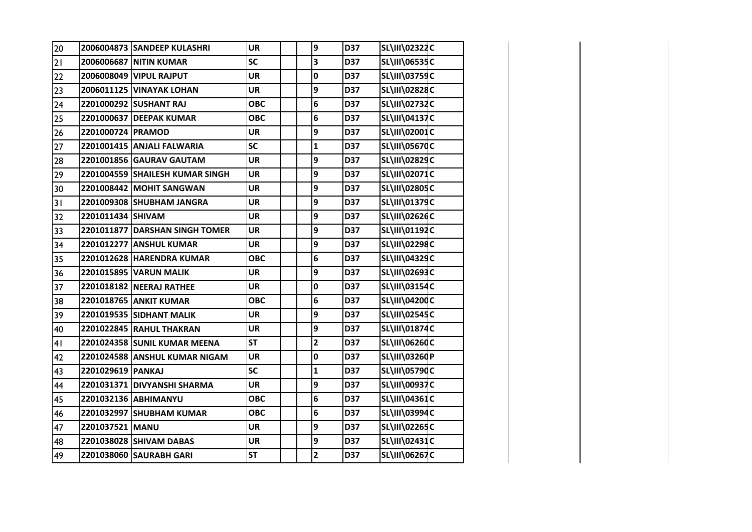| | | | | | | | | | |
|---|---|---|---|---|---|---|---|---|---|
| 20 | 2006004873 | SANDEEP KULASHRI | UR | | | 9 | D37 | SL\III\02322 | C |
| 21 | 2006006687 | NITIN KUMAR | SC | | | 3 | D37 | SL\III\06535 | C |
| 22 | 2006008049 | VIPUL RAJPUT | UR | | | 0 | D37 | SL\III\03759 | C |
| 23 | 2006011125 | VINAYAK LOHAN | UR | | | 9 | D37 | SL\III\02828 | C |
| 24 | 2201000292 | SUSHANT RAJ | OBC | | | 6 | D37 | SL\III\02732 | C |
| 25 | 2201000637 | DEEPAK KUMAR | OBC | | | 6 | D37 | SL\III\04137 | C |
| 26 | 2201000724 | PRAMOD | UR | | | 9 | D37 | SL\III\02001 | C |
| 27 | 2201001415 | ANJALI FALWARIA | SC | | | 1 | D37 | SL\III\05670 | C |
| 28 | 2201001856 | GAURAV GAUTAM | UR | | | 9 | D37 | SL\III\02829 | C |
| 29 | 2201004559 | SHAILESH KUMAR SINGH | UR | | | 9 | D37 | SL\III\02071 | C |
| 30 | 2201008442 | MOHIT SANGWAN | UR | | | 9 | D37 | SL\III\02805 | C |
| 31 | 2201009308 | SHUBHAM JANGRA | UR | | | 9 | D37 | SL\III\01379 | C |
| 32 | 2201011434 | SHIVAM | UR | | | 9 | D37 | SL\III\02626 | C |
| 33 | 2201011877 | DARSHAN SINGH TOMER | UR | | | 9 | D37 | SL\III\01192 | C |
| 34 | 2201012277 | ANSHUL KUMAR | UR | | | 9 | D37 | SL\III\02298 | C |
| 35 | 2201012628 | HARENDRA KUMAR | OBC | | | 6 | D37 | SL\III\04329 | C |
| 36 | 2201015895 | VARUN MALIK | UR | | | 9 | D37 | SL\III\02693 | C |
| 37 | 2201018182 | NEERAJ RATHEE | UR | | | 0 | D37 | SL\III\03154 | C |
| 38 | 2201018765 | ANKIT KUMAR | OBC | | | 6 | D37 | SL\III\04200 | C |
| 39 | 2201019535 | SIDHANT MALIK | UR | | | 9 | D37 | SL\III\02545 | C |
| 40 | 2201022845 | RAHUL THAKRAN | UR | | | 9 | D37 | SL\III\01874 | C |
| 41 | 2201024358 | SUNIL KUMAR MEENA | ST | | | 2 | D37 | SL\III\06260 | C |
| 42 | 2201024588 | ANSHUL KUMAR NIGAM | UR | | | 0 | D37 | SL\III\03260 | P |
| 43 | 2201029619 | PANKAJ | SC | | | 1 | D37 | SL\III\05790 | C |
| 44 | 2201031371 | DIVYANSHI SHARMA | UR | | | 9 | D37 | SL\III\00937 | C |
| 45 | 2201032136 | ABHIMANYU | OBC | | | 6 | D37 | SL\III\04361 | C |
| 46 | 2201032997 | SHUBHAM KUMAR | OBC | | | 6 | D37 | SL\III\03994 | C |
| 47 | 2201037521 | MANU | UR | | | 9 | D37 | SL\III\02265 | C |
| 48 | 2201038028 | SHIVAM DABAS | UR | | | 9 | D37 | SL\III\02431 | C |
| 49 | 2201038060 | SAURABH GARI | ST | | | 2 | D37 | SL\III\06267 | C |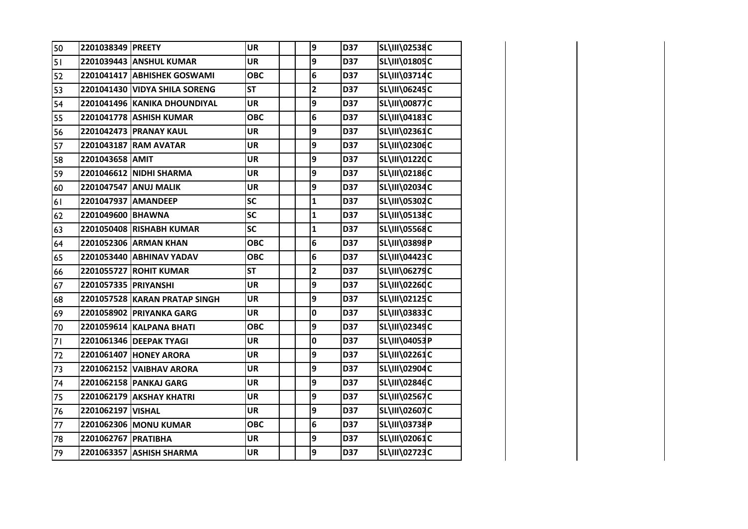| | | | | | | | | | |
|---|---|---|---|---|---|---|---|---|---|
| 50 | 2201038349 | PREETY | UR | | | 9 | D37 | SL\III\02538 | C |
| 51 | 2201039443 | ANSHUL KUMAR | UR | | | 9 | D37 | SL\III\01805 | C |
| 52 | 2201041417 | ABHISHEK GOSWAMI | OBC | | | 6 | D37 | SL\III\03714 | C |
| 53 | 2201041430 | VIDYA SHILA SORENG | ST | | | 2 | D37 | SL\III\06245 | C |
| 54 | 2201041496 | KANIKA DHOUNDIYAL | UR | | | 9 | D37 | SL\III\00877 | C |
| 55 | 2201041778 | ASHISH KUMAR | OBC | | | 6 | D37 | SL\III\04183 | C |
| 56 | 2201042473 | PRANAY KAUL | UR | | | 9 | D37 | SL\III\02361 | C |
| 57 | 2201043187 | RAM AVATAR | UR | | | 9 | D37 | SL\III\02306 | C |
| 58 | 2201043658 | AMIT | UR | | | 9 | D37 | SL\III\01220 | C |
| 59 | 2201046612 | NIDHI SHARMA | UR | | | 9 | D37 | SL\III\02186 | C |
| 60 | 2201047547 | ANUJ MALIK | UR | | | 9 | D37 | SL\III\02034 | C |
| 61 | 2201047937 | AMANDEEP | SC | | | 1 | D37 | SL\III\05302 | C |
| 62 | 2201049600 | BHAWNA | SC | | | 1 | D37 | SL\III\05138 | C |
| 63 | 2201050408 | RISHABH KUMAR | SC | | | 1 | D37 | SL\III\05568 | C |
| 64 | 2201052306 | ARMAN KHAN | OBC | | | 6 | D37 | SL\III\03898 | P |
| 65 | 2201053440 | ABHINAV YADAV | OBC | | | 6 | D37 | SL\III\04423 | C |
| 66 | 2201055727 | ROHIT KUMAR | ST | | | 2 | D37 | SL\III\06279 | C |
| 67 | 2201057335 | PRIYANSHI | UR | | | 9 | D37 | SL\III\02260 | C |
| 68 | 2201057528 | KARAN PRATAP SINGH | UR | | | 9 | D37 | SL\III\02125 | C |
| 69 | 2201058902 | PRIYANKA GARG | UR | | | 0 | D37 | SL\III\03833 | C |
| 70 | 2201059614 | KALPANA BHATI | OBC | | | 9 | D37 | SL\III\02349 | C |
| 71 | 2201061346 | DEEPAK TYAGI | UR | | | 0 | D37 | SL\III\04053 | P |
| 72 | 2201061407 | HONEY ARORA | UR | | | 9 | D37 | SL\III\02261 | C |
| 73 | 2201062152 | VAIBHAV ARORA | UR | | | 9 | D37 | SL\III\02904 | C |
| 74 | 2201062158 | PANKAJ GARG | UR | | | 9 | D37 | SL\III\02846 | C |
| 75 | 2201062179 | AKSHAY KHATRI | UR | | | 9 | D37 | SL\III\02567 | C |
| 76 | 2201062197 | VISHAL | UR | | | 9 | D37 | SL\III\02607 | C |
| 77 | 2201062306 | MONU KUMAR | OBC | | | 6 | D37 | SL\III\03738 | P |
| 78 | 2201062767 | PRATIBHA | UR | | | 9 | D37 | SL\III\02061 | C |
| 79 | 2201063357 | ASHISH SHARMA | UR | | | 9 | D37 | SL\III\02723 | C |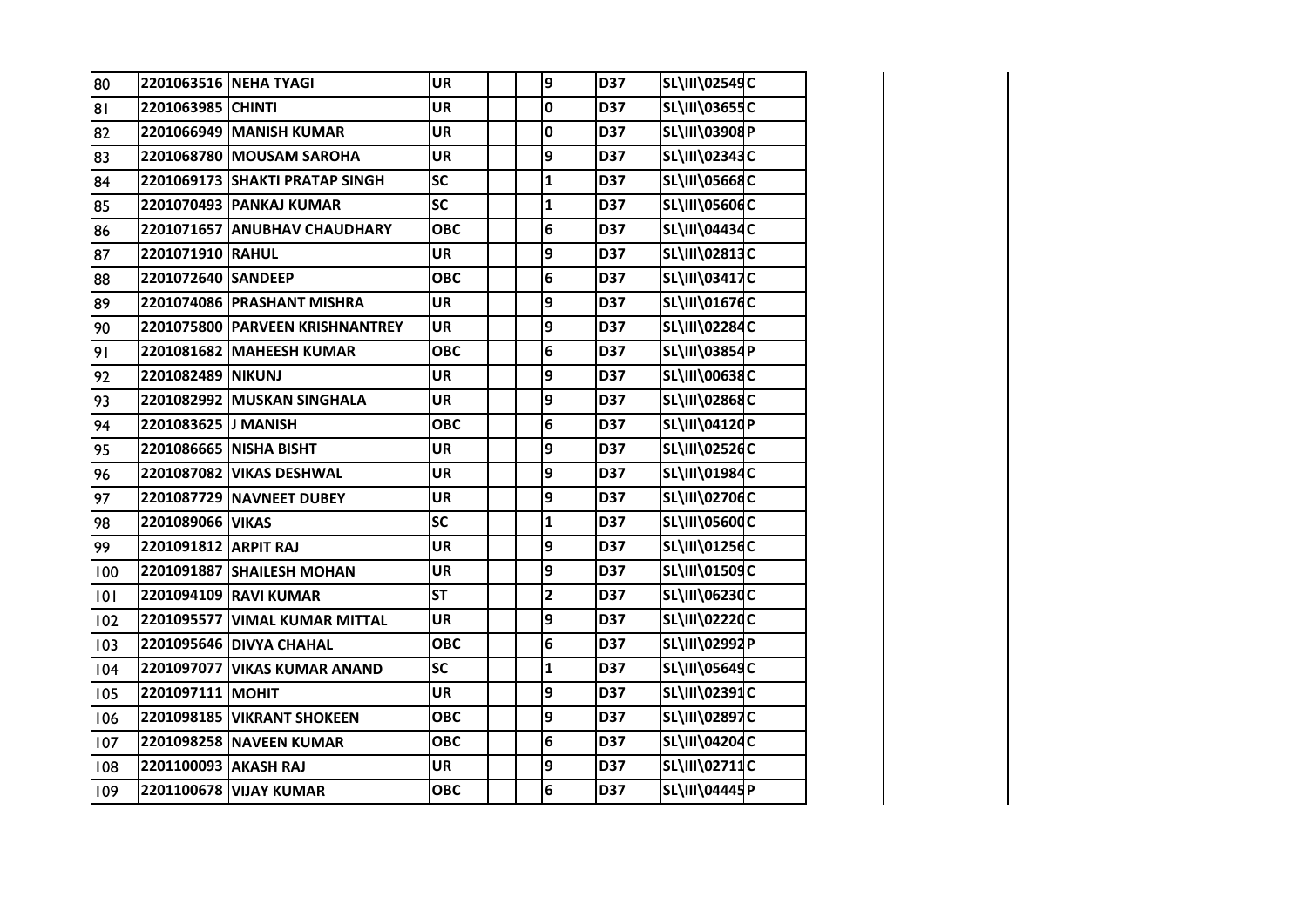| 80 | 2201063516 | NEHA TYAGI | UR | | | 9 | D37 | SL\III\02549 | C |
|---|---|---|---|---|---|---|---|---|---|
| 81 | 2201063985 | CHINTI | UR | | | 0 | D37 | SL\III\03655 | C |
| 82 | 2201066949 | MANISH KUMAR | UR | | | 0 | D37 | SL\III\03908 | P |
| 83 | 2201068780 | MOUSAM SAROHA | UR | | | 9 | D37 | SL\III\02343 | C |
| 84 | 2201069173 | SHAKTI PRATAP SINGH | SC | | | 1 | D37 | SL\III\05668 | C |
| 85 | 2201070493 | PANKAJ KUMAR | SC | | | 1 | D37 | SL\III\05606 | C |
| 86 | 2201071657 | ANUBHAV CHAUDHARY | OBC | | | 6 | D37 | SL\III\04434 | C |
| 87 | 2201071910 | RAHUL | UR | | | 9 | D37 | SL\III\02813 | C |
| 88 | 2201072640 | SANDEEP | OBC | | | 6 | D37 | SL\III\03417 | C |
| 89 | 2201074086 | PRASHANT MISHRA | UR | | | 9 | D37 | SL\III\01676 | C |
| 90 | 2201075800 | PARVEEN KRISHNANTREY | UR | | | 9 | D37 | SL\III\02284 | C |
| 91 | 2201081682 | MAHEESH KUMAR | OBC | | | 6 | D37 | SL\III\03854 | P |
| 92 | 2201082489 | NIKUNJ | UR | | | 9 | D37 | SL\III\00638 | C |
| 93 | 2201082992 | MUSKAN SINGHALA | UR | | | 9 | D37 | SL\III\02868 | C |
| 94 | 2201083625 | J MANISH | OBC | | | 6 | D37 | SL\III\04120 | P |
| 95 | 2201086665 | NISHA BISHT | UR | | | 9 | D37 | SL\III\02526 | C |
| 96 | 2201087082 | VIKAS DESHWAL | UR | | | 9 | D37 | SL\III\01984 | C |
| 97 | 2201087729 | NAVNEET DUBEY | UR | | | 9 | D37 | SL\III\02706 | C |
| 98 | 2201089066 | VIKAS | SC | | | 1 | D37 | SL\III\05600 | C |
| 99 | 2201091812 | ARPIT RAJ | UR | | | 9 | D37 | SL\III\01256 | C |
| 100 | 2201091887 | SHAILESH MOHAN | UR | | | 9 | D37 | SL\III\01509 | C |
| 101 | 2201094109 | RAVI KUMAR | ST | | | 2 | D37 | SL\III\06230 | C |
| 102 | 2201095577 | VIMAL KUMAR MITTAL | UR | | | 9 | D37 | SL\III\02220 | C |
| 103 | 2201095646 | DIVYA CHAHAL | OBC | | | 6 | D37 | SL\III\02992 | P |
| 104 | 2201097077 | VIKAS KUMAR ANAND | SC | | | 1 | D37 | SL\III\05649 | C |
| 105 | 2201097111 | MOHIT | UR | | | 9 | D37 | SL\III\02391 | C |
| 106 | 2201098185 | VIKRANT SHOKEEN | OBC | | | 9 | D37 | SL\III\02897 | C |
| 107 | 2201098258 | NAVEEN KUMAR | OBC | | | 6 | D37 | SL\III\04204 | C |
| 108 | 2201100093 | AKASH RAJ | UR | | | 9 | D37 | SL\III\02711 | C |
| 109 | 2201100678 | VIJAY KUMAR | OBC | | | 6 | D37 | SL\III\04445 | P |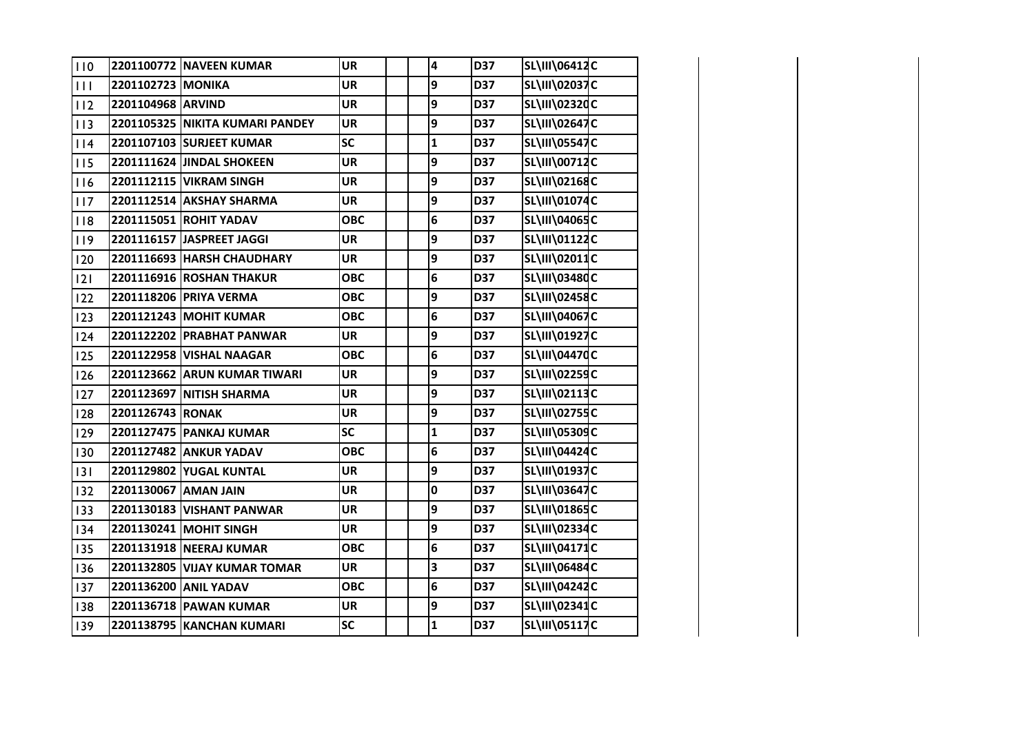| | | | | | | | | | | | |
|---|---|---|---|---|---|---|---|---|---|---|---|
| 110 | 2201100772 | NAVEEN KUMAR | UR | | | 4 | D37 | SL\III\06412 | C | | |
| 111 | 2201102723 | MONIKA | UR | | | 9 | D37 | SL\III\02037 | C | | |
| 112 | 2201104968 | ARVIND | UR | | | 9 | D37 | SL\III\02320 | C | | |
| 113 | 2201105325 | NIKITA KUMARI PANDEY | UR | | | 9 | D37 | SL\III\02647 | C | | |
| 114 | 2201107103 | SURJEET KUMAR | SC | | | 1 | D37 | SL\III\05547 | C | | |
| 115 | 2201111624 | JINDAL SHOKEEN | UR | | | 9 | D37 | SL\III\00712 | C | | |
| 116 | 2201112115 | VIKRAM SINGH | UR | | | 9 | D37 | SL\III\02168 | C | | |
| 117 | 2201112514 | AKSHAY SHARMA | UR | | | 9 | D37 | SL\III\01074 | C | | |
| 118 | 2201115051 | ROHIT YADAV | OBC | | | 6 | D37 | SL\III\04065 | C | | |
| 119 | 2201116157 | JASPREET JAGGI | UR | | | 9 | D37 | SL\III\01122 | C | | |
| 120 | 2201116693 | HARSH CHAUDHARY | UR | | | 9 | D37 | SL\III\02011 | C | | |
| 121 | 2201116916 | ROSHAN THAKUR | OBC | | | 6 | D37 | SL\III\03480 | C | | |
| 122 | 2201118206 | PRIYA VERMA | OBC | | | 9 | D37 | SL\III\02458 | C | | |
| 123 | 2201121243 | MOHIT KUMAR | OBC | | | 6 | D37 | SL\III\04067 | C | | |
| 124 | 2201122202 | PRABHAT PANWAR | UR | | | 9 | D37 | SL\III\01927 | C | | |
| 125 | 2201122958 | VISHAL NAAGAR | OBC | | | 6 | D37 | SL\III\04470 | C | | |
| 126 | 2201123662 | ARUN KUMAR TIWARI | UR | | | 9 | D37 | SL\III\02259 | C | | |
| 127 | 2201123697 | NITISH SHARMA | UR | | | 9 | D37 | SL\III\02113 | C | | |
| 128 | 2201126743 | RONAK | UR | | | 9 | D37 | SL\III\02755 | C | | |
| 129 | 2201127475 | PANKAJ KUMAR | SC | | | 1 | D37 | SL\III\05309 | C | | |
| 130 | 2201127482 | ANKUR YADAV | OBC | | | 6 | D37 | SL\III\04424 | C | | |
| 131 | 2201129802 | YUGAL KUNTAL | UR | | | 9 | D37 | SL\III\01937 | C | | |
| 132 | 2201130067 | AMAN JAIN | UR | | | 0 | D37 | SL\III\03647 | C | | |
| 133 | 2201130183 | VISHANT PANWAR | UR | | | 9 | D37 | SL\III\01865 | C | | |
| 134 | 2201130241 | MOHIT SINGH | UR | | | 9 | D37 | SL\III\02334 | C | | |
| 135 | 2201131918 | NEERAJ KUMAR | OBC | | | 6 | D37 | SL\III\04171 | C | | |
| 136 | 2201132805 | VIJAY KUMAR TOMAR | UR | | | 3 | D37 | SL\III\06484 | C | | |
| 137 | 2201136200 | ANIL YADAV | OBC | | | 6 | D37 | SL\III\04242 | C | | |
| 138 | 2201136718 | PAWAN KUMAR | UR | | | 9 | D37 | SL\III\02341 | C | | |
| 139 | 2201138795 | KANCHAN KUMARI | SC | | | 1 | D37 | SL\III\05117 | C | | |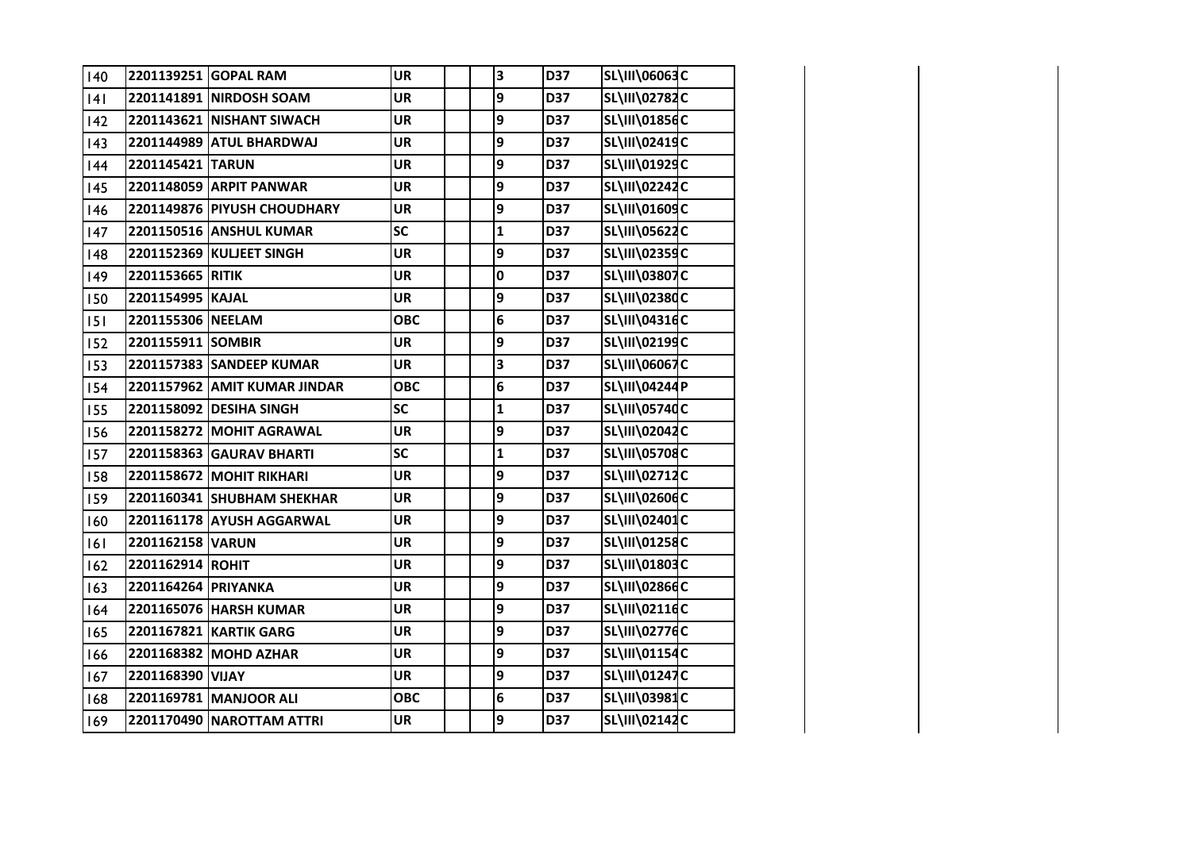| 140 | 2201139251 | GOPAL RAM | UR | | | 3 | D37 | SL\III\06063 | C |
|---|---|---|---|---|---|---|---|---|---|
| 141 | 2201141891 | NIRDOSH SOAM | UR | | | 9 | D37 | SL\III\02782 | C |
| 142 | 2201143621 | NISHANT SIWACH | UR | | | 9 | D37 | SL\III\01856 | C |
| 143 | 2201144989 | ATUL BHARDWAJ | UR | | | 9 | D37 | SL\III\02419 | C |
| 144 | 2201145421 | TARUN | UR | | | 9 | D37 | SL\III\01929 | C |
| 145 | 2201148059 | ARPIT PANWAR | UR | | | 9 | D37 | SL\III\02242 | C |
| 146 | 2201149876 | PIYUSH CHOUDHARY | UR | | | 9 | D37 | SL\III\01609 | C |
| 147 | 2201150516 | ANSHUL KUMAR | SC | | | 1 | D37 | SL\III\05622 | C |
| 148 | 2201152369 | KULJEET SINGH | UR | | | 9 | D37 | SL\III\02359 | C |
| 149 | 2201153665 | RITIK | UR | | | 0 | D37 | SL\III\03807 | C |
| 150 | 2201154995 | KAJAL | UR | | | 9 | D37 | SL\III\02380 | C |
| 151 | 2201155306 | NEELAM | OBC | | | 6 | D37 | SL\III\04316 | C |
| 152 | 2201155911 | SOMBIR | UR | | | 9 | D37 | SL\III\02199 | C |
| 153 | 2201157383 | SANDEEP KUMAR | UR | | | 3 | D37 | SL\III\06067 | C |
| 154 | 2201157962 | AMIT KUMAR JINDAR | OBC | | | 6 | D37 | SL\III\04244 | P |
| 155 | 2201158092 | DESIHA SINGH | SC | | | 1 | D37 | SL\III\05740 | C |
| 156 | 2201158272 | MOHIT AGRAWAL | UR | | | 9 | D37 | SL\III\02042 | C |
| 157 | 2201158363 | GAURAV BHARTI | SC | | | 1 | D37 | SL\III\05708 | C |
| 158 | 2201158672 | MOHIT RIKHARI | UR | | | 9 | D37 | SL\III\02712 | C |
| 159 | 2201160341 | SHUBHAM SHEKHAR | UR | | | 9 | D37 | SL\III\02606 | C |
| 160 | 2201161178 | AYUSH AGGARWAL | UR | | | 9 | D37 | SL\III\02401 | C |
| 161 | 2201162158 | VARUN | UR | | | 9 | D37 | SL\III\01258 | C |
| 162 | 2201162914 | ROHIT | UR | | | 9 | D37 | SL\III\01803 | C |
| 163 | 2201164264 | PRIYANKA | UR | | | 9 | D37 | SL\III\02866 | C |
| 164 | 2201165076 | HARSH KUMAR | UR | | | 9 | D37 | SL\III\02116 | C |
| 165 | 2201167821 | KARTIK GARG | UR | | | 9 | D37 | SL\III\02776 | C |
| 166 | 2201168382 | MOHD AZHAR | UR | | | 9 | D37 | SL\III\01154 | C |
| 167 | 2201168390 | VIJAY | UR | | | 9 | D37 | SL\III\01247 | C |
| 168 | 2201169781 | MANJOOR ALI | OBC | | | 6 | D37 | SL\III\03981 | C |
| 169 | 2201170490 | NAROTTAM ATTRI | UR | | | 9 | D37 | SL\III\02142 | C |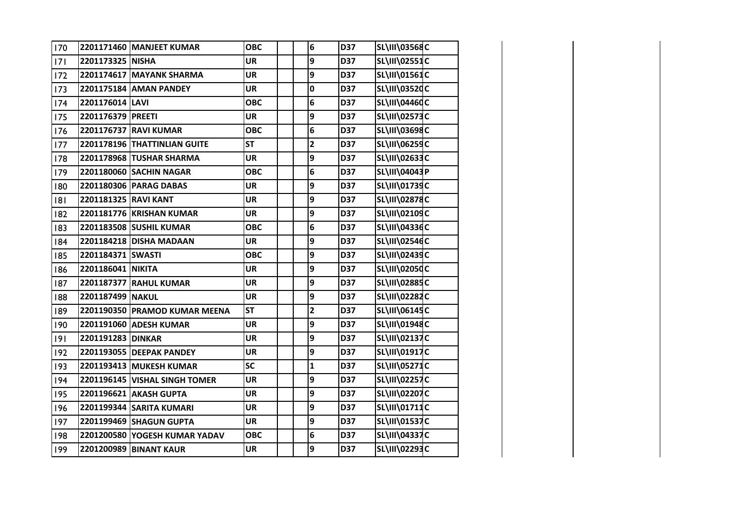| | | | | | | | | | | | |
|---|---|---|---|---|---|---|---|---|---|---|---|
| 170 | 2201171460 | MANJEET KUMAR | OBC | | | 6 | D37 | SL\III\03568 | C | | |
| 171 | 2201173325 | NISHA | UR | | | 9 | D37 | SL\III\02551 | C | | |
| 172 | 2201174617 | MAYANK SHARMA | UR | | | 9 | D37 | SL\III\01561 | C | | |
| 173 | 2201175184 | AMAN PANDEY | UR | | | 0 | D37 | SL\III\03520 | C | | |
| 174 | 2201176014 | LAVI | OBC | | | 6 | D37 | SL\III\04460 | C | | |
| 175 | 2201176379 | PREETI | UR | | | 9 | D37 | SL\III\02573 | C | | |
| 176 | 2201176737 | RAVI KUMAR | OBC | | | 6 | D37 | SL\III\03698 | C | | |
| 177 | 2201178196 | THATTINLIAN GUITE | ST | | | 2 | D37 | SL\III\06259 | C | | |
| 178 | 2201178968 | TUSHAR SHARMA | UR | | | 9 | D37 | SL\III\02633 | C | | |
| 179 | 2201180060 | SACHIN NAGAR | OBC | | | 6 | D37 | SL\III\04043 | P | | |
| 180 | 2201180306 | PARAG DABAS | UR | | | 9 | D37 | SL\III\01739 | C | | |
| 181 | 2201181325 | RAVI KANT | UR | | | 9 | D37 | SL\III\02878 | C | | |
| 182 | 2201181776 | KRISHAN KUMAR | UR | | | 9 | D37 | SL\III\02109 | C | | |
| 183 | 2201183508 | SUSHIL KUMAR | OBC | | | 6 | D37 | SL\III\04336 | C | | |
| 184 | 2201184218 | DISHA MADAAN | UR | | | 9 | D37 | SL\III\02546 | C | | |
| 185 | 2201184371 | SWASTI | OBC | | | 9 | D37 | SL\III\02439 | C | | |
| 186 | 2201186041 | NIKITA | UR | | | 9 | D37 | SL\III\02050 | C | | |
| 187 | 2201187377 | RAHUL KUMAR | UR | | | 9 | D37 | SL\III\02885 | C | | |
| 188 | 2201187499 | NAKUL | UR | | | 9 | D37 | SL\III\02282 | C | | |
| 189 | 2201190350 | PRAMOD KUMAR MEENA | ST | | | 2 | D37 | SL\III\06145 | C | | |
| 190 | 2201191060 | ADESH KUMAR | UR | | | 9 | D37 | SL\III\01948 | C | | |
| 191 | 2201191283 | DINKAR | UR | | | 9 | D37 | SL\III\02137 | C | | |
| 192 | 2201193055 | DEEPAK PANDEY | UR | | | 9 | D37 | SL\III\01917 | C | | |
| 193 | 2201193413 | MUKESH KUMAR | SC | | | 1 | D37 | SL\III\05271 | C | | |
| 194 | 2201196145 | VISHAL SINGH TOMER | UR | | | 9 | D37 | SL\III\02257 | C | | |
| 195 | 2201196621 | AKASH GUPTA | UR | | | 9 | D37 | SL\III\02207 | C | | |
| 196 | 2201199344 | SARITA KUMARI | UR | | | 9 | D37 | SL\III\01711 | C | | |
| 197 | 2201199469 | SHAGUN GUPTA | UR | | | 9 | D37 | SL\III\01537 | C | | |
| 198 | 2201200580 | YOGESH KUMAR YADAV | OBC | | | 6 | D37 | SL\III\04337 | C | | |
| 199 | 2201200989 | BINANT KAUR | UR | | | 9 | D37 | SL\III\02293 | C | | |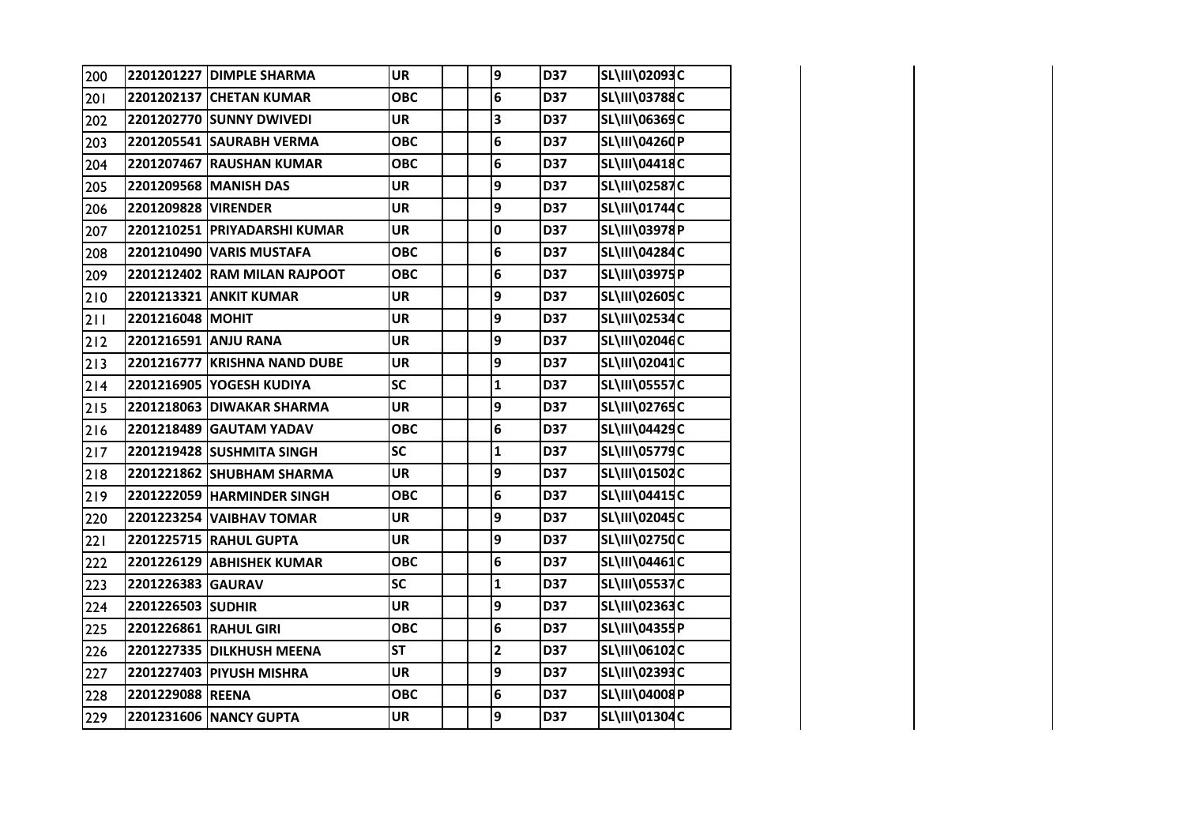| | | | | | | | | | | | |
|---|---|---|---|---|---|---|---|---|---|---|---|
| 200 | 2201201227 | DIMPLE SHARMA | UR | | | 9 | D37 | SL\III\02093 | C | | |
| 201 | 2201202137 | CHETAN KUMAR | OBC | | | 6 | D37 | SL\III\03788 | C | | |
| 202 | 2201202770 | SUNNY DWIVEDI | UR | | | 3 | D37 | SL\III\06369 | C | | |
| 203 | 2201205541 | SAURABH VERMA | OBC | | | 6 | D37 | SL\III\04260 | P | | |
| 204 | 2201207467 | RAUSHAN KUMAR | OBC | | | 6 | D37 | SL\III\04418 | C | | |
| 205 | 2201209568 | MANISH DAS | UR | | | 9 | D37 | SL\III\02587 | C | | |
| 206 | 2201209828 | VIRENDER | UR | | | 9 | D37 | SL\III\01744 | C | | |
| 207 | 2201210251 | PRIYADARSHI KUMAR | UR | | | 0 | D37 | SL\III\03978 | P | | |
| 208 | 2201210490 | VARIS MUSTAFA | OBC | | | 6 | D37 | SL\III\04284 | C | | |
| 209 | 2201212402 | RAM MILAN RAJPOOT | OBC | | | 6 | D37 | SL\III\03975 | P | | |
| 210 | 2201213321 | ANKIT KUMAR | UR | | | 9 | D37 | SL\III\02605 | C | | |
| 211 | 2201216048 | MOHIT | UR | | | 9 | D37 | SL\III\02534 | C | | |
| 212 | 2201216591 | ANJU RANA | UR | | | 9 | D37 | SL\III\02046 | C | | |
| 213 | 2201216777 | KRISHNA NAND DUBE | UR | | | 9 | D37 | SL\III\02041 | C | | |
| 214 | 2201216905 | YOGESH KUDIYA | SC | | | 1 | D37 | SL\III\05557 | C | | |
| 215 | 2201218063 | DIWAKAR SHARMA | UR | | | 9 | D37 | SL\III\02765 | C | | |
| 216 | 2201218489 | GAUTAM YADAV | OBC | | | 6 | D37 | SL\III\04429 | C | | |
| 217 | 2201219428 | SUSHMITA SINGH | SC | | | 1 | D37 | SL\III\05779 | C | | |
| 218 | 2201221862 | SHUBHAM SHARMA | UR | | | 9 | D37 | SL\III\01502 | C | | |
| 219 | 2201222059 | HARMINDER SINGH | OBC | | | 6 | D37 | SL\III\04415 | C | | |
| 220 | 2201223254 | VAIBHAV TOMAR | UR | | | 9 | D37 | SL\III\02045 | C | | |
| 221 | 2201225715 | RAHUL GUPTA | UR | | | 9 | D37 | SL\III\02750 | C | | |
| 222 | 2201226129 | ABHISHEK KUMAR | OBC | | | 6 | D37 | SL\III\04461 | C | | |
| 223 | 2201226383 | GAURAV | SC | | | 1 | D37 | SL\III\05537 | C | | |
| 224 | 2201226503 | SUDHIR | UR | | | 9 | D37 | SL\III\02363 | C | | |
| 225 | 2201226861 | RAHUL GIRI | OBC | | | 6 | D37 | SL\III\04355 | P | | |
| 226 | 2201227335 | DILKHUSH MEENA | ST | | | 2 | D37 | SL\III\06102 | C | | |
| 227 | 2201227403 | PIYUSH MISHRA | UR | | | 9 | D37 | SL\III\02393 | C | | |
| 228 | 2201229088 | REENA | OBC | | | 6 | D37 | SL\III\04008 | P | | |
| 229 | 2201231606 | NANCY GUPTA | UR | | | 9 | D37 | SL\III\01304 | C | | |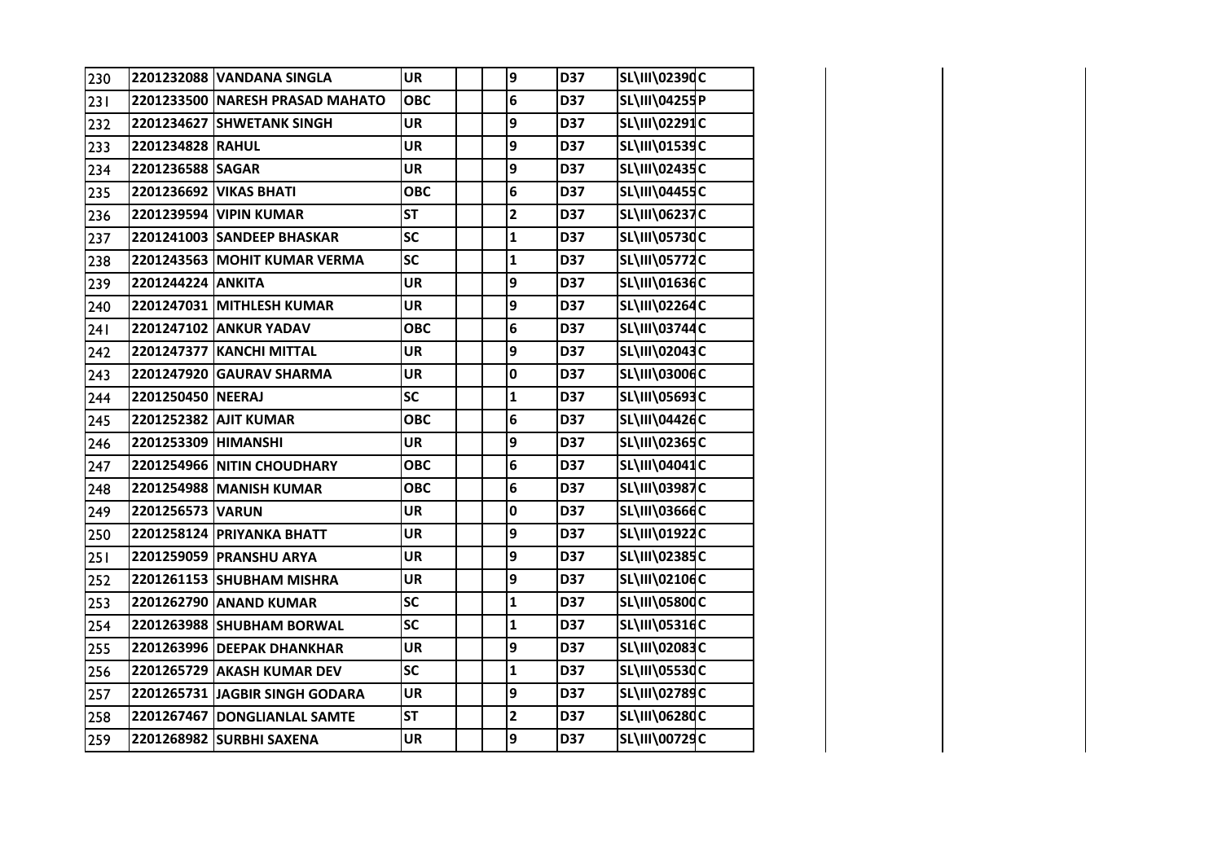| | | | | | | | | | | | | |
|---|---|---|---|---|---|---|---|---|---|---|---|---|
| 230 | 2201232088 | VANDANA SINGLA | UR | | | 9 | D37 | SL\III\02390 | C | | | |
| 231 | 2201233500 | NARESH PRASAD MAHATO | OBC | | | 6 | D37 | SL\III\04255 | P | | | |
| 232 | 2201234627 | SHWETANK SINGH | UR | | | 9 | D37 | SL\III\02291 | C | | | |
| 233 | 2201234828 | RAHUL | UR | | | 9 | D37 | SL\III\01539 | C | | | |
| 234 | 2201236588 | SAGAR | UR | | | 9 | D37 | SL\III\02435 | C | | | |
| 235 | 2201236692 | VIKAS BHATI | OBC | | | 6 | D37 | SL\III\04455 | C | | | |
| 236 | 2201239594 | VIPIN KUMAR | ST | | | 2 | D37 | SL\III\06237 | C | | | |
| 237 | 2201241003 | SANDEEP BHASKAR | SC | | | 1 | D37 | SL\III\05730 | C | | | |
| 238 | 2201243563 | MOHIT KUMAR VERMA | SC | | | 1 | D37 | SL\III\05772 | C | | | |
| 239 | 2201244224 | ANKITA | UR | | | 9 | D37 | SL\III\01636 | C | | | |
| 240 | 2201247031 | MITHLESH KUMAR | UR | | | 9 | D37 | SL\III\02264 | C | | | |
| 241 | 2201247102 | ANKUR YADAV | OBC | | | 6 | D37 | SL\III\03744 | C | | | |
| 242 | 2201247377 | KANCHI MITTAL | UR | | | 9 | D37 | SL\III\02043 | C | | | |
| 243 | 2201247920 | GAURAV SHARMA | UR | | | 0 | D37 | SL\III\03006 | C | | | |
| 244 | 2201250450 | NEERAJ | SC | | | 1 | D37 | SL\III\05693 | C | | | |
| 245 | 2201252382 | AJIT KUMAR | OBC | | | 6 | D37 | SL\III\04426 | C | | | |
| 246 | 2201253309 | HIMANSHI | UR | | | 9 | D37 | SL\III\02365 | C | | | |
| 247 | 2201254966 | NITIN CHOUDHARY | OBC | | | 6 | D37 | SL\III\04041 | C | | | |
| 248 | 2201254988 | MANISH KUMAR | OBC | | | 6 | D37 | SL\III\03987 | C | | | |
| 249 | 2201256573 | VARUN | UR | | | 0 | D37 | SL\III\03666 | C | | | |
| 250 | 2201258124 | PRIYANKA BHATT | UR | | | 9 | D37 | SL\III\01922 | C | | | |
| 251 | 2201259059 | PRANSHU ARYA | UR | | | 9 | D37 | SL\III\02385 | C | | | |
| 252 | 2201261153 | SHUBHAM MISHRA | UR | | | 9 | D37 | SL\III\02106 | C | | | |
| 253 | 2201262790 | ANAND KUMAR | SC | | | 1 | D37 | SL\III\05800 | C | | | |
| 254 | 2201263988 | SHUBHAM BORWAL | SC | | | 1 | D37 | SL\III\05316 | C | | | |
| 255 | 2201263996 | DEEPAK DHANKHAR | UR | | | 9 | D37 | SL\III\02083 | C | | | |
| 256 | 2201265729 | AKASH KUMAR DEV | SC | | | 1 | D37 | SL\III\05530 | C | | | |
| 257 | 2201265731 | JAGBIR SINGH GODARA | UR | | | 9 | D37 | SL\III\02789 | C | | | |
| 258 | 2201267467 | DONGLIANLAL SAMTE | ST | | | 2 | D37 | SL\III\06280 | C | | | |
| 259 | 2201268982 | SURBHI SAXENA | UR | | | 9 | D37 | SL\III\00729 | C | | | |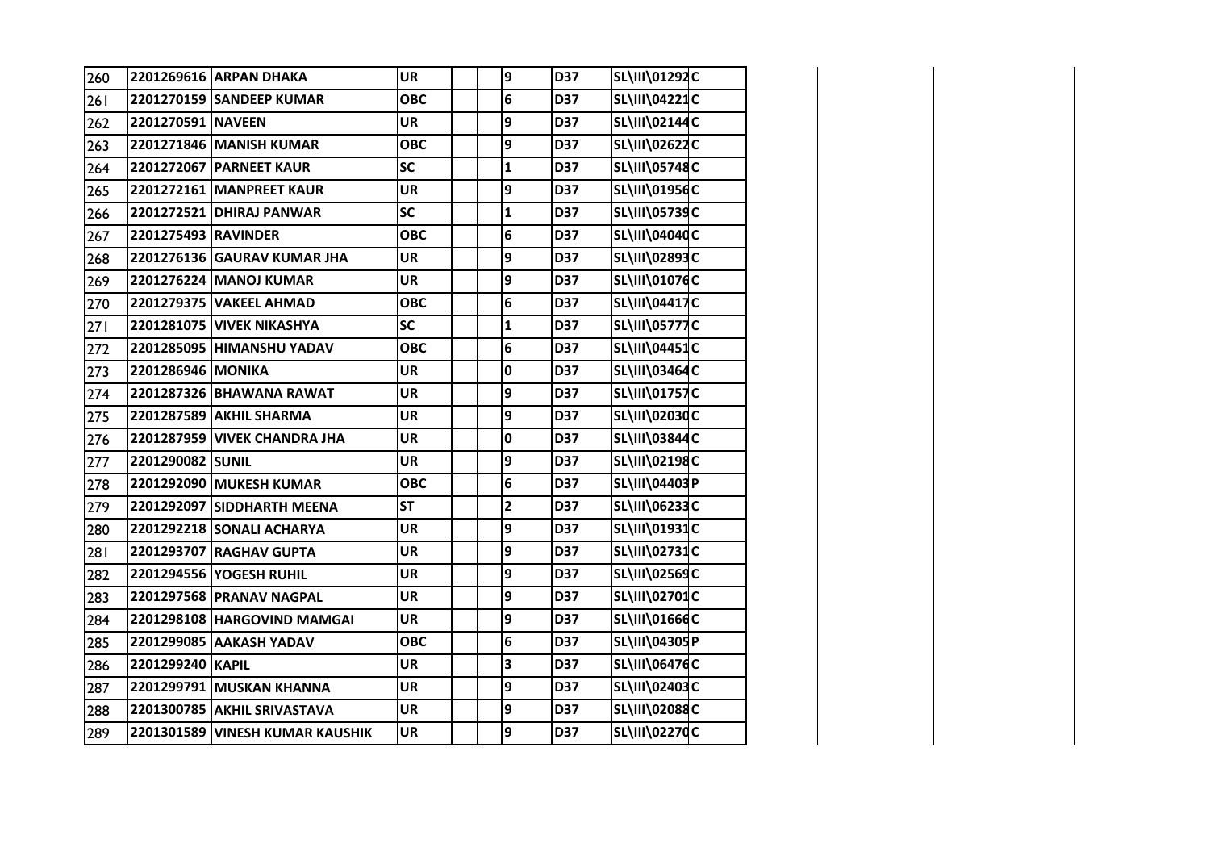| | | | | | | | | | |
|---|---|---|---|---|---|---|---|---|---|
| 260 | 2201269616 | ARPAN DHAKA | UR | | | 9 | D37 | SL\III\01292 | C |
| 261 | 2201270159 | SANDEEP KUMAR | OBC | | | 6 | D37 | SL\III\04221 | C |
| 262 | 2201270591 | NAVEEN | UR | | | 9 | D37 | SL\III\02144 | C |
| 263 | 2201271846 | MANISH KUMAR | OBC | | | 9 | D37 | SL\III\02622 | C |
| 264 | 2201272067 | PARNEET KAUR | SC | | | 1 | D37 | SL\III\05748 | C |
| 265 | 2201272161 | MANPREET KAUR | UR | | | 9 | D37 | SL\III\01956 | C |
| 266 | 2201272521 | DHIRAJ PANWAR | SC | | | 1 | D37 | SL\III\05739 | C |
| 267 | 2201275493 | RAVINDER | OBC | | | 6 | D37 | SL\III\04040 | C |
| 268 | 2201276136 | GAURAV KUMAR JHA | UR | | | 9 | D37 | SL\III\02893 | C |
| 269 | 2201276224 | MANOJ KUMAR | UR | | | 9 | D37 | SL\III\01076 | C |
| 270 | 2201279375 | VAKEEL AHMAD | OBC | | | 6 | D37 | SL\III\04417 | C |
| 271 | 2201281075 | VIVEK NIKASHYA | SC | | | 1 | D37 | SL\III\05777 | C |
| 272 | 2201285095 | HIMANSHU YADAV | OBC | | | 6 | D37 | SL\III\04451 | C |
| 273 | 2201286946 | MONIKA | UR | | | 0 | D37 | SL\III\03464 | C |
| 274 | 2201287326 | BHAWANA RAWAT | UR | | | 9 | D37 | SL\III\01757 | C |
| 275 | 2201287589 | AKHIL SHARMA | UR | | | 9 | D37 | SL\III\02030 | C |
| 276 | 2201287959 | VIVEK CHANDRA JHA | UR | | | 0 | D37 | SL\III\03844 | C |
| 277 | 2201290082 | SUNIL | UR | | | 9 | D37 | SL\III\02198 | C |
| 278 | 2201292090 | MUKESH KUMAR | OBC | | | 6 | D37 | SL\III\04403 | P |
| 279 | 2201292097 | SIDDHARTH MEENA | ST | | | 2 | D37 | SL\III\06233 | C |
| 280 | 2201292218 | SONALI ACHARYA | UR | | | 9 | D37 | SL\III\01931 | C |
| 281 | 2201293707 | RAGHAV GUPTA | UR | | | 9 | D37 | SL\III\02731 | C |
| 282 | 2201294556 | YOGESH RUHIL | UR | | | 9 | D37 | SL\III\02569 | C |
| 283 | 2201297568 | PRANAV NAGPAL | UR | | | 9 | D37 | SL\III\02701 | C |
| 284 | 2201298108 | HARGOVIND MAMGAI | UR | | | 9 | D37 | SL\III\01666 | C |
| 285 | 2201299085 | AAKASH YADAV | OBC | | | 6 | D37 | SL\III\04305 | P |
| 286 | 2201299240 | KAPIL | UR | | | 3 | D37 | SL\III\06476 | C |
| 287 | 2201299791 | MUSKAN KHANNA | UR | | | 9 | D37 | SL\III\02403 | C |
| 288 | 2201300785 | AKHIL SRIVASTAVA | UR | | | 9 | D37 | SL\III\02088 | C |
| 289 | 2201301589 | VINESH KUMAR KAUSHIK | UR | | | 9 | D37 | SL\III\02270 | C |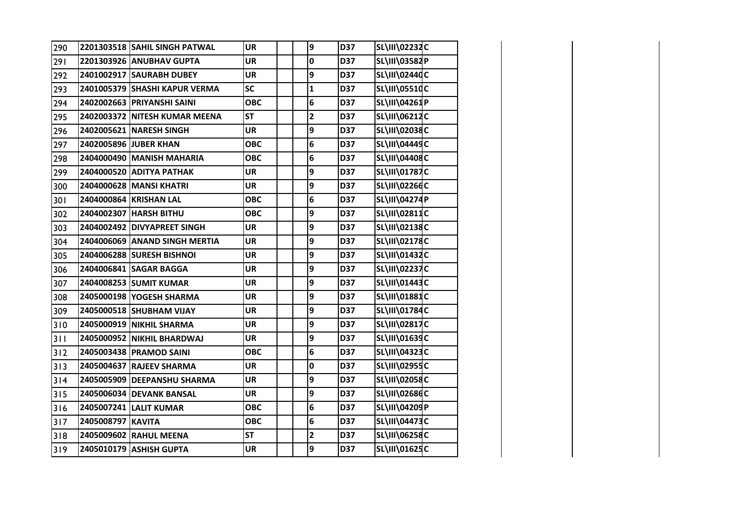| | | | | | | | | | | | | |
|---|---|---|---|---|---|---|---|---|---|---|---|---|
| 290 | 2201303518 | SAHIL SINGH PATWAL | UR | | | 9 | D37 | SL\III\02232 | C | | | |
| 291 | 2201303926 | ANUBHAV GUPTA | UR | | | 0 | D37 | SL\III\03582 | P | | | |
| 292 | 2401002917 | SAURABH DUBEY | UR | | | 9 | D37 | SL\III\02440 | C | | | |
| 293 | 2401005379 | SHASHI KAPUR VERMA | SC | | | 1 | D37 | SL\III\05510 | C | | | |
| 294 | 2402002663 | PRIYANSHI SAINI | OBC | | | 6 | D37 | SL\III\04261 | P | | | |
| 295 | 2402003372 | NITESH KUMAR MEENA | ST | | | 2 | D37 | SL\III\06212 | C | | | |
| 296 | 2402005621 | NARESH SINGH | UR | | | 9 | D37 | SL\III\02038 | C | | | |
| 297 | 2402005896 | JUBER KHAN | OBC | | | 6 | D37 | SL\III\04449 | C | | | |
| 298 | 2404000490 | MANISH MAHARIA | OBC | | | 6 | D37 | SL\III\04408 | C | | | |
| 299 | 2404000520 | ADITYA PATHAK | UR | | | 9 | D37 | SL\III\01787 | C | | | |
| 300 | 2404000628 | MANSI KHATRI | UR | | | 9 | D37 | SL\III\02266 | C | | | |
| 301 | 2404000864 | KRISHAN LAL | OBC | | | 6 | D37 | SL\III\04274 | P | | | |
| 302 | 2404002307 | HARSH BITHU | OBC | | | 9 | D37 | SL\III\02811 | C | | | |
| 303 | 2404002492 | DIVYAPREET SINGH | UR | | | 9 | D37 | SL\III\02138 | C | | | |
| 304 | 2404006069 | ANAND SINGH MERTIA | UR | | | 9 | D37 | SL\III\02178 | C | | | |
| 305 | 2404006288 | SURESH BISHNOI | UR | | | 9 | D37 | SL\III\01432 | C | | | |
| 306 | 2404006841 | SAGAR BAGGA | UR | | | 9 | D37 | SL\III\02237 | C | | | |
| 307 | 2404008253 | SUMIT KUMAR | UR | | | 9 | D37 | SL\III\01443 | C | | | |
| 308 | 2405000198 | YOGESH SHARMA | UR | | | 9 | D37 | SL\III\01881 | C | | | |
| 309 | 2405000518 | SHUBHAM VIJAY | UR | | | 9 | D37 | SL\III\01784 | C | | | |
| 310 | 2405000919 | NIKHIL SHARMA | UR | | | 9 | D37 | SL\III\02817 | C | | | |
| 311 | 2405000952 | NIKHIL BHARDWAJ | UR | | | 9 | D37 | SL\III\01639 | C | | | |
| 312 | 2405003438 | PRAMOD SAINI | OBC | | | 6 | D37 | SL\III\04323 | C | | | |
| 313 | 2405004637 | RAJEEV SHARMA | UR | | | 0 | D37 | SL\III\02955 | C | | | |
| 314 | 2405005909 | DEEPANSHU SHARMA | UR | | | 9 | D37 | SL\III\02058 | C | | | |
| 315 | 2405006034 | DEVANK BANSAL | UR | | | 9 | D37 | SL\III\02686 | C | | | |
| 316 | 2405007241 | LALIT KUMAR | OBC | | | 6 | D37 | SL\III\04209 | P | | | |
| 317 | 2405008797 | KAVITA | OBC | | | 6 | D37 | SL\III\04473 | C | | | |
| 318 | 2405009602 | RAHUL MEENA | ST | | | 2 | D37 | SL\III\06258 | C | | | |
| 319 | 2405010179 | ASHISH GUPTA | UR | | | 9 | D37 | SL\III\01625 | C | | | |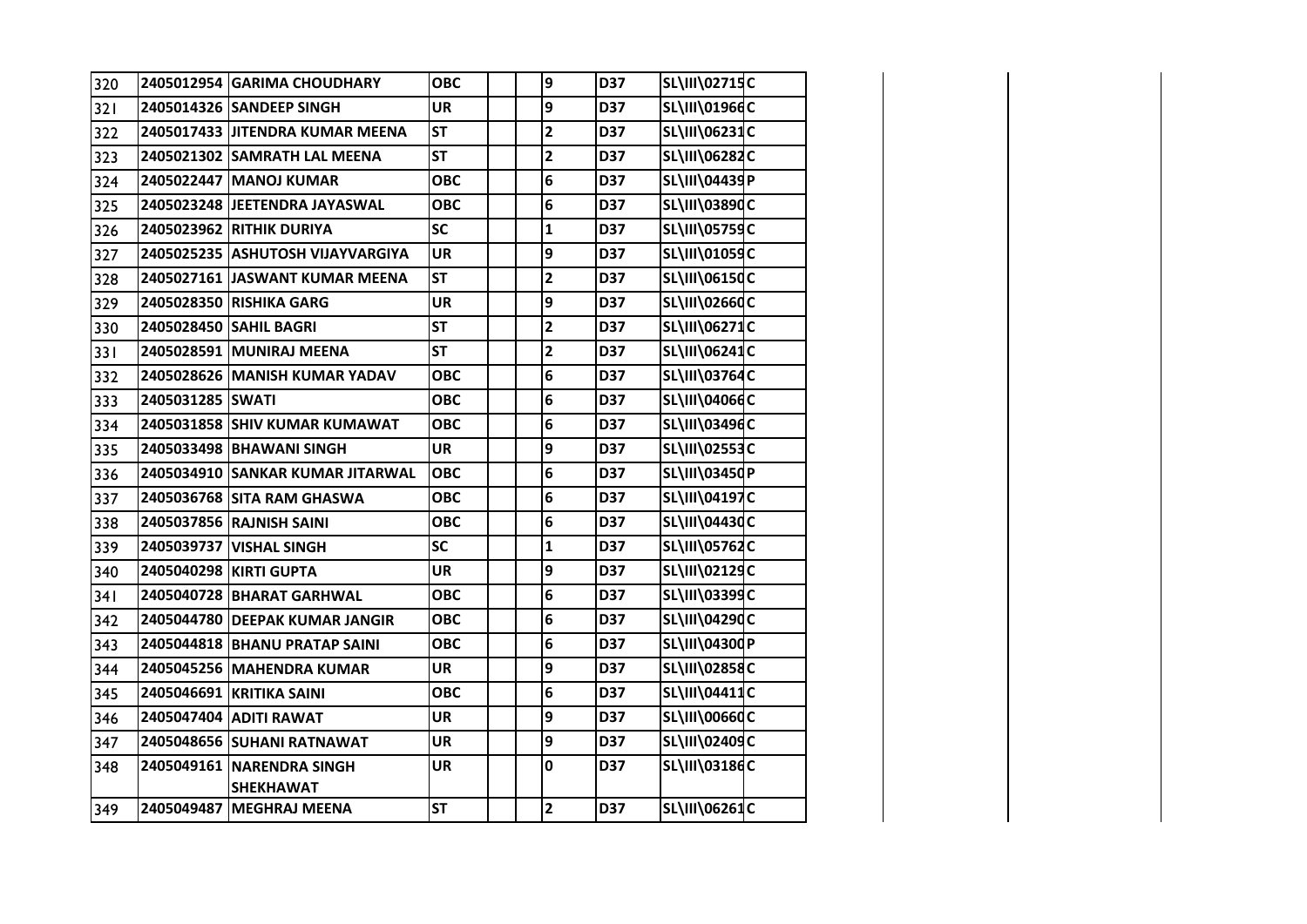| | | | | | | | | | |
|---|---|---|---|---|---|---|---|---|---|
| 320 | 2405012954 | GARIMA CHOUDHARY | OBC | | | 9 | D37 | SL\III\02715 | C |
| 321 | 2405014326 | SANDEEP SINGH | UR | | | 9 | D37 | SL\III\01966 | C |
| 322 | 2405017433 | JITENDRA KUMAR MEENA | ST | | | 2 | D37 | SL\III\06231 | C |
| 323 | 2405021302 | SAMRATH LAL MEENA | ST | | | 2 | D37 | SL\III\06282 | C |
| 324 | 2405022447 | MANOJ KUMAR | OBC | | | 6 | D37 | SL\III\04439 | P |
| 325 | 2405023248 | JEETENDRA JAYASWAL | OBC | | | 6 | D37 | SL\III\03890 | C |
| 326 | 2405023962 | RITHIK DURIYA | SC | | | 1 | D37 | SL\III\05759 | C |
| 327 | 2405025235 | ASHUTOSH VIJAYVARGIYA | UR | | | 9 | D37 | SL\III\01059 | C |
| 328 | 2405027161 | JASWANT KUMAR MEENA | ST | | | 2 | D37 | SL\III\06150 | C |
| 329 | 2405028350 | RISHIKA GARG | UR | | | 9 | D37 | SL\III\02660 | C |
| 330 | 2405028450 | SAHIL BAGRI | ST | | | 2 | D37 | SL\III\06271 | C |
| 331 | 2405028591 | MUNIRAJ MEENA | ST | | | 2 | D37 | SL\III\06241 | C |
| 332 | 2405028626 | MANISH KUMAR YADAV | OBC | | | 6 | D37 | SL\III\03764 | C |
| 333 | 2405031285 | SWATI | OBC | | | 6 | D37 | SL\III\04066 | C |
| 334 | 2405031858 | SHIV KUMAR KUMAWAT | OBC | | | 6 | D37 | SL\III\03496 | C |
| 335 | 2405033498 | BHAWANI SINGH | UR | | | 9 | D37 | SL\III\02553 | C |
| 336 | 2405034910 | SANKAR KUMAR JITARWAL | OBC | | | 6 | D37 | SL\III\03450 | P |
| 337 | 2405036768 | SITA RAM GHASWA | OBC | | | 6 | D37 | SL\III\04197 | C |
| 338 | 2405037856 | RAJNISH SAINI | OBC | | | 6 | D37 | SL\III\04430 | C |
| 339 | 2405039737 | VISHAL SINGH | SC | | | 1 | D37 | SL\III\05762 | C |
| 340 | 2405040298 | KIRTI GUPTA | UR | | | 9 | D37 | SL\III\02129 | C |
| 341 | 2405040728 | BHARAT GARHWAL | OBC | | | 6 | D37 | SL\III\03399 | C |
| 342 | 2405044780 | DEEPAK KUMAR JANGIR | OBC | | | 6 | D37 | SL\III\04290 | C |
| 343 | 2405044818 | BHANU PRATAP SAINI | OBC | | | 6 | D37 | SL\III\04300 | P |
| 344 | 2405045256 | MAHENDRA KUMAR | UR | | | 9 | D37 | SL\III\02858 | C |
| 345 | 2405046691 | KRITIKA SAINI | OBC | | | 6 | D37 | SL\III\04411 | C |
| 346 | 2405047404 | ADITI RAWAT | UR | | | 9 | D37 | SL\III\00660 | C |
| 347 | 2405048656 | SUHANI RATNAWAT | UR | | | 9 | D37 | SL\III\02409 | C |
| 348 | 2405049161 | NARENDRA SINGH SHEKHAWAT | UR | | | 0 | D37 | SL\III\03186 | C |
| 349 | 2405049487 | MEGHRAJ MEENA | ST | | | 2 | D37 | SL\III\06261 | C |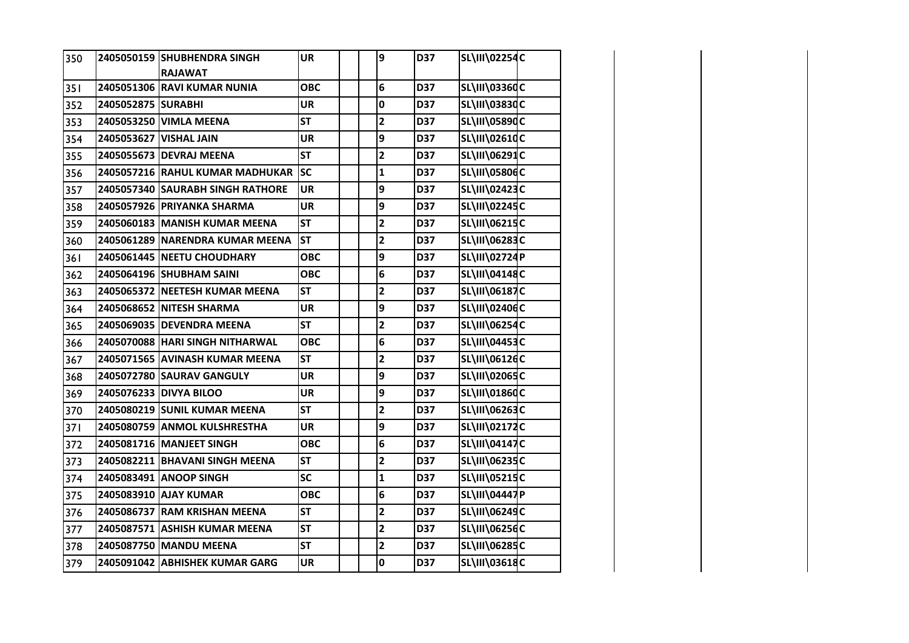| | | | | | | | | | |
|---|---|---|---|---|---|---|---|---|---|
| 350 | 2405050159 | SHUBHENDRA SINGH RAJAWAT | UR | | | 9 | D37 | SL\III\02254 | C |
| 351 | 2405051306 | RAVI KUMAR NUNIA | OBC | | | 6 | D37 | SL\III\03360 | C |
| 352 | 2405052875 | SURABHI | UR | | | 0 | D37 | SL\III\03830 | C |
| 353 | 2405053250 | VIMLA MEENA | ST | | | 2 | D37 | SL\III\05890 | C |
| 354 | 2405053627 | VISHAL JAIN | UR | | | 9 | D37 | SL\III\02610 | C |
| 355 | 2405055673 | DEVRAJ MEENA | ST | | | 2 | D37 | SL\III\06291 | C |
| 356 | 2405057216 | RAHUL KUMAR MADHUKAR | SC | | | 1 | D37 | SL\III\05806 | C |
| 357 | 2405057340 | SAURABH SINGH RATHORE | UR | | | 9 | D37 | SL\III\02423 | C |
| 358 | 2405057926 | PRIYANKA SHARMA | UR | | | 9 | D37 | SL\III\02245 | C |
| 359 | 2405060183 | MANISH KUMAR MEENA | ST | | | 2 | D37 | SL\III\06215 | C |
| 360 | 2405061289 | NARENDRA KUMAR MEENA | ST | | | 2 | D37 | SL\III\06283 | C |
| 361 | 2405061445 | NEETU CHOUDHARY | OBC | | | 9 | D37 | SL\III\02724 | P |
| 362 | 2405064196 | SHUBHAM SAINI | OBC | | | 6 | D37 | SL\III\04148 | C |
| 363 | 2405065372 | NEETESH KUMAR MEENA | ST | | | 2 | D37 | SL\III\06187 | C |
| 364 | 2405068652 | NITESH SHARMA | UR | | | 9 | D37 | SL\III\02406 | C |
| 365 | 2405069035 | DEVENDRA MEENA | ST | | | 2 | D37 | SL\III\06254 | C |
| 366 | 2405070088 | HARI SINGH NITHARWAL | OBC | | | 6 | D37 | SL\III\04453 | C |
| 367 | 2405071565 | AVINASH KUMAR MEENA | ST | | | 2 | D37 | SL\III\06126 | C |
| 368 | 2405072780 | SAURAV GANGULY | UR | | | 9 | D37 | SL\III\02065 | C |
| 369 | 2405076233 | DIVYA BILOO | UR | | | 9 | D37 | SL\III\01860 | C |
| 370 | 2405080219 | SUNIL KUMAR MEENA | ST | | | 2 | D37 | SL\III\06263 | C |
| 371 | 2405080759 | ANMOL KULSHRESTHA | UR | | | 9 | D37 | SL\III\02172 | C |
| 372 | 2405081716 | MANJEET SINGH | OBC | | | 6 | D37 | SL\III\04147 | C |
| 373 | 2405082211 | BHAVANI SINGH MEENA | ST | | | 2 | D37 | SL\III\06235 | C |
| 374 | 2405083491 | ANOOP SINGH | SC | | | 1 | D37 | SL\III\05215 | C |
| 375 | 2405083910 | AJAY KUMAR | OBC | | | 6 | D37 | SL\III\04447 | P |
| 376 | 2405086737 | RAM KRISHAN MEENA | ST | | | 2 | D37 | SL\III\06249 | C |
| 377 | 2405087571 | ASHISH KUMAR MEENA | ST | | | 2 | D37 | SL\III\06256 | C |
| 378 | 2405087750 | MANDU MEENA | ST | | | 2 | D37 | SL\III\06285 | C |
| 379 | 2405091042 | ABHISHEK KUMAR GARG | UR | | | 0 | D37 | SL\III\03618 | C |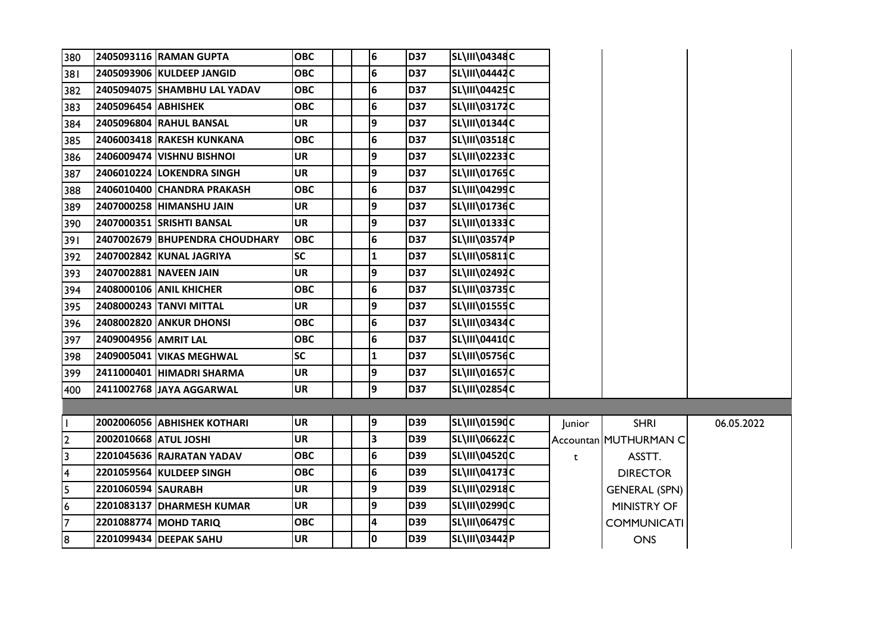| | | | | | | | | | | | |
|---|---|---|---|---|---|---|---|---|---|---|---|
| 380 | 2405093116 | RAMAN GUPTA | OBC | | | 6 | D37 | SL\III\04348 | C | | | |
| 381 | 2405093906 | KULDEEP JANGID | OBC | | | 6 | D37 | SL\III\04442 | C | | | |
| 382 | 2405094075 | SHAMBHU LAL YADAV | OBC | | | 6 | D37 | SL\III\04425 | C | | | |
| 383 | 2405096454 | ABHISHEK | OBC | | | 6 | D37 | SL\III\03172 | C | | | |
| 384 | 2405096804 | RAHUL BANSAL | UR | | | 9 | D37 | SL\III\01344 | C | | | |
| 385 | 2406003418 | RAKESH KUNKANA | OBC | | | 6 | D37 | SL\III\03518 | C | | | |
| 386 | 2406009474 | VISHNU BISHNOI | UR | | | 9 | D37 | SL\III\02233 | C | | | |
| 387 | 2406010224 | LOKENDRA SINGH | UR | | | 9 | D37 | SL\III\01765 | C | | | |
| 388 | 2406010400 | CHANDRA PRAKASH | OBC | | | 6 | D37 | SL\III\04299 | C | | | |
| 389 | 2407000258 | HIMANSHU JAIN | UR | | | 9 | D37 | SL\III\01736 | C | | | |
| 390 | 2407000351 | SRISHTI BANSAL | UR | | | 9 | D37 | SL\III\01333 | C | | | |
| 391 | 2407002679 | BHUPENDRA CHOUDHARY | OBC | | | 6 | D37 | SL\III\03574 | P | | | |
| 392 | 2407002842 | KUNAL JAGRIYA | SC | | | 1 | D37 | SL\III\05811 | C | | | |
| 393 | 2407002881 | NAVEEN JAIN | UR | | | 9 | D37 | SL\III\02492 | C | | | |
| 394 | 2408000106 | ANIL KHICHER | OBC | | | 6 | D37 | SL\III\03735 | C | | | |
| 395 | 2408000243 | TANVI MITTAL | UR | | | 9 | D37 | SL\III\01555 | C | | | |
| 396 | 2408002820 | ANKUR DHONSI | OBC | | | 6 | D37 | SL\III\03434 | C | | | |
| 397 | 2409004956 | AMRIT LAL | OBC | | | 6 | D37 | SL\III\04410 | C | | | |
| 398 | 2409005041 | VIKAS MEGHWAL | SC | | | 1 | D37 | SL\III\05756 | C | | | |
| 399 | 2411000401 | HIMADRI SHARMA | UR | | | 9 | D37 | SL\III\01657 | C | | | |
| 400 | 2411002768 | JAYA AGGARWAL | UR | | | 9 | D37 | SL\III\02854 | C | | | |
| | | | | | | | | | | | | |
| 1 | 2002006056 | ABHISHEK KOTHARI | UR | | | 9 | D39 | SL\III\01590 | C | Junior Accountant | SHRI MUTHURMAN C ASSTT. DIRECTOR GENERAL (SPN) MINISTRY OF COMMUNICATIONS | 06.05.2022 |
| 2 | 2002010668 | ATUL JOSHI | UR | | | 3 | D39 | SL\III\06622 | C | | | |
| 3 | 2201045636 | RAJRATAN YADAV | OBC | | | 6 | D39 | SL\III\04520 | C | | | |
| 4 | 2201059564 | KULDEEP SINGH | OBC | | | 6 | D39 | SL\III\04173 | C | | | |
| 5 | 2201060594 | SAURABH | UR | | | 9 | D39 | SL\III\02918 | C | | | |
| 6 | 2201083137 | DHARMESH KUMAR | UR | | | 9 | D39 | SL\III\02990 | C | | | |
| 7 | 2201088774 | MOHD TARIQ | OBC | | | 4 | D39 | SL\III\06479 | C | | | |
| 8 | 2201099434 | DEEPAK SAHU | UR | | | 0 | D39 | SL\III\03442 | P | | | |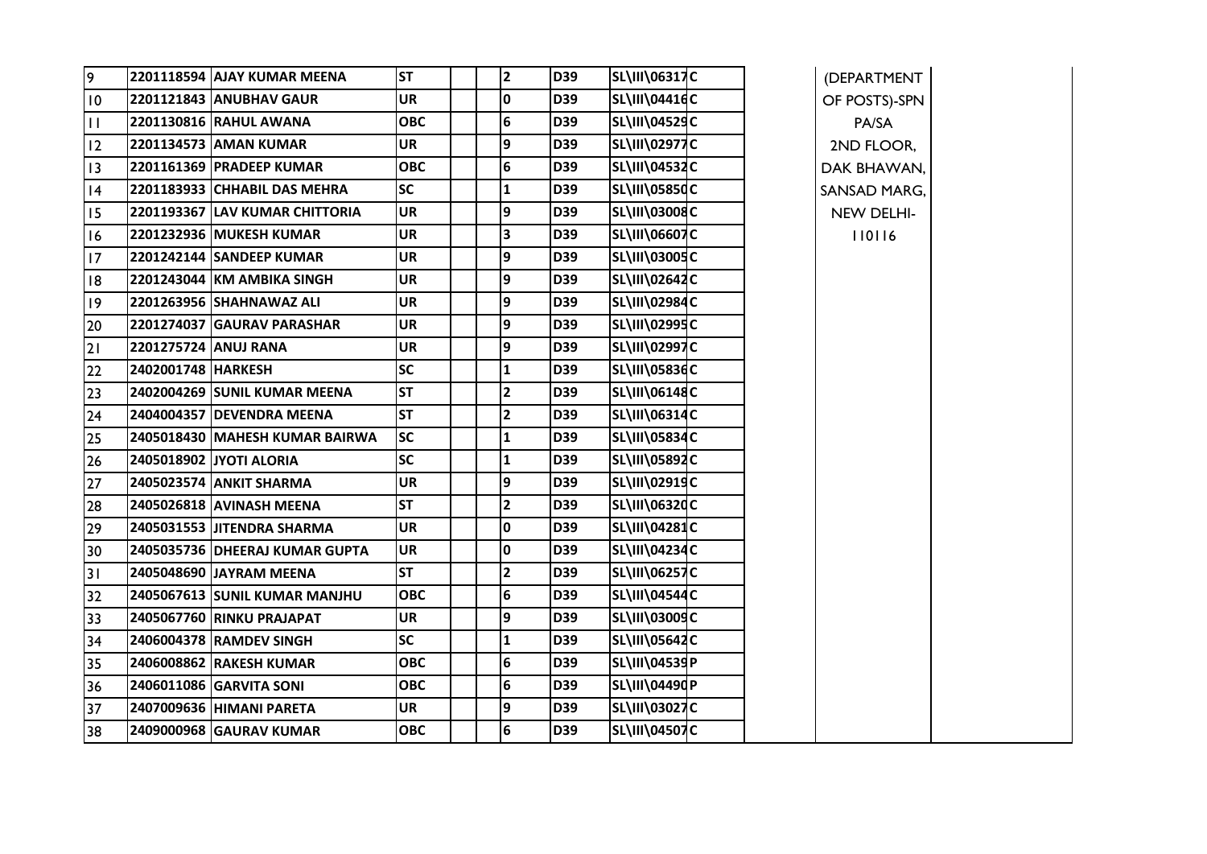| | | | | | | | | | | | | |
|---|---|---|---|---|---|---|---|---|---|---|---|---|
| 9 | 2201118594 | AJAY KUMAR MEENA | ST | | | 2 | D39 | SL\III\06317 | C | | (DEPARTMENT OF POSTS)-SPN PA/SA 2ND FLOOR, DAK BHAWAN, SANSAD MARG, NEW DELHI-110116 | |
| 10 | 2201121843 | ANUBHAV GAUR | UR | | | 0 | D39 | SL\III\04416 | C | | | |
| 11 | 2201130816 | RAHUL AWANA | OBC | | | 6 | D39 | SL\III\04529 | C | | | |
| 12 | 2201134573 | AMAN KUMAR | UR | | | 9 | D39 | SL\III\02977 | C | | | |
| 13 | 2201161369 | PRADEEP KUMAR | OBC | | | 6 | D39 | SL\III\04532 | C | | | |
| 14 | 2201183933 | CHHABIL DAS MEHRA | SC | | | 1 | D39 | SL\III\05850 | C | | | |
| 15 | 2201193367 | LAV KUMAR CHITTORIA | UR | | | 9 | D39 | SL\III\03008 | C | | | |
| 16 | 2201232936 | MUKESH KUMAR | UR | | | 3 | D39 | SL\III\06607 | C | | | |
| 17 | 2201242144 | SANDEEP KUMAR | UR | | | 9 | D39 | SL\III\03005 | C | | | |
| 18 | 2201243044 | KM AMBIKA SINGH | UR | | | 9 | D39 | SL\III\02642 | C | | | |
| 19 | 2201263956 | SHAHNAWAZ ALI | UR | | | 9 | D39 | SL\III\02984 | C | | | |
| 20 | 2201274037 | GAURAV PARASHAR | UR | | | 9 | D39 | SL\III\02995 | C | | | |
| 21 | 2201275724 | ANUJ RANA | UR | | | 9 | D39 | SL\III\02997 | C | | | |
| 22 | 2402001748 | HARKESH | SC | | | 1 | D39 | SL\III\05836 | C | | | |
| 23 | 2402004269 | SUNIL KUMAR MEENA | ST | | | 2 | D39 | SL\III\06148 | C | | | |
| 24 | 2404004357 | DEVENDRA MEENA | ST | | | 2 | D39 | SL\III\06314 | C | | | |
| 25 | 2405018430 | MAHESH KUMAR BAIRWA | SC | | | 1 | D39 | SL\III\05834 | C | | | |
| 26 | 2405018902 | JYOTI ALORIA | SC | | | 1 | D39 | SL\III\05892 | C | | | |
| 27 | 2405023574 | ANKIT SHARMA | UR | | | 9 | D39 | SL\III\02919 | C | | | |
| 28 | 2405026818 | AVINASH MEENA | ST | | | 2 | D39 | SL\III\06320 | C | | | |
| 29 | 2405031553 | JITENDRA SHARMA | UR | | | 0 | D39 | SL\III\04281 | C | | | |
| 30 | 2405035736 | DHEERAJ KUMAR GUPTA | UR | | | 0 | D39 | SL\III\04234 | C | | | |
| 31 | 2405048690 | JAYRAM MEENA | ST | | | 2 | D39 | SL\III\06257 | C | | | |
| 32 | 2405067613 | SUNIL KUMAR MANJHU | OBC | | | 6 | D39 | SL\III\04544 | C | | | |
| 33 | 2405067760 | RINKU PRAJAPAT | UR | | | 9 | D39 | SL\III\03009 | C | | | |
| 34 | 2406004378 | RAMDEV SINGH | SC | | | 1 | D39 | SL\III\05642 | C | | | |
| 35 | 2406008862 | RAKESH KUMAR | OBC | | | 6 | D39 | SL\III\04539 | P | | | |
| 36 | 2406011086 | GARVITA SONI | OBC | | | 6 | D39 | SL\III\04490 | P | | | |
| 37 | 2407009636 | HIMANI PARETA | UR | | | 9 | D39 | SL\III\03027 | C | | | |
| 38 | 2409000968 | GAURAV KUMAR | OBC | | | 6 | D39 | SL\III\04507 | C | | | |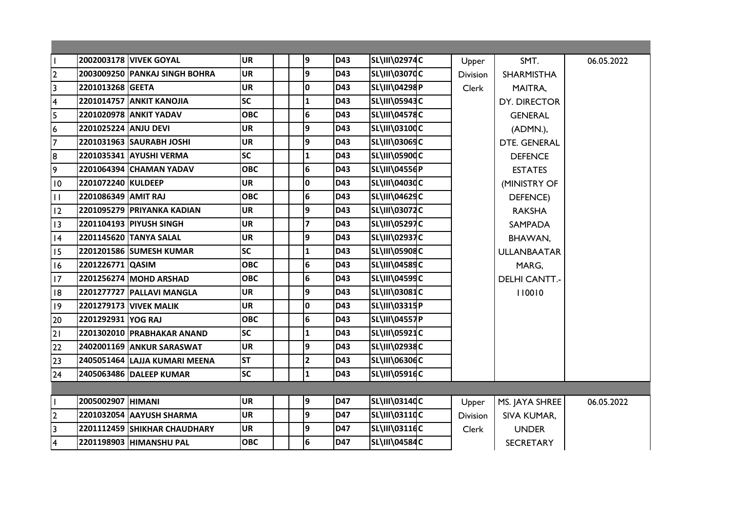| | | | | | | | | | | | | |
|---|---|---|---|---|---|---|---|---|---|---|---|---|
| | | | | | | | | | | | | |
| 1 | 2002003178 | VIVEK GOYAL | UR | | | 9 | D43 | SL\III\02974 | C | Upper Division Clerk | SMT. SHARMISTHA MAITRA, DY. DIRECTOR GENERAL (ADMN.), DTE. GENERAL DEFENCE ESTATES (MINISTRY OF DEFENCE) RAKSHA SAMPADA BHAWAN, ULLANBAATAR MARG, DELHI CANTT.-110010 | 06.05.2022 |
| 2 | 2003009250 | PANKAJ SINGH BOHRA | UR | | | 9 | D43 | SL\III\03070 | C | | | |
| 3 | 2201013268 | GEETA | UR | | | 0 | D43 | SL\III\04298 | P | | | |
| 4 | 2201014757 | ANKIT KANOJIA | SC | | | 1 | D43 | SL\III\05943 | C | | | |
| 5 | 2201020978 | ANKIT YADAV | OBC | | | 6 | D43 | SL\III\04578 | C | | | |
| 6 | 2201025224 | ANJU DEVI | UR | | | 9 | D43 | SL\III\03100 | C | | | |
| 7 | 2201031963 | SAURABH JOSHI | UR | | | 9 | D43 | SL\III\03069 | C | | | |
| 8 | 2201035341 | AYUSHI VERMA | SC | | | 1 | D43 | SL\III\05900 | C | | | |
| 9 | 2201064394 | CHAMAN YADAV | OBC | | | 6 | D43 | SL\III\04556 | P | | | |
| 10 | 2201072240 | KULDEEP | UR | | | 0 | D43 | SL\III\04030 | C | | | |
| 11 | 2201086349 | AMIT RAJ | OBC | | | 6 | D43 | SL\III\04629 | C | | | |
| 12 | 2201095279 | PRIYANKA KADIAN | UR | | | 9 | D43 | SL\III\03072 | C | | | |
| 13 | 2201104193 | PIYUSH SINGH | UR | | | 7 | D43 | SL\III\05297 | C | | | |
| 14 | 2201145620 | TANYA SALAL | UR | | | 9 | D43 | SL\III\02937 | C | | | |
| 15 | 2201201586 | SUMESH KUMAR | SC | | | 1 | D43 | SL\III\05908 | C | | | |
| 16 | 2201226771 | QASIM | OBC | | | 6 | D43 | SL\III\04589 | C | | | |
| 17 | 2201256274 | MOHD ARSHAD | OBC | | | 6 | D43 | SL\III\04599 | C | | | |
| 18 | 2201277727 | PALLAVI MANGLA | UR | | | 9 | D43 | SL\III\03081 | C | | | |
| 19 | 2201279173 | VIVEK MALIK | UR | | | 0 | D43 | SL\III\03315 | P | | | |
| 20 | 2201292931 | YOG RAJ | OBC | | | 6 | D43 | SL\III\04557 | P | | | |
| 21 | 2201302010 | PRABHAKAR ANAND | SC | | | 1 | D43 | SL\III\05921 | C | | | |
| 22 | 2402001169 | ANKUR SARASWAT | UR | | | 9 | D43 | SL\III\02938 | C | | | |
| 23 | 2405051464 | LAJJA KUMARI MEENA | ST | | | 2 | D43 | SL\III\06306 | C | | | |
| 24 | 2405063486 | DALEEP KUMAR | SC | | | 1 | D43 | SL\III\05916 | C | | | |
| | | | | | | | | | | | | |
| 1 | 2005002907 | HIMANI | UR | | | 9 | D47 | SL\III\03140 | C | Upper Division Clerk | MS. JAYA SHREE SIVA KUMAR, UNDER SECRETARY | 06.05.2022 |
| 2 | 2201032054 | AAYUSH SHARMA | UR | | | 9 | D47 | SL\III\03110 | C | | | |
| 3 | 2201112459 | SHIKHAR CHAUDHARY | UR | | | 9 | D47 | SL\III\03116 | C | | | |
| 4 | 2201198903 | HIMANSHU PAL | OBC | | | 6 | D47 | SL\III\04584 | C | | | |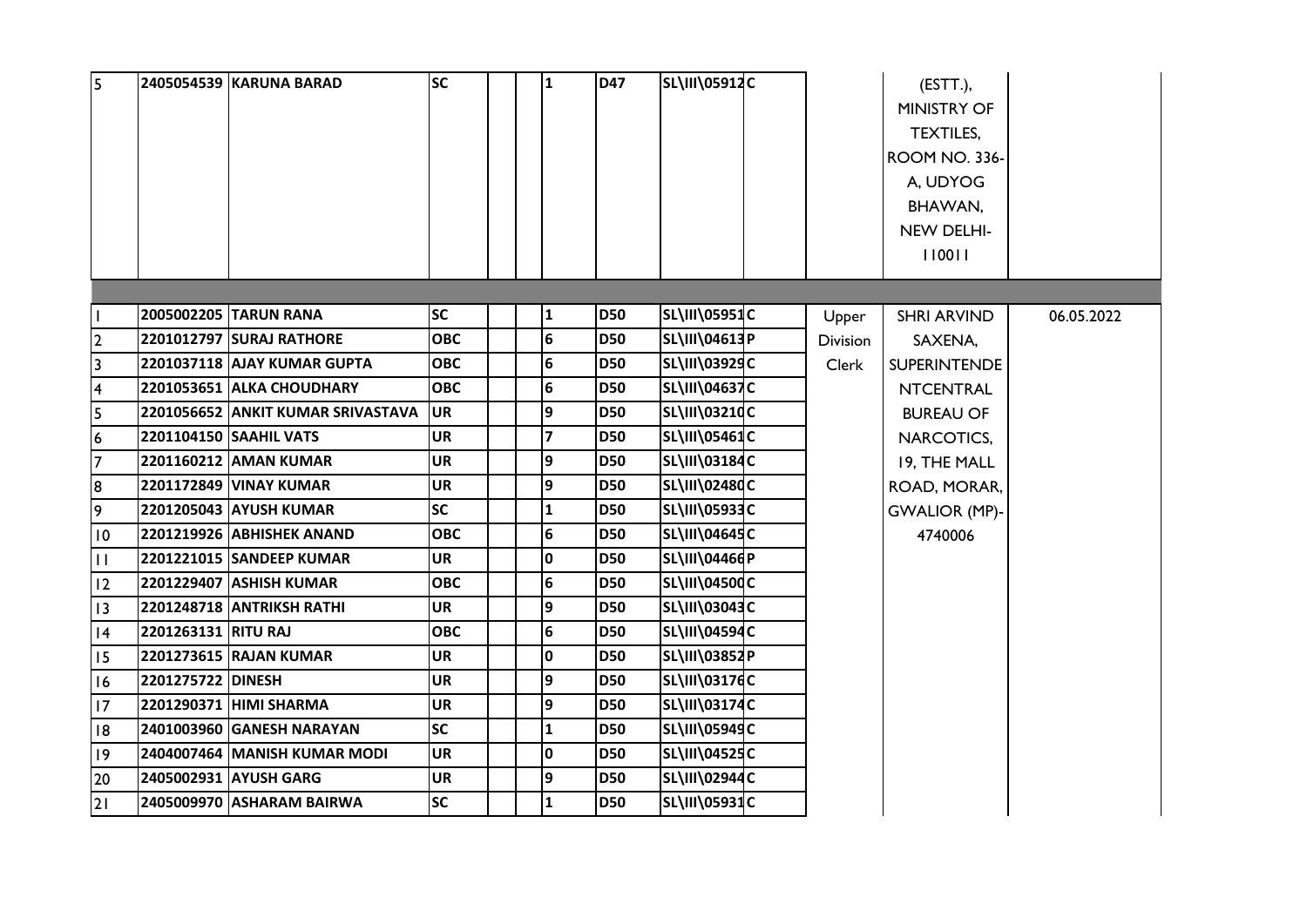| | | | | | | | | | | | | |
|---|---|---|---|---|---|---|---|---|---|---|---|---|
| 5 | 2405054539 | KARUNA BARAD | SC | | | 1 | D47 | SL\III\05912 | C | | (ESTT.), MINISTRY OF TEXTILES, ROOM NO. 336-A, UDYOG BHAWAN, NEW DELHI-110011 | |
| | | | | | | | | | | | | |
| 1 | 2005002205 | TARUN RANA | SC | | | 1 | D50 | SL\III\05951 | C | Upper Division Clerk | SHRI ARVIND SAXENA, SUPERINTENDENTCENTRAL BUREAU OF NARCOTICS, 19, THE MALL ROAD, MORAR, GWALIOR (MP)-4740006 | 06.05.2022 |
| 2 | 2201012797 | SURAJ RATHORE | OBC | | | 6 | D50 | SL\III\04613 | P | | | |
| 3 | 2201037118 | AJAY KUMAR GUPTA | OBC | | | 6 | D50 | SL\III\03929 | C | | | |
| 4 | 2201053651 | ALKA CHOUDHARY | OBC | | | 6 | D50 | SL\III\04637 | C | | | |
| 5 | 2201056652 | ANKIT KUMAR SRIVASTAVA | UR | | | 9 | D50 | SL\III\03210 | C | | | |
| 6 | 2201104150 | SAAHIL VATS | UR | | | 7 | D50 | SL\III\05461 | C | | | |
| 7 | 2201160212 | AMAN KUMAR | UR | | | 9 | D50 | SL\III\03184 | C | | | |
| 8 | 2201172849 | VINAY KUMAR | UR | | | 9 | D50 | SL\III\02480 | C | | | |
| 9 | 2201205043 | AYUSH KUMAR | SC | | | 1 | D50 | SL\III\05933 | C | | | |
| 10 | 2201219926 | ABHISHEK ANAND | OBC | | | 6 | D50 | SL\III\04645 | C | | | |
| 11 | 2201221015 | SANDEEP KUMAR | UR | | | 0 | D50 | SL\III\04466 | P | | | |
| 12 | 2201229407 | ASHISH KUMAR | OBC | | | 6 | D50 | SL\III\04500 | C | | | |
| 13 | 2201248718 | ANTRIKSH RATHI | UR | | | 9 | D50 | SL\III\03043 | C | | | |
| 14 | 2201263131 | RITU RAJ | OBC | | | 6 | D50 | SL\III\04594 | C | | | |
| 15 | 2201273615 | RAJAN KUMAR | UR | | | 0 | D50 | SL\III\03852 | P | | | |
| 16 | 2201275722 | DINESH | UR | | | 9 | D50 | SL\III\03176 | C | | | |
| 17 | 2201290371 | HIMI SHARMA | UR | | | 9 | D50 | SL\III\03174 | C | | | |
| 18 | 2401003960 | GANESH NARAYAN | SC | | | 1 | D50 | SL\III\05949 | C | | | |
| 19 | 2404007464 | MANISH KUMAR MODI | UR | | | 0 | D50 | SL\III\04525 | C | | | |
| 20 | 2405002931 | AYUSH GARG | UR | | | 9 | D50 | SL\III\02944 | C | | | |
| 21 | 2405009970 | ASHARAM BAIRWA | SC | | | 1 | D50 | SL\III\05931 | C | | | |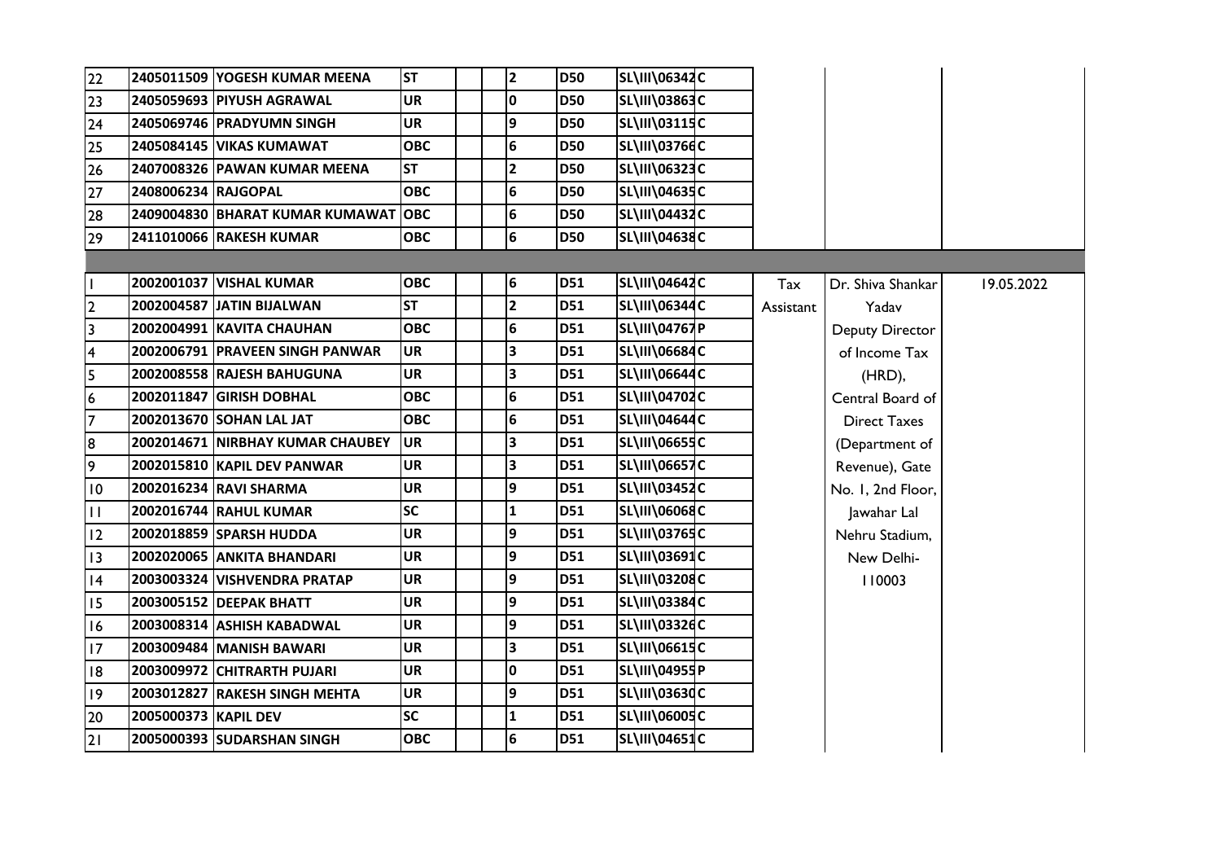| | | | | | | | | | | | | |
|---|---|---|---|---|---|---|---|---|---|---|---|---|
| 22 | 2405011509 | YOGESH KUMAR MEENA | ST | | | 2 | D50 | SL\III\06342 | C | | | |
| 23 | 2405059693 | PIYUSH AGRAWAL | UR | | | 0 | D50 | SL\III\03863 | C | | | |
| 24 | 2405069746 | PRADYUMN SINGH | UR | | | 9 | D50 | SL\III\03115 | C | | | |
| 25 | 2405084145 | VIKAS KUMAWAT | OBC | | | 6 | D50 | SL\III\03766 | C | | | |
| 26 | 2407008326 | PAWAN KUMAR MEENA | ST | | | 2 | D50 | SL\III\06323 | C | | | |
| 27 | 2408006234 | RAJGOPAL | OBC | | | 6 | D50 | SL\III\04635 | C | | | |
| 28 | 2409004830 | BHARAT KUMAR KUMAWAT | OBC | | | 6 | D50 | SL\III\04432 | C | | | |
| 29 | 2411010066 | RAKESH KUMAR | OBC | | | 6 | D50 | SL\III\04638 | C | | | |
| | | | | | | | | | | | | |
| 1 | 2002001037 | VISHAL KUMAR | OBC | | | 6 | D51 | SL\III\04642 | C | Tax Assistant | Dr. Shiva Shankar Yadav Deputy Director of Income Tax (HRD), Central Board of Direct Taxes (Department of Revenue), Gate No. 1, 2nd Floor, Jawahar Lal Nehru Stadium, New Delhi-110003 | 19.05.2022 |
| 2 | 2002004587 | JATIN BIJALWAN | ST | | | 2 | D51 | SL\III\06344 | C | | | |
| 3 | 2002004991 | KAVITA CHAUHAN | OBC | | | 6 | D51 | SL\III\04767 | P | | | |
| 4 | 2002006791 | PRAVEEN SINGH PANWAR | UR | | | 3 | D51 | SL\III\06684 | C | | | |
| 5 | 2002008558 | RAJESH BAHUGUNA | UR | | | 3 | D51 | SL\III\06644 | C | | | |
| 6 | 2002011847 | GIRISH DOBHAL | OBC | | | 6 | D51 | SL\III\04702 | C | | | |
| 7 | 2002013670 | SOHAN LAL JAT | OBC | | | 6 | D51 | SL\III\04644 | C | | | |
| 8 | 2002014671 | NIRBHAY KUMAR CHAUBEY | UR | | | 3 | D51 | SL\III\06655 | C | | | |
| 9 | 2002015810 | KAPIL DEV PANWAR | UR | | | 3 | D51 | SL\III\06657 | C | | | |
| 10 | 2002016234 | RAVI SHARMA | UR | | | 9 | D51 | SL\III\03452 | C | | | |
| 11 | 2002016744 | RAHUL KUMAR | SC | | | 1 | D51 | SL\III\06068 | C | | | |
| 12 | 2002018859 | SPARSH HUDDA | UR | | | 9 | D51 | SL\III\03765 | C | | | |
| 13 | 2002020065 | ANKITA BHANDARI | UR | | | 9 | D51 | SL\III\03691 | C | | | |
| 14 | 2003003324 | VISHVENDRA PRATAP | UR | | | 9 | D51 | SL\III\03208 | C | | | |
| 15 | 2003005152 | DEEPAK BHATT | UR | | | 9 | D51 | SL\III\03384 | C | | | |
| 16 | 2003008314 | ASHISH KABADWAL | UR | | | 9 | D51 | SL\III\03326 | C | | | |
| 17 | 2003009484 | MANISH BAWARI | UR | | | 3 | D51 | SL\III\06615 | C | | | |
| 18 | 2003009972 | CHITRARTH PUJARI | UR | | | 0 | D51 | SL\III\04955 | P | | | |
| 19 | 2003012827 | RAKESH SINGH MEHTA | UR | | | 9 | D51 | SL\III\03630 | C | | | |
| 20 | 2005000373 | KAPIL DEV | SC | | | 1 | D51 | SL\III\06005 | C | | | |
| 21 | 2005000393 | SUDARSHAN SINGH | OBC | | | 6 | D51 | SL\III\04651 | C | | | |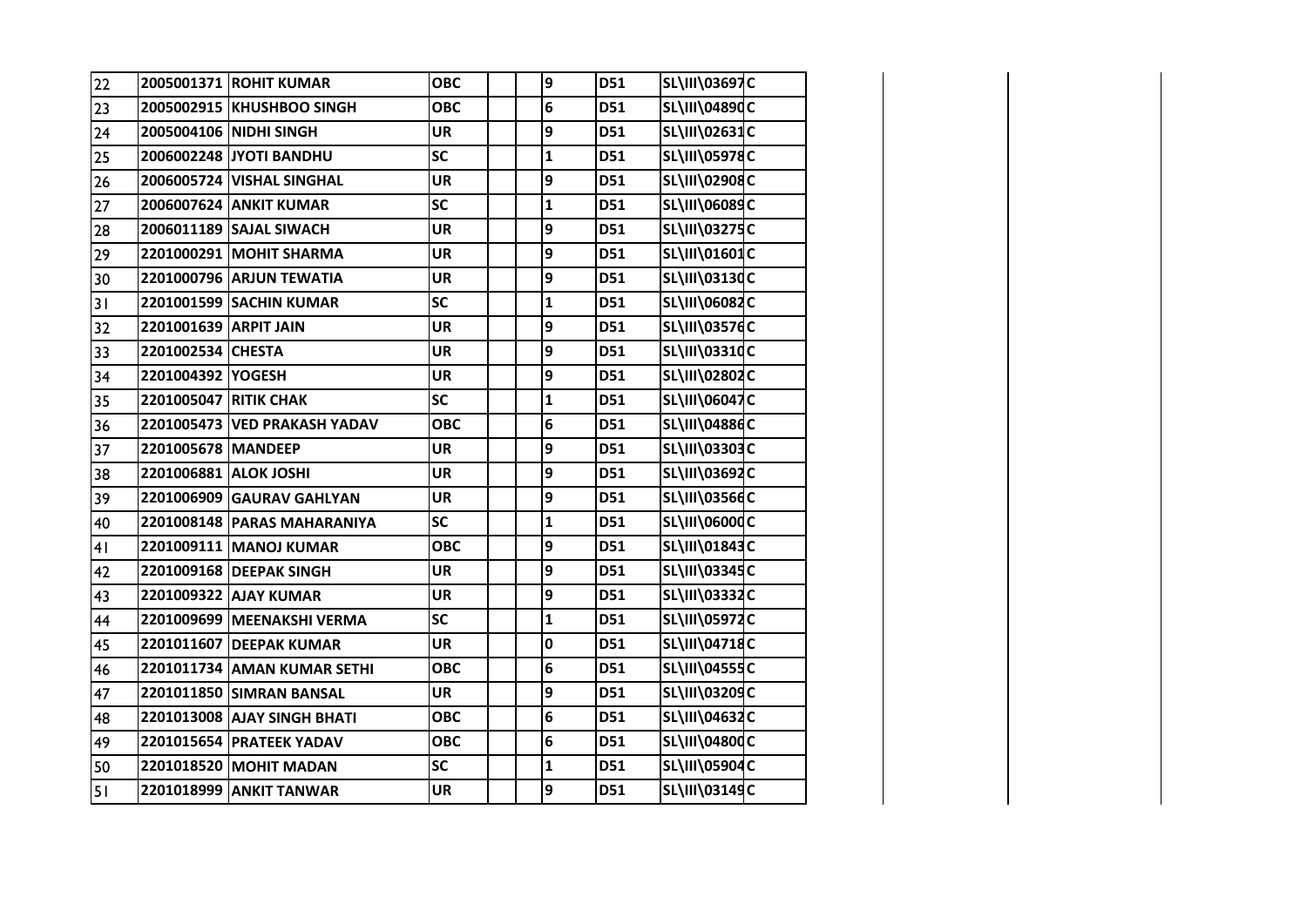| | | | | | | | | | |
|---|---|---|---|---|---|---|---|---|---|
| 22 | 2005001371 | ROHIT KUMAR | OBC | | | 9 | D51 | SL\III\03697 | C |
| 23 | 2005002915 | KHUSHBOO SINGH | OBC | | | 6 | D51 | SL\III\04890 | C |
| 24 | 2005004106 | NIDHI SINGH | UR | | | 9 | D51 | SL\III\02631 | C |
| 25 | 2006002248 | JYOTI BANDHU | SC | | | 1 | D51 | SL\III\05978 | C |
| 26 | 2006005724 | VISHAL SINGHAL | UR | | | 9 | D51 | SL\III\02908 | C |
| 27 | 2006007624 | ANKIT KUMAR | SC | | | 1 | D51 | SL\III\06089 | C |
| 28 | 2006011189 | SAJAL SIWACH | UR | | | 9 | D51 | SL\III\03275 | C |
| 29 | 2201000291 | MOHIT SHARMA | UR | | | 9 | D51 | SL\III\01601 | C |
| 30 | 2201000796 | ARJUN TEWATIA | UR | | | 9 | D51 | SL\III\03130 | C |
| 31 | 2201001599 | SACHIN KUMAR | SC | | | 1 | D51 | SL\III\06082 | C |
| 32 | 2201001639 | ARPIT JAIN | UR | | | 9 | D51 | SL\III\03576 | C |
| 33 | 2201002534 | CHESTA | UR | | | 9 | D51 | SL\III\03310 | C |
| 34 | 2201004392 | YOGESH | UR | | | 9 | D51 | SL\III\02802 | C |
| 35 | 2201005047 | RITIK CHAK | SC | | | 1 | D51 | SL\III\06047 | C |
| 36 | 2201005473 | VED PRAKASH YADAV | OBC | | | 6 | D51 | SL\III\04886 | C |
| 37 | 2201005678 | MANDEEP | UR | | | 9 | D51 | SL\III\03303 | C |
| 38 | 2201006881 | ALOK JOSHI | UR | | | 9 | D51 | SL\III\03692 | C |
| 39 | 2201006909 | GAURAV GAHLYAN | UR | | | 9 | D51 | SL\III\03566 | C |
| 40 | 2201008148 | PARAS MAHARANIYA | SC | | | 1 | D51 | SL\III\06000 | C |
| 41 | 2201009111 | MANOJ KUMAR | OBC | | | 9 | D51 | SL\III\01843 | C |
| 42 | 2201009168 | DEEPAK SINGH | UR | | | 9 | D51 | SL\III\03345 | C |
| 43 | 2201009322 | AJAY KUMAR | UR | | | 9 | D51 | SL\III\03332 | C |
| 44 | 2201009699 | MEENAKSHI VERMA | SC | | | 1 | D51 | SL\III\05972 | C |
| 45 | 2201011607 | DEEPAK KUMAR | UR | | | 0 | D51 | SL\III\04718 | C |
| 46 | 2201011734 | AMAN KUMAR SETHI | OBC | | | 6 | D51 | SL\III\04555 | C |
| 47 | 2201011850 | SIMRAN BANSAL | UR | | | 9 | D51 | SL\III\03209 | C |
| 48 | 2201013008 | AJAY SINGH BHATI | OBC | | | 6 | D51 | SL\III\04632 | C |
| 49 | 2201015654 | PRATEEK YADAV | OBC | | | 6 | D51 | SL\III\04800 | C |
| 50 | 2201018520 | MOHIT MADAN | SC | | | 1 | D51 | SL\III\05904 | C |
| 51 | 2201018999 | ANKIT TANWAR | UR | | | 9 | D51 | SL\III\03149 | C |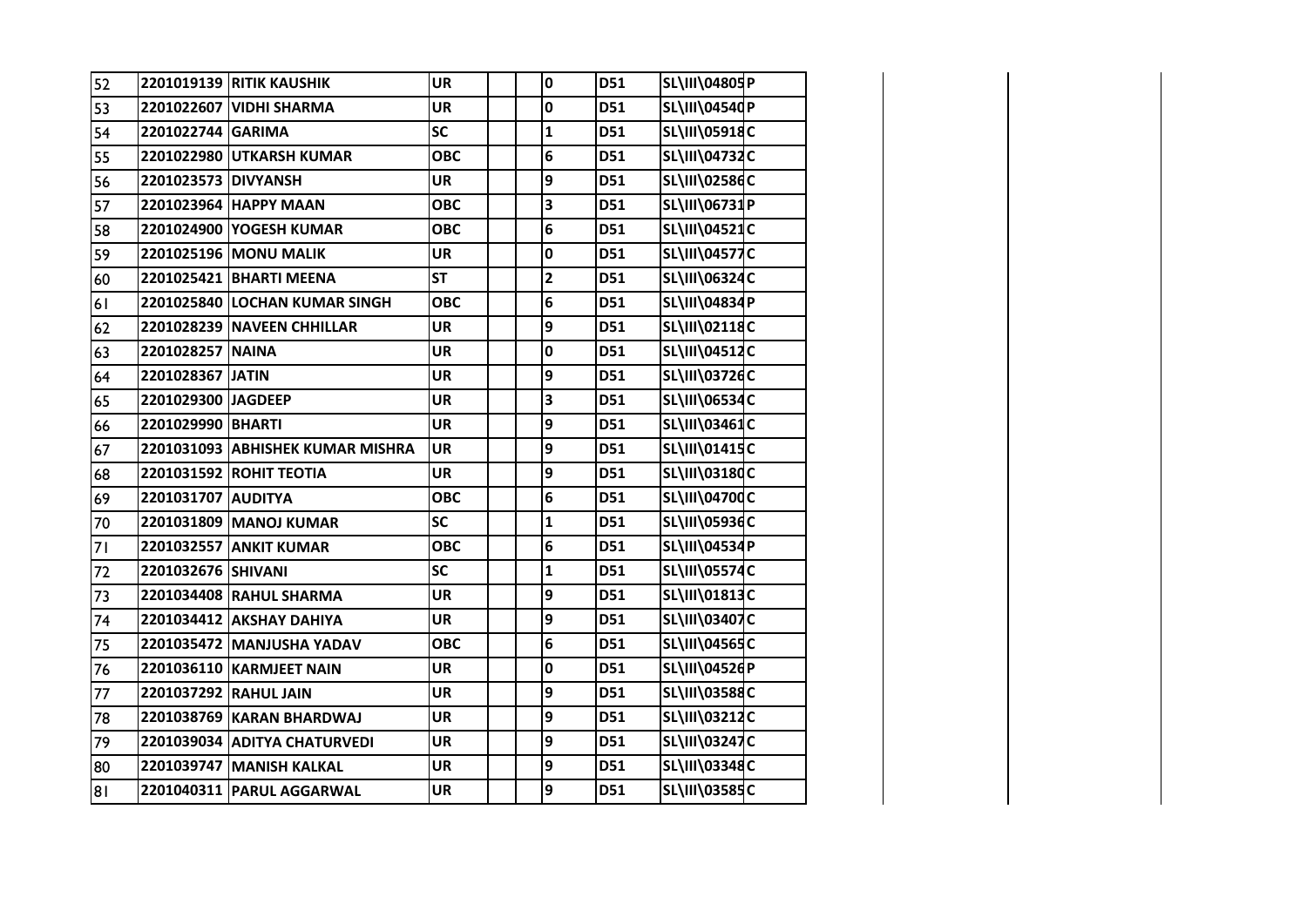| | | | | | | | | | |
|---|---|---|---|---|---|---|---|---|---|
| 52 | 2201019139 | RITIK KAUSHIK | UR | | | 0 | D51 | SL\III\04805 | P |
| 53 | 2201022607 | VIDHI SHARMA | UR | | | 0 | D51 | SL\III\04540 | P |
| 54 | 2201022744 | GARIMA | SC | | | 1 | D51 | SL\III\05918 | C |
| 55 | 2201022980 | UTKARSH KUMAR | OBC | | | 6 | D51 | SL\III\04732 | C |
| 56 | 2201023573 | DIVYANSH | UR | | | 9 | D51 | SL\III\02586 | C |
| 57 | 2201023964 | HAPPY MAAN | OBC | | | 3 | D51 | SL\III\06731 | P |
| 58 | 2201024900 | YOGESH KUMAR | OBC | | | 6 | D51 | SL\III\04521 | C |
| 59 | 2201025196 | MONU MALIK | UR | | | 0 | D51 | SL\III\04577 | C |
| 60 | 2201025421 | BHARTI MEENA | ST | | | 2 | D51 | SL\III\06324 | C |
| 61 | 2201025840 | LOCHAN KUMAR SINGH | OBC | | | 6 | D51 | SL\III\04834 | P |
| 62 | 2201028239 | NAVEEN CHHILLAR | UR | | | 9 | D51 | SL\III\02118 | C |
| 63 | 2201028257 | NAINA | UR | | | 0 | D51 | SL\III\04512 | C |
| 64 | 2201028367 | JATIN | UR | | | 9 | D51 | SL\III\03726 | C |
| 65 | 2201029300 | JAGDEEP | UR | | | 3 | D51 | SL\III\06534 | C |
| 66 | 2201029990 | BHARTI | UR | | | 9 | D51 | SL\III\03461 | C |
| 67 | 2201031093 | ABHISHEK KUMAR MISHRA | UR | | | 9 | D51 | SL\III\01415 | C |
| 68 | 2201031592 | ROHIT TEOTIA | UR | | | 9 | D51 | SL\III\03180 | C |
| 69 | 2201031707 | AUDITYA | OBC | | | 6 | D51 | SL\III\04700 | C |
| 70 | 2201031809 | MANOJ KUMAR | SC | | | 1 | D51 | SL\III\05936 | C |
| 71 | 2201032557 | ANKIT KUMAR | OBC | | | 6 | D51 | SL\III\04534 | P |
| 72 | 2201032676 | SHIVANI | SC | | | 1 | D51 | SL\III\05574 | C |
| 73 | 2201034408 | RAHUL SHARMA | UR | | | 9 | D51 | SL\III\01813 | C |
| 74 | 2201034412 | AKSHAY DAHIYA | UR | | | 9 | D51 | SL\III\03407 | C |
| 75 | 2201035472 | MANJUSHA YADAV | OBC | | | 6 | D51 | SL\III\04565 | C |
| 76 | 2201036110 | KARMJEET NAIN | UR | | | 0 | D51 | SL\III\04526 | P |
| 77 | 2201037292 | RAHUL JAIN | UR | | | 9 | D51 | SL\III\03588 | C |
| 78 | 2201038769 | KARAN BHARDWAJ | UR | | | 9 | D51 | SL\III\03212 | C |
| 79 | 2201039034 | ADITYA CHATURVEDI | UR | | | 9 | D51 | SL\III\03247 | C |
| 80 | 2201039747 | MANISH KALKAL | UR | | | 9 | D51 | SL\III\03348 | C |
| 81 | 2201040311 | PARUL AGGARWAL | UR | | | 9 | D51 | SL\III\03585 | C |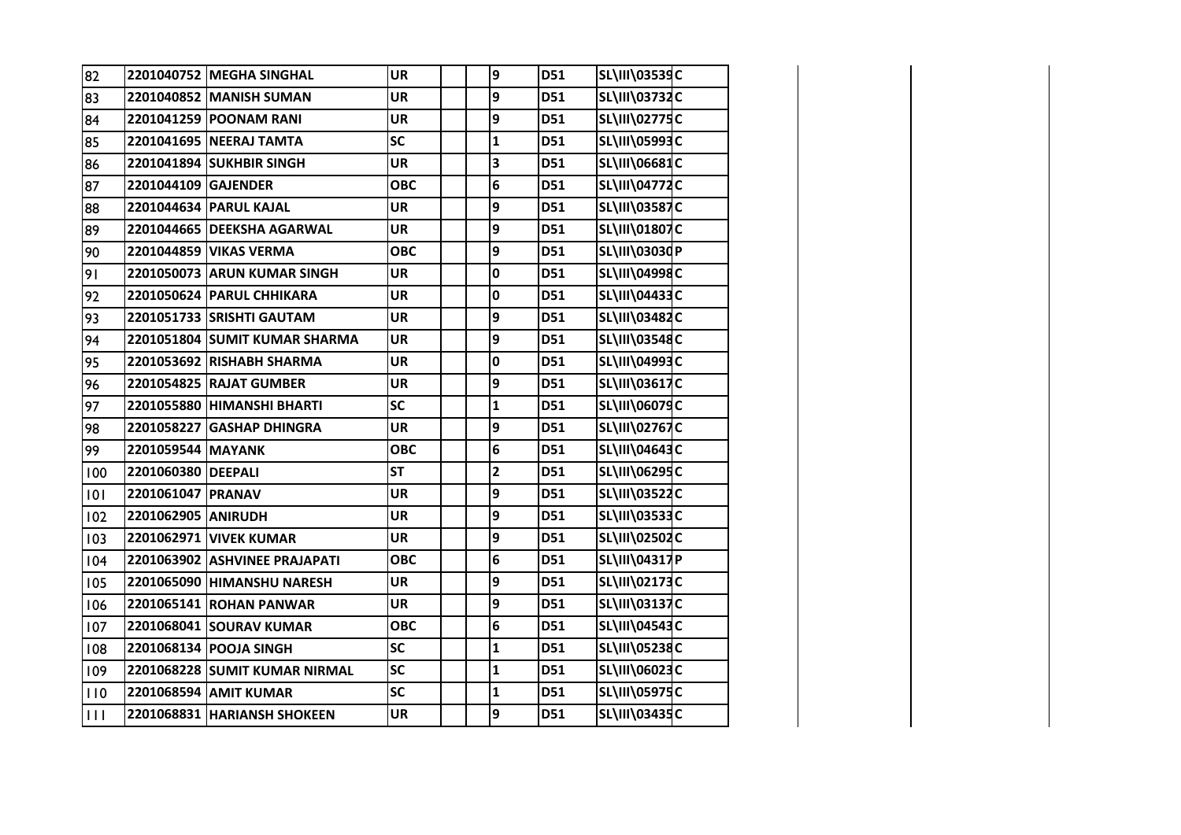| | | | | | | | | | |
|---|---|---|---|---|---|---|---|---|---|
| 82 | 2201040752 | MEGHA SINGHAL | UR | | | 9 | D51 | SL\III\03539 | C |
| 83 | 2201040852 | MANISH SUMAN | UR | | | 9 | D51 | SL\III\03732 | C |
| 84 | 2201041259 | POONAM RANI | UR | | | 9 | D51 | SL\III\02775 | C |
| 85 | 2201041695 | NEERAJ TAMTA | SC | | | 1 | D51 | SL\III\05993 | C |
| 86 | 2201041894 | SUKHBIR SINGH | UR | | | 3 | D51 | SL\III\06681 | C |
| 87 | 2201044109 | GAJENDER | OBC | | | 6 | D51 | SL\III\04772 | C |
| 88 | 2201044634 | PARUL KAJAL | UR | | | 9 | D51 | SL\III\03587 | C |
| 89 | 2201044665 | DEEKSHA AGARWAL | UR | | | 9 | D51 | SL\III\01807 | C |
| 90 | 2201044859 | VIKAS VERMA | OBC | | | 9 | D51 | SL\III\03030 | P |
| 91 | 2201050073 | ARUN KUMAR SINGH | UR | | | 0 | D51 | SL\III\04998 | C |
| 92 | 2201050624 | PARUL CHHIKARA | UR | | | 0 | D51 | SL\III\04433 | C |
| 93 | 2201051733 | SRISHTI GAUTAM | UR | | | 9 | D51 | SL\III\03482 | C |
| 94 | 2201051804 | SUMIT KUMAR SHARMA | UR | | | 9 | D51 | SL\III\03548 | C |
| 95 | 2201053692 | RISHABH SHARMA | UR | | | 0 | D51 | SL\III\04993 | C |
| 96 | 2201054825 | RAJAT GUMBER | UR | | | 9 | D51 | SL\III\03617 | C |
| 97 | 2201055880 | HIMANSHI BHARTI | SC | | | 1 | D51 | SL\III\06079 | C |
| 98 | 2201058227 | GASHAP DHINGRA | UR | | | 9 | D51 | SL\III\02767 | C |
| 99 | 2201059544 | MAYANK | OBC | | | 6 | D51 | SL\III\04643 | C |
| 100 | 2201060380 | DEEPALI | ST | | | 2 | D51 | SL\III\06295 | C |
| 101 | 2201061047 | PRANAV | UR | | | 9 | D51 | SL\III\03522 | C |
| 102 | 2201062905 | ANIRUDH | UR | | | 9 | D51 | SL\III\03533 | C |
| 103 | 2201062971 | VIVEK KUMAR | UR | | | 9 | D51 | SL\III\02502 | C |
| 104 | 2201063902 | ASHVINEE PRAJAPATI | OBC | | | 6 | D51 | SL\III\04317 | P |
| 105 | 2201065090 | HIMANSHU NARESH | UR | | | 9 | D51 | SL\III\02173 | C |
| 106 | 2201065141 | ROHAN PANWAR | UR | | | 9 | D51 | SL\III\03137 | C |
| 107 | 2201068041 | SOURAV KUMAR | OBC | | | 6 | D51 | SL\III\04543 | C |
| 108 | 2201068134 | POOJA SINGH | SC | | | 1 | D51 | SL\III\05238 | C |
| 109 | 2201068228 | SUMIT KUMAR NIRMAL | SC | | | 1 | D51 | SL\III\06023 | C |
| 110 | 2201068594 | AMIT KUMAR | SC | | | 1 | D51 | SL\III\05975 | C |
| 111 | 2201068831 | HARIANSH SHOKEEN | UR | | | 9 | D51 | SL\III\03435 | C |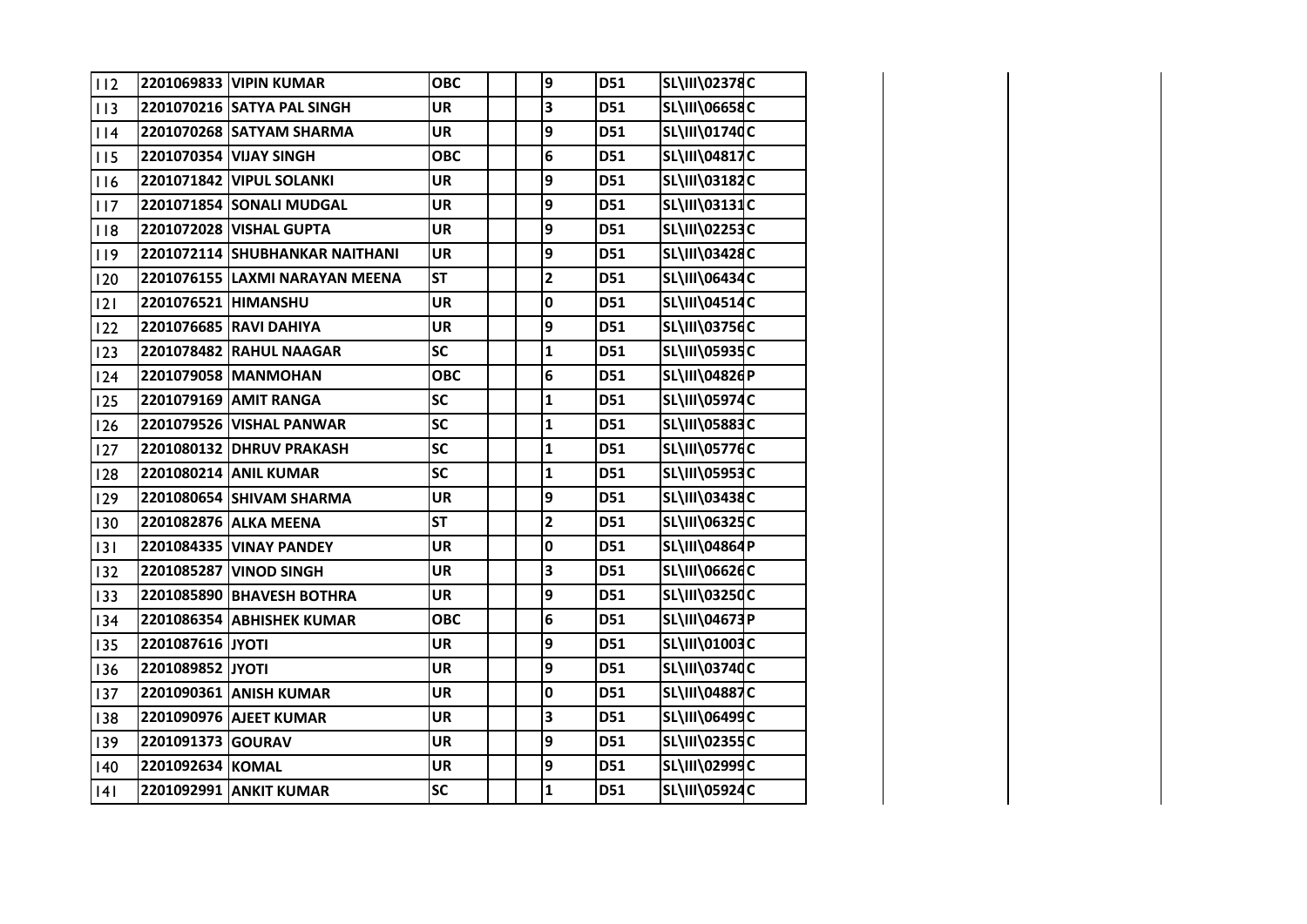| 112 | 2201069833 | VIPIN KUMAR | OBC | | | 9 | D51 | SL\III\02378 | C |
|---|---|---|---|---|---|---|---|---|---|
| 113 | 2201070216 | SATYA PAL SINGH | UR | | | 3 | D51 | SL\III\06658 | C |
| 114 | 2201070268 | SATYAM SHARMA | UR | | | 9 | D51 | SL\III\01740 | C |
| 115 | 2201070354 | VIJAY SINGH | OBC | | | 6 | D51 | SL\III\04817 | C |
| 116 | 2201071842 | VIPUL SOLANKI | UR | | | 9 | D51 | SL\III\03182 | C |
| 117 | 2201071854 | SONALI MUDGAL | UR | | | 9 | D51 | SL\III\03131 | C |
| 118 | 2201072028 | VISHAL GUPTA | UR | | | 9 | D51 | SL\III\02253 | C |
| 119 | 2201072114 | SHUBHANKAR NAITHANI | UR | | | 9 | D51 | SL\III\03428 | C |
| 120 | 2201076155 | LAXMI NARAYAN MEENA | ST | | | 2 | D51 | SL\III\06434 | C |
| 121 | 2201076521 | HIMANSHU | UR | | | 0 | D51 | SL\III\04514 | C |
| 122 | 2201076685 | RAVI DAHIYA | UR | | | 9 | D51 | SL\III\03756 | C |
| 123 | 2201078482 | RAHUL NAAGAR | SC | | | 1 | D51 | SL\III\05935 | C |
| 124 | 2201079058 | MANMOHAN | OBC | | | 6 | D51 | SL\III\04826 | P |
| 125 | 2201079169 | AMIT RANGA | SC | | | 1 | D51 | SL\III\05974 | C |
| 126 | 2201079526 | VISHAL PANWAR | SC | | | 1 | D51 | SL\III\05883 | C |
| 127 | 2201080132 | DHRUV PRAKASH | SC | | | 1 | D51 | SL\III\05776 | C |
| 128 | 2201080214 | ANIL KUMAR | SC | | | 1 | D51 | SL\III\05953 | C |
| 129 | 2201080654 | SHIVAM SHARMA | UR | | | 9 | D51 | SL\III\03438 | C |
| 130 | 2201082876 | ALKA MEENA | ST | | | 2 | D51 | SL\III\06325 | C |
| 131 | 2201084335 | VINAY PANDEY | UR | | | 0 | D51 | SL\III\04864 | P |
| 132 | 2201085287 | VINOD SINGH | UR | | | 3 | D51 | SL\III\06626 | C |
| 133 | 2201085890 | BHAVESH BOTHRA | UR | | | 9 | D51 | SL\III\03250 | C |
| 134 | 2201086354 | ABHISHEK KUMAR | OBC | | | 6 | D51 | SL\III\04673 | P |
| 135 | 2201087616 | JYOTI | UR | | | 9 | D51 | SL\III\01003 | C |
| 136 | 2201089852 | JYOTI | UR | | | 9 | D51 | SL\III\03740 | C |
| 137 | 2201090361 | ANISH KUMAR | UR | | | 0 | D51 | SL\III\04887 | C |
| 138 | 2201090976 | AJEET KUMAR | UR | | | 3 | D51 | SL\III\06499 | C |
| 139 | 2201091373 | GOURAV | UR | | | 9 | D51 | SL\III\02355 | C |
| 140 | 2201092634 | KOMAL | UR | | | 9 | D51 | SL\III\02999 | C |
| 141 | 2201092991 | ANKIT KUMAR | SC | | | 1 | D51 | SL\III\05924 | C |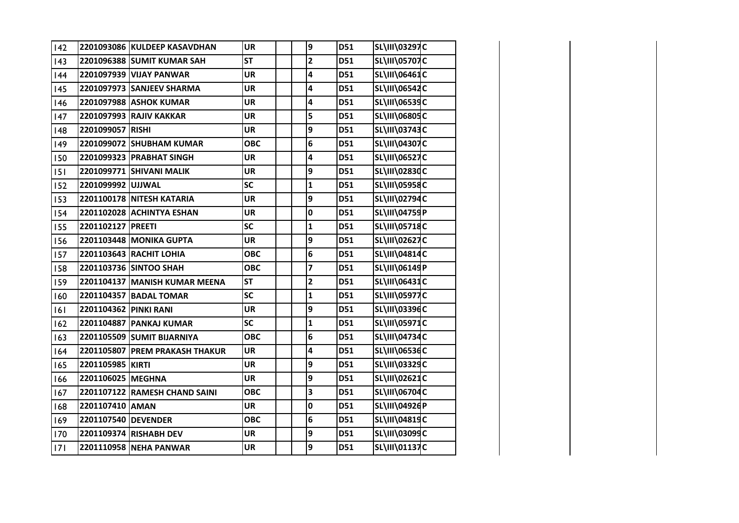| | | | | | | | | | | | | |
|---|---|---|---|---|---|---|---|---|---|---|---|---|
| 142 | 2201093086 | KULDEEP KASAVDHAN | UR | | | 9 | D51 | SL\III\03297 | C | | | |
| 143 | 2201096388 | SUMIT KUMAR SAH | ST | | | 2 | D51 | SL\III\05707 | C | | | |
| 144 | 2201097939 | VIJAY PANWAR | UR | | | 4 | D51 | SL\III\06461 | C | | | |
| 145 | 2201097973 | SANJEEV SHARMA | UR | | | 4 | D51 | SL\III\06542 | C | | | |
| 146 | 2201097988 | ASHOK KUMAR | UR | | | 4 | D51 | SL\III\06539 | C | | | |
| 147 | 2201097993 | RAJIV KAKKAR | UR | | | 5 | D51 | SL\III\06805 | C | | | |
| 148 | 2201099057 | RISHI | UR | | | 9 | D51 | SL\III\03743 | C | | | |
| 149 | 2201099072 | SHUBHAM KUMAR | OBC | | | 6 | D51 | SL\III\04307 | C | | | |
| 150 | 2201099323 | PRABHAT SINGH | UR | | | 4 | D51 | SL\III\06527 | C | | | |
| 151 | 2201099771 | SHIVANI MALIK | UR | | | 9 | D51 | SL\III\02830 | C | | | |
| 152 | 2201099992 | UJJWAL | SC | | | 1 | D51 | SL\III\05958 | C | | | |
| 153 | 2201100178 | NITESH KATARIA | UR | | | 9 | D51 | SL\III\02794 | C | | | |
| 154 | 2201102028 | ACHINTYA ESHAN | UR | | | 0 | D51 | SL\III\04759 | P | | | |
| 155 | 2201102127 | PREETI | SC | | | 1 | D51 | SL\III\05718 | C | | | |
| 156 | 2201103448 | MONIKA GUPTA | UR | | | 9 | D51 | SL\III\02627 | C | | | |
| 157 | 2201103643 | RACHIT LOHIA | OBC | | | 6 | D51 | SL\III\04814 | C | | | |
| 158 | 2201103736 | SINTOO SHAH | OBC | | | 7 | D51 | SL\III\06149 | P | | | |
| 159 | 2201104137 | MANISH KUMAR MEENA | ST | | | 2 | D51 | SL\III\06431 | C | | | |
| 160 | 2201104357 | BADAL TOMAR | SC | | | 1 | D51 | SL\III\05977 | C | | | |
| 161 | 2201104362 | PINKI RANI | UR | | | 9 | D51 | SL\III\03396 | C | | | |
| 162 | 2201104887 | PANKAJ KUMAR | SC | | | 1 | D51 | SL\III\05971 | C | | | |
| 163 | 2201105509 | SUMIT BIJARNIYA | OBC | | | 6 | D51 | SL\III\04734 | C | | | |
| 164 | 2201105807 | PREM PRAKASH THAKUR | UR | | | 4 | D51 | SL\III\06536 | C | | | |
| 165 | 2201105985 | KIRTI | UR | | | 9 | D51 | SL\III\03329 | C | | | |
| 166 | 2201106025 | MEGHNA | UR | | | 9 | D51 | SL\III\02621 | C | | | |
| 167 | 2201107122 | RAMESH CHAND SAINI | OBC | | | 3 | D51 | SL\III\06704 | C | | | |
| 168 | 2201107410 | AMAN | UR | | | 0 | D51 | SL\III\04926 | P | | | |
| 169 | 2201107540 | DEVENDER | OBC | | | 6 | D51 | SL\III\04819 | C | | | |
| 170 | 2201109374 | RISHABH DEV | UR | | | 9 | D51 | SL\III\03099 | C | | | |
| 171 | 2201110958 | NEHA PANWAR | UR | | | 9 | D51 | SL\III\01137 | C | | | |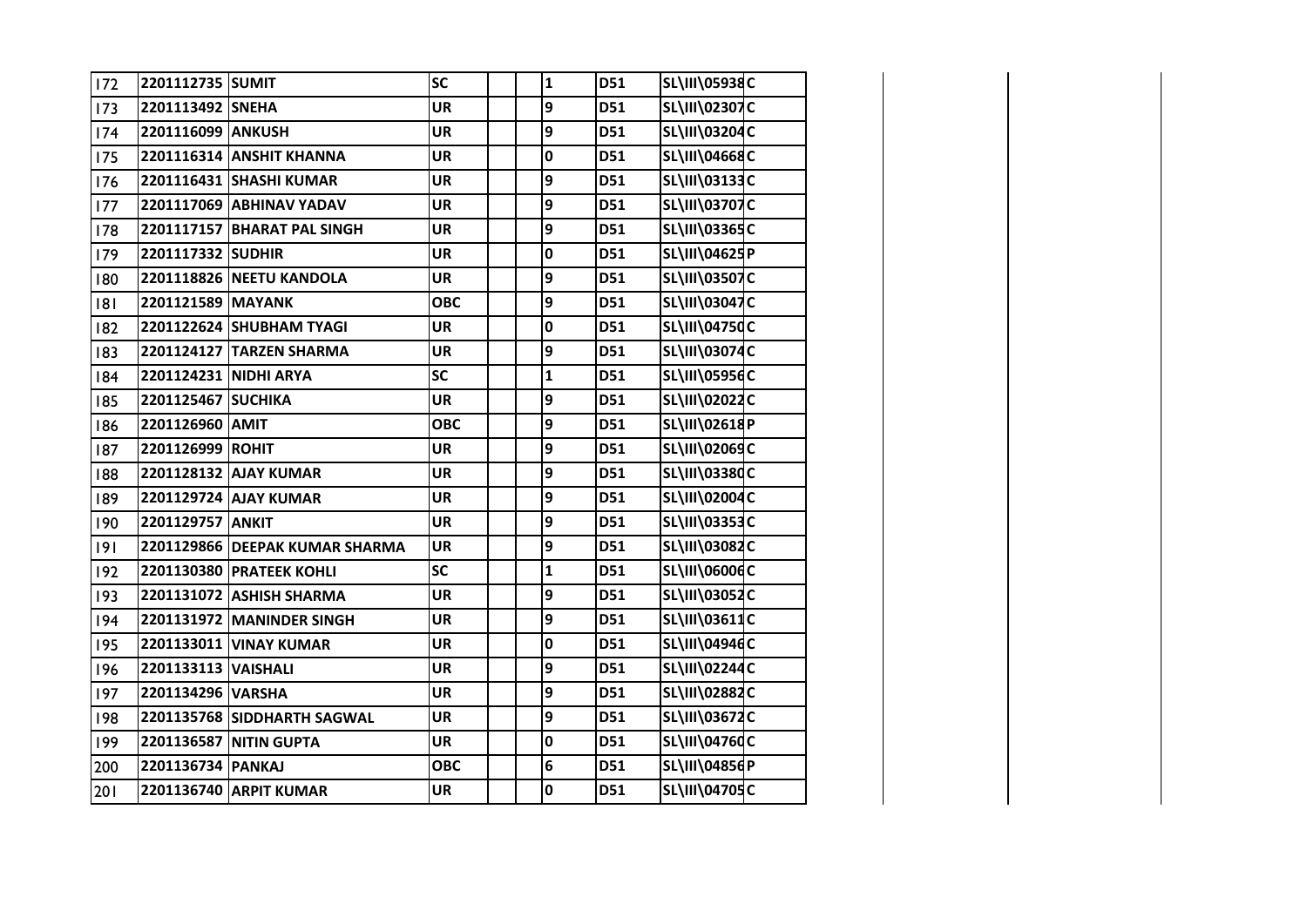| | | | | | | | | | |
|---|---|---|---|---|---|---|---|---|---|
| 172 | 2201112735 | SUMIT | SC | | | 1 | D51 | SL\III\05938 | C |
| 173 | 2201113492 | SNEHA | UR | | | 9 | D51 | SL\III\02307 | C |
| 174 | 2201116099 | ANKUSH | UR | | | 9 | D51 | SL\III\03204 | C |
| 175 | 2201116314 | ANSHIT KHANNA | UR | | | 0 | D51 | SL\III\04668 | C |
| 176 | 2201116431 | SHASHI KUMAR | UR | | | 9 | D51 | SL\III\03133 | C |
| 177 | 2201117069 | ABHINAV YADAV | UR | | | 9 | D51 | SL\III\03707 | C |
| 178 | 2201117157 | BHARAT PAL SINGH | UR | | | 9 | D51 | SL\III\03365 | C |
| 179 | 2201117332 | SUDHIR | UR | | | 0 | D51 | SL\III\04625 | P |
| 180 | 2201118826 | NEETU KANDOLA | UR | | | 9 | D51 | SL\III\03507 | C |
| 181 | 2201121589 | MAYANK | OBC | | | 9 | D51 | SL\III\03047 | C |
| 182 | 2201122624 | SHUBHAM TYAGI | UR | | | 0 | D51 | SL\III\04750 | C |
| 183 | 2201124127 | TARZEN SHARMA | UR | | | 9 | D51 | SL\III\03074 | C |
| 184 | 2201124231 | NIDHI ARYA | SC | | | 1 | D51 | SL\III\05956 | C |
| 185 | 2201125467 | SUCHIKA | UR | | | 9 | D51 | SL\III\02022 | C |
| 186 | 2201126960 | AMIT | OBC | | | 9 | D51 | SL\III\02618 | P |
| 187 | 2201126999 | ROHIT | UR | | | 9 | D51 | SL\III\02069 | C |
| 188 | 2201128132 | AJAY KUMAR | UR | | | 9 | D51 | SL\III\03380 | C |
| 189 | 2201129724 | AJAY KUMAR | UR | | | 9 | D51 | SL\III\02004 | C |
| 190 | 2201129757 | ANKIT | UR | | | 9 | D51 | SL\III\03353 | C |
| 191 | 2201129866 | DEEPAK KUMAR SHARMA | UR | | | 9 | D51 | SL\III\03082 | C |
| 192 | 2201130380 | PRATEEK KOHLI | SC | | | 1 | D51 | SL\III\06006 | C |
| 193 | 2201131072 | ASHISH SHARMA | UR | | | 9 | D51 | SL\III\03052 | C |
| 194 | 2201131972 | MANINDER SINGH | UR | | | 9 | D51 | SL\III\03611 | C |
| 195 | 2201133011 | VINAY KUMAR | UR | | | 0 | D51 | SL\III\04946 | C |
| 196 | 2201133113 | VAISHALI | UR | | | 9 | D51 | SL\III\02244 | C |
| 197 | 2201134296 | VARSHA | UR | | | 9 | D51 | SL\III\02882 | C |
| 198 | 2201135768 | SIDDHARTH SAGWAL | UR | | | 9 | D51 | SL\III\03672 | C |
| 199 | 2201136587 | NITIN GUPTA | UR | | | 0 | D51 | SL\III\04760 | C |
| 200 | 2201136734 | PANKAJ | OBC | | | 6 | D51 | SL\III\04856 | P |
| 201 | 2201136740 | ARPIT KUMAR | UR | | | 0 | D51 | SL\III\04705 | C |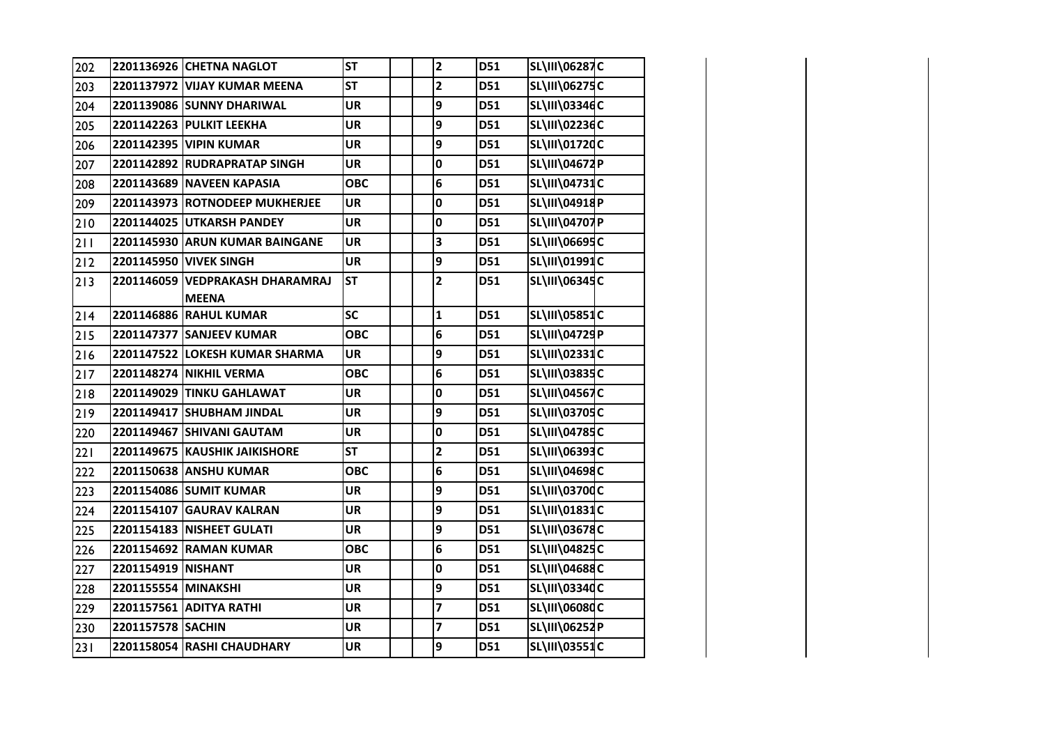| | | | | | | | | | |
|---|---|---|---|---|---|---|---|---|---|
| 202 | 2201136926 | CHETNA NAGLOT | ST | | | 2 | D51 | SL\III\06287 | C |
| 203 | 2201137972 | VIJAY KUMAR MEENA | ST | | | 2 | D51 | SL\III\06275 | C |
| 204 | 2201139086 | SUNNY DHARIWAL | UR | | | 9 | D51 | SL\III\03346 | C |
| 205 | 2201142263 | PULKIT LEEKHA | UR | | | 9 | D51 | SL\III\02236 | C |
| 206 | 2201142395 | VIPIN KUMAR | UR | | | 9 | D51 | SL\III\01720 | C |
| 207 | 2201142892 | RUDRAPRATAP SINGH | UR | | | 0 | D51 | SL\III\04672 | P |
| 208 | 2201143689 | NAVEEN KAPASIA | OBC | | | 6 | D51 | SL\III\04731 | C |
| 209 | 2201143973 | ROTNODEEP MUKHERJEE | UR | | | 0 | D51 | SL\III\04918 | P |
| 210 | 2201144025 | UTKARSH PANDEY | UR | | | 0 | D51 | SL\III\04707 | P |
| 211 | 2201145930 | ARUN KUMAR BAINGANE | UR | | | 3 | D51 | SL\III\06695 | C |
| 212 | 2201145950 | VIVEK SINGH | UR | | | 9 | D51 | SL\III\01991 | C |
| 213 | 2201146059 | VEDPRAKASH DHARAMRAJ MEENA | ST | | | 2 | D51 | SL\III\06345 | C |
| 214 | 2201146886 | RAHUL KUMAR | SC | | | 1 | D51 | SL\III\05851 | C |
| 215 | 2201147377 | SANJEEV KUMAR | OBC | | | 6 | D51 | SL\III\04729 | P |
| 216 | 2201147522 | LOKESH KUMAR SHARMA | UR | | | 9 | D51 | SL\III\02331 | C |
| 217 | 2201148274 | NIKHIL VERMA | OBC | | | 6 | D51 | SL\III\03835 | C |
| 218 | 2201149029 | TINKU GAHLAWAT | UR | | | 0 | D51 | SL\III\04567 | C |
| 219 | 2201149417 | SHUBHAM JINDAL | UR | | | 9 | D51 | SL\III\03705 | C |
| 220 | 2201149467 | SHIVANI GAUTAM | UR | | | 0 | D51 | SL\III\04785 | C |
| 221 | 2201149675 | KAUSHIK JAIKISHORE | ST | | | 2 | D51 | SL\III\06393 | C |
| 222 | 2201150638 | ANSHU KUMAR | OBC | | | 6 | D51 | SL\III\04698 | C |
| 223 | 2201154086 | SUMIT KUMAR | UR | | | 9 | D51 | SL\III\03700 | C |
| 224 | 2201154107 | GAURAV KALRAN | UR | | | 9 | D51 | SL\III\01831 | C |
| 225 | 2201154183 | NISHEET GULATI | UR | | | 9 | D51 | SL\III\03678 | C |
| 226 | 2201154692 | RAMAN KUMAR | OBC | | | 6 | D51 | SL\III\04825 | C |
| 227 | 2201154919 | NISHANT | UR | | | 0 | D51 | SL\III\04688 | C |
| 228 | 2201155554 | MINAKSHI | UR | | | 9 | D51 | SL\III\03340 | C |
| 229 | 2201157561 | ADITYA RATHI | UR | | | 7 | D51 | SL\III\06080 | C |
| 230 | 2201157578 | SACHIN | UR | | | 7 | D51 | SL\III\06252 | P |
| 231 | 2201158054 | RASHI CHAUDHARY | UR | | | 9 | D51 | SL\III\03551 | C |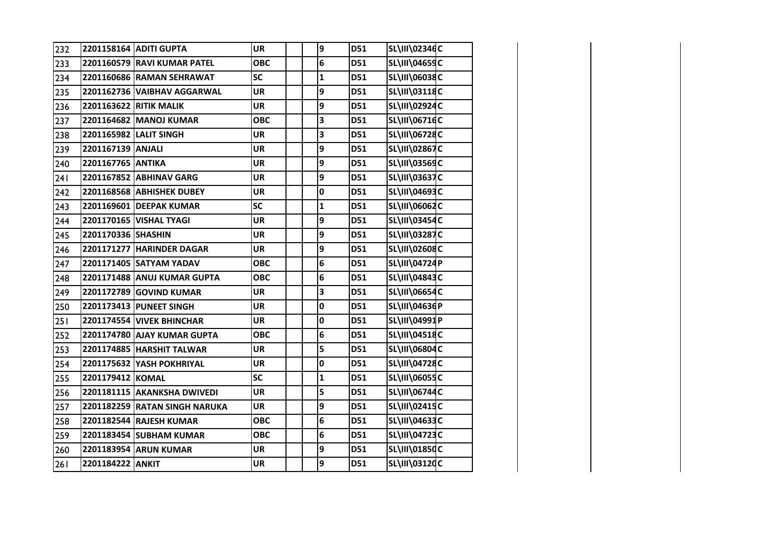| 232 | 2201158164 | ADITI GUPTA | UR | | | 9 | D51 | SL\III\02346 | C |
|---|---|---|---|---|---|---|---|---|---|
| 233 | 2201160579 | RAVI KUMAR PATEL | OBC | | | 6 | D51 | SL\III\04659 | C |
| 234 | 2201160686 | RAMAN SEHRAWAT | SC | | | 1 | D51 | SL\III\06038 | C |
| 235 | 2201162736 | VAIBHAV AGGARWAL | UR | | | 9 | D51 | SL\III\03118 | C |
| 236 | 2201163622 | RITIK MALIK | UR | | | 9 | D51 | SL\III\02924 | C |
| 237 | 2201164682 | MANOJ KUMAR | OBC | | | 3 | D51 | SL\III\06716 | C |
| 238 | 2201165982 | LALIT SINGH | UR | | | 3 | D51 | SL\III\06728 | C |
| 239 | 2201167139 | ANJALI | UR | | | 9 | D51 | SL\III\02867 | C |
| 240 | 2201167765 | ANTIKA | UR | | | 9 | D51 | SL\III\03569 | C |
| 241 | 2201167852 | ABHINAV GARG | UR | | | 9 | D51 | SL\III\03637 | C |
| 242 | 2201168568 | ABHISHEK DUBEY | UR | | | 0 | D51 | SL\III\04693 | C |
| 243 | 2201169601 | DEEPAK KUMAR | SC | | | 1 | D51 | SL\III\06062 | C |
| 244 | 2201170165 | VISHAL TYAGI | UR | | | 9 | D51 | SL\III\03454 | C |
| 245 | 2201170336 | SHASHIN | UR | | | 9 | D51 | SL\III\03287 | C |
| 246 | 2201171277 | HARINDER DAGAR | UR | | | 9 | D51 | SL\III\02608 | C |
| 247 | 2201171405 | SATYAM YADAV | OBC | | | 6 | D51 | SL\III\04724 | P |
| 248 | 2201171488 | ANUJ KUMAR GUPTA | OBC | | | 6 | D51 | SL\III\04843 | C |
| 249 | 2201172789 | GOVIND KUMAR | UR | | | 3 | D51 | SL\III\06654 | C |
| 250 | 2201173413 | PUNEET SINGH | UR | | | 0 | D51 | SL\III\04636 | P |
| 251 | 2201174554 | VIVEK BHINCHAR | UR | | | 0 | D51 | SL\III\04991 | P |
| 252 | 2201174780 | AJAY KUMAR GUPTA | OBC | | | 6 | D51 | SL\III\04518 | C |
| 253 | 2201174885 | HARSHIT TALWAR | UR | | | 5 | D51 | SL\III\06804 | C |
| 254 | 2201175632 | YASH POKHRIYAL | UR | | | 0 | D51 | SL\III\04728 | C |
| 255 | 2201179412 | KOMAL | SC | | | 1 | D51 | SL\III\06055 | C |
| 256 | 2201181115 | AKANKSHA DWIVEDI | UR | | | 5 | D51 | SL\III\06744 | C |
| 257 | 2201182259 | RATAN SINGH NARUKA | UR | | | 9 | D51 | SL\III\02415 | C |
| 258 | 2201182544 | RAJESH KUMAR | OBC | | | 6 | D51 | SL\III\04633 | C |
| 259 | 2201183454 | SUBHAM KUMAR | OBC | | | 6 | D51 | SL\III\04723 | C |
| 260 | 2201183954 | ARUN KUMAR | UR | | | 9 | D51 | SL\III\01850 | C |
| 261 | 2201184222 | ANKIT | UR | | | 9 | D51 | SL\III\03120 | C |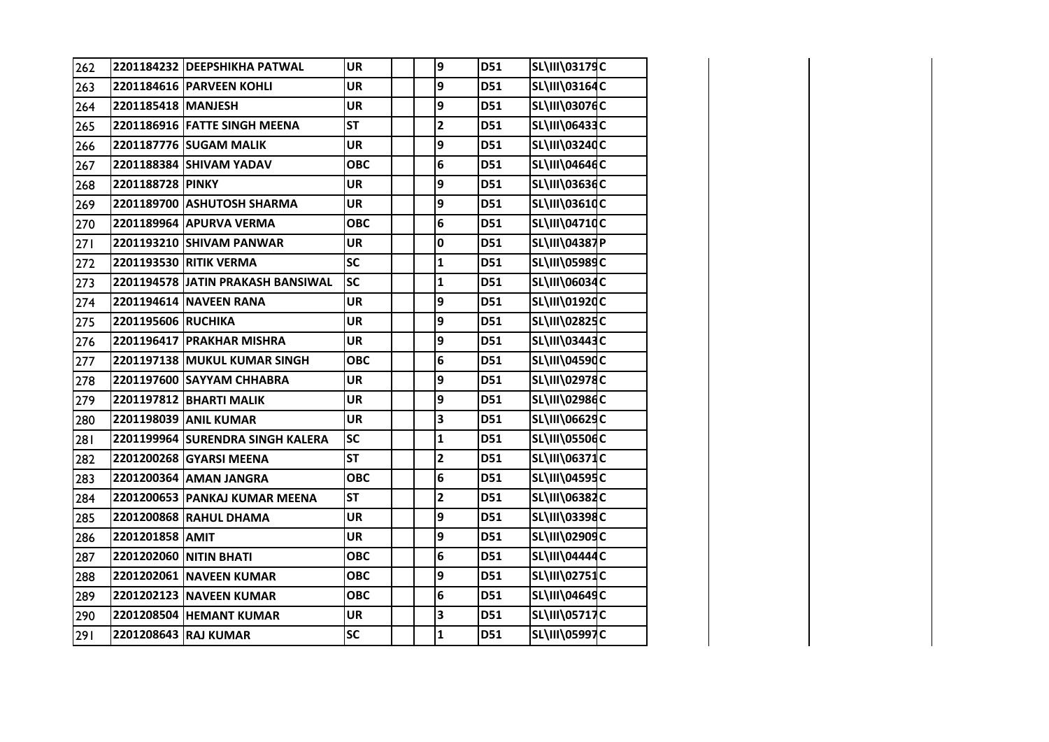| | | | | | | | | | |
|---|---|---|---|---|---|---|---|---|---|
| 262 | 2201184232 | DEEPSHIKHA PATWAL | UR | | | 9 | D51 | SL\III\03179 | C |
| 263 | 2201184616 | PARVEEN KOHLI | UR | | | 9 | D51 | SL\III\03164 | C |
| 264 | 2201185418 | MANJESH | UR | | | 9 | D51 | SL\III\03076 | C |
| 265 | 2201186916 | FATTE SINGH MEENA | ST | | | 2 | D51 | SL\III\06433 | C |
| 266 | 2201187776 | SUGAM MALIK | UR | | | 9 | D51 | SL\III\03240 | C |
| 267 | 2201188384 | SHIVAM YADAV | OBC | | | 6 | D51 | SL\III\04646 | C |
| 268 | 2201188728 | PINKY | UR | | | 9 | D51 | SL\III\03636 | C |
| 269 | 2201189700 | ASHUTOSH SHARMA | UR | | | 9 | D51 | SL\III\03610 | C |
| 270 | 2201189964 | APURVA VERMA | OBC | | | 6 | D51 | SL\III\04710 | C |
| 271 | 2201193210 | SHIVAM PANWAR | UR | | | 0 | D51 | SL\III\04387 | P |
| 272 | 2201193530 | RITIK VERMA | SC | | | 1 | D51 | SL\III\05989 | C |
| 273 | 2201194578 | JATIN PRAKASH BANSIWAL | SC | | | 1 | D51 | SL\III\06034 | C |
| 274 | 2201194614 | NAVEEN RANA | UR | | | 9 | D51 | SL\III\01920 | C |
| 275 | 2201195606 | RUCHIKA | UR | | | 9 | D51 | SL\III\02825 | C |
| 276 | 2201196417 | PRAKHAR MISHRA | UR | | | 9 | D51 | SL\III\03443 | C |
| 277 | 2201197138 | MUKUL KUMAR SINGH | OBC | | | 6 | D51 | SL\III\04590 | C |
| 278 | 2201197600 | SAYYAM CHHABRA | UR | | | 9 | D51 | SL\III\02978 | C |
| 279 | 2201197812 | BHARTI MALIK | UR | | | 9 | D51 | SL\III\02986 | C |
| 280 | 2201198039 | ANIL KUMAR | UR | | | 3 | D51 | SL\III\06629 | C |
| 281 | 2201199964 | SURENDRA SINGH KALERA | SC | | | 1 | D51 | SL\III\05506 | C |
| 282 | 2201200268 | GYARSI MEENA | ST | | | 2 | D51 | SL\III\06371 | C |
| 283 | 2201200364 | AMAN JANGRA | OBC | | | 6 | D51 | SL\III\04595 | C |
| 284 | 2201200653 | PANKAJ KUMAR MEENA | ST | | | 2 | D51 | SL\III\06382 | C |
| 285 | 2201200868 | RAHUL DHAMA | UR | | | 9 | D51 | SL\III\03398 | C |
| 286 | 2201201858 | AMIT | UR | | | 9 | D51 | SL\III\02909 | C |
| 287 | 2201202060 | NITIN BHATI | OBC | | | 6 | D51 | SL\III\04444 | C |
| 288 | 2201202061 | NAVEEN KUMAR | OBC | | | 9 | D51 | SL\III\02751 | C |
| 289 | 2201202123 | NAVEEN KUMAR | OBC | | | 6 | D51 | SL\III\04649 | C |
| 290 | 2201208504 | HEMANT KUMAR | UR | | | 3 | D51 | SL\III\05717 | C |
| 291 | 2201208643 | RAJ KUMAR | SC | | | 1 | D51 | SL\III\05997 | C |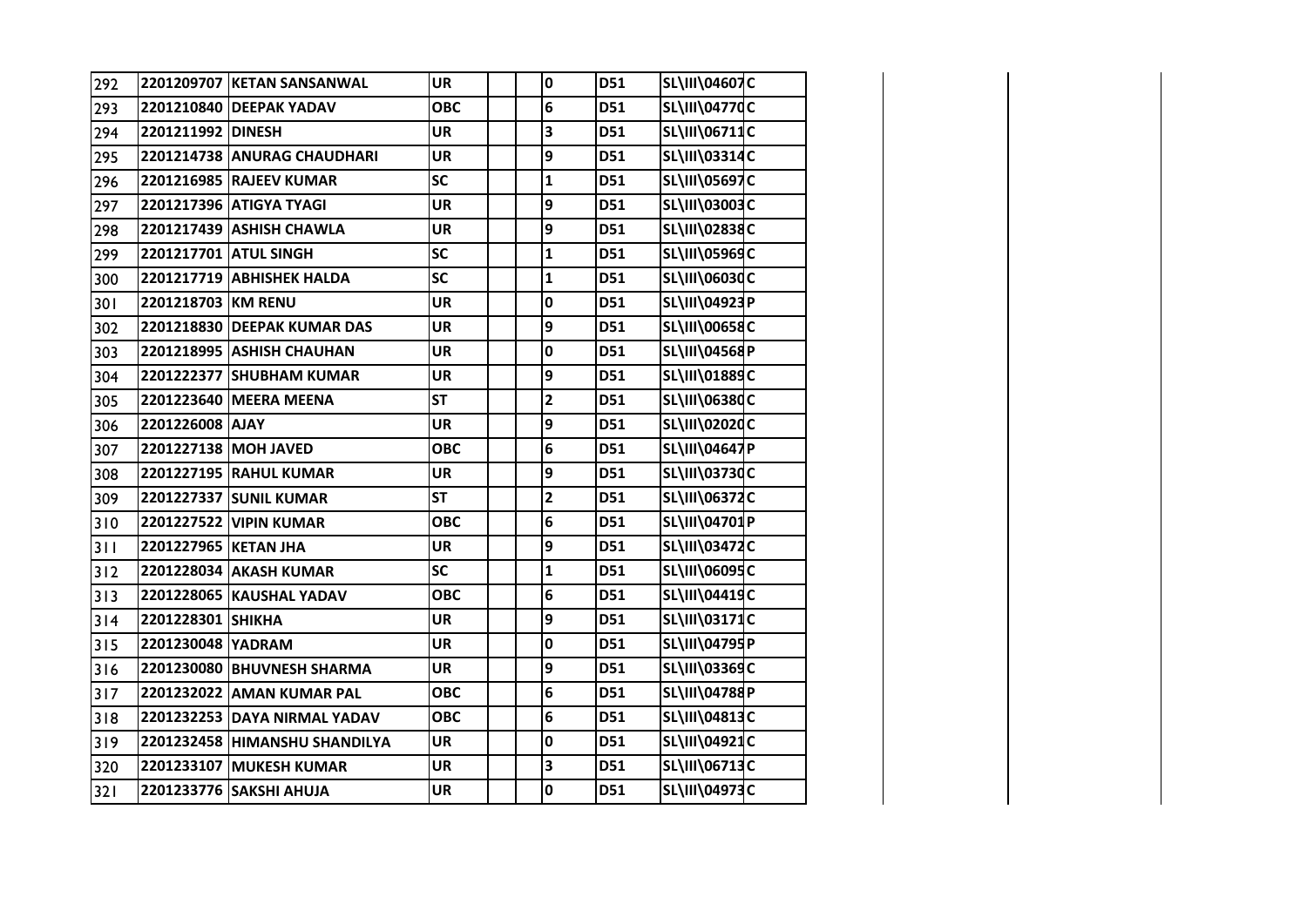| | | | | | | | | | | | | |
|---|---|---|---|---|---|---|---|---|---|---|---|---|
| 292 | 2201209707 | KETAN SANSANWAL | UR | | | 0 | D51 | SL\III\04607 | C | | | |
| 293 | 2201210840 | DEEPAK YADAV | OBC | | | 6 | D51 | SL\III\04770 | C | | | |
| 294 | 2201211992 | DINESH | UR | | | 3 | D51 | SL\III\06711 | C | | | |
| 295 | 2201214738 | ANURAG CHAUDHARI | UR | | | 9 | D51 | SL\III\03314 | C | | | |
| 296 | 2201216985 | RAJEEV KUMAR | SC | | | 1 | D51 | SL\III\05697 | C | | | |
| 297 | 2201217396 | ATIGYA TYAGI | UR | | | 9 | D51 | SL\III\03003 | C | | | |
| 298 | 2201217439 | ASHISH CHAWLA | UR | | | 9 | D51 | SL\III\02838 | C | | | |
| 299 | 2201217701 | ATUL SINGH | SC | | | 1 | D51 | SL\III\05969 | C | | | |
| 300 | 2201217719 | ABHISHEK HALDA | SC | | | 1 | D51 | SL\III\06030 | C | | | |
| 301 | 2201218703 | KM RENU | UR | | | 0 | D51 | SL\III\04923 | P | | | |
| 302 | 2201218830 | DEEPAK KUMAR DAS | UR | | | 9 | D51 | SL\III\00658 | C | | | |
| 303 | 2201218995 | ASHISH CHAUHAN | UR | | | 0 | D51 | SL\III\04568 | P | | | |
| 304 | 2201222377 | SHUBHAM KUMAR | UR | | | 9 | D51 | SL\III\01889 | C | | | |
| 305 | 2201223640 | MEERA MEENA | ST | | | 2 | D51 | SL\III\06380 | C | | | |
| 306 | 2201226008 | AJAY | UR | | | 9 | D51 | SL\III\02020 | C | | | |
| 307 | 2201227138 | MOH JAVED | OBC | | | 6 | D51 | SL\III\04647 | P | | | |
| 308 | 2201227195 | RAHUL KUMAR | UR | | | 9 | D51 | SL\III\03730 | C | | | |
| 309 | 2201227337 | SUNIL KUMAR | ST | | | 2 | D51 | SL\III\06372 | C | | | |
| 310 | 2201227522 | VIPIN KUMAR | OBC | | | 6 | D51 | SL\III\04701 | P | | | |
| 311 | 2201227965 | KETAN JHA | UR | | | 9 | D51 | SL\III\03472 | C | | | |
| 312 | 2201228034 | AKASH KUMAR | SC | | | 1 | D51 | SL\III\06095 | C | | | |
| 313 | 2201228065 | KAUSHAL YADAV | OBC | | | 6 | D51 | SL\III\04419 | C | | | |
| 314 | 2201228301 | SHIKHA | UR | | | 9 | D51 | SL\III\03171 | C | | | |
| 315 | 2201230048 | YADRAM | UR | | | 0 | D51 | SL\III\04795 | P | | | |
| 316 | 2201230080 | BHUVNESH SHARMA | UR | | | 9 | D51 | SL\III\03369 | C | | | |
| 317 | 2201232022 | AMAN KUMAR PAL | OBC | | | 6 | D51 | SL\III\04788 | P | | | |
| 318 | 2201232253 | DAYA NIRMAL YADAV | OBC | | | 6 | D51 | SL\III\04813 | C | | | |
| 319 | 2201232458 | HIMANSHU SHANDILYA | UR | | | 0 | D51 | SL\III\04921 | C | | | |
| 320 | 2201233107 | MUKESH KUMAR | UR | | | 3 | D51 | SL\III\06713 | C | | | |
| 321 | 2201233776 | SAKSHI AHUJA | UR | | | 0 | D51 | SL\III\04973 | C | | | |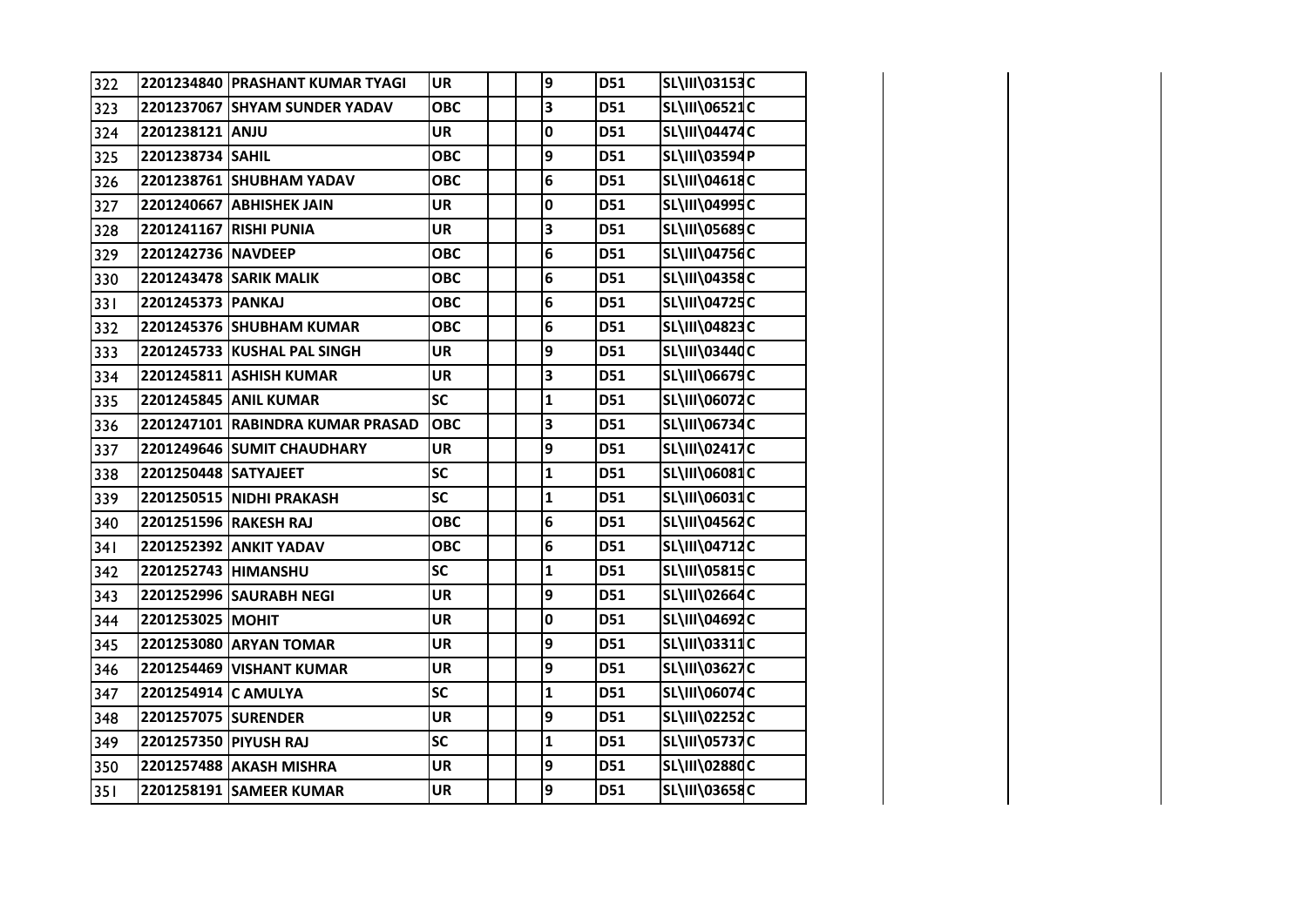| 322 | 2201234840 | PRASHANT KUMAR TYAGI | UR | | | 9 | D51 | SL\III\03153 | C | | | |
|---|---|---|---|---|---|---|---|---|---|---|---|---|
| 323 | 2201237067 | SHYAM SUNDER YADAV | OBC | | | 3 | D51 | SL\III\06521 | C | | | |
| 324 | 2201238121 | ANJU | UR | | | 0 | D51 | SL\III\04474 | C | | | |
| 325 | 2201238734 | SAHIL | OBC | | | 9 | D51 | SL\III\03594 | P | | | |
| 326 | 2201238761 | SHUBHAM YADAV | OBC | | | 6 | D51 | SL\III\04618 | C | | | |
| 327 | 2201240667 | ABHISHEK JAIN | UR | | | 0 | D51 | SL\III\04995 | C | | | |
| 328 | 2201241167 | RISHI PUNIA | UR | | | 3 | D51 | SL\III\05689 | C | | | |
| 329 | 2201242736 | NAVDEEP | OBC | | | 6 | D51 | SL\III\04756 | C | | | |
| 330 | 2201243478 | SARIK MALIK | OBC | | | 6 | D51 | SL\III\04358 | C | | | |
| 331 | 2201245373 | PANKAJ | OBC | | | 6 | D51 | SL\III\04725 | C | | | |
| 332 | 2201245376 | SHUBHAM KUMAR | OBC | | | 6 | D51 | SL\III\04823 | C | | | |
| 333 | 2201245733 | KUSHAL PAL SINGH | UR | | | 9 | D51 | SL\III\03440 | C | | | |
| 334 | 2201245811 | ASHISH KUMAR | UR | | | 3 | D51 | SL\III\06679 | C | | | |
| 335 | 2201245845 | ANIL KUMAR | SC | | | 1 | D51 | SL\III\06072 | C | | | |
| 336 | 2201247101 | RABINDRA KUMAR PRASAD | OBC | | | 3 | D51 | SL\III\06734 | C | | | |
| 337 | 2201249646 | SUMIT CHAUDHARY | UR | | | 9 | D51 | SL\III\02417 | C | | | |
| 338 | 2201250448 | SATYAJEET | SC | | | 1 | D51 | SL\III\06081 | C | | | |
| 339 | 2201250515 | NIDHI PRAKASH | SC | | | 1 | D51 | SL\III\06031 | C | | | |
| 340 | 2201251596 | RAKESH RAJ | OBC | | | 6 | D51 | SL\III\04562 | C | | | |
| 341 | 2201252392 | ANKIT YADAV | OBC | | | 6 | D51 | SL\III\04712 | C | | | |
| 342 | 2201252743 | HIMANSHU | SC | | | 1 | D51 | SL\III\05815 | C | | | |
| 343 | 2201252996 | SAURABH NEGI | UR | | | 9 | D51 | SL\III\02664 | C | | | |
| 344 | 2201253025 | MOHIT | UR | | | 0 | D51 | SL\III\04692 | C | | | |
| 345 | 2201253080 | ARYAN TOMAR | UR | | | 9 | D51 | SL\III\03311 | C | | | |
| 346 | 2201254469 | VISHANT KUMAR | UR | | | 9 | D51 | SL\III\03627 | C | | | |
| 347 | 2201254914 | C AMULYA | SC | | | 1 | D51 | SL\III\06074 | C | | | |
| 348 | 2201257075 | SURENDER | UR | | | 9 | D51 | SL\III\02252 | C | | | |
| 349 | 2201257350 | PIYUSH RAJ | SC | | | 1 | D51 | SL\III\05737 | C | | | |
| 350 | 2201257488 | AKASH MISHRA | UR | | | 9 | D51 | SL\III\02880 | C | | | |
| 351 | 2201258191 | SAMEER KUMAR | UR | | | 9 | D51 | SL\III\03658 | C | | | |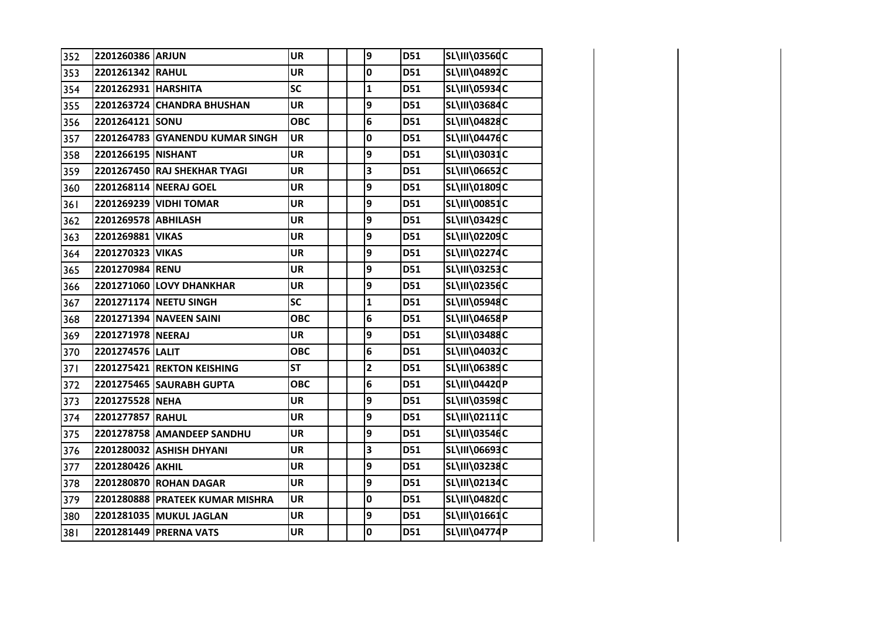| 352 | 2201260386 | ARJUN | UR | | | 9 | D51 | SL\III\03560 | C | | | |
|---|---|---|---|---|---|---|---|---|---|---|---|---|
| 353 | 2201261342 | RAHUL | UR | | | 0 | D51 | SL\III\04892 | C | | | |
| 354 | 2201262931 | HARSHITA | SC | | | 1 | D51 | SL\III\05934 | C | | | |
| 355 | 2201263724 | CHANDRA BHUSHAN | UR | | | 9 | D51 | SL\III\03684 | C | | | |
| 356 | 2201264121 | SONU | OBC | | | 6 | D51 | SL\III\04828 | C | | | |
| 357 | 2201264783 | GYANENDU KUMAR SINGH | UR | | | 0 | D51 | SL\III\04476 | C | | | |
| 358 | 2201266195 | NISHANT | UR | | | 9 | D51 | SL\III\03031 | C | | | |
| 359 | 2201267450 | RAJ SHEKHAR TYAGI | UR | | | 3 | D51 | SL\III\06652 | C | | | |
| 360 | 2201268114 | NEERAJ GOEL | UR | | | 9 | D51 | SL\III\01809 | C | | | |
| 361 | 2201269239 | VIDHI TOMAR | UR | | | 9 | D51 | SL\III\00851 | C | | | |
| 362 | 2201269578 | ABHILASH | UR | | | 9 | D51 | SL\III\03429 | C | | | |
| 363 | 2201269881 | VIKAS | UR | | | 9 | D51 | SL\III\02209 | C | | | |
| 364 | 2201270323 | VIKAS | UR | | | 9 | D51 | SL\III\02274 | C | | | |
| 365 | 2201270984 | RENU | UR | | | 9 | D51 | SL\III\03253 | C | | | |
| 366 | 2201271060 | LOVY DHANKHAR | UR | | | 9 | D51 | SL\III\02356 | C | | | |
| 367 | 2201271174 | NEETU SINGH | SC | | | 1 | D51 | SL\III\05948 | C | | | |
| 368 | 2201271394 | NAVEEN SAINI | OBC | | | 6 | D51 | SL\III\04658 | P | | | |
| 369 | 2201271978 | NEERAJ | UR | | | 9 | D51 | SL\III\03488 | C | | | |
| 370 | 2201274576 | LALIT | OBC | | | 6 | D51 | SL\III\04032 | C | | | |
| 371 | 2201275421 | REKTON KEISHING | ST | | | 2 | D51 | SL\III\06389 | C | | | |
| 372 | 2201275465 | SAURABH GUPTA | OBC | | | 6 | D51 | SL\III\04420 | P | | | |
| 373 | 2201275528 | NEHA | UR | | | 9 | D51 | SL\III\03598 | C | | | |
| 374 | 2201277857 | RAHUL | UR | | | 9 | D51 | SL\III\02111 | C | | | |
| 375 | 2201278758 | AMANDEEP SANDHU | UR | | | 9 | D51 | SL\III\03546 | C | | | |
| 376 | 2201280032 | ASHISH DHYANI | UR | | | 3 | D51 | SL\III\06693 | C | | | |
| 377 | 2201280426 | AKHIL | UR | | | 9 | D51 | SL\III\03238 | C | | | |
| 378 | 2201280870 | ROHAN DAGAR | UR | | | 9 | D51 | SL\III\02134 | C | | | |
| 379 | 2201280888 | PRATEEK KUMAR MISHRA | UR | | | 0 | D51 | SL\III\04820 | C | | | |
| 380 | 2201281035 | MUKUL JAGLAN | UR | | | 9 | D51 | SL\III\01661 | C | | | |
| 381 | 2201281449 | PRERNA VATS | UR | | | 0 | D51 | SL\III\04774 | P | | | |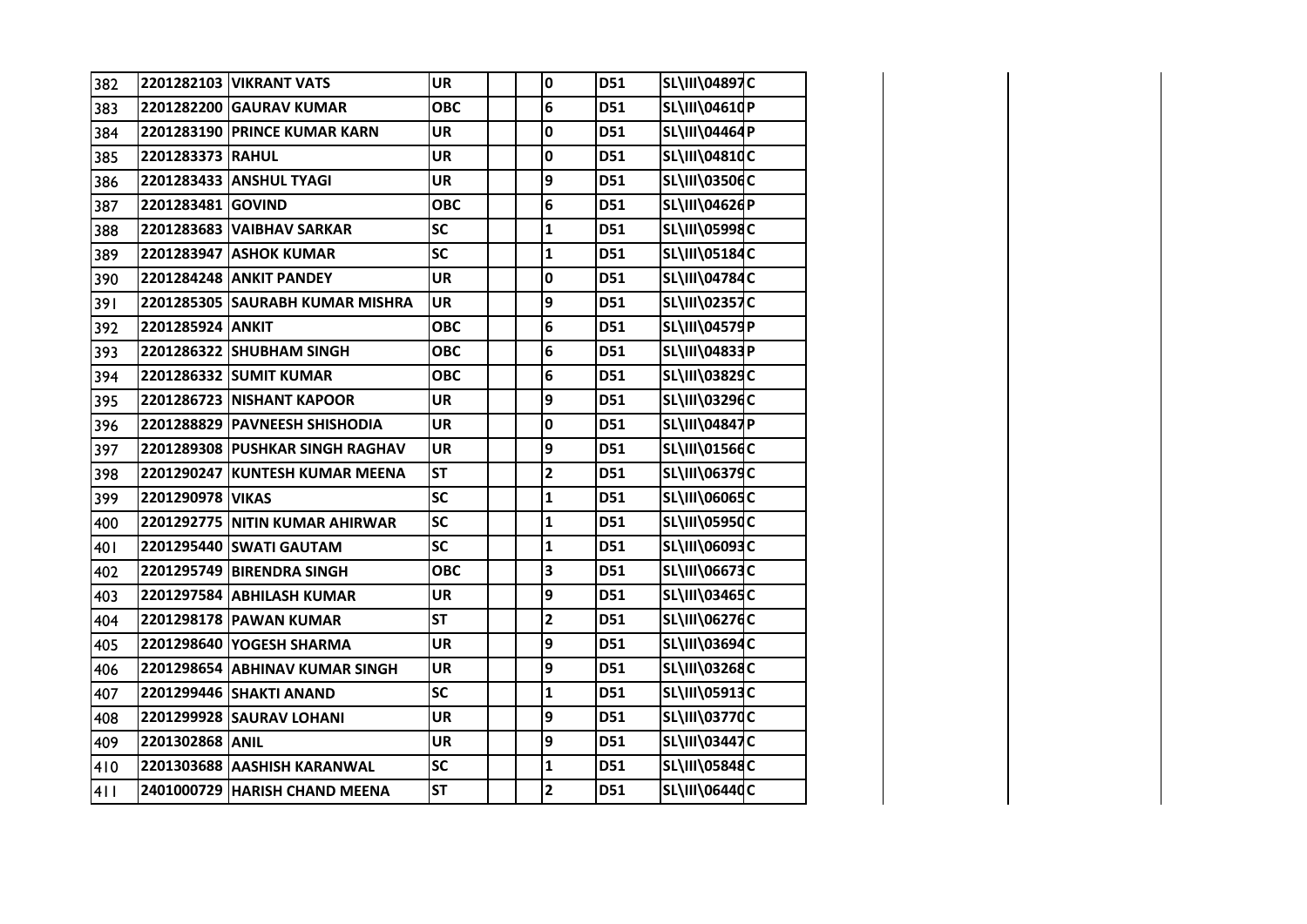| | | | | | | | | | |
|---|---|---|---|---|---|---|---|---|---|
| 382 | 2201282103 | VIKRANT VATS | UR | | | 0 | D51 | SL\III\04897 | C |
| 383 | 2201282200 | GAURAV KUMAR | OBC | | | 6 | D51 | SL\III\04610 | P |
| 384 | 2201283190 | PRINCE KUMAR KARN | UR | | | 0 | D51 | SL\III\04464 | P |
| 385 | 2201283373 | RAHUL | UR | | | 0 | D51 | SL\III\04810 | C |
| 386 | 2201283433 | ANSHUL TYAGI | UR | | | 9 | D51 | SL\III\03506 | C |
| 387 | 2201283481 | GOVIND | OBC | | | 6 | D51 | SL\III\04626 | P |
| 388 | 2201283683 | VAIBHAV SARKAR | SC | | | 1 | D51 | SL\III\05998 | C |
| 389 | 2201283947 | ASHOK KUMAR | SC | | | 1 | D51 | SL\III\05184 | C |
| 390 | 2201284248 | ANKIT PANDEY | UR | | | 0 | D51 | SL\III\04784 | C |
| 391 | 2201285305 | SAURABH KUMAR MISHRA | UR | | | 9 | D51 | SL\III\02357 | C |
| 392 | 2201285924 | ANKIT | OBC | | | 6 | D51 | SL\III\04579 | P |
| 393 | 2201286322 | SHUBHAM SINGH | OBC | | | 6 | D51 | SL\III\04833 | P |
| 394 | 2201286332 | SUMIT KUMAR | OBC | | | 6 | D51 | SL\III\03829 | C |
| 395 | 2201286723 | NISHANT KAPOOR | UR | | | 9 | D51 | SL\III\03296 | C |
| 396 | 2201288829 | PAVNEESH SHISHODIA | UR | | | 0 | D51 | SL\III\04847 | P |
| 397 | 2201289308 | PUSHKAR SINGH RAGHAV | UR | | | 9 | D51 | SL\III\01566 | C |
| 398 | 2201290247 | KUNTESH KUMAR MEENA | ST | | | 2 | D51 | SL\III\06379 | C |
| 399 | 2201290978 | VIKAS | SC | | | 1 | D51 | SL\III\06065 | C |
| 400 | 2201292775 | NITIN KUMAR AHIRWAR | SC | | | 1 | D51 | SL\III\05950 | C |
| 401 | 2201295440 | SWATI GAUTAM | SC | | | 1 | D51 | SL\III\06093 | C |
| 402 | 2201295749 | BIRENDRA SINGH | OBC | | | 3 | D51 | SL\III\06673 | C |
| 403 | 2201297584 | ABHILASH KUMAR | UR | | | 9 | D51 | SL\III\03465 | C |
| 404 | 2201298178 | PAWAN KUMAR | ST | | | 2 | D51 | SL\III\06276 | C |
| 405 | 2201298640 | YOGESH SHARMA | UR | | | 9 | D51 | SL\III\03694 | C |
| 406 | 2201298654 | ABHINAV KUMAR SINGH | UR | | | 9 | D51 | SL\III\03268 | C |
| 407 | 2201299446 | SHAKTI ANAND | SC | | | 1 | D51 | SL\III\05913 | C |
| 408 | 2201299928 | SAURAV LOHANI | UR | | | 9 | D51 | SL\III\03770 | C |
| 409 | 2201302868 | ANIL | UR | | | 9 | D51 | SL\III\03447 | C |
| 410 | 2201303688 | AASHISH KARANWAL | SC | | | 1 | D51 | SL\III\05848 | C |
| 411 | 2401000729 | HARISH CHAND MEENA | ST | | | 2 | D51 | SL\III\06440 | C |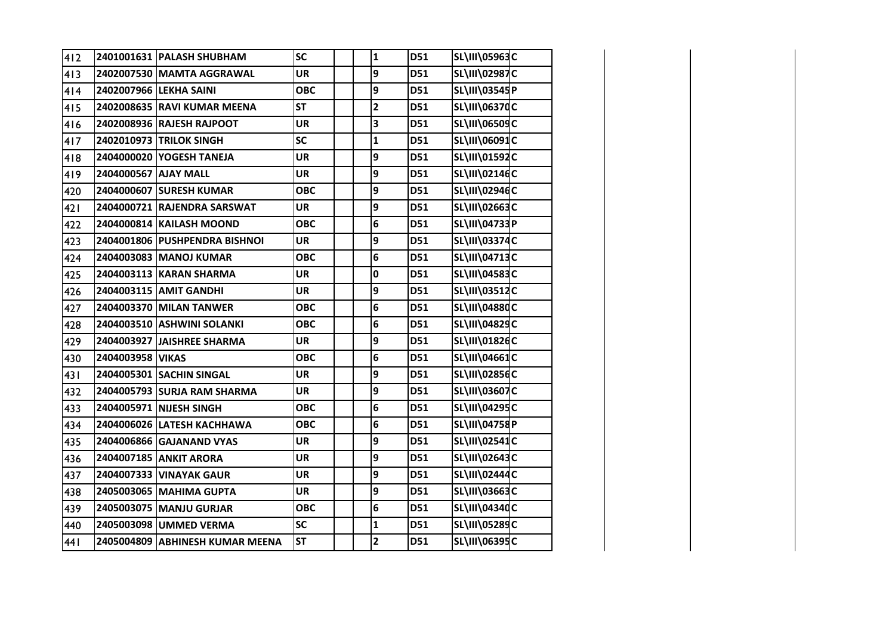| 412 | 2401001631 | PALASH SHUBHAM | SC | | | 1 | D51 | SL\III\05963 | C | | | |
|---|---|---|---|---|---|---|---|---|---|---|---|---|
| 413 | 2402007530 | MAMTA AGGRAWAL | UR | | | 9 | D51 | SL\III\02987 | C | | | |
| 414 | 2402007966 | LEKHA SAINI | OBC | | | 9 | D51 | SL\III\03545 | P | | | |
| 415 | 2402008635 | RAVI KUMAR MEENA | ST | | | 2 | D51 | SL\III\06370 | C | | | |
| 416 | 2402008936 | RAJESH RAJPOOT | UR | | | 3 | D51 | SL\III\06509 | C | | | |
| 417 | 2402010973 | TRILOK SINGH | SC | | | 1 | D51 | SL\III\06091 | C | | | |
| 418 | 2404000020 | YOGESH TANEJA | UR | | | 9 | D51 | SL\III\01592 | C | | | |
| 419 | 2404000567 | AJAY MALL | UR | | | 9 | D51 | SL\III\02146 | C | | | |
| 420 | 2404000607 | SURESH KUMAR | OBC | | | 9 | D51 | SL\III\02946 | C | | | |
| 421 | 2404000721 | RAJENDRA SARSWAT | UR | | | 9 | D51 | SL\III\02663 | C | | | |
| 422 | 2404000814 | KAILASH MOOND | OBC | | | 6 | D51 | SL\III\04733 | P | | | |
| 423 | 2404001806 | PUSHPENDRA BISHNOI | UR | | | 9 | D51 | SL\III\03374 | C | | | |
| 424 | 2404003083 | MANOJ KUMAR | OBC | | | 6 | D51 | SL\III\04713 | C | | | |
| 425 | 2404003113 | KARAN SHARMA | UR | | | 0 | D51 | SL\III\04583 | C | | | |
| 426 | 2404003115 | AMIT GANDHI | UR | | | 9 | D51 | SL\III\03512 | C | | | |
| 427 | 2404003370 | MILAN TANWER | OBC | | | 6 | D51 | SL\III\04880 | C | | | |
| 428 | 2404003510 | ASHWINI SOLANKI | OBC | | | 6 | D51 | SL\III\04829 | C | | | |
| 429 | 2404003927 | JAISHREE SHARMA | UR | | | 9 | D51 | SL\III\01826 | C | | | |
| 430 | 2404003958 | VIKAS | OBC | | | 6 | D51 | SL\III\04661 | C | | | |
| 431 | 2404005301 | SACHIN SINGAL | UR | | | 9 | D51 | SL\III\02856 | C | | | |
| 432 | 2404005793 | SURJA RAM SHARMA | UR | | | 9 | D51 | SL\III\03607 | C | | | |
| 433 | 2404005971 | NIJESH SINGH | OBC | | | 6 | D51 | SL\III\04295 | C | | | |
| 434 | 2404006026 | LATESH KACHHAWA | OBC | | | 6 | D51 | SL\III\04758 | P | | | |
| 435 | 2404006866 | GAJANAND VYAS | UR | | | 9 | D51 | SL\III\02541 | C | | | |
| 436 | 2404007185 | ANKIT ARORA | UR | | | 9 | D51 | SL\III\02643 | C | | | |
| 437 | 2404007333 | VINAYAK GAUR | UR | | | 9 | D51 | SL\III\02444 | C | | | |
| 438 | 2405003065 | MAHIMA GUPTA | UR | | | 9 | D51 | SL\III\03663 | C | | | |
| 439 | 2405003075 | MANJU GURJAR | OBC | | | 6 | D51 | SL\III\04340 | C | | | |
| 440 | 2405003098 | UMMED VERMA | SC | | | 1 | D51 | SL\III\05289 | C | | | |
| 441 | 2405004809 | ABHINESH KUMAR MEENA | ST | | | 2 | D51 | SL\III\06395 | C | | | |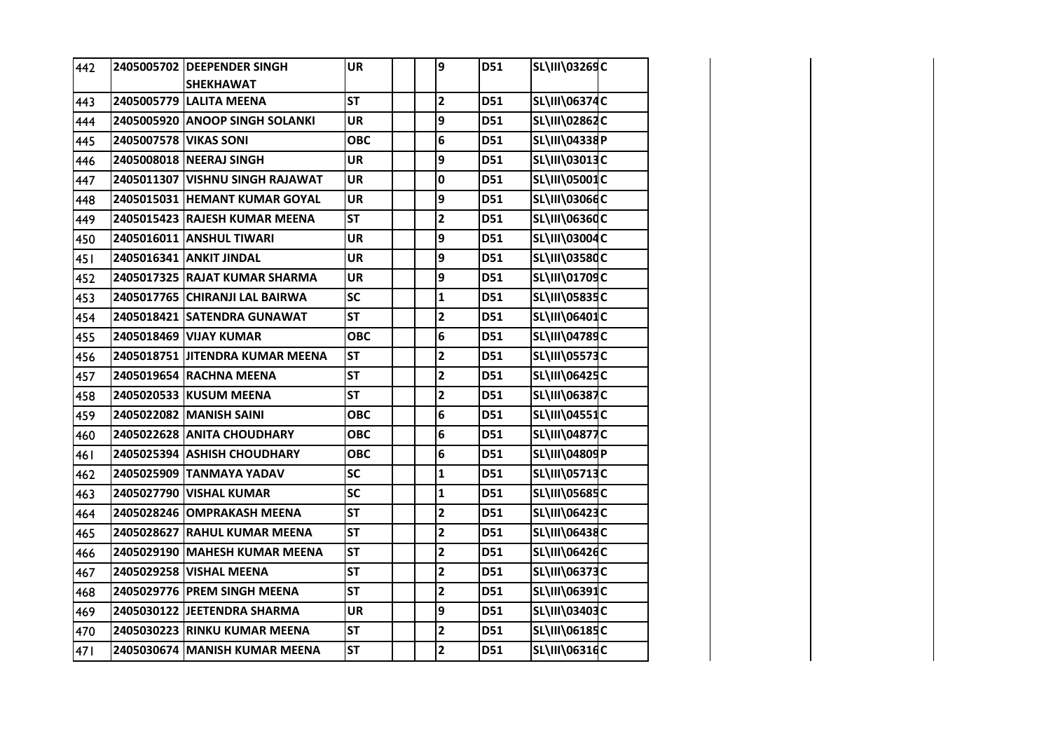| 442 | 2405005702 | DEEPENDER SINGH SHEKHAWAT | UR | | | 9 | D51 | SL\III\03269 | C |
|---|---|---|---|---|---|---|---|---|---|
| 443 | 2405005779 | LALITA MEENA | ST | | | 2 | D51 | SL\III\06374 | C |
| 444 | 2405005920 | ANOOP SINGH SOLANKI | UR | | | 9 | D51 | SL\III\02862 | C |
| 445 | 2405007578 | VIKAS SONI | OBC | | | 6 | D51 | SL\III\04338 | P |
| 446 | 2405008018 | NEERAJ SINGH | UR | | | 9 | D51 | SL\III\03013 | C |
| 447 | 2405011307 | VISHNU SINGH RAJAWAT | UR | | | 0 | D51 | SL\III\05001 | C |
| 448 | 2405015031 | HEMANT KUMAR GOYAL | UR | | | 9 | D51 | SL\III\03066 | C |
| 449 | 2405015423 | RAJESH KUMAR MEENA | ST | | | 2 | D51 | SL\III\06360 | C |
| 450 | 2405016011 | ANSHUL TIWARI | UR | | | 9 | D51 | SL\III\03004 | C |
| 451 | 2405016341 | ANKIT JINDAL | UR | | | 9 | D51 | SL\III\03580 | C |
| 452 | 2405017325 | RAJAT KUMAR SHARMA | UR | | | 9 | D51 | SL\III\01709 | C |
| 453 | 2405017765 | CHIRANJI LAL BAIRWA | SC | | | 1 | D51 | SL\III\05835 | C |
| 454 | 2405018421 | SATENDRA GUNAWAT | ST | | | 2 | D51 | SL\III\06401 | C |
| 455 | 2405018469 | VIJAY KUMAR | OBC | | | 6 | D51 | SL\III\04789 | C |
| 456 | 2405018751 | JITENDRA KUMAR MEENA | ST | | | 2 | D51 | SL\III\05573 | C |
| 457 | 2405019654 | RACHNA MEENA | ST | | | 2 | D51 | SL\III\06425 | C |
| 458 | 2405020533 | KUSUM MEENA | ST | | | 2 | D51 | SL\III\06387 | C |
| 459 | 2405022082 | MANISH SAINI | OBC | | | 6 | D51 | SL\III\04551 | C |
| 460 | 2405022628 | ANITA CHOUDHARY | OBC | | | 6 | D51 | SL\III\04877 | C |
| 461 | 2405025394 | ASHISH CHOUDHARY | OBC | | | 6 | D51 | SL\III\04809 | P |
| 462 | 2405025909 | TANMAYA YADAV | SC | | | 1 | D51 | SL\III\05713 | C |
| 463 | 2405027790 | VISHAL KUMAR | SC | | | 1 | D51 | SL\III\05685 | C |
| 464 | 2405028246 | OMPRAKASH MEENA | ST | | | 2 | D51 | SL\III\06423 | C |
| 465 | 2405028627 | RAHUL KUMAR MEENA | ST | | | 2 | D51 | SL\III\06438 | C |
| 466 | 2405029190 | MAHESH KUMAR MEENA | ST | | | 2 | D51 | SL\III\06426 | C |
| 467 | 2405029258 | VISHAL MEENA | ST | | | 2 | D51 | SL\III\06373 | C |
| 468 | 2405029776 | PREM SINGH MEENA | ST | | | 2 | D51 | SL\III\06391 | C |
| 469 | 2405030122 | JEETENDRA SHARMA | UR | | | 9 | D51 | SL\III\03403 | C |
| 470 | 2405030223 | RINKU KUMAR MEENA | ST | | | 2 | D51 | SL\III\06185 | C |
| 471 | 2405030674 | MANISH KUMAR MEENA | ST | | | 2 | D51 | SL\III\06316 | C |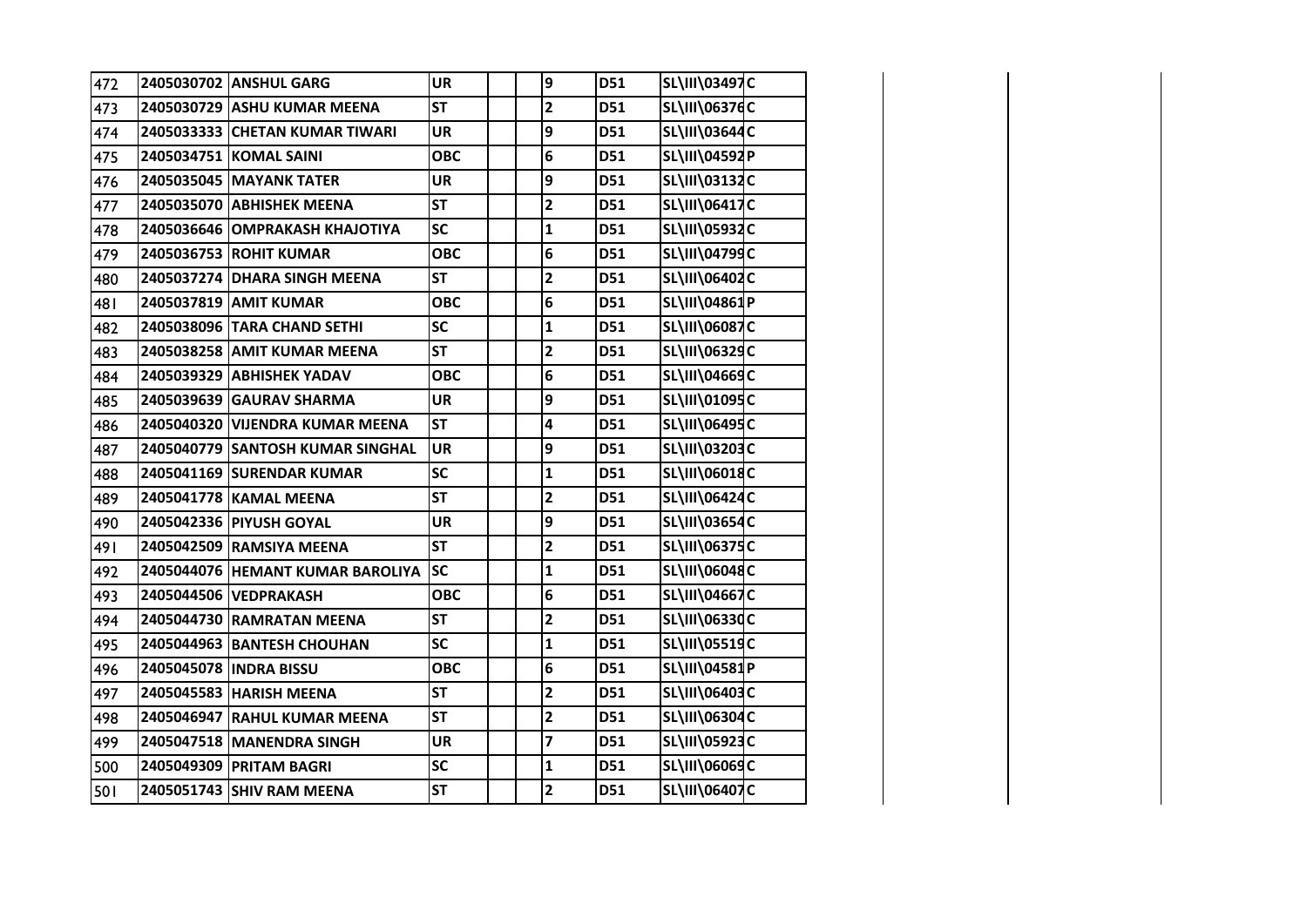| | | | | | | | | | |
|---|---|---|---|---|---|---|---|---|---|
| 472 | 2405030702 | ANSHUL GARG | UR | | | 9 | D51 | SL\III\03497 | C |
| 473 | 2405030729 | ASHU KUMAR MEENA | ST | | | 2 | D51 | SL\III\06376 | C |
| 474 | 2405033333 | CHETAN KUMAR TIWARI | UR | | | 9 | D51 | SL\III\03644 | C |
| 475 | 2405034751 | KOMAL SAINI | OBC | | | 6 | D51 | SL\III\04592 | P |
| 476 | 2405035045 | MAYANK TATER | UR | | | 9 | D51 | SL\III\03132 | C |
| 477 | 2405035070 | ABHISHEK MEENA | ST | | | 2 | D51 | SL\III\06417 | C |
| 478 | 2405036646 | OMPRAKASH KHAJOTIYA | SC | | | 1 | D51 | SL\III\05932 | C |
| 479 | 2405036753 | ROHIT KUMAR | OBC | | | 6 | D51 | SL\III\04799 | C |
| 480 | 2405037274 | DHARA SINGH MEENA | ST | | | 2 | D51 | SL\III\06402 | C |
| 481 | 2405037819 | AMIT KUMAR | OBC | | | 6 | D51 | SL\III\04861 | P |
| 482 | 2405038096 | TARA CHAND SETHI | SC | | | 1 | D51 | SL\III\06087 | C |
| 483 | 2405038258 | AMIT KUMAR MEENA | ST | | | 2 | D51 | SL\III\06329 | C |
| 484 | 2405039329 | ABHISHEK YADAV | OBC | | | 6 | D51 | SL\III\04669 | C |
| 485 | 2405039639 | GAURAV SHARMA | UR | | | 9 | D51 | SL\III\01095 | C |
| 486 | 2405040320 | VIJENDRA KUMAR MEENA | ST | | | 4 | D51 | SL\III\06495 | C |
| 487 | 2405040779 | SANTOSH KUMAR SINGHAL | UR | | | 9 | D51 | SL\III\03203 | C |
| 488 | 2405041169 | SURENDAR KUMAR | SC | | | 1 | D51 | SL\III\06018 | C |
| 489 | 2405041778 | KAMAL MEENA | ST | | | 2 | D51 | SL\III\06424 | C |
| 490 | 2405042336 | PIYUSH GOYAL | UR | | | 9 | D51 | SL\III\03654 | C |
| 491 | 2405042509 | RAMSIYA MEENA | ST | | | 2 | D51 | SL\III\06375 | C |
| 492 | 2405044076 | HEMANT KUMAR BAROLIYA | SC | | | 1 | D51 | SL\III\06048 | C |
| 493 | 2405044506 | VEDPRAKASH | OBC | | | 6 | D51 | SL\III\04667 | C |
| 494 | 2405044730 | RAMRATAN MEENA | ST | | | 2 | D51 | SL\III\06330 | C |
| 495 | 2405044963 | BANTESH CHOUHAN | SC | | | 1 | D51 | SL\III\05519 | C |
| 496 | 2405045078 | INDRA BISSU | OBC | | | 6 | D51 | SL\III\04581 | P |
| 497 | 2405045583 | HARISH MEENA | ST | | | 2 | D51 | SL\III\06403 | C |
| 498 | 2405046947 | RAHUL KUMAR MEENA | ST | | | 2 | D51 | SL\III\06304 | C |
| 499 | 2405047518 | MANENDRA SINGH | UR | | | 7 | D51 | SL\III\05923 | C |
| 500 | 2405049309 | PRITAM BAGRI | SC | | | 1 | D51 | SL\III\06069 | C |
| 501 | 2405051743 | SHIV RAM MEENA | ST | | | 2 | D51 | SL\III\06407 | C |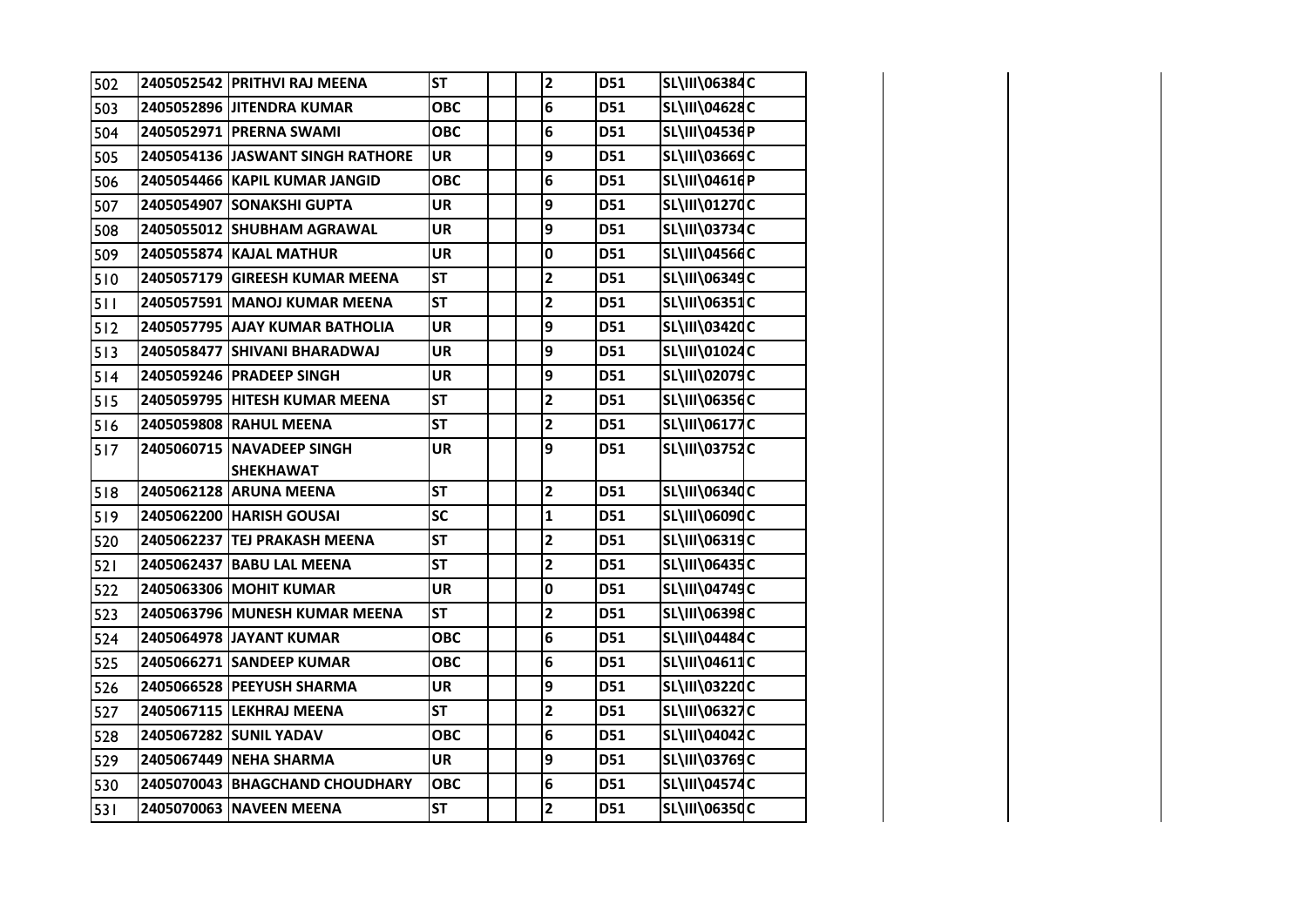| | | | | | | | | | | | |
|---|---|---|---|---|---|---|---|---|---|---|---|
| 502 | 2405052542 | PRITHVI RAJ MEENA | ST | | | 2 | D51 | SL\III\06384 | C | | |
| 503 | 2405052896 | JITENDRA KUMAR | OBC | | | 6 | D51 | SL\III\04628 | C | | |
| 504 | 2405052971 | PRERNA SWAMI | OBC | | | 6 | D51 | SL\III\04536 | P | | |
| 505 | 2405054136 | JASWANT SINGH RATHORE | UR | | | 9 | D51 | SL\III\03669 | C | | |
| 506 | 2405054466 | KAPIL KUMAR JANGID | OBC | | | 6 | D51 | SL\III\04616 | P | | |
| 507 | 2405054907 | SONAKSHI GUPTA | UR | | | 9 | D51 | SL\III\01270 | C | | |
| 508 | 2405055012 | SHUBHAM AGRAWAL | UR | | | 9 | D51 | SL\III\03734 | C | | |
| 509 | 2405055874 | KAJAL MATHUR | UR | | | 0 | D51 | SL\III\04566 | C | | |
| 510 | 2405057179 | GIREESH KUMAR MEENA | ST | | | 2 | D51 | SL\III\06349 | C | | |
| 511 | 2405057591 | MANOJ KUMAR MEENA | ST | | | 2 | D51 | SL\III\06351 | C | | |
| 512 | 2405057795 | AJAY KUMAR BATHOLIA | UR | | | 9 | D51 | SL\III\03420 | C | | |
| 513 | 2405058477 | SHIVANI BHARADWAJ | UR | | | 9 | D51 | SL\III\01024 | C | | |
| 514 | 2405059246 | PRADEEP SINGH | UR | | | 9 | D51 | SL\III\02079 | C | | |
| 515 | 2405059795 | HITESH KUMAR MEENA | ST | | | 2 | D51 | SL\III\06356 | C | | |
| 516 | 2405059808 | RAHUL MEENA | ST | | | 2 | D51 | SL\III\06177 | C | | |
| 517 | 2405060715 | NAVADEEP SINGH SHEKHAWAT | UR | | | 9 | D51 | SL\III\03752 | C | | |
| 518 | 2405062128 | ARUNA MEENA | ST | | | 2 | D51 | SL\III\06340 | C | | |
| 519 | 2405062200 | HARISH GOUSAI | SC | | | 1 | D51 | SL\III\06090 | C | | |
| 520 | 2405062237 | TEJ PRAKASH MEENA | ST | | | 2 | D51 | SL\III\06319 | C | | |
| 521 | 2405062437 | BABU LAL MEENA | ST | | | 2 | D51 | SL\III\06435 | C | | |
| 522 | 2405063306 | MOHIT KUMAR | UR | | | 0 | D51 | SL\III\04749 | C | | |
| 523 | 2405063796 | MUNESH KUMAR MEENA | ST | | | 2 | D51 | SL\III\06398 | C | | |
| 524 | 2405064978 | JAYANT KUMAR | OBC | | | 6 | D51 | SL\III\04484 | C | | |
| 525 | 2405066271 | SANDEEP KUMAR | OBC | | | 6 | D51 | SL\III\04611 | C | | |
| 526 | 2405066528 | PEEYUSH SHARMA | UR | | | 9 | D51 | SL\III\03220 | C | | |
| 527 | 2405067115 | LEKHRAJ MEENA | ST | | | 2 | D51 | SL\III\06327 | C | | |
| 528 | 2405067282 | SUNIL YADAV | OBC | | | 6 | D51 | SL\III\04042 | C | | |
| 529 | 2405067449 | NEHA SHARMA | UR | | | 9 | D51 | SL\III\03769 | C | | |
| 530 | 2405070043 | BHAGCHAND CHOUDHARY | OBC | | | 6 | D51 | SL\III\04574 | C | | |
| 531 | 2405070063 | NAVEEN MEENA | ST | | | 2 | D51 | SL\III\06350 | C | | |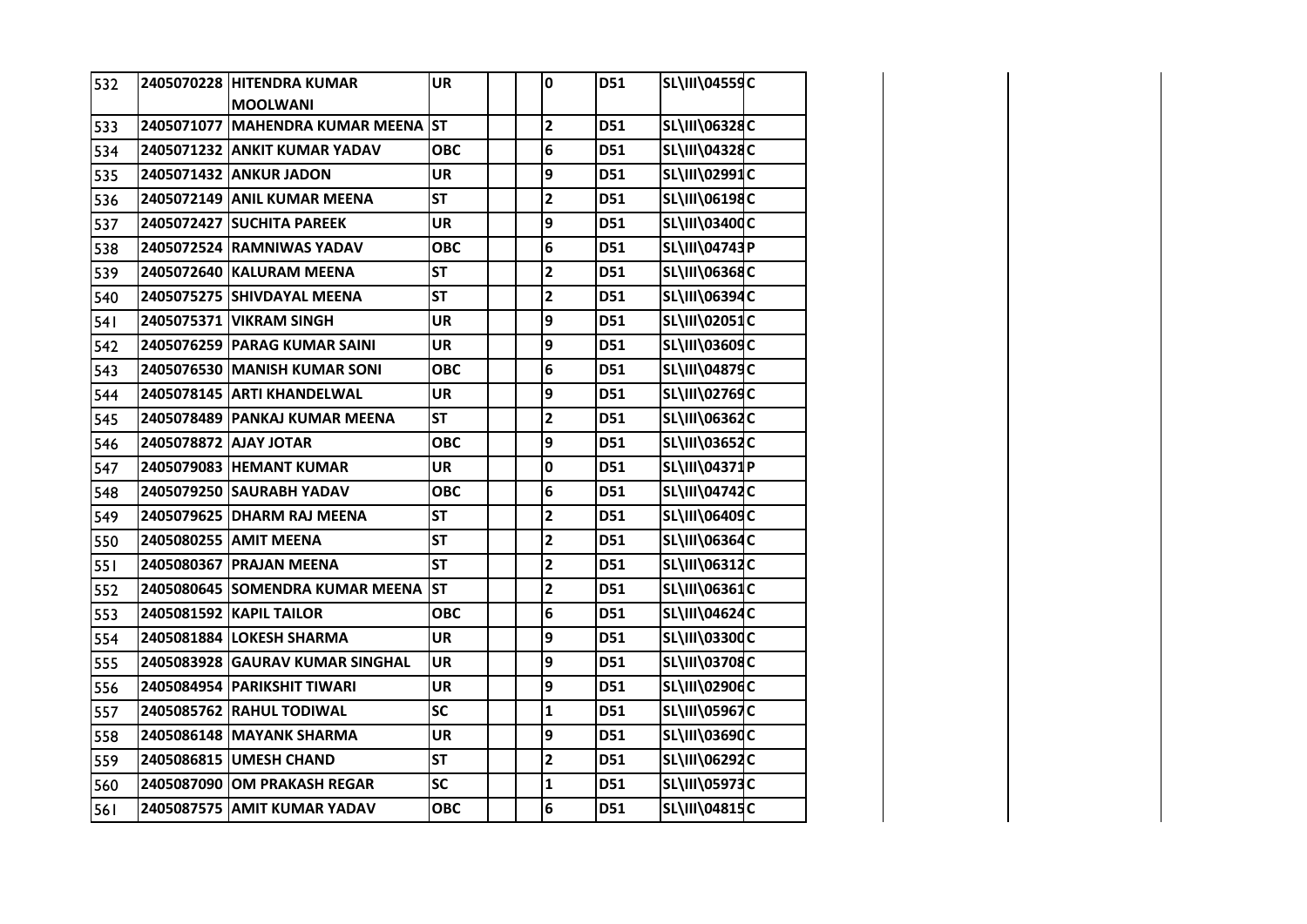| 532 | 2405070228 | HITENDRA KUMAR MOOLWANI | UR | | | 0 | D51 | SL\III\04559 | C |
|---|---|---|---|---|---|---|---|---|---|
| 533 | 2405071077 | MAHENDRA KUMAR MEENA | ST | | | 2 | D51 | SL\III\06328 | C |
| 534 | 2405071232 | ANKIT KUMAR YADAV | OBC | | | 6 | D51 | SL\III\04328 | C |
| 535 | 2405071432 | ANKUR JADON | UR | | | 9 | D51 | SL\III\02991 | C |
| 536 | 2405072149 | ANIL KUMAR MEENA | ST | | | 2 | D51 | SL\III\06198 | C |
| 537 | 2405072427 | SUCHITA PAREEK | UR | | | 9 | D51 | SL\III\03400 | C |
| 538 | 2405072524 | RAMNIWAS YADAV | OBC | | | 6 | D51 | SL\III\04743 | P |
| 539 | 2405072640 | KALURAM MEENA | ST | | | 2 | D51 | SL\III\06368 | C |
| 540 | 2405075275 | SHIVDAYAL MEENA | ST | | | 2 | D51 | SL\III\06394 | C |
| 541 | 2405075371 | VIKRAM SINGH | UR | | | 9 | D51 | SL\III\02051 | C |
| 542 | 2405076259 | PARAG KUMAR SAINI | UR | | | 9 | D51 | SL\III\03609 | C |
| 543 | 2405076530 | MANISH KUMAR SONI | OBC | | | 6 | D51 | SL\III\04879 | C |
| 544 | 2405078145 | ARTI KHANDELWAL | UR | | | 9 | D51 | SL\III\02769 | C |
| 545 | 2405078489 | PANKAJ KUMAR MEENA | ST | | | 2 | D51 | SL\III\06362 | C |
| 546 | 2405078872 | AJAY JOTAR | OBC | | | 9 | D51 | SL\III\03652 | C |
| 547 | 2405079083 | HEMANT KUMAR | UR | | | 0 | D51 | SL\III\04371 | P |
| 548 | 2405079250 | SAURABH YADAV | OBC | | | 6 | D51 | SL\III\04742 | C |
| 549 | 2405079625 | DHARM RAJ MEENA | ST | | | 2 | D51 | SL\III\06409 | C |
| 550 | 2405080255 | AMIT MEENA | ST | | | 2 | D51 | SL\III\06364 | C |
| 551 | 2405080367 | PRAJAN MEENA | ST | | | 2 | D51 | SL\III\06312 | C |
| 552 | 2405080645 | SOMENDRA KUMAR MEENA | ST | | | 2 | D51 | SL\III\06361 | C |
| 553 | 2405081592 | KAPIL TAILOR | OBC | | | 6 | D51 | SL\III\04624 | C |
| 554 | 2405081884 | LOKESH SHARMA | UR | | | 9 | D51 | SL\III\03300 | C |
| 555 | 2405083928 | GAURAV KUMAR SINGHAL | UR | | | 9 | D51 | SL\III\03708 | C |
| 556 | 2405084954 | PARIKSHIT TIWARI | UR | | | 9 | D51 | SL\III\02906 | C |
| 557 | 2405085762 | RAHUL TODIWAL | SC | | | 1 | D51 | SL\III\05967 | C |
| 558 | 2405086148 | MAYANK SHARMA | UR | | | 9 | D51 | SL\III\03690 | C |
| 559 | 2405086815 | UMESH CHAND | ST | | | 2 | D51 | SL\III\06292 | C |
| 560 | 2405087090 | OM PRAKASH REGAR | SC | | | 1 | D51 | SL\III\05973 | C |
| 561 | 2405087575 | AMIT KUMAR YADAV | OBC | | | 6 | D51 | SL\III\04815 | C |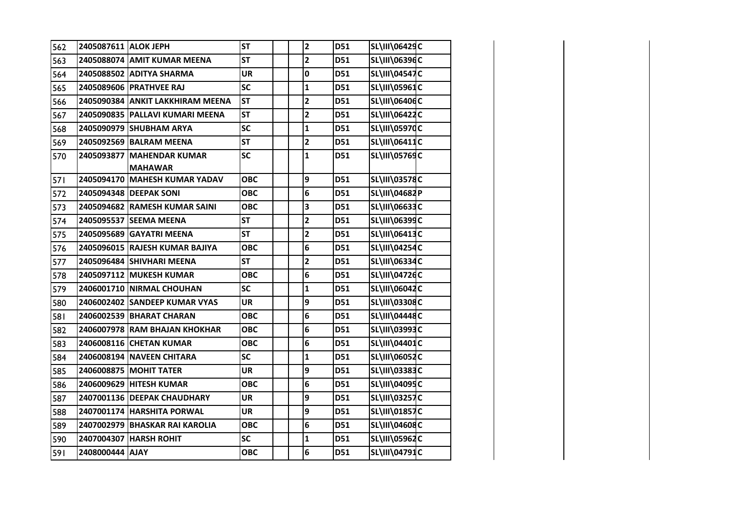| | | | | | | | | | | | | |
|---|---|---|---|---|---|---|---|---|---|---|---|---|
| 562 | 2405087611 | ALOK JEPH | ST | | | 2 | D51 | SL\III\06429 | C | | | |
| 563 | 2405088074 | AMIT KUMAR MEENA | ST | | | 2 | D51 | SL\III\06396 | C | | | |
| 564 | 2405088502 | ADITYA SHARMA | UR | | | 0 | D51 | SL\III\04547 | C | | | |
| 565 | 2405089606 | PRATHVEE RAJ | SC | | | 1 | D51 | SL\III\05961 | C | | | |
| 566 | 2405090384 | ANKIT LAKKHIRAM MEENA | ST | | | 2 | D51 | SL\III\06406 | C | | | |
| 567 | 2405090835 | PALLAVI KUMARI MEENA | ST | | | 2 | D51 | SL\III\06422 | C | | | |
| 568 | 2405090979 | SHUBHAM ARYA | SC | | | 1 | D51 | SL\III\05970 | C | | | |
| 569 | 2405092569 | BALRAM MEENA | ST | | | 2 | D51 | SL\III\06411 | C | | | |
| 570 | 2405093877 | MAHENDAR KUMAR MAHAWAR | SC | | | 1 | D51 | SL\III\05769 | C | | | |
| 571 | 2405094170 | MAHESH KUMAR YADAV | OBC | | | 9 | D51 | SL\III\03578 | C | | | |
| 572 | 2405094348 | DEEPAK SONI | OBC | | | 6 | D51 | SL\III\04682 | P | | | |
| 573 | 2405094682 | RAMESH KUMAR SAINI | OBC | | | 3 | D51 | SL\III\06633 | C | | | |
| 574 | 2405095537 | SEEMA MEENA | ST | | | 2 | D51 | SL\III\06399 | C | | | |
| 575 | 2405095689 | GAYATRI MEENA | ST | | | 2 | D51 | SL\III\06413 | C | | | |
| 576 | 2405096015 | RAJESH KUMAR BAJIYA | OBC | | | 6 | D51 | SL\III\04254 | C | | | |
| 577 | 2405096484 | SHIVHARI MEENA | ST | | | 2 | D51 | SL\III\06334 | C | | | |
| 578 | 2405097112 | MUKESH KUMAR | OBC | | | 6 | D51 | SL\III\04726 | C | | | |
| 579 | 2406001710 | NIRMAL CHOUHAN | SC | | | 1 | D51 | SL\III\06042 | C | | | |
| 580 | 2406002402 | SANDEEP KUMAR VYAS | UR | | | 9 | D51 | SL\III\03308 | C | | | |
| 581 | 2406002539 | BHARAT CHARAN | OBC | | | 6 | D51 | SL\III\04448 | C | | | |
| 582 | 2406007978 | RAM BHAJAN KHOKHAR | OBC | | | 6 | D51 | SL\III\03993 | C | | | |
| 583 | 2406008116 | CHETAN KUMAR | OBC | | | 6 | D51 | SL\III\04401 | C | | | |
| 584 | 2406008194 | NAVEEN CHITARA | SC | | | 1 | D51 | SL\III\06052 | C | | | |
| 585 | 2406008875 | MOHIT TATER | UR | | | 9 | D51 | SL\III\03383 | C | | | |
| 586 | 2406009629 | HITESH KUMAR | OBC | | | 6 | D51 | SL\III\04095 | C | | | |
| 587 | 2407001136 | DEEPAK CHAUDHARY | UR | | | 9 | D51 | SL\III\03257 | C | | | |
| 588 | 2407001174 | HARSHITA PORWAL | UR | | | 9 | D51 | SL\III\01857 | C | | | |
| 589 | 2407002979 | BHASKAR RAI KAROLIA | OBC | | | 6 | D51 | SL\III\04608 | C | | | |
| 590 | 2407004307 | HARSH ROHIT | SC | | | 1 | D51 | SL\III\05962 | C | | | |
| 591 | 2408000444 | AJAY | OBC | | | 6 | D51 | SL\III\04791 | C | | | |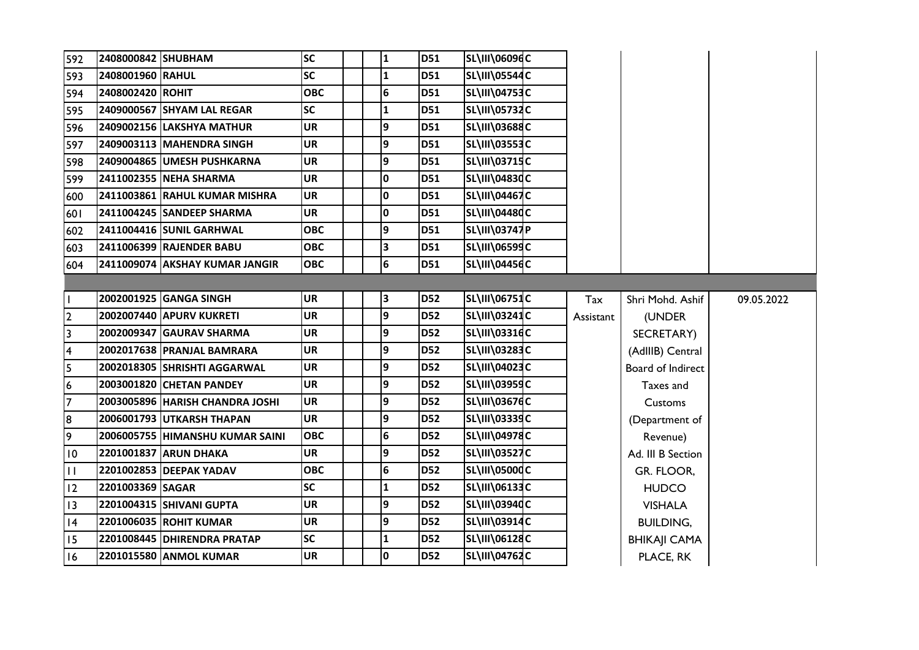| | | | | | | | | | | | | |
|---|---|---|---|---|---|---|---|---|---|---|---|---|
| 592 | 2408000842 | SHUBHAM | SC | | | 1 | D51 | SL\III\06096 | C | | | |
| 593 | 2408001960 | RAHUL | SC | | | 1 | D51 | SL\III\05544 | C | | | |
| 594 | 2408002420 | ROHIT | OBC | | | 6 | D51 | SL\III\04753 | C | | | |
| 595 | 2409000567 | SHYAM LAL REGAR | SC | | | 1 | D51 | SL\III\05732 | C | | | |
| 596 | 2409002156 | LAKSHYA MATHUR | UR | | | 9 | D51 | SL\III\03688 | C | | | |
| 597 | 2409003113 | MAHENDRA SINGH | UR | | | 9 | D51 | SL\III\03553 | C | | | |
| 598 | 2409004865 | UMESH PUSHKARNA | UR | | | 9 | D51 | SL\III\03715 | C | | | |
| 599 | 2411002355 | NEHA SHARMA | UR | | | 0 | D51 | SL\III\04830 | C | | | |
| 600 | 2411003861 | RAHUL KUMAR MISHRA | UR | | | 0 | D51 | SL\III\04467 | C | | | |
| 601 | 2411004245 | SANDEEP SHARMA | UR | | | 0 | D51 | SL\III\04480 | C | | | |
| 602 | 2411004416 | SUNIL GARHWAL | OBC | | | 9 | D51 | SL\III\03747 | P | | | |
| 603 | 2411006399 | RAJENDER BABU | OBC | | | 3 | D51 | SL\III\06599 | C | | | |
| 604 | 2411009074 | AKSHAY KUMAR JANGIR | OBC | | | 6 | D51 | SL\III\04456 | C | | | |
| | | | | | | | | | | | | |
| 1 | 2002001925 | GANGA SINGH | UR | | | 3 | D52 | SL\III\06751 | C | Tax Assistant | Shri Mohd. Ashif (UNDER SECRETARY) (AdIIIB) Central Board of Indirect Taxes and Customs (Department of Revenue) Ad. III B Section GR. FLOOR, HUDCO VISHALA BUILDING, BHIKAJI CAMA PLACE, RK | 09.05.2022 |
| 2 | 2002007440 | APURV KUKRETI | UR | | | 9 | D52 | SL\III\03241 | C | | | |
| 3 | 2002009347 | GAURAV SHARMA | UR | | | 9 | D52 | SL\III\03316 | C | | | |
| 4 | 2002017638 | PRANJAL BAMRARA | UR | | | 9 | D52 | SL\III\03283 | C | | | |
| 5 | 2002018305 | SHRISHTI AGGARWAL | UR | | | 9 | D52 | SL\III\04023 | C | | | |
| 6 | 2003001820 | CHETAN PANDEY | UR | | | 9 | D52 | SL\III\03959 | C | | | |
| 7 | 2003005896 | HARISH CHANDRA JOSHI | UR | | | 9 | D52 | SL\III\03676 | C | | | |
| 8 | 2006001793 | UTKARSH THAPAN | UR | | | 9 | D52 | SL\III\03339 | C | | | |
| 9 | 2006005755 | HIMANSHU KUMAR SAINI | OBC | | | 6 | D52 | SL\III\04978 | C | | | |
| 10 | 2201001837 | ARUN DHAKA | UR | | | 9 | D52 | SL\III\03527 | C | | | |
| 11 | 2201002853 | DEEPAK YADAV | OBC | | | 6 | D52 | SL\III\05000 | C | | | |
| 12 | 2201003369 | SAGAR | SC | | | 1 | D52 | SL\III\06133 | C | | | |
| 13 | 2201004315 | SHIVANI GUPTA | UR | | | 9 | D52 | SL\III\03940 | C | | | |
| 14 | 2201006035 | ROHIT KUMAR | UR | | | 9 | D52 | SL\III\03914 | C | | | |
| 15 | 2201008445 | DHIRENDRA PRATAP | SC | | | 1 | D52 | SL\III\06128 | C | | | |
| 16 | 2201015580 | ANMOL KUMAR | UR | | | 0 | D52 | SL\III\04762 | C | | | |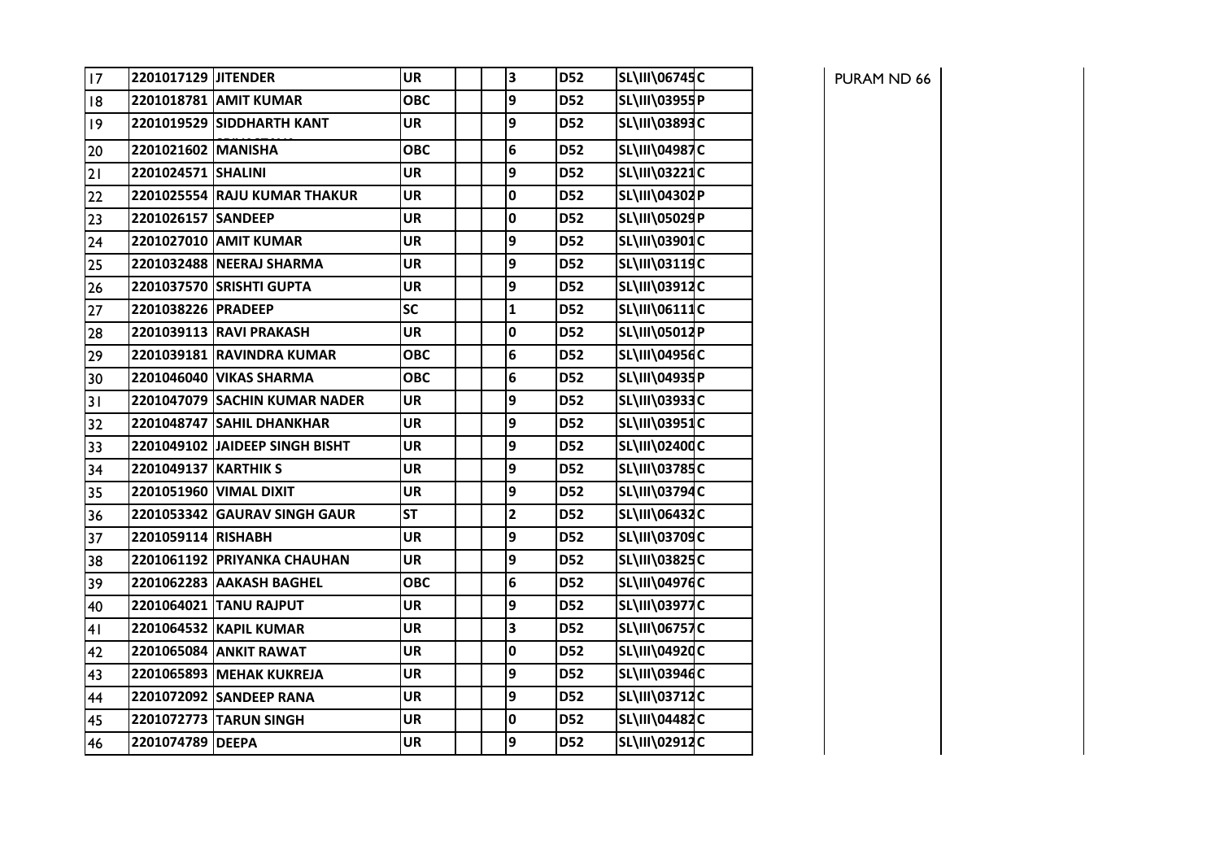| 17 | 2201017129 | JITENDER | UR | | | 3 | D52 | SL\III\06745 | C | | PURAM ND 66 | |
|---|---|---|---|---|---|---|---|---|---|---|---|---|
| 18 | 2201018781 | AMIT KUMAR | OBC | | | 9 | D52 | SL\III\03955 | P | | | |
| 19 | 2201019529 | SIDDHARTH KANT | UR | | | 9 | D52 | SL\III\03893 | C | | | |
| 20 | 2201021602 | MANISHA | OBC | | | 6 | D52 | SL\III\04987 | C | | | |
| 21 | 2201024571 | SHALINI | UR | | | 9 | D52 | SL\III\03221 | C | | | |
| 22 | 2201025554 | RAJU KUMAR THAKUR | UR | | | 0 | D52 | SL\III\04302 | P | | | |
| 23 | 2201026157 | SANDEEP | UR | | | 0 | D52 | SL\III\05029 | P | | | |
| 24 | 2201027010 | AMIT KUMAR | UR | | | 9 | D52 | SL\III\03901 | C | | | |
| 25 | 2201032488 | NEERAJ SHARMA | UR | | | 9 | D52 | SL\III\03119 | C | | | |
| 26 | 2201037570 | SRISHTI GUPTA | UR | | | 9 | D52 | SL\III\03912 | C | | | |
| 27 | 2201038226 | PRADEEP | SC | | | 1 | D52 | SL\III\06111 | C | | | |
| 28 | 2201039113 | RAVI PRAKASH | UR | | | 0 | D52 | SL\III\05012 | P | | | |
| 29 | 2201039181 | RAVINDRA KUMAR | OBC | | | 6 | D52 | SL\III\04956 | C | | | |
| 30 | 2201046040 | VIKAS SHARMA | OBC | | | 6 | D52 | SL\III\04935 | P | | | |
| 31 | 2201047079 | SACHIN KUMAR NADER | UR | | | 9 | D52 | SL\III\03933 | C | | | |
| 32 | 2201048747 | SAHIL DHANKHAR | UR | | | 9 | D52 | SL\III\03951 | C | | | |
| 33 | 2201049102 | JAIDEEP SINGH BISHT | UR | | | 9 | D52 | SL\III\02400 | C | | | |
| 34 | 2201049137 | KARTHIK S | UR | | | 9 | D52 | SL\III\03785 | C | | | |
| 35 | 2201051960 | VIMAL DIXIT | UR | | | 9 | D52 | SL\III\03794 | C | | | |
| 36 | 2201053342 | GAURAV SINGH GAUR | ST | | | 2 | D52 | SL\III\06432 | C | | | |
| 37 | 2201059114 | RISHABH | UR | | | 9 | D52 | SL\III\03709 | C | | | |
| 38 | 2201061192 | PRIYANKA CHAUHAN | UR | | | 9 | D52 | SL\III\03825 | C | | | |
| 39 | 2201062283 | AAKASH BAGHEL | OBC | | | 6 | D52 | SL\III\04976 | C | | | |
| 40 | 2201064021 | TANU RAJPUT | UR | | | 9 | D52 | SL\III\03977 | C | | | |
| 41 | 2201064532 | KAPIL KUMAR | UR | | | 3 | D52 | SL\III\06757 | C | | | |
| 42 | 2201065084 | ANKIT RAWAT | UR | | | 0 | D52 | SL\III\04920 | C | | | |
| 43 | 2201065893 | MEHAK KUKREJA | UR | | | 9 | D52 | SL\III\03946 | C | | | |
| 44 | 2201072092 | SANDEEP RANA | UR | | | 9 | D52 | SL\III\03712 | C | | | |
| 45 | 2201072773 | TARUN SINGH | UR | | | 0 | D52 | SL\III\04482 | C | | | |
| 46 | 2201074789 | DEEPA | UR | | | 9 | D52 | SL\III\02912 | C | | | |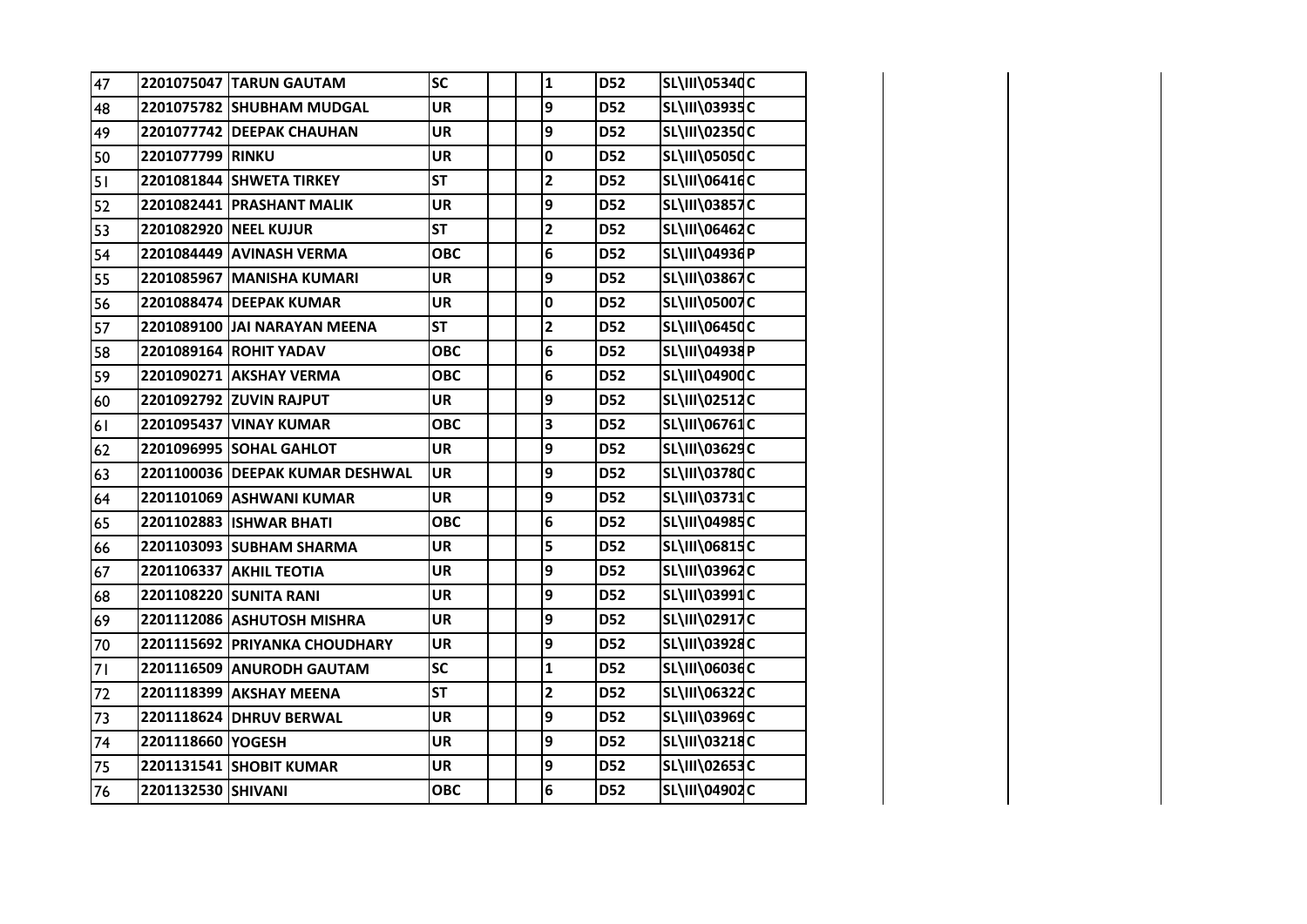| | | | | | | | | | | | | |
|---|---|---|---|---|---|---|---|---|---|---|---|---|
| 47 | 2201075047 | TARUN GAUTAM | SC | | | 1 | D52 | SL\III\05340 | C | | | |
| 48 | 2201075782 | SHUBHAM MUDGAL | UR | | | 9 | D52 | SL\III\03935 | C | | | |
| 49 | 2201077742 | DEEPAK CHAUHAN | UR | | | 9 | D52 | SL\III\02350 | C | | | |
| 50 | 2201077799 | RINKU | UR | | | 0 | D52 | SL\III\05050 | C | | | |
| 51 | 2201081844 | SHWETA TIRKEY | ST | | | 2 | D52 | SL\III\06416 | C | | | |
| 52 | 2201082441 | PRASHANT MALIK | UR | | | 9 | D52 | SL\III\03857 | C | | | |
| 53 | 2201082920 | NEEL KUJUR | ST | | | 2 | D52 | SL\III\06462 | C | | | |
| 54 | 2201084449 | AVINASH VERMA | OBC | | | 6 | D52 | SL\III\04936 | P | | | |
| 55 | 2201085967 | MANISHA KUMARI | UR | | | 9 | D52 | SL\III\03867 | C | | | |
| 56 | 2201088474 | DEEPAK KUMAR | UR | | | 0 | D52 | SL\III\05007 | C | | | |
| 57 | 2201089100 | JAI NARAYAN MEENA | ST | | | 2 | D52 | SL\III\06450 | C | | | |
| 58 | 2201089164 | ROHIT YADAV | OBC | | | 6 | D52 | SL\III\04938 | P | | | |
| 59 | 2201090271 | AKSHAY VERMA | OBC | | | 6 | D52 | SL\III\04900 | C | | | |
| 60 | 2201092792 | ZUVIN RAJPUT | UR | | | 9 | D52 | SL\III\02512 | C | | | |
| 61 | 2201095437 | VINAY KUMAR | OBC | | | 3 | D52 | SL\III\06761 | C | | | |
| 62 | 2201096995 | SOHAL GAHLOT | UR | | | 9 | D52 | SL\III\03629 | C | | | |
| 63 | 2201100036 | DEEPAK KUMAR DESHWAL | UR | | | 9 | D52 | SL\III\03780 | C | | | |
| 64 | 2201101069 | ASHWANI KUMAR | UR | | | 9 | D52 | SL\III\03731 | C | | | |
| 65 | 2201102883 | ISHWAR BHATI | OBC | | | 6 | D52 | SL\III\04985 | C | | | |
| 66 | 2201103093 | SUBHAM SHARMA | UR | | | 5 | D52 | SL\III\06815 | C | | | |
| 67 | 2201106337 | AKHIL TEOTIA | UR | | | 9 | D52 | SL\III\03962 | C | | | |
| 68 | 2201108220 | SUNITA RANI | UR | | | 9 | D52 | SL\III\03991 | C | | | |
| 69 | 2201112086 | ASHUTOSH MISHRA | UR | | | 9 | D52 | SL\III\02917 | C | | | |
| 70 | 2201115692 | PRIYANKA CHOUDHARY | UR | | | 9 | D52 | SL\III\03928 | C | | | |
| 71 | 2201116509 | ANURODH GAUTAM | SC | | | 1 | D52 | SL\III\06036 | C | | | |
| 72 | 2201118399 | AKSHAY MEENA | ST | | | 2 | D52 | SL\III\06322 | C | | | |
| 73 | 2201118624 | DHRUV BERWAL | UR | | | 9 | D52 | SL\III\03969 | C | | | |
| 74 | 2201118660 | YOGESH | UR | | | 9 | D52 | SL\III\03218 | C | | | |
| 75 | 2201131541 | SHOBIT KUMAR | UR | | | 9 | D52 | SL\III\02653 | C | | | |
| 76 | 2201132530 | SHIVANI | OBC | | | 6 | D52 | SL\III\04902 | C | | | |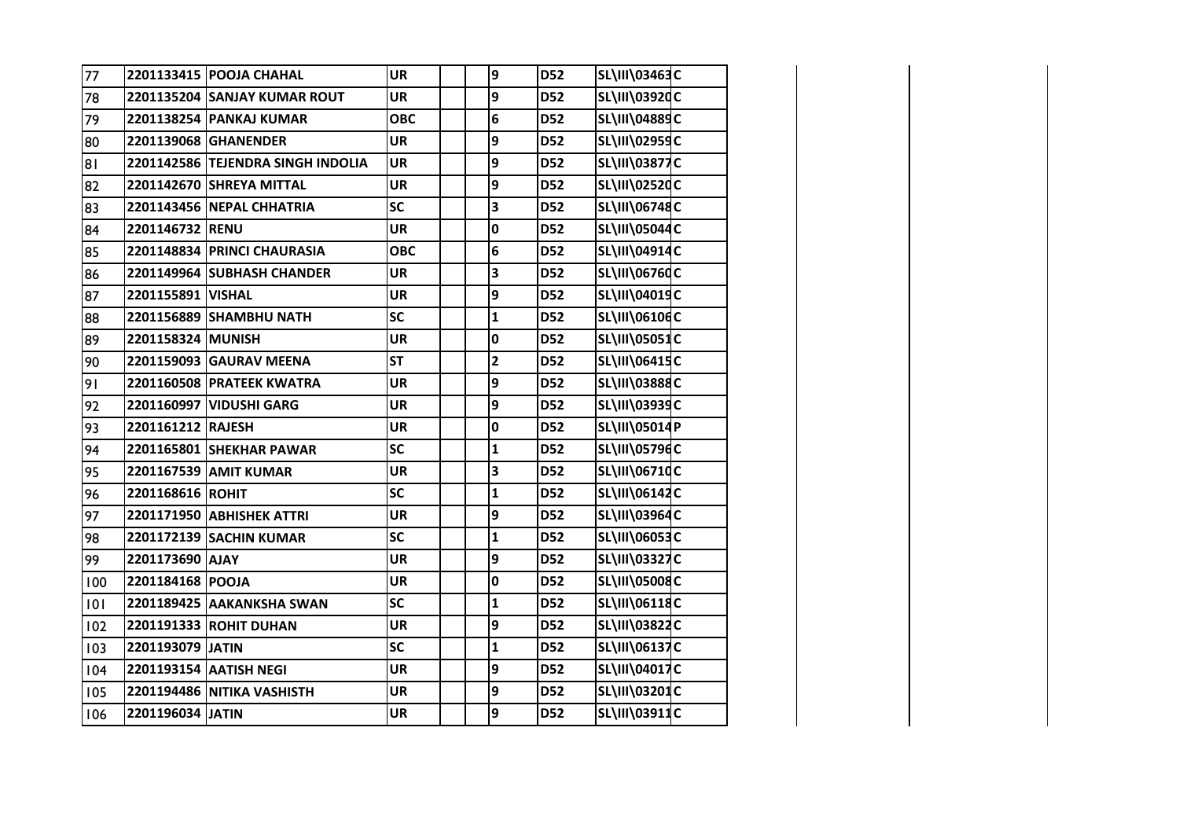| | | | | | | | | | |
|---|---|---|---|---|---|---|---|---|---|
| 77 | 2201133415 | POOJA CHAHAL | UR | | | 9 | D52 | SL\III\03463 | C |
| 78 | 2201135204 | SANJAY KUMAR ROUT | UR | | | 9 | D52 | SL\III\03920 | C |
| 79 | 2201138254 | PANKAJ KUMAR | OBC | | | 6 | D52 | SL\III\04889 | C |
| 80 | 2201139068 | GHANENDER | UR | | | 9 | D52 | SL\III\02959 | C |
| 81 | 2201142586 | TEJENDRA SINGH INDOLIA | UR | | | 9 | D52 | SL\III\03877 | C |
| 82 | 2201142670 | SHREYA MITTAL | UR | | | 9 | D52 | SL\III\02520 | C |
| 83 | 2201143456 | NEPAL CHHATRIA | SC | | | 3 | D52 | SL\III\06748 | C |
| 84 | 2201146732 | RENU | UR | | | 0 | D52 | SL\III\05044 | C |
| 85 | 2201148834 | PRINCI CHAURASIA | OBC | | | 6 | D52 | SL\III\04914 | C |
| 86 | 2201149964 | SUBHASH CHANDER | UR | | | 3 | D52 | SL\III\06760 | C |
| 87 | 2201155891 | VISHAL | UR | | | 9 | D52 | SL\III\04019 | C |
| 88 | 2201156889 | SHAMBHU NATH | SC | | | 1 | D52 | SL\III\06106 | C |
| 89 | 2201158324 | MUNISH | UR | | | 0 | D52 | SL\III\05051 | C |
| 90 | 2201159093 | GAURAV MEENA | ST | | | 2 | D52 | SL\III\06415 | C |
| 91 | 2201160508 | PRATEEK KWATRA | UR | | | 9 | D52 | SL\III\03888 | C |
| 92 | 2201160997 | VIDUSHI GARG | UR | | | 9 | D52 | SL\III\03939 | C |
| 93 | 2201161212 | RAJESH | UR | | | 0 | D52 | SL\III\05014 | P |
| 94 | 2201165801 | SHEKHAR PAWAR | SC | | | 1 | D52 | SL\III\05796 | C |
| 95 | 2201167539 | AMIT KUMAR | UR | | | 3 | D52 | SL\III\06710 | C |
| 96 | 2201168616 | ROHIT | SC | | | 1 | D52 | SL\III\06142 | C |
| 97 | 2201171950 | ABHISHEK ATTRI | UR | | | 9 | D52 | SL\III\03964 | C |
| 98 | 2201172139 | SACHIN KUMAR | SC | | | 1 | D52 | SL\III\06053 | C |
| 99 | 2201173690 | AJAY | UR | | | 9 | D52 | SL\III\03327 | C |
| 100 | 2201184168 | POOJA | UR | | | 0 | D52 | SL\III\05008 | C |
| 101 | 2201189425 | AAKANKSHA SWAN | SC | | | 1 | D52 | SL\III\06118 | C |
| 102 | 2201191333 | ROHIT DUHAN | UR | | | 9 | D52 | SL\III\03822 | C |
| 103 | 2201193079 | JATIN | SC | | | 1 | D52 | SL\III\06137 | C |
| 104 | 2201193154 | AATISH NEGI | UR | | | 9 | D52 | SL\III\04017 | C |
| 105 | 2201194486 | NITIKA VASHISTH | UR | | | 9 | D52 | SL\III\03201 | C |
| 106 | 2201196034 | JATIN | UR | | | 9 | D52 | SL\III\03911 | C |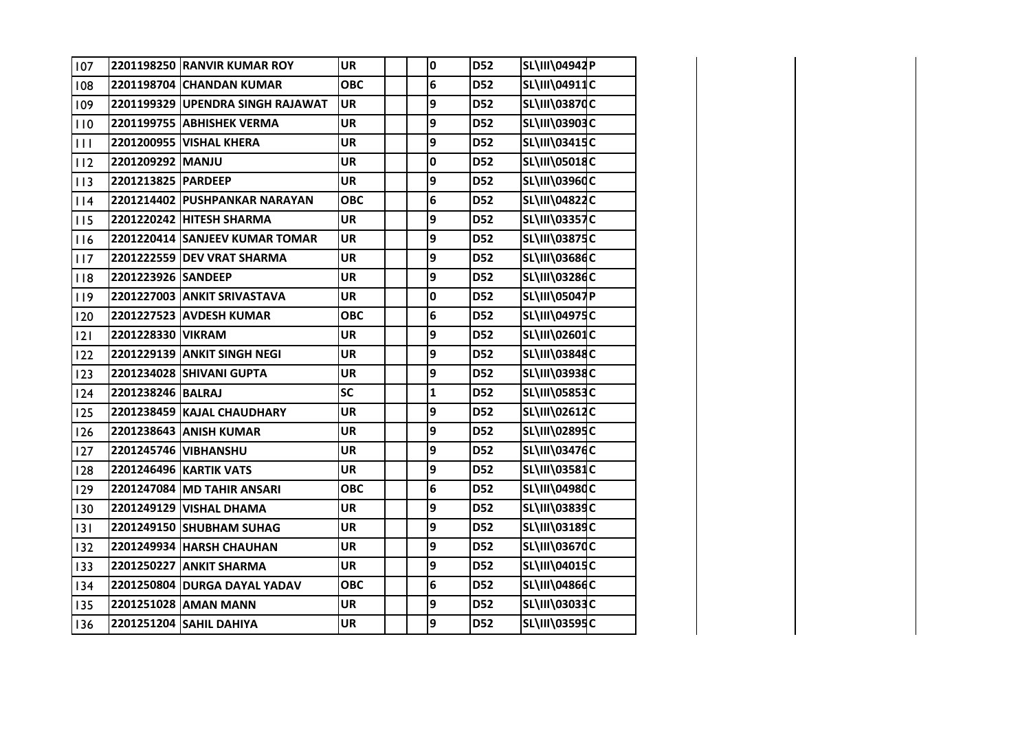| | | | | | | | | | | | | |
|---|---|---|---|---|---|---|---|---|---|---|---|---|
| 107 | 2201198250 | RANVIR KUMAR ROY | UR | | | 0 | D52 | SL\III\04942 | P | | | |
| 108 | 2201198704 | CHANDAN KUMAR | OBC | | | 6 | D52 | SL\III\04911 | C | | | |
| 109 | 2201199329 | UPENDRA SINGH RAJAWAT | UR | | | 9 | D52 | SL\III\03870 | C | | | |
| 110 | 2201199755 | ABHISHEK VERMA | UR | | | 9 | D52 | SL\III\03903 | C | | | |
| 111 | 2201200955 | VISHAL KHERA | UR | | | 9 | D52 | SL\III\03415 | C | | | |
| 112 | 2201209292 | MANJU | UR | | | 0 | D52 | SL\III\05018 | C | | | |
| 113 | 2201213825 | PARDEEP | UR | | | 9 | D52 | SL\III\03960 | C | | | |
| 114 | 2201214402 | PUSHPANKAR NARAYAN | OBC | | | 6 | D52 | SL\III\04822 | C | | | |
| 115 | 2201220242 | HITESH SHARMA | UR | | | 9 | D52 | SL\III\03357 | C | | | |
| 116 | 2201220414 | SANJEEV KUMAR TOMAR | UR | | | 9 | D52 | SL\III\03875 | C | | | |
| 117 | 2201222559 | DEV VRAT SHARMA | UR | | | 9 | D52 | SL\III\03686 | C | | | |
| 118 | 2201223926 | SANDEEP | UR | | | 9 | D52 | SL\III\03286 | C | | | |
| 119 | 2201227003 | ANKIT SRIVASTAVA | UR | | | 0 | D52 | SL\III\05047 | P | | | |
| 120 | 2201227523 | AVDESH KUMAR | OBC | | | 6 | D52 | SL\III\04975 | C | | | |
| 121 | 2201228330 | VIKRAM | UR | | | 9 | D52 | SL\III\02601 | C | | | |
| 122 | 2201229139 | ANKIT SINGH NEGI | UR | | | 9 | D52 | SL\III\03848 | C | | | |
| 123 | 2201234028 | SHIVANI GUPTA | UR | | | 9 | D52 | SL\III\03938 | C | | | |
| 124 | 2201238246 | BALRAJ | SC | | | 1 | D52 | SL\III\05853 | C | | | |
| 125 | 2201238459 | KAJAL CHAUDHARY | UR | | | 9 | D52 | SL\III\02612 | C | | | |
| 126 | 2201238643 | ANISH KUMAR | UR | | | 9 | D52 | SL\III\02895 | C | | | |
| 127 | 2201245746 | VIBHANSHU | UR | | | 9 | D52 | SL\III\03476 | C | | | |
| 128 | 2201246496 | KARTIK VATS | UR | | | 9 | D52 | SL\III\03581 | C | | | |
| 129 | 2201247084 | MD TAHIR ANSARI | OBC | | | 6 | D52 | SL\III\04980 | C | | | |
| 130 | 2201249129 | VISHAL DHAMA | UR | | | 9 | D52 | SL\III\03839 | C | | | |
| 131 | 2201249150 | SHUBHAM SUHAG | UR | | | 9 | D52 | SL\III\03189 | C | | | |
| 132 | 2201249934 | HARSH CHAUHAN | UR | | | 9 | D52 | SL\III\03670 | C | | | |
| 133 | 2201250227 | ANKIT SHARMA | UR | | | 9 | D52 | SL\III\04015 | C | | | |
| 134 | 2201250804 | DURGA DAYAL YADAV | OBC | | | 6 | D52 | SL\III\04866 | C | | | |
| 135 | 2201251028 | AMAN MANN | UR | | | 9 | D52 | SL\III\03033 | C | | | |
| 136 | 2201251204 | SAHIL DAHIYA | UR | | | 9 | D52 | SL\III\03595 | C | | | |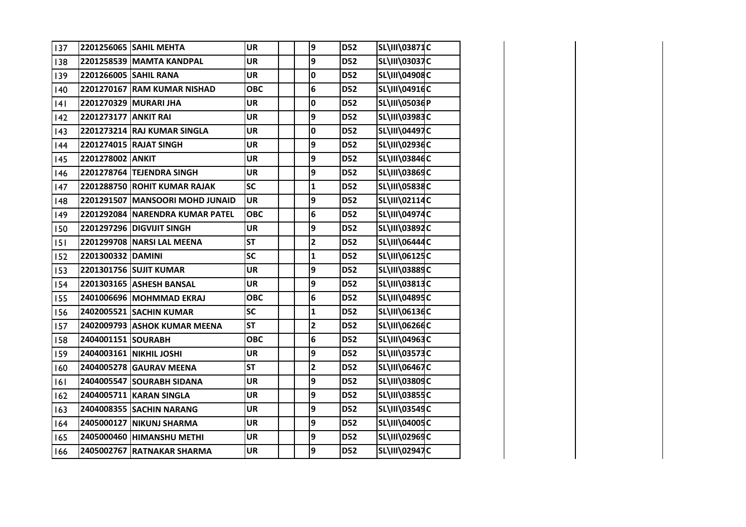| | | | | | | | | | |
|---|---|---|---|---|---|---|---|---|---|
| 137 | 2201256065 | SAHIL MEHTA | UR | | | 9 | D52 | SL\III\03871 | C |
| 138 | 2201258539 | MAMTA KANDPAL | UR | | | 9 | D52 | SL\III\03037 | C |
| 139 | 2201266005 | SAHIL RANA | UR | | | 0 | D52 | SL\III\04908 | C |
| 140 | 2201270167 | RAM KUMAR NISHAD | OBC | | | 6 | D52 | SL\III\04916 | C |
| 141 | 2201270329 | MURARI JHA | UR | | | 0 | D52 | SL\III\05036 | P |
| 142 | 2201273177 | ANKIT RAI | UR | | | 9 | D52 | SL\III\03983 | C |
| 143 | 2201273214 | RAJ KUMAR SINGLA | UR | | | 0 | D52 | SL\III\04497 | C |
| 144 | 2201274015 | RAJAT SINGH | UR | | | 9 | D52 | SL\III\02936 | C |
| 145 | 2201278002 | ANKIT | UR | | | 9 | D52 | SL\III\03846 | C |
| 146 | 2201278764 | TEJENDRA SINGH | UR | | | 9 | D52 | SL\III\03869 | C |
| 147 | 2201288750 | ROHIT KUMAR RAJAK | SC | | | 1 | D52 | SL\III\05838 | C |
| 148 | 2201291507 | MANSOORI MOHD JUNAID | UR | | | 9 | D52 | SL\III\02114 | C |
| 149 | 2201292084 | NARENDRA KUMAR PATEL | OBC | | | 6 | D52 | SL\III\04974 | C |
| 150 | 2201297296 | DIGVIJIT SINGH | UR | | | 9 | D52 | SL\III\03892 | C |
| 151 | 2201299708 | NARSI LAL MEENA | ST | | | 2 | D52 | SL\III\06444 | C |
| 152 | 2201300332 | DAMINI | SC | | | 1 | D52 | SL\III\06125 | C |
| 153 | 2201301756 | SUJIT KUMAR | UR | | | 9 | D52 | SL\III\03889 | C |
| 154 | 2201303165 | ASHESH BANSAL | UR | | | 9 | D52 | SL\III\03813 | C |
| 155 | 2401006696 | MOHMMAD EKRAJ | OBC | | | 6 | D52 | SL\III\04895 | C |
| 156 | 2402005521 | SACHIN KUMAR | SC | | | 1 | D52 | SL\III\06136 | C |
| 157 | 2402009793 | ASHOK KUMAR MEENA | ST | | | 2 | D52 | SL\III\06266 | C |
| 158 | 2404001151 | SOURABH | OBC | | | 6 | D52 | SL\III\04963 | C |
| 159 | 2404003161 | NIKHIL JOSHI | UR | | | 9 | D52 | SL\III\03573 | C |
| 160 | 2404005278 | GAURAV MEENA | ST | | | 2 | D52 | SL\III\06467 | C |
| 161 | 2404005547 | SOURABH SIDANA | UR | | | 9 | D52 | SL\III\03809 | C |
| 162 | 2404005711 | KARAN SINGLA | UR | | | 9 | D52 | SL\III\03855 | C |
| 163 | 2404008355 | SACHIN NARANG | UR | | | 9 | D52 | SL\III\03549 | C |
| 164 | 2405000127 | NIKUNJ SHARMA | UR | | | 9 | D52 | SL\III\04005 | C |
| 165 | 2405000460 | HIMANSHU METHI | UR | | | 9 | D52 | SL\III\02969 | C |
| 166 | 2405002767 | RATNAKAR SHARMA | UR | | | 9 | D52 | SL\III\02947 | C |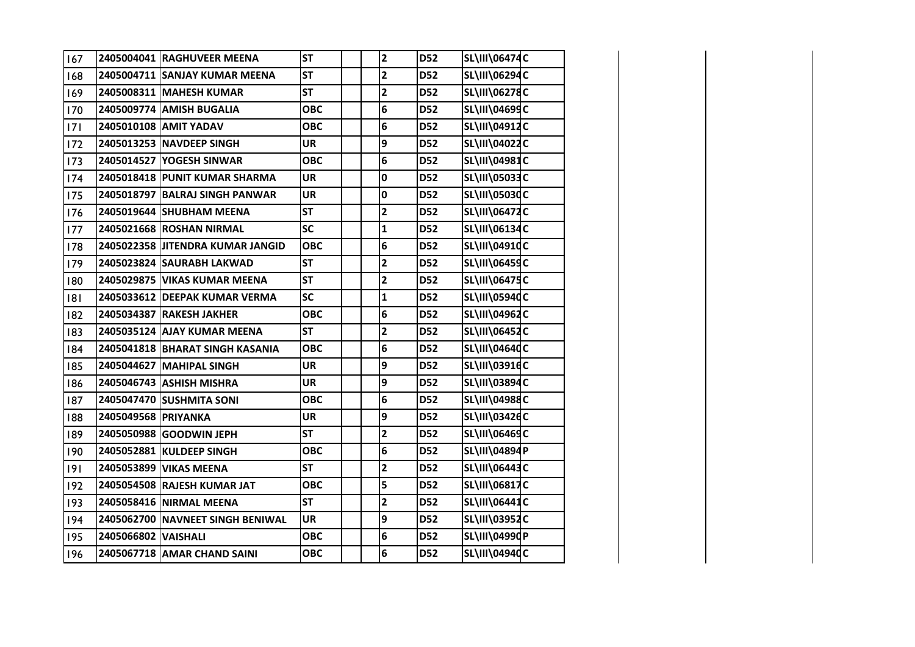| | | | | | | | | | |
|---|---|---|---|---|---|---|---|---|---|
| 167 | 2405004041 | RAGHUVEER MEENA | ST | | | 2 | D52 | SL\III\06474 | C |
| 168 | 2405004711 | SANJAY KUMAR MEENA | ST | | | 2 | D52 | SL\III\06294 | C |
| 169 | 2405008311 | MAHESH KUMAR | ST | | | 2 | D52 | SL\III\06278 | C |
| 170 | 2405009774 | AMISH BUGALIA | OBC | | | 6 | D52 | SL\III\04699 | C |
| 171 | 2405010108 | AMIT YADAV | OBC | | | 6 | D52 | SL\III\04912 | C |
| 172 | 2405013253 | NAVDEEP SINGH | UR | | | 9 | D52 | SL\III\04022 | C |
| 173 | 2405014527 | YOGESH SINWAR | OBC | | | 6 | D52 | SL\III\04981 | C |
| 174 | 2405018418 | PUNIT KUMAR SHARMA | UR | | | 0 | D52 | SL\III\05033 | C |
| 175 | 2405018797 | BALRAJ SINGH PANWAR | UR | | | 0 | D52 | SL\III\05030 | C |
| 176 | 2405019644 | SHUBHAM MEENA | ST | | | 2 | D52 | SL\III\06472 | C |
| 177 | 2405021668 | ROSHAN NIRMAL | SC | | | 1 | D52 | SL\III\06134 | C |
| 178 | 2405022358 | JITENDRA KUMAR JANGID | OBC | | | 6 | D52 | SL\III\04910 | C |
| 179 | 2405023824 | SAURABH LAKWAD | ST | | | 2 | D52 | SL\III\06459 | C |
| 180 | 2405029875 | VIKAS KUMAR MEENA | ST | | | 2 | D52 | SL\III\06475 | C |
| 181 | 2405033612 | DEEPAK KUMAR VERMA | SC | | | 1 | D52 | SL\III\05940 | C |
| 182 | 2405034387 | RAKESH JAKHER | OBC | | | 6 | D52 | SL\III\04962 | C |
| 183 | 2405035124 | AJAY KUMAR MEENA | ST | | | 2 | D52 | SL\III\06452 | C |
| 184 | 2405041818 | BHARAT SINGH KASANIA | OBC | | | 6 | D52 | SL\III\04640 | C |
| 185 | 2405044627 | MAHIPAL SINGH | UR | | | 9 | D52 | SL\III\03916 | C |
| 186 | 2405046743 | ASHISH MISHRA | UR | | | 9 | D52 | SL\III\03894 | C |
| 187 | 2405047470 | SUSHMITA SONI | OBC | | | 6 | D52 | SL\III\04988 | C |
| 188 | 2405049568 | PRIYANKA | UR | | | 9 | D52 | SL\III\03426 | C |
| 189 | 2405050988 | GOODWIN JEPH | ST | | | 2 | D52 | SL\III\06469 | C |
| 190 | 2405052881 | KULDEEP SINGH | OBC | | | 6 | D52 | SL\III\04894 | P |
| 191 | 2405053899 | VIKAS MEENA | ST | | | 2 | D52 | SL\III\06443 | C |
| 192 | 2405054508 | RAJESH KUMAR JAT | OBC | | | 5 | D52 | SL\III\06817 | C |
| 193 | 2405058416 | NIRMAL MEENA | ST | | | 2 | D52 | SL\III\06441 | C |
| 194 | 2405062700 | NAVNEET SINGH BENIWAL | UR | | | 9 | D52 | SL\III\03952 | C |
| 195 | 2405066802 | VAISHALI | OBC | | | 6 | D52 | SL\III\04990 | P |
| 196 | 2405067718 | AMAR CHAND SAINI | OBC | | | 6 | D52 | SL\III\04940 | C |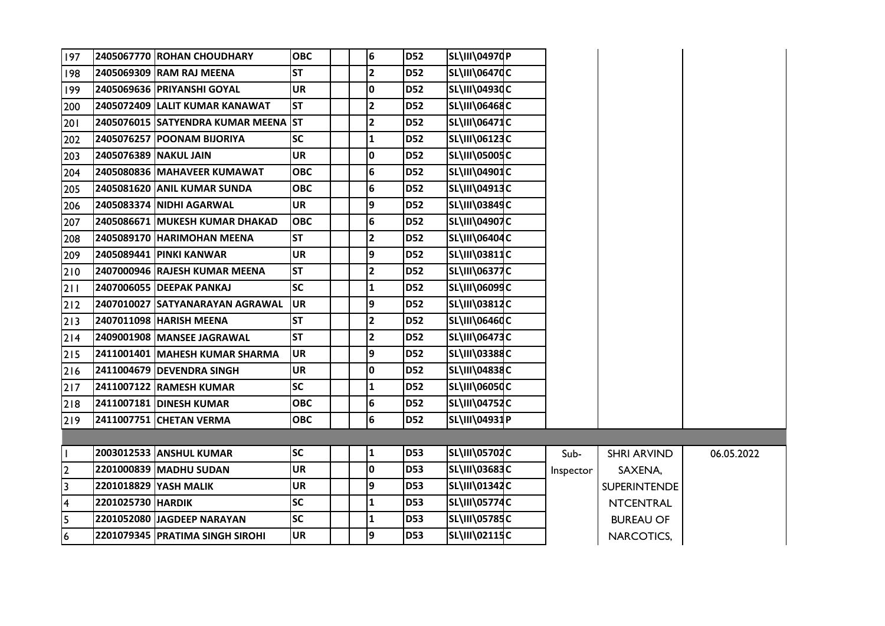| | | | | | | | | | | | |
|---|---|---|---|---|---|---|---|---|---|---|---|
| 197 | 2405067770 | ROHAN CHOUDHARY | OBC | | | 6 | D52 | SL\III\04970 | P | | | |
| 198 | 2405069309 | RAM RAJ MEENA | ST | | | 2 | D52 | SL\III\06470 | C | | | |
| 199 | 2405069636 | PRIYANSHI GOYAL | UR | | | 0 | D52 | SL\III\04930 | C | | | |
| 200 | 2405072409 | LALIT KUMAR KANAWAT | ST | | | 2 | D52 | SL\III\06468 | C | | | |
| 201 | 2405076015 | SATYENDRA KUMAR MEENA | ST | | | 2 | D52 | SL\III\06471 | C | | | |
| 202 | 2405076257 | POONAM BIJORIYA | SC | | | 1 | D52 | SL\III\06123 | C | | | |
| 203 | 2405076389 | NAKUL JAIN | UR | | | 0 | D52 | SL\III\05005 | C | | | |
| 204 | 2405080836 | MAHAVEER KUMAWAT | OBC | | | 6 | D52 | SL\III\04901 | C | | | |
| 205 | 2405081620 | ANIL KUMAR SUNDA | OBC | | | 6 | D52 | SL\III\04913 | C | | | |
| 206 | 2405083374 | NIDHI AGARWAL | UR | | | 9 | D52 | SL\III\03849 | C | | | |
| 207 | 2405086671 | MUKESH KUMAR DHAKAD | OBC | | | 6 | D52 | SL\III\04907 | C | | | |
| 208 | 2405089170 | HARIMOHAN MEENA | ST | | | 2 | D52 | SL\III\06404 | C | | | |
| 209 | 2405089441 | PINKI KANWAR | UR | | | 9 | D52 | SL\III\03811 | C | | | |
| 210 | 2407000946 | RAJESH KUMAR MEENA | ST | | | 2 | D52 | SL\III\06377 | C | | | |
| 211 | 2407006055 | DEEPAK PANKAJ | SC | | | 1 | D52 | SL\III\06099 | C | | | |
| 212 | 2407010027 | SATYANARAYAN AGRAWAL | UR | | | 9 | D52 | SL\III\03812 | C | | | |
| 213 | 2407011098 | HARISH MEENA | ST | | | 2 | D52 | SL\III\06460 | C | | | |
| 214 | 2409001908 | MANSEE JAGRAWAL | ST | | | 2 | D52 | SL\III\06473 | C | | | |
| 215 | 2411001401 | MAHESH KUMAR SHARMA | UR | | | 9 | D52 | SL\III\03388 | C | | | |
| 216 | 2411004679 | DEVENDRA SINGH | UR | | | 0 | D52 | SL\III\04838 | C | | | |
| 217 | 2411007122 | RAMESH KUMAR | SC | | | 1 | D52 | SL\III\06050 | C | | | |
| 218 | 2411007181 | DINESH KUMAR | OBC | | | 6 | D52 | SL\III\04752 | C | | | |
| 219 | 2411007751 | CHETAN VERMA | OBC | | | 6 | D52 | SL\III\04931 | P | | | |
| | | | | | | | | | | | | |
| 1 | 2003012533 | ANSHUL KUMAR | SC | | | 1 | D53 | SL\III\05702 | C | Sub-Inspector | SHRI ARVIND SAXENA, SUPERINTENDENTCENTRAL BUREAU OF NARCOTICS, | 06.05.2022 |
| 2 | 2201000839 | MADHU SUDAN | UR | | | 0 | D53 | SL\III\03683 | C | | | |
| 3 | 2201018829 | YASH MALIK | UR | | | 9 | D53 | SL\III\01342 | C | | | |
| 4 | 2201025730 | HARDIK | SC | | | 1 | D53 | SL\III\05774 | C | | | |
| 5 | 2201052080 | JAGDEEP NARAYAN | SC | | | 1 | D53 | SL\III\05785 | C | | | |
| 6 | 2201079345 | PRATIMA SINGH SIROHI | UR | | | 9 | D53 | SL\III\02115 | C | | | |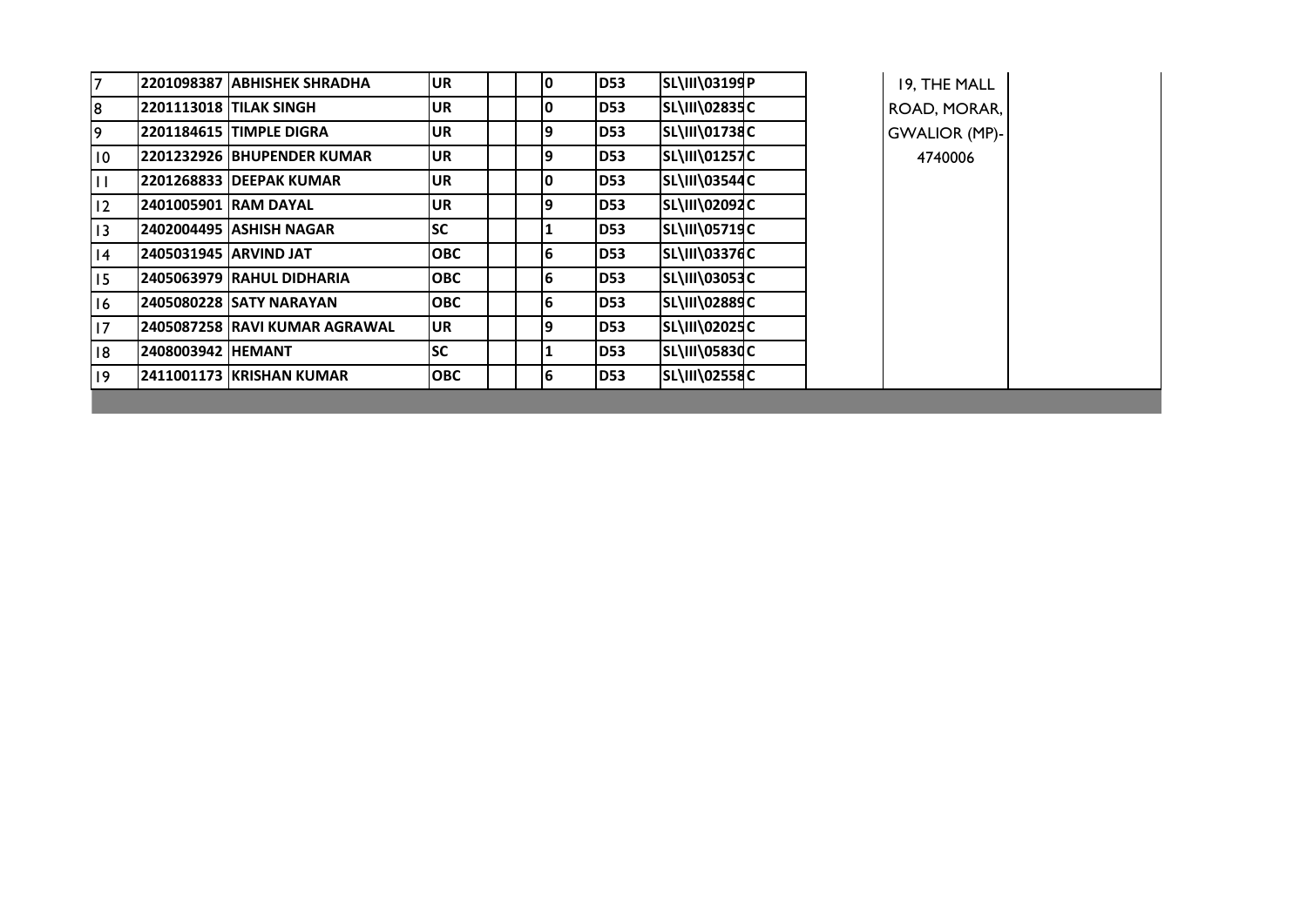| | | | | | | | | | | | | |
|---|---|---|---|---|---|---|---|---|---|---|---|---|
| 7 | 2201098387 | ABHISHEK SHRADHA | UR | | | 0 | D53 | SL\III\03199 | P | | 19, THE MALL ROAD, MORAR, GWALIOR (MP)-4740006 | |
| 8 | 2201113018 | TILAK SINGH | UR | | | 0 | D53 | SL\III\02835 | C | | | |
| 9 | 2201184615 | TIMPLE DIGRA | UR | | | 9 | D53 | SL\III\01738 | C | | | |
| 10 | 2201232926 | BHUPENDER KUMAR | UR | | | 9 | D53 | SL\III\01257 | C | | | |
| 11 | 2201268833 | DEEPAK KUMAR | UR | | | 0 | D53 | SL\III\03544 | C | | | |
| 12 | 2401005901 | RAM DAYAL | UR | | | 9 | D53 | SL\III\02092 | C | | | |
| 13 | 2402004495 | ASHISH NAGAR | SC | | | 1 | D53 | SL\III\05719 | C | | | |
| 14 | 2405031945 | ARVIND JAT | OBC | | | 6 | D53 | SL\III\03376 | C | | | |
| 15 | 2405063979 | RAHUL DIDHARIA | OBC | | | 6 | D53 | SL\III\03053 | C | | | |
| 16 | 2405080228 | SATY NARAYAN | OBC | | | 6 | D53 | SL\III\02889 | C | | | |
| 17 | 2405087258 | RAVI KUMAR AGRAWAL | UR | | | 9 | D53 | SL\III\02025 | C | | | |
| 18 | 2408003942 | HEMANT | SC | | | 1 | D53 | SL\III\05830 | C | | | |
| 19 | 2411001173 | KRISHAN KUMAR | OBC | | | 6 | D53 | SL\III\02558 | C | | | |